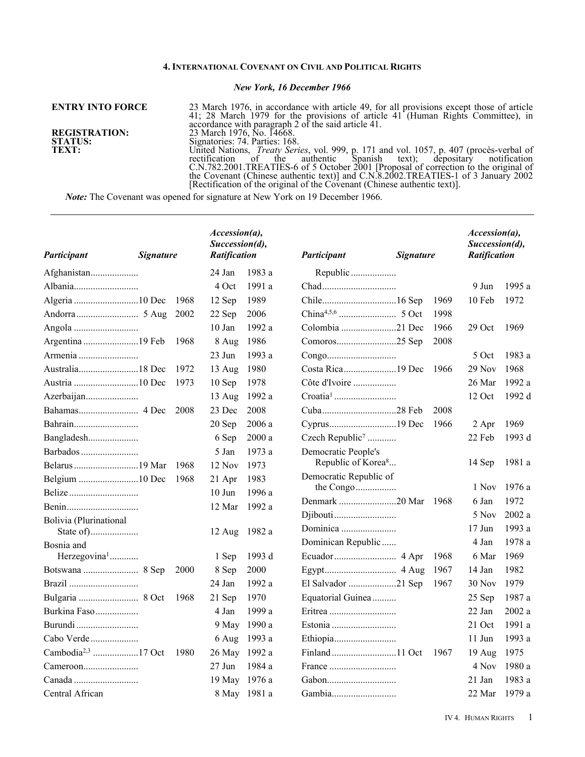## 4. INTERNATIONAL COVENANT ON CIVIL AND POLITICAL RIGHTS

*New York, 16 December 1966*

**ENTRY INTO FORCE** 23 March 1976, in accordance with article 49, for all provisions except those of article 41; 28 March 1979 for the provisions of article 41 (Human Rights Committee), in accordance with paragraph 2 of the said article 41.

**REGISTRATION:** 23 March 1976, No. 14668.

**STATUS:** Signatories: 74. Parties: 168.

**TEXT:** United Nations, *Treaty Series*, vol. 999, p. 171 and vol. 1057, p. 407 (procès-verbal of rectification of the authentic Spanish text); depositary notification C.N.782.2001.TREATIES-6 of 5 October 2001 [Proposal of correction to the original of the Covenant (Chinese authentic text)] and C.N.8.2002.TREATIES-1 of 3 January 2002 [Rectification of the original of the Covenant (Chinese authentic text)].

***Note:*** The Covenant was opened for signature at New York on 19 December 1966.

| Participant | Signature | Accession(a), Succession(d), Ratification |
|---|---|---|
| Afghanistan | | 24 Jan 1983 a |
| Albania | | 4 Oct 1991 a |
| Algeria | 10 Dec 1968 | 12 Sep 1989 |
| Andorra | 5 Aug 2002 | 22 Sep 2006 |
| Angola | | 10 Jan 1992 a |
| Argentina | 19 Feb 1968 | 8 Aug 1986 |
| Armenia | | 23 Jun 1993 a |
| Australia | 18 Dec 1972 | 13 Aug 1980 |
| Austria | 10 Dec 1973 | 10 Sep 1978 |
| Azerbaijan | | 13 Aug 1992 a |
| Bahamas | 4 Dec 2008 | 23 Dec 2008 |
| Bahrain | | 20 Sep 2006 a |
| Bangladesh | | 6 Sep 2000 a |
| Barbados | | 5 Jan 1973 a |
| Belarus | 19 Mar 1968 | 12 Nov 1973 |
| Belgium | 10 Dec 1968 | 21 Apr 1983 |
| Belize | | 10 Jun 1996 a |
| Benin | | 12 Mar 1992 a |
| Bolivia (Plurinational State of) | | 12 Aug 1982 a |
| Bosnia and Herzegovina[1] | | 1 Sep 1993 d |
| Botswana | 8 Sep 2000 | 8 Sep 2000 |
| Brazil | | 24 Jan 1992 a |
| Bulgaria | 8 Oct 1968 | 21 Sep 1970 |
| Burkina Faso | | 4 Jan 1999 a |
| Burundi | | 9 May 1990 a |
| Cabo Verde | | 6 Aug 1993 a |
| Cambodia[2,3] | 17 Oct 1980 | 26 May 1992 a |
| Cameroon | | 27 Jun 1984 a |
| Canada | | 19 May 1976 a |
| Central African Republic | | 8 May 1981 a |
| Chad | | 9 Jun 1995 a |
| Chile | 16 Sep 1969 | 10 Feb 1972 |
| China[4,5,6] | 5 Oct 1998 | |
| Colombia | 21 Dec 1966 | 29 Oct 1969 |
| Comoros | 25 Sep 2008 | |
| Congo | | 5 Oct 1983 a |
| Costa Rica | 19 Dec 1966 | 29 Nov 1968 |
| Côte d'Ivoire | | 26 Mar 1992 a |
| Croatia[1] | | 12 Oct 1992 d |
| Cuba | 28 Feb 2008 | |
| Cyprus | 19 Dec 1966 | 2 Apr 1969 |
| Czech Republic[7] | | 22 Feb 1993 d |
| Democratic People's Republic of Korea[8] | | 14 Sep 1981 a |
| Democratic Republic of the Congo | | 1 Nov 1976 a |
| Denmark | 20 Mar 1968 | 6 Jan 1972 |
| Djibouti | | 5 Nov 2002 a |
| Dominica | | 17 Jun 1993 a |
| Dominican Republic | | 4 Jan 1978 a |
| Ecuador | 4 Apr 1968 | 6 Mar 1969 |
| Egypt | 4 Aug 1967 | 14 Jan 1982 |
| El Salvador | 21 Sep 1967 | 30 Nov 1979 |
| Equatorial Guinea | | 25 Sep 1987 a |
| Eritrea | | 22 Jan 2002 a |
| Estonia | | 21 Oct 1991 a |
| Ethiopia | | 11 Jun 1993 a |
| Finland | 11 Oct 1967 | 19 Aug 1975 |
| France | | 4 Nov 1980 a |
| Gabon | | 21 Jan 1983 a |
| Gambia | | 22 Mar 1979 a |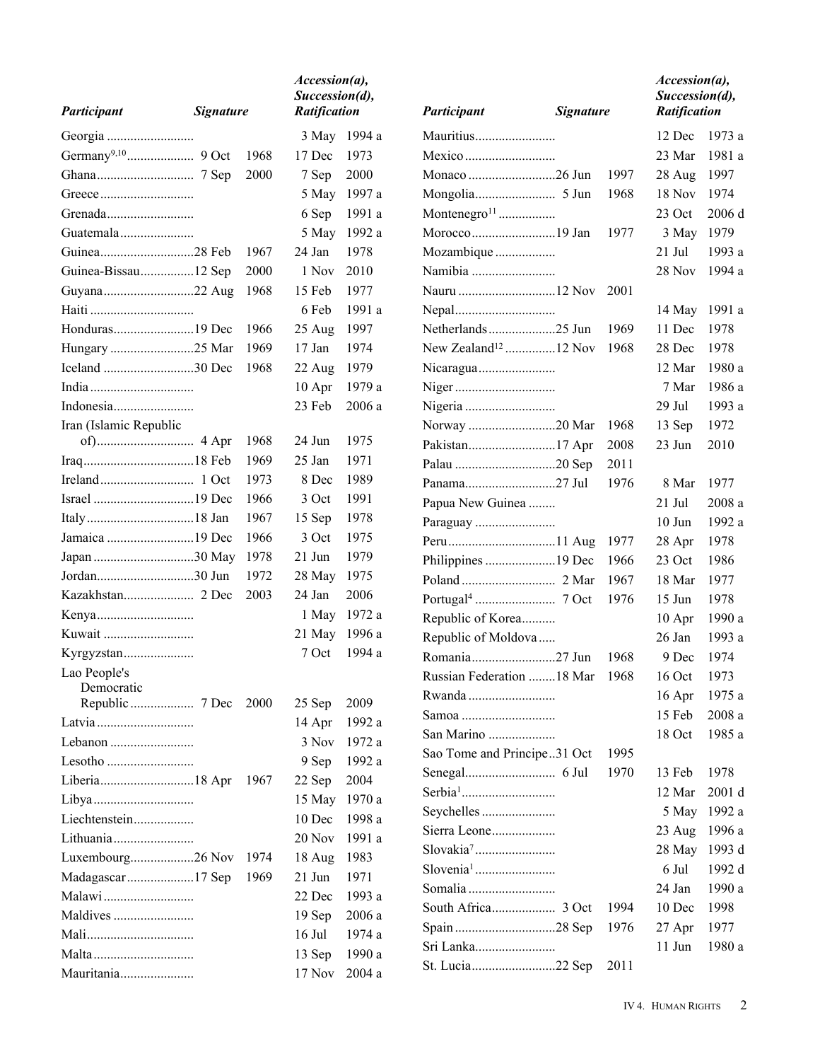| Participant | Signature | Accession(a), Succession(d), Ratification |
|---|---|---|
| Georgia | | 3 May 1994 a |
| Germany[9,10] | 9 Oct 1968 | 17 Dec 1973 |
| Ghana | 7 Sep 2000 | 7 Sep 2000 |
| Greece | | 5 May 1997 a |
| Grenada | | 6 Sep 1991 a |
| Guatemala | | 5 May 1992 a |
| Guinea | 28 Feb 1967 | 24 Jan 1978 |
| Guinea-Bissau | 12 Sep 2000 | 1 Nov 2010 |
| Guyana | 22 Aug 1968 | 15 Feb 1977 |
| Haiti | | 6 Feb 1991 a |
| Honduras | 19 Dec 1966 | 25 Aug 1997 |
| Hungary | 25 Mar 1969 | 17 Jan 1974 |
| Iceland | 30 Dec 1968 | 22 Aug 1979 |
| India | | 10 Apr 1979 a |
| Indonesia | | 23 Feb 2006 a |
| Iran (Islamic Republic of) | 4 Apr 1968 | 24 Jun 1975 |
| Iraq | 18 Feb 1969 | 25 Jan 1971 |
| Ireland | 1 Oct 1973 | 8 Dec 1989 |
| Israel | 19 Dec 1966 | 3 Oct 1991 |
| Italy | 18 Jan 1967 | 15 Sep 1978 |
| Jamaica | 19 Dec 1966 | 3 Oct 1975 |
| Japan | 30 May 1978 | 21 Jun 1979 |
| Jordan | 30 Jun 1972 | 28 May 1975 |
| Kazakhstan | 2 Dec 2003 | 24 Jan 2006 |
| Kenya | | 1 May 1972 a |
| Kuwait | | 21 May 1996 a |
| Kyrgyzstan | | 7 Oct 1994 a |
| Lao People's Democratic Republic | 7 Dec 2000 | 25 Sep 2009 |
| Latvia | | 14 Apr 1992 a |
| Lebanon | | 3 Nov 1972 a |
| Lesotho | | 9 Sep 1992 a |
| Liberia | 18 Apr 1967 | 22 Sep 2004 |
| Libya | | 15 May 1970 a |
| Liechtenstein | | 10 Dec 1998 a |
| Lithuania | | 20 Nov 1991 a |
| Luxembourg | 26 Nov 1974 | 18 Aug 1983 |
| Madagascar | 17 Sep 1969 | 21 Jun 1971 |
| Malawi | | 22 Dec 1993 a |
| Maldives | | 19 Sep 2006 a |
| Mali | | 16 Jul 1974 a |
| Malta | | 13 Sep 1990 a |
| Mauritania | | 17 Nov 2004 a |
| Mauritius | | 12 Dec 1973 a |
| Mexico | | 23 Mar 1981 a |
| Monaco | 26 Jun 1997 | 28 Aug 1997 |
| Mongolia | 5 Jun 1968 | 18 Nov 1974 |
| Montenegro[11] | | 23 Oct 2006 d |
| Morocco | 19 Jan 1977 | 3 May 1979 |
| Mozambique | | 21 Jul 1993 a |
| Namibia | | 28 Nov 1994 a |
| Nauru | 12 Nov 2001 | |
| Nepal | | 14 May 1991 a |
| Netherlands | 25 Jun 1969 | 11 Dec 1978 |
| New Zealand[12] | 12 Nov 1968 | 28 Dec 1978 |
| Nicaragua | | 12 Mar 1980 a |
| Niger | | 7 Mar 1986 a |
| Nigeria | | 29 Jul 1993 a |
| Norway | 20 Mar 1968 | 13 Sep 1972 |
| Pakistan | 17 Apr 2008 | 23 Jun 2010 |
| Palau | 20 Sep 2011 | |
| Panama | 27 Jul 1976 | 8 Mar 1977 |
| Papua New Guinea | | 21 Jul 2008 a |
| Paraguay | | 10 Jun 1992 a |
| Peru | 11 Aug 1977 | 28 Apr 1978 |
| Philippines | 19 Dec 1966 | 23 Oct 1986 |
| Poland | 2 Mar 1967 | 18 Mar 1977 |
| Portugal[4] | 7 Oct 1976 | 15 Jun 1978 |
| Republic of Korea | | 10 Apr 1990 a |
| Republic of Moldova | | 26 Jan 1993 a |
| Romania | 27 Jun 1968 | 9 Dec 1974 |
| Russian Federation | 18 Mar 1968 | 16 Oct 1973 |
| Rwanda | | 16 Apr 1975 a |
| Samoa | | 15 Feb 2008 a |
| San Marino | | 18 Oct 1985 a |
| Sao Tome and Principe | 31 Oct 1995 | |
| Senegal | 6 Jul 1970 | 13 Feb 1978 |
| Serbia[1] | | 12 Mar 2001 d |
| Seychelles | | 5 May 1992 a |
| Sierra Leone | | 23 Aug 1996 a |
| Slovakia[7] | | 28 May 1993 d |
| Slovenia[1] | | 6 Jul 1992 d |
| Somalia | | 24 Jan 1990 a |
| South Africa | 3 Oct 1994 | 10 Dec 1998 |
| Spain | 28 Sep 1976 | 27 Apr 1977 |
| Sri Lanka | | 11 Jun 1980 a |
| St. Lucia | 22 Sep 2011 | |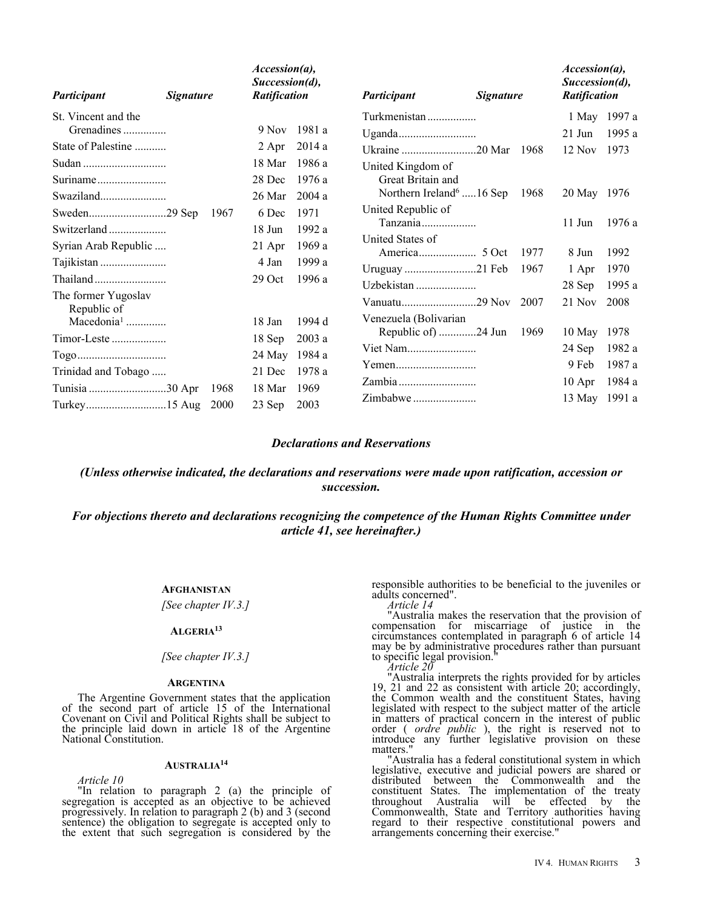| Participant | Signature | Accession(a), Succession(d), Ratification |
|---|---|---|
| St. Vincent and the Grenadines | | 9 Nov 1981 a |
| State of Palestine | | 2 Apr 2014 a |
| Sudan | | 18 Mar 1986 a |
| Suriname | | 28 Dec 1976 a |
| Swaziland | | 26 Mar 2004 a |
| Sweden | 29 Sep 1967 | 6 Dec 1971 |
| Switzerland | | 18 Jun 1992 a |
| Syrian Arab Republic | | 21 Apr 1969 a |
| Tajikistan | | 4 Jan 1999 a |
| Thailand | | 29 Oct 1996 a |
| The former Yugoslav Republic of Macedonia[1] | | 18 Jan 1994 d |
| Timor-Leste | | 18 Sep 2003 a |
| Togo | | 24 May 1984 a |
| Trinidad and Tobago | | 21 Dec 1978 a |
| Tunisia | 30 Apr 1968 | 18 Mar 1969 |
| Turkey | 15 Aug 2000 | 23 Sep 2003 |
| Turkmenistan | | 1 May 1997 a |
| Uganda | | 21 Jun 1995 a |
| Ukraine | 20 Mar 1968 | 12 Nov 1973 |
| United Kingdom of Great Britain and Northern Ireland[6] | 16 Sep 1968 | 20 May 1976 |
| United Republic of Tanzania | | 11 Jun 1976 a |
| United States of America | 5 Oct 1977 | 8 Jun 1992 |
| Uruguay | 21 Feb 1967 | 1 Apr 1970 |
| Uzbekistan | | 28 Sep 1995 a |
| Vanuatu | 29 Nov 2007 | 21 Nov 2008 |
| Venezuela (Bolivarian Republic of) | 24 Jun 1969 | 10 May 1978 |
| Viet Nam | | 24 Sep 1982 a |
| Yemen | | 9 Feb 1987 a |
| Zambia | | 10 Apr 1984 a |
| Zimbabwe | | 13 May 1991 a |

## *Declarations and Reservations*

***(Unless otherwise indicated, the declarations and reservations were made upon ratification, accession or succession.***

***For objections thereto and declarations recognizing the competence of the Human Rights Committee under article 41, see hereinafter.)***

### Afghanistan

*[See chapter IV.3.]*

### Algeria[13]

*[See chapter IV.3.]*

### Argentina

The Argentine Government states that the application of the second part of article 15 of the International Covenant on Civil and Political Rights shall be subject to the principle laid down in article 18 of the Argentine National Constitution.

### Australia[14]

*Article 10*

"In relation to paragraph 2 (a) the principle of segregation is accepted as an objective to be achieved progressively. In relation to paragraph 2 (b) and 3 (second sentence) the obligation to segregate is accepted only to the extent that such segregation is considered by the responsible authorities to be beneficial to the juveniles or adults concerned".

*Article 14*

"Australia makes the reservation that the provision of compensation for miscarriage of justice in the circumstances contemplated in paragraph 6 of article 14 may be by administrative procedures rather than pursuant to specific legal provision."

*Article 20*

"Australia interprets the rights provided for by articles 19, 21 and 22 as consistent with article 20; accordingly, the Common wealth and the constituent States, having legislated with respect to the subject matter of the article in matters of practical concern in the interest of public order ( *ordre public* ), the right is reserved not to introduce any further legislative provision on these matters."

"Australia has a federal constitutional system in which legislative, executive and judicial powers are shared or distributed between the Commonwealth and the constituent States. The implementation of the treaty throughout Australia will be effected by the Commonwealth, State and Territory authorities having regard to their respective constitutional powers and arrangements concerning their exercise."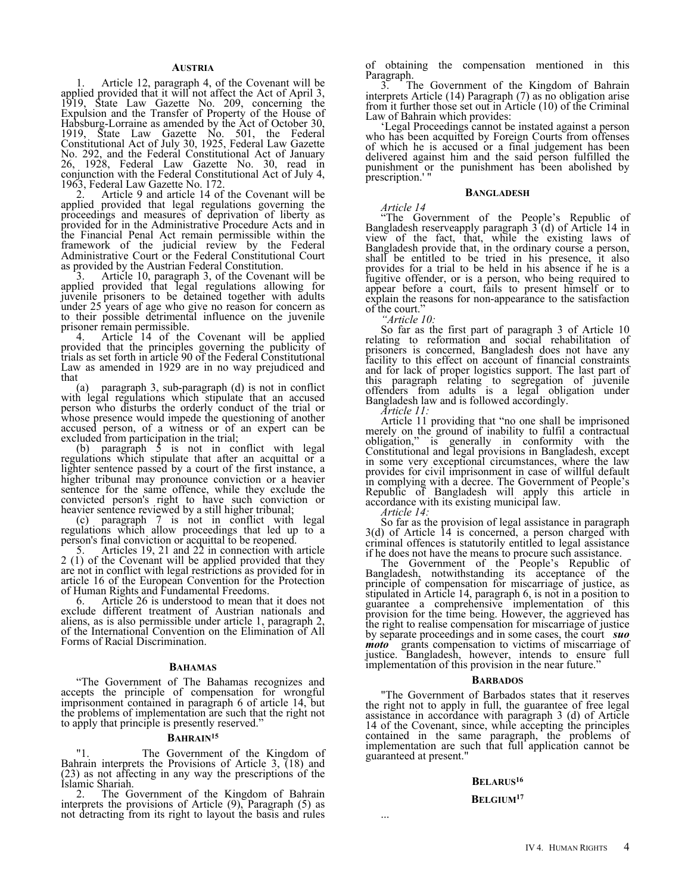## AUSTRIA

1. Article 12, paragraph 4, of the Covenant will be applied provided that it will not affect the Act of April 3, 1919, State Law Gazette No. 209, concerning the Expulsion and the Transfer of Property of the House of Habsburg-Lorraine as amended by the Act of October 30, 1919, State Law Gazette No. 501, the Federal Constitutional Act of July 30, 1925, Federal Law Gazette No. 292, and the Federal Constitutional Act of January 26, 1928, Federal Law Gazette No. 30, read in conjunction with the Federal Constitutional Act of July 4, 1963, Federal Law Gazette No. 172.

2. Article 9 and article 14 of the Covenant will be applied provided that legal regulations governing the proceedings and measures of deprivation of liberty as provided for in the Administrative Procedure Acts and in the Financial Penal Act remain permissible within the framework of the judicial review by the Federal Administrative Court or the Federal Constitutional Court as provided by the Austrian Federal Constitution.

3. Article 10, paragraph 3, of the Covenant will be applied provided that legal regulations allowing for juvenile prisoners to be detained together with adults under 25 years of age who give no reason for concern as to their possible detrimental influence on the juvenile prisoner remain permissible.

4. Article 14 of the Covenant will be applied provided that the principles governing the publicity of trials as set forth in article 90 of the Federal Constitutional Law as amended in 1929 are in no way prejudiced and that

(a) paragraph 3, sub-paragraph (d) is not in conflict with legal regulations which stipulate that an accused person who disturbs the orderly conduct of the trial or whose presence would impede the questioning of another accused person, of a witness or of an expert can be excluded from participation in the trial;

(b) paragraph 5 is not in conflict with legal regulations which stipulate that after an acquittal or a lighter sentence passed by a court of the first instance, a higher tribunal may pronounce conviction or a heavier sentence for the same offence, while they exclude the convicted person's right to have such conviction or heavier sentence reviewed by a still higher tribunal;

(c) paragraph 7 is not in conflict with legal regulations which allow proceedings that led up to a person's final conviction or acquittal to be reopened.

5. Articles 19, 21 and 22 in connection with article 2 (1) of the Covenant will be applied provided that they are not in conflict with legal restrictions as provided for in article 16 of the European Convention for the Protection of Human Rights and Fundamental Freedoms.

6. Article 26 is understood to mean that it does not exclude different treatment of Austrian nationals and aliens, as is also permissible under article 1, paragraph 2, of the International Convention on the Elimination of All Forms of Racial Discrimination.

## BAHAMAS

"The Government of The Bahamas recognizes and accepts the principle of compensation for wrongful imprisonment contained in paragraph 6 of article 14, but the problems of implementation are such that the right not to apply that principle is presently reserved."

## BAHRAIN[15]

"1. The Government of the Kingdom of Bahrain interprets the Provisions of Article 3, (18) and (23) as not affecting in any way the prescriptions of the Islamic Shariah.

2. The Government of the Kingdom of Bahrain interprets the provisions of Article (9), Paragraph (5) as not detracting from its right to layout the basis and rules of obtaining the compensation mentioned in this Paragraph.

3. The Government of the Kingdom of Bahrain interprets Article (14) Paragraph (7) as no obligation arise from it further those set out in Article (10) of the Criminal Law of Bahrain which provides:

'Legal Proceedings cannot be instated against a person who has been acquitted by Foreign Courts from offenses of which he is accused or a final judgement has been delivered against him and the said person fulfilled the punishment or the punishment has been abolished by prescription.' "

## BANGLADESH

*Article 14*

"The Government of the People's Republic of Bangladesh reserveapply paragraph 3 (d) of Article 14 in view of the fact, that, while the existing laws of Bangladesh provide that, in the ordinary course a person, shall be entitled to be tried in his presence, it also provides for a trial to be held in his absence if he is a fugitive offender, or is a person, who being required to appear before a court, fails to present himself or to explain the reasons for non-appearance to the satisfaction of the court."

*"Article 10:*

So far as the first part of paragraph 3 of Article 10 relating to reformation and social rehabilitation of prisoners is concerned, Bangladesh does not have any facility to this effect on account of financial constraints and for lack of proper logistics support. The last part of this paragraph relating to segregation of juvenile offenders from adults is a legal obligation under Bangladesh law and is followed accordingly.

*Article 11:*

Article 11 providing that "no one shall be imprisoned merely on the ground of inability to fulfil a contractual obligation," is generally in conformity with the Constitutional and legal provisions in Bangladesh, except in some very exceptional circumstances, where the law provides for civil imprisonment in case of willful default in complying with a decree. The Government of People's Republic of Bangladesh will apply this article in accordance with its existing municipal law.

*Article 14:*

So far as the provision of legal assistance in paragraph 3(d) of Article 14 is concerned, a person charged with criminal offences is statutorily entitled to legal assistance if he does not have the means to procure such assistance.

The Government of the People's Republic of Bangladesh, notwithstanding its acceptance of the principle of compensation for miscarriage of justice, as stipulated in Article 14, paragraph 6, is not in a position to guarantee a comprehensive implementation of this provision for the time being. However, the aggrieved has the right to realise compensation for miscarriage of justice by separate proceedings and in some cases, the court ***suo moto*** grants compensation to victims of miscarriage of justice. Bangladesh, however, intends to ensure full implementation of this provision in the near future."

## BARBADOS

"The Government of Barbados states that it reserves the right not to apply in full, the guarantee of free legal assistance in accordance with paragraph 3 (d) of Article 14 of the Covenant, since, while accepting the principles contained in the same paragraph, the problems of implementation are such that full application cannot be guaranteed at present."

## BELARUS[16]

## BELGIUM[17]

...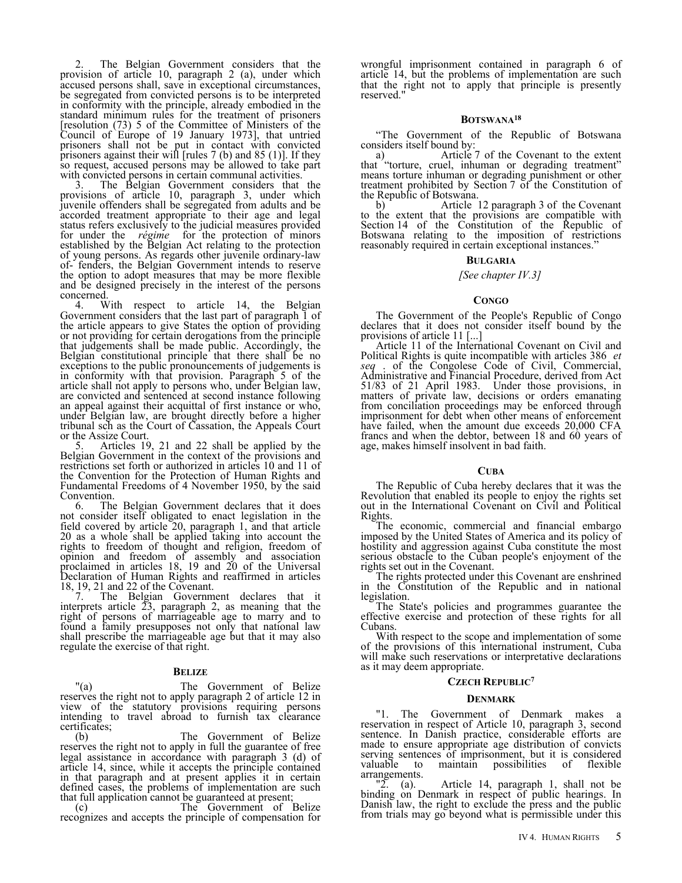2. The Belgian Government considers that the provision of article 10, paragraph 2 (a), under which accused persons shall, save in exceptional circumstances, be segregated from convicted persons is to be interpreted in conformity with the principle, already embodied in the standard minimum rules for the treatment of prisoners [resolution (73) 5 of the Committee of Ministers of the Council of Europe of 19 January 1973], that untried prisoners shall not be put in contact with convicted prisoners against their will [rules 7 (b) and 85 (1)]. If they so request, accused persons may be allowed to take part with convicted persons in certain communal activities.

3. The Belgian Government considers that the provisions of article 10, paragraph 3, under which juvenile offenders shall be segregated from adults and be accorded treatment appropriate to their age and legal status refers exclusively to the judicial measures provided for under the *régime* for the protection of minors established by the Belgian Act relating to the protection of young persons. As regards other juvenile ordinary-law of- fenders, the Belgian Government intends to reserve the option to adopt measures that may be more flexible and be designed precisely in the interest of the persons concerned.

4. With respect to article 14, the Belgian Government considers that the last part of paragraph 1 of the article appears to give States the option of providing or not providing for certain derogations from the principle that judgements shall be made public. Accordingly, the Belgian constitutional principle that there shall be no exceptions to the public pronouncements of judgements is in conformity with that provision. Paragraph 5 of the article shall not apply to persons who, under Belgian law, are convicted and sentenced at second instance following an appeal against their acquittal of first instance or who, under Belgian law, are brought directly before a higher tribunal sch as the Court of Cassation, the Appeals Court or the Assize Court.

5. Articles 19, 21 and 22 shall be applied by the Belgian Government in the context of the provisions and restrictions set forth or authorized in articles 10 and 11 of the Convention for the Protection of Human Rights and Fundamental Freedoms of 4 November 1950, by the said Convention.

6. The Belgian Government declares that it does not consider itself obligated to enact legislation in the field covered by article 20, paragraph 1, and that article 20 as a whole shall be applied taking into account the rights to freedom of thought and religion, freedom of opinion and freedom of assembly and association proclaimed in articles 18, 19 and 20 of the Universal Declaration of Human Rights and reaffirmed in articles 18, 19, 21 and 22 of the Covenant.

7. The Belgian Government declares that it interprets article 23, paragraph 2, as meaning that the right of persons of marriageable age to marry and to found a family presupposes not only that national law shall prescribe the marriageable age but that it may also regulate the exercise of that right.

### BELIZE

"(a) The Government of Belize reserves the right not to apply paragraph 2 of article 12 in view of the statutory provisions requiring persons intending to travel abroad to furnish tax clearance certificates;

(b) The Government of Belize reserves the right not to apply in full the guarantee of free legal assistance in accordance with paragraph 3 (d) of article 14, since, while it accepts the principle contained in that paragraph and at present applies it in certain defined cases, the problems of implementation are such that full application cannot be guaranteed at present;

(c) The Government of Belize recognizes and accepts the principle of compensation for wrongful imprisonment contained in paragraph 6 of article 14, but the problems of implementation are such that the right not to apply that principle is presently reserved."

### BOTSWANA[18]

"The Government of the Republic of Botswana considers itself bound by:

a) Article 7 of the Covenant to the extent that "torture, cruel, inhuman or degrading treatment" means torture inhuman or degrading punishment or other treatment prohibited by Section 7 of the Constitution of the Republic of Botswana.

b) Article 12 paragraph 3 of the Covenant to the extent that the provisions are compatible with Section 14 of the Constitution of the Republic of Botswana relating to the imposition of restrictions reasonably required in certain exceptional instances."

### BULGARIA

*[See chapter IV.3]*

### CONGO

The Government of the People's Republic of Congo declares that it does not consider itself bound by the provisions of article 11 [...]

Article 11 of the International Covenant on Civil and Political Rights is quite incompatible with articles 386 *et seq* . of the Congolese Code of Civil, Commercial, Administrative and Financial Procedure, derived from Act 51/83 of 21 April 1983. Under those provisions, in matters of private law, decisions or orders emanating from conciliation proceedings may be enforced through imprisonment for debt when other means of enforcement have failed, when the amount due exceeds 20,000 CFA francs and when the debtor, between 18 and 60 years of age, makes himself insolvent in bad faith.

### CUBA

The Republic of Cuba hereby declares that it was the Revolution that enabled its people to enjoy the rights set out in the International Covenant on Civil and Political Rights.

The economic, commercial and financial embargo imposed by the United States of America and its policy of hostility and aggression against Cuba constitute the most serious obstacle to the Cuban people's enjoyment of the rights set out in the Covenant.

The rights protected under this Covenant are enshrined in the Constitution of the Republic and in national legislation.

The State's policies and programmes guarantee the effective exercise and protection of these rights for all Cubans.

With respect to the scope and implementation of some of the provisions of this international instrument, Cuba will make such reservations or interpretative declarations as it may deem appropriate.

### CZECH REPUBLIC[7]

### DENMARK

"1. The Government of Denmark makes a reservation in respect of Article 10, paragraph 3, second sentence. In Danish practice, considerable efforts are made to ensure appropriate age distribution of convicts serving sentences of imprisonment, but it is considered valuable to maintain possibilities of flexible arrangements.

"2. (a). Article 14, paragraph 1, shall not be binding on Denmark in respect of public hearings. In Danish law, the right to exclude the press and the public from trials may go beyond what is permissible under this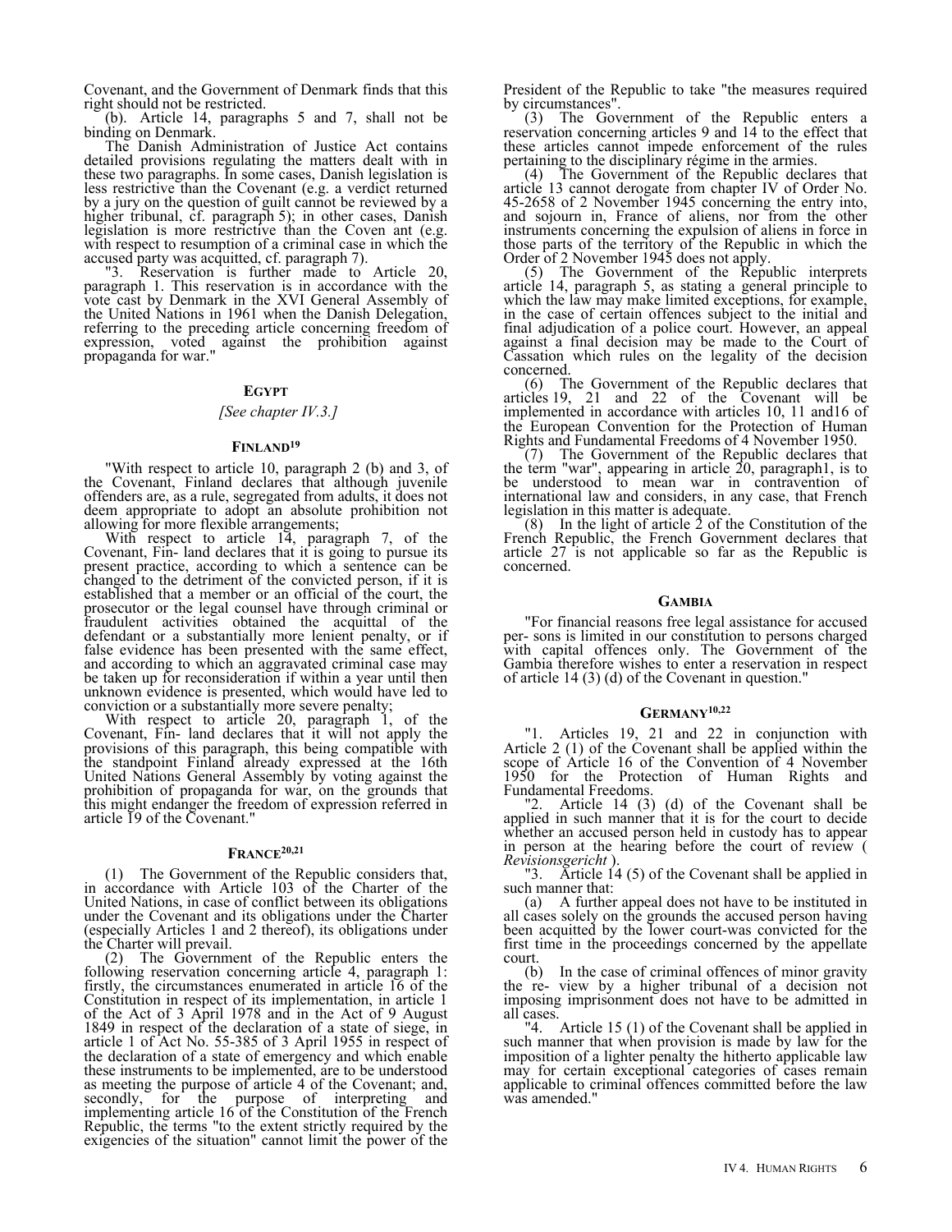Covenant, and the Government of Denmark finds that this right should not be restricted.

(b). Article 14, paragraphs 5 and 7, shall not be binding on Denmark.

The Danish Administration of Justice Act contains detailed provisions regulating the matters dealt with in these two paragraphs. In some cases, Danish legislation is less restrictive than the Covenant (e.g. a verdict returned by a jury on the question of guilt cannot be reviewed by a higher tribunal, cf. paragraph 5); in other cases, Danish legislation is more restrictive than the Coven ant (e.g. with respect to resumption of a criminal case in which the accused party was acquitted, cf. paragraph 7).

"3. Reservation is further made to Article 20, paragraph 1. This reservation is in accordance with the vote cast by Denmark in the XVI General Assembly of the United Nations in 1961 when the Danish Delegation, referring to the preceding article concerning freedom of expression, voted against the prohibition against propaganda for war."

### Egypt

*[See chapter IV.3.]*

### Finland[19]

"With respect to article 10, paragraph 2 (b) and 3, of the Covenant, Finland declares that although juvenile offenders are, as a rule, segregated from adults, it does not deem appropriate to adopt an absolute prohibition not allowing for more flexible arrangements;

With respect to article 14, paragraph 7, of the Covenant, Fin- land declares that it is going to pursue its present practice, according to which a sentence can be changed to the detriment of the convicted person, if it is established that a member or an official of the court, the prosecutor or the legal counsel have through criminal or fraudulent activities obtained the acquittal of the defendant or a substantially more lenient penalty, or if false evidence has been presented with the same effect, and according to which an aggravated criminal case may be taken up for reconsideration if within a year until then unknown evidence is presented, which would have led to conviction or a substantially more severe penalty;

With respect to article 20, paragraph 1, of the Covenant, Fin- land declares that it will not apply the provisions of this paragraph, this being compatible with the standpoint Finland already expressed at the 16th United Nations General Assembly by voting against the prohibition of propaganda for war, on the grounds that this might endanger the freedom of expression referred in article 19 of the Covenant."

### France[20,21]

(1) The Government of the Republic considers that, in accordance with Article 103 of the Charter of the United Nations, in case of conflict between its obligations under the Covenant and its obligations under the Charter (especially Articles 1 and 2 thereof), its obligations under the Charter will prevail.

(2) The Government of the Republic enters the following reservation concerning article 4, paragraph 1: firstly, the circumstances enumerated in article 16 of the Constitution in respect of its implementation, in article 1 of the Act of 3 April 1978 and in the Act of 9 August 1849 in respect of the declaration of a state of siege, in article 1 of Act No. 55-385 of 3 April 1955 in respect of the declaration of a state of emergency and which enable these instruments to be implemented, are to be understood as meeting the purpose of article 4 of the Covenant; and, secondly, for the purpose of interpreting and implementing article 16 of the Constitution of the French Republic, the terms "to the extent strictly required by the exigencies of the situation" cannot limit the power of the President of the Republic to take "the measures required by circumstances".

(3) The Government of the Republic enters a reservation concerning articles 9 and 14 to the effect that these articles cannot impede enforcement of the rules pertaining to the disciplinary régime in the armies.

(4) The Government of the Republic declares that article 13 cannot derogate from chapter IV of Order No. 45-2658 of 2 November 1945 concerning the entry into, and sojourn in, France of aliens, nor from the other instruments concerning the expulsion of aliens in force in those parts of the territory of the Republic in which the Order of 2 November 1945 does not apply.

(5) The Government of the Republic interprets article 14, paragraph 5, as stating a general principle to which the law may make limited exceptions, for example, in the case of certain offences subject to the initial and final adjudication of a police court. However, an appeal against a final decision may be made to the Court of Cassation which rules on the legality of the decision concerned.

(6) The Government of the Republic declares that articles 19, 21 and 22 of the Covenant will be implemented in accordance with articles 10, 11 and16 of the European Convention for the Protection of Human Rights and Fundamental Freedoms of 4 November 1950.

(7) The Government of the Republic declares that the term "war", appearing in article 20, paragraph1, is to be understood to mean war in contravention of international law and considers, in any case, that French legislation in this matter is adequate.

(8) In the light of article 2 of the Constitution of the French Republic, the French Government declares that article 27 is not applicable so far as the Republic is concerned.

### Gambia

"For financial reasons free legal assistance for accused per- sons is limited in our constitution to persons charged with capital offences only. The Government of the Gambia therefore wishes to enter a reservation in respect of article 14 (3) (d) of the Covenant in question."

### Germany[10,22]

"1. Articles 19, 21 and 22 in conjunction with Article 2 (1) of the Covenant shall be applied within the scope of Article 16 of the Convention of 4 November 1950 for the Protection of Human Rights and Fundamental Freedoms.

"2. Article 14 (3) (d) of the Covenant shall be applied in such manner that it is for the court to decide whether an accused person held in custody has to appear in person at the hearing before the court of review ( *Revisionsgericht* ).

"3. Article 14 (5) of the Covenant shall be applied in such manner that:

(a) A further appeal does not have to be instituted in all cases solely on the grounds the accused person having been acquitted by the lower court-was convicted for the first time in the proceedings concerned by the appellate court.

(b) In the case of criminal offences of minor gravity the re- view by a higher tribunal of a decision not imposing imprisonment does not have to be admitted in all cases.

"4. Article 15 (1) of the Covenant shall be applied in such manner that when provision is made by law for the imposition of a lighter penalty the hitherto applicable law may for certain exceptional categories of cases remain applicable to criminal offences committed before the law was amended."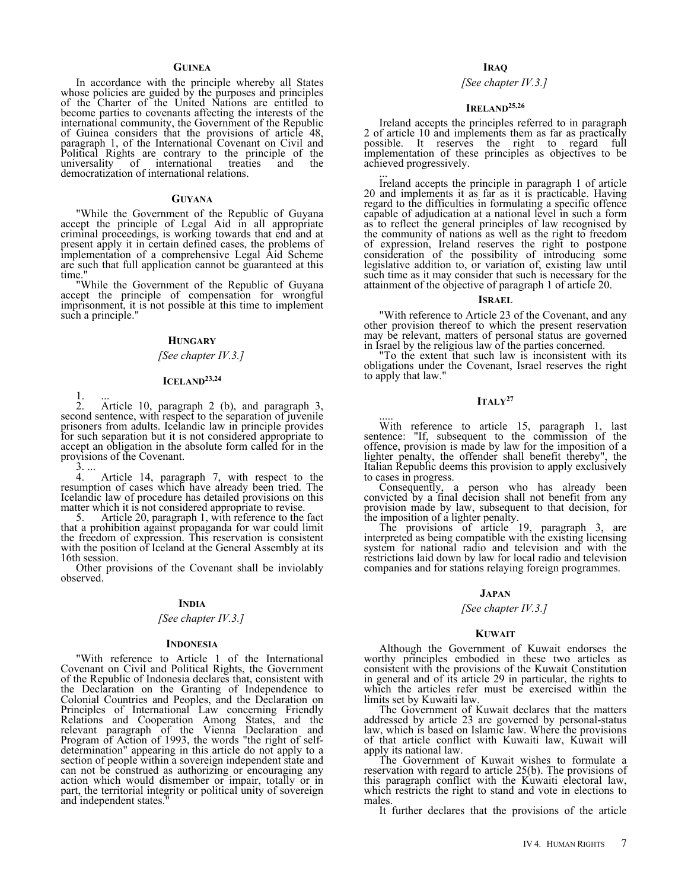### Guinea

In accordance with the principle whereby all States whose policies are guided by the purposes and principles of the Charter of the United Nations are entitled to become parties to covenants affecting the interests of the international community, the Government of the Republic of Guinea considers that the provisions of article 48, paragraph 1, of the International Covenant on Civil and Political Rights are contrary to the principle of the universality of international treaties and the democratization of international relations.

### Guyana

"While the Government of the Republic of Guyana accept the principle of Legal Aid in all appropriate criminal proceedings, is working towards that end and at present apply it in certain defined cases, the problems of implementation of a comprehensive Legal Aid Scheme are such that full application cannot be guaranteed at this time."

"While the Government of the Republic of Guyana accept the principle of compensation for wrongful imprisonment, it is not possible at this time to implement such a principle."

### Hungary

*[See chapter IV.3.]*

### Iceland[23,24]

1. ...
2. Article 10, paragraph 2 (b), and paragraph 3, second sentence, with respect to the separation of juvenile prisoners from adults. Icelandic law in principle provides for such separation but it is not considered appropriate to accept an obligation in the absolute form called for in the provisions of the Covenant.
3. ...
4. Article 14, paragraph 7, with respect to the resumption of cases which have already been tried. The Icelandic law of procedure has detailed provisions on this matter which it is not considered appropriate to revise.
5. Article 20, paragraph 1, with reference to the fact that a prohibition against propaganda for war could limit the freedom of expression. This reservation is consistent with the position of Iceland at the General Assembly at its 16th session.

Other provisions of the Covenant shall be inviolably observed.

### India

*[See chapter IV.3.]*

### Indonesia

"With reference to Article 1 of the International Covenant on Civil and Political Rights, the Government of the Republic of Indonesia declares that, consistent with the Declaration on the Granting of Independence to Colonial Countries and Peoples, and the Declaration on Principles of International Law concerning Friendly Relations and Cooperation Among States, and the relevant paragraph of the Vienna Declaration and Program of Action of 1993, the words "the right of self-determination" appearing in this article do not apply to a section of people within a sovereign independent state and can not be construed as authorizing or encouraging any action which would dismember or impair, totally or in part, the territorial integrity or political unity of sovereign and independent states."

### Iraq

*[See chapter IV.3.]*

### Ireland[25,26]

Ireland accepts the principles referred to in paragraph 2 of article 10 and implements them as far as practically possible. It reserves the right to regard full implementation of these principles as objectives to be achieved progressively.

...

Ireland accepts the principle in paragraph 1 of article 20 and implements it as far as it is practicable. Having regard to the difficulties in formulating a specific offence capable of adjudication at a national level in such a form as to reflect the general principles of law recognised by the community of nations as well as the right to freedom of expression, Ireland reserves the right to postpone consideration of the possibility of introducing some legislative addition to, or variation of, existing law until such time as it may consider that such is necessary for the attainment of the objective of paragraph 1 of article 20.

### Israel

"With reference to Article 23 of the Covenant, and any other provision thereof to which the present reservation may be relevant, matters of personal status are governed in Israel by the religious law of the parties concerned.

"To the extent that such law is inconsistent with its obligations under the Covenant, Israel reserves the right to apply that law."

### Italy[27]

.....

With reference to article 15, paragraph 1, last sentence: "If, subsequent to the commission of the offence, provision is made by law for the imposition of a lighter penalty, the offender shall benefit thereby", the Italian Republic deems this provision to apply exclusively to cases in progress.

Consequently, a person who has already been convicted by a final decision shall not benefit from any provision made by law, subsequent to that decision, for the imposition of a lighter penalty.

The provisions of article 19, paragraph 3, are interpreted as being compatible with the existing licensing system for national radio and television and with the restrictions laid down by law for local radio and television companies and for stations relaying foreign programmes.

### Japan

*[See chapter IV.3.]*

### Kuwait

Although the Government of Kuwait endorses the worthy principles embodied in these two articles as consistent with the provisions of the Kuwait Constitution in general and of its article 29 in particular, the rights to which the articles refer must be exercised within the limits set by Kuwaiti law.

The Government of Kuwait declares that the matters addressed by article 23 are governed by personal-status law, which is based on Islamic law. Where the provisions of that article conflict with Kuwaiti law, Kuwait will apply its national law.

The Government of Kuwait wishes to formulate a reservation with regard to article 25(b). The provisions of this paragraph conflict with the Kuwaiti electoral law, which restricts the right to stand and vote in elections to males.

It further declares that the provisions of the article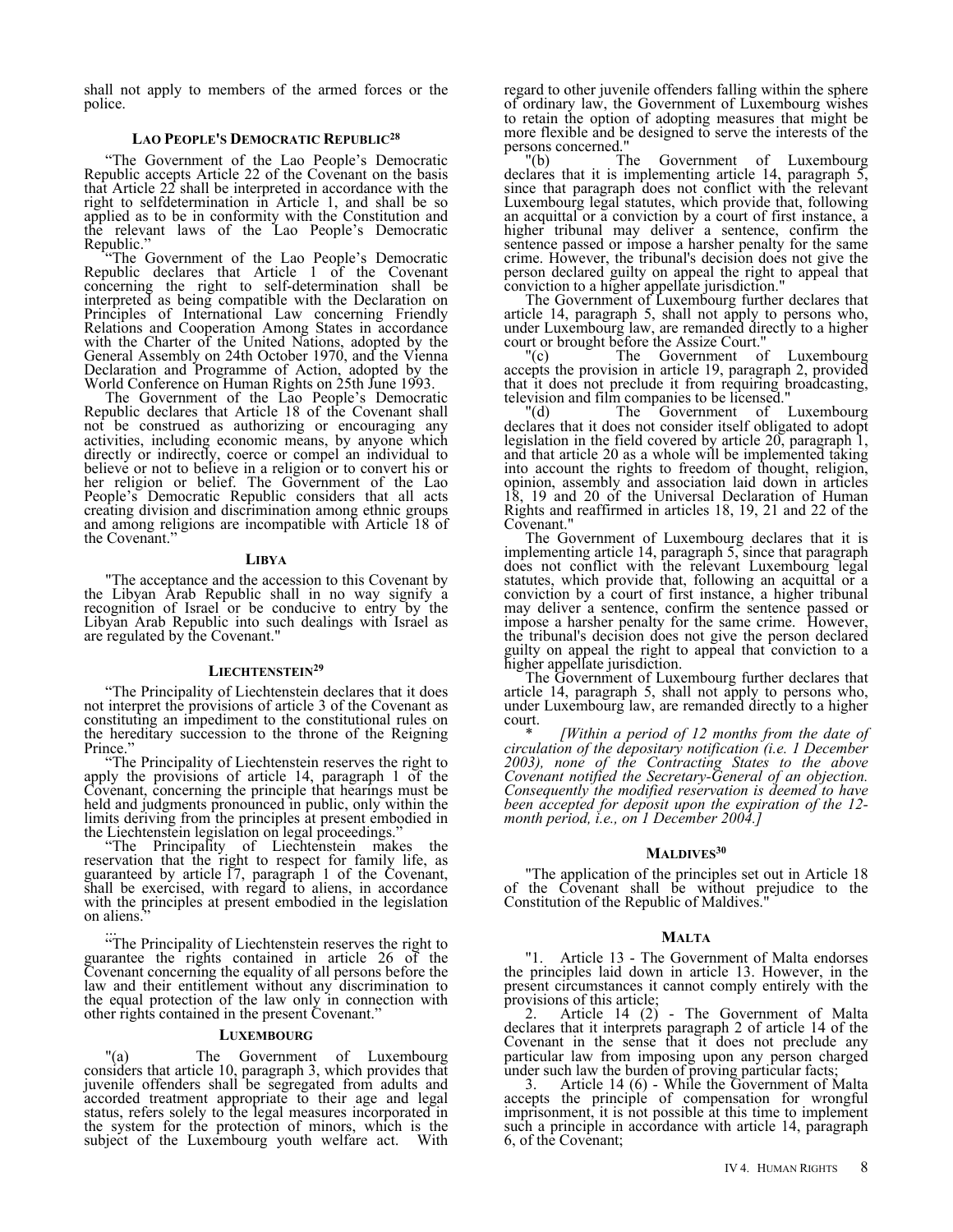shall not apply to members of the armed forces or the police.

### Lao People's Democratic Republic[28]

"The Government of the Lao People's Democratic Republic accepts Article 22 of the Covenant on the basis that Article 22 shall be interpreted in accordance with the right to selfdetermination in Article 1, and shall be so applied as to be in conformity with the Constitution and the relevant laws of the Lao People's Democratic Republic."

"The Government of the Lao People's Democratic Republic declares that Article 1 of the Covenant concerning the right to self-determination shall be interpreted as being compatible with the Declaration on Principles of International Law concerning Friendly Relations and Cooperation Among States in accordance with the Charter of the United Nations, adopted by the General Assembly on 24th October 1970, and the Vienna Declaration and Programme of Action, adopted by the World Conference on Human Rights on 25th June 1993.

The Government of the Lao People's Democratic Republic declares that Article 18 of the Covenant shall not be construed as authorizing or encouraging any activities, including economic means, by anyone which directly or indirectly, coerce or compel an individual to believe or not to believe in a religion or to convert his or her religion or belief. The Government of the Lao People's Democratic Republic considers that all acts creating division and discrimination among ethnic groups and among religions are incompatible with Article 18 of the Covenant."

### Libya

"The acceptance and the accession to this Covenant by the Libyan Arab Republic shall in no way signify a recognition of Israel or be conducive to entry by the Libyan Arab Republic into such dealings with Israel as are regulated by the Covenant."

### Liechtenstein[29]

"The Principality of Liechtenstein declares that it does not interpret the provisions of article 3 of the Covenant as constituting an impediment to the constitutional rules on the hereditary succession to the throne of the Reigning Prince."

"The Principality of Liechtenstein reserves the right to apply the provisions of article 14, paragraph 1 of the Covenant, concerning the principle that hearings must be held and judgments pronounced in public, only within the limits deriving from the principles at present embodied in the Liechtenstein legislation on legal proceedings."

"The Principality of Liechtenstein makes the reservation that the right to respect for family life, as guaranteed by article 17, paragraph 1 of the Covenant, shall be exercised, with regard to aliens, in accordance with the principles at present embodied in the legislation on aliens."

...

"The Principality of Liechtenstein reserves the right to guarantee the rights contained in article 26 of the Covenant concerning the equality of all persons before the law and their entitlement without any discrimination to the equal protection of the law only in connection with other rights contained in the present Covenant."

### Luxembourg

"(a) The Government of Luxembourg considers that article 10, paragraph 3, which provides that juvenile offenders shall be segregated from adults and accorded treatment appropriate to their age and legal status, refers solely to the legal measures incorporated in the system for the protection of minors, which is the subject of the Luxembourg youth welfare act. With regard to other juvenile offenders falling within the sphere of ordinary law, the Government of Luxembourg wishes to retain the option of adopting measures that might be more flexible and be designed to serve the interests of the persons concerned."

"(b) The Government of Luxembourg declares that it is implementing article 14, paragraph 5, since that paragraph does not conflict with the relevant Luxembourg legal statutes, which provide that, following an acquittal or a conviction by a court of first instance, a higher tribunal may deliver a sentence, confirm the sentence passed or impose a harsher penalty for the same crime. However, the tribunal's decision does not give the person declared guilty on appeal the right to appeal that conviction to a higher appellate jurisdiction."

The Government of Luxembourg further declares that article 14, paragraph 5, shall not apply to persons who, under Luxembourg law, are remanded directly to a higher court or brought before the Assize Court."

"(c) The Government of Luxembourg accepts the provision in article 19, paragraph 2, provided that it does not preclude it from requiring broadcasting, television and film companies to be licensed."

"(d) The Government of Luxembourg declares that it does not consider itself obligated to adopt legislation in the field covered by article 20, paragraph 1, and that article 20 as a whole will be implemented taking into account the rights to freedom of thought, religion, opinion, assembly and association laid down in articles 18, 19 and 20 of the Universal Declaration of Human Rights and reaffirmed in articles 18, 19, 21 and 22 of the Covenant."

The Government of Luxembourg declares that it is implementing article 14, paragraph 5, since that paragraph does not conflict with the relevant Luxembourg legal statutes, which provide that, following an acquittal or a conviction by a court of first instance, a higher tribunal may deliver a sentence, confirm the sentence passed or impose a harsher penalty for the same crime. However, the tribunal's decision does not give the person declared guilty on appeal the right to appeal that conviction to a higher appellate jurisdiction.

The Government of Luxembourg further declares that article 14, paragraph 5, shall not apply to persons who, under Luxembourg law, are remanded directly to a higher court.

\* *[Within a period of 12 months from the date of circulation of the depositary notification (i.e. 1 December 2003), none of the Contracting States to the above Covenant notified the Secretary-General of an objection. Consequently the modified reservation is deemed to have been accepted for deposit upon the expiration of the 12-month period, i.e., on 1 December 2004.]*

### Maldives[30]

"The application of the principles set out in Article 18 of the Covenant shall be without prejudice to the Constitution of the Republic of Maldives."

### Malta

"1. Article 13 - The Government of Malta endorses the principles laid down in article 13. However, in the present circumstances it cannot comply entirely with the provisions of this article;

2. Article 14 (2) - The Government of Malta declares that it interprets paragraph 2 of article 14 of the Covenant in the sense that it does not preclude any particular law from imposing upon any person charged under such law the burden of proving particular facts;

3. Article 14 (6) - While the Government of Malta accepts the principle of compensation for wrongful imprisonment, it is not possible at this time to implement such a principle in accordance with article 14, paragraph 6, of the Covenant;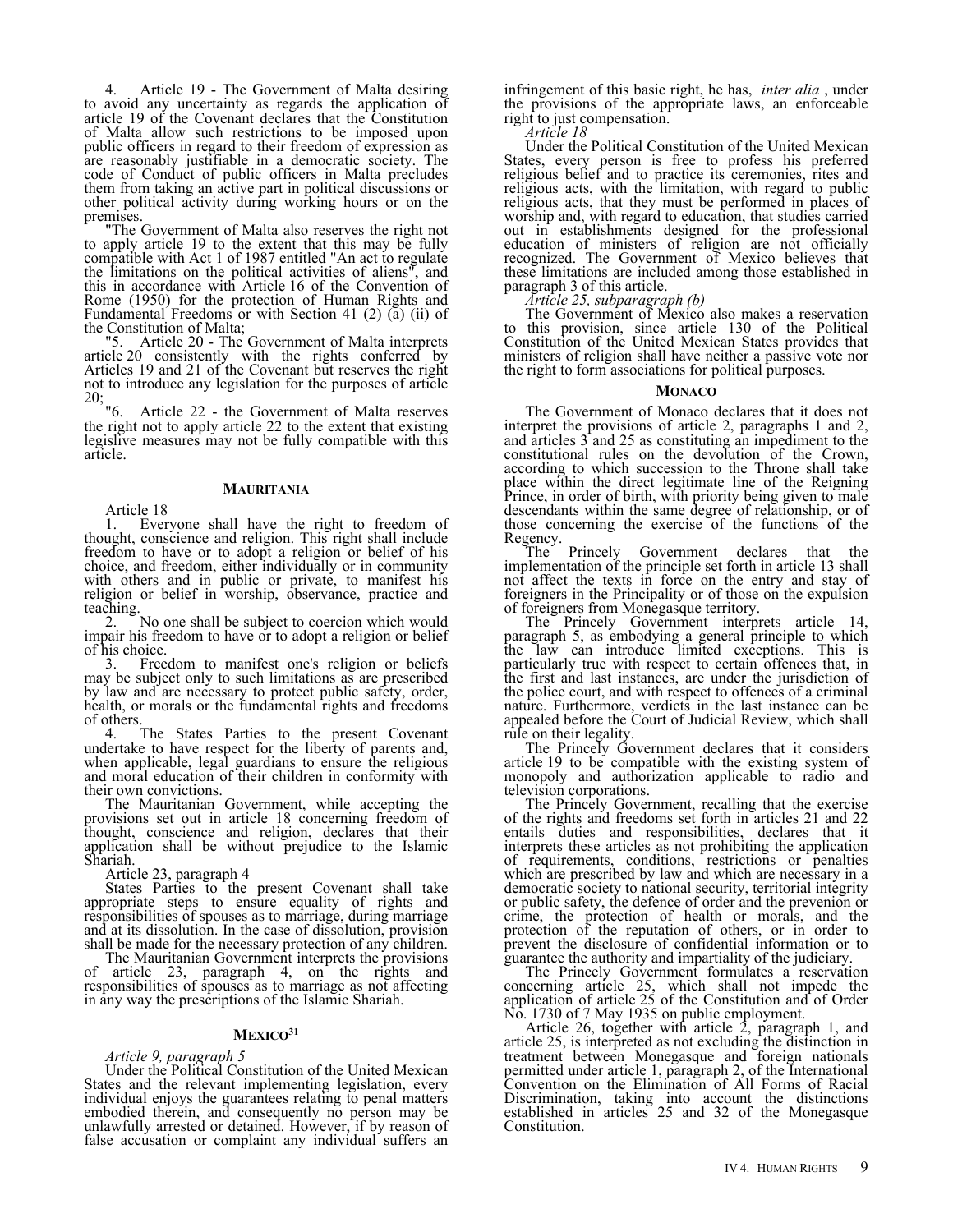4. Article 19 - The Government of Malta desiring to avoid any uncertainty as regards the application of article 19 of the Covenant declares that the Constitution of Malta allow such restrictions to be imposed upon public officers in regard to their freedom of expression as are reasonably justifiable in a democratic society. The code of Conduct of public officers in Malta precludes them from taking an active part in political discussions or other political activity during working hours or on the premises.

"The Government of Malta also reserves the right not to apply article 19 to the extent that this may be fully compatible with Act 1 of 1987 entitled "An act to regulate the limitations on the political activities of aliens", and this in accordance with Article 16 of the Convention of Rome (1950) for the protection of Human Rights and Fundamental Freedoms or with Section 41 (2) (a) (ii) of the Constitution of Malta;

"5. Article 20 - The Government of Malta interprets article 20 consistently with the rights conferred by Articles 19 and 21 of the Covenant but reserves the right not to introduce any legislation for the purposes of article 20;

"6. Article 22 - the Government of Malta reserves the right not to apply article 22 to the extent that existing legislive measures may not be fully compatible with this article.

### Mauritania

Article 18

1. Everyone shall have the right to freedom of thought, conscience and religion. This right shall include freedom to have or to adopt a religion or belief of his choice, and freedom, either individually or in community with others and in public or private, to manifest his religion or belief in worship, observance, practice and teaching.

2. No one shall be subject to coercion which would impair his freedom to have or to adopt a religion or belief of his choice.

3. Freedom to manifest one's religion or beliefs may be subject only to such limitations as are prescribed by law and are necessary to protect public safety, order, health, or morals or the fundamental rights and freedoms of others.

4. The States Parties to the present Covenant undertake to have respect for the liberty of parents and, when applicable, legal guardians to ensure the religious and moral education of their children in conformity with their own convictions.

The Mauritanian Government, while accepting the provisions set out in article 18 concerning freedom of thought, conscience and religion, declares that their application shall be without prejudice to the Islamic Shariah.

Article 23, paragraph 4

States Parties to the present Covenant shall take appropriate steps to ensure equality of rights and responsibilities of spouses as to marriage, during marriage and at its dissolution. In the case of dissolution, provision shall be made for the necessary protection of any children.

The Mauritanian Government interprets the provisions of article 23, paragraph 4, on the rights and responsibilities of spouses as to marriage as not affecting in any way the prescriptions of the Islamic Shariah.

### Mexico[31]

*Article 9, paragraph 5*

Under the Political Constitution of the United Mexican States and the relevant implementing legislation, every individual enjoys the guarantees relating to penal matters embodied therein, and consequently no person may be unlawfully arrested or detained. However, if by reason of false accusation or complaint any individual suffers an infringement of this basic right, he has, *inter alia* , under the provisions of the appropriate laws, an enforceable right to just compensation.

*Article 18*

Under the Political Constitution of the United Mexican States, every person is free to profess his preferred religious belief and to practice its ceremonies, rites and religious acts, with the limitation, with regard to public religious acts, that they must be performed in places of worship and, with regard to education, that studies carried out in establishments designed for the professional education of ministers of religion are not officially recognized. The Government of Mexico believes that these limitations are included among those established in paragraph 3 of this article.

*Article 25, subparagraph (b)*

The Government of Mexico also makes a reservation to this provision, since article 130 of the Political Constitution of the United Mexican States provides that ministers of religion shall have neither a passive vote nor the right to form associations for political purposes.

### Monaco

The Government of Monaco declares that it does not interpret the provisions of article 2, paragraphs 1 and 2, and articles 3 and 25 as constituting an impediment to the constitutional rules on the devolution of the Crown, according to which succession to the Throne shall take place within the direct legitimate line of the Reigning Prince, in order of birth, with priority being given to male descendants within the same degree of relationship, or of those concerning the exercise of the functions of the Regency.

The Princely Government declares that the implementation of the principle set forth in article 13 shall not affect the texts in force on the entry and stay of foreigners in the Principality or of those on the expulsion of foreigners from Monegasque territory.

The Princely Government interprets article 14, paragraph 5, as embodying a general principle to which the law can introduce limited exceptions. This is particularly true with respect to certain offences that, in the first and last instances, are under the jurisdiction of the police court, and with respect to offences of a criminal nature. Furthermore, verdicts in the last instance can be appealed before the Court of Judicial Review, which shall rule on their legality.

The Princely Government declares that it considers article 19 to be compatible with the existing system of monopoly and authorization applicable to radio and television corporations.

The Princely Government, recalling that the exercise of the rights and freedoms set forth in articles 21 and 22 entails duties and responsibilities, declares that it interprets these articles as not prohibiting the application of requirements, conditions, restrictions or penalties which are prescribed by law and which are necessary in a democratic society to national security, territorial integrity or public safety, the defence of order and the prevenion or crime, the protection of health or morals, and the protection of the reputation of others, or in order to prevent the disclosure of confidential information or to guarantee the authority and impartiality of the judiciary.

The Princely Government formulates a reservation concerning article 25, which shall not impede the application of article 25 of the Constitution and of Order No. 1730 of 7 May 1935 on public employment.

Article 26, together with article 2, paragraph 1, and article 25, is interpreted as not excluding the distinction in treatment between Monegasque and foreign nationals permitted under article 1, paragraph 2, of the International Convention on the Elimination of All Forms of Racial Discrimination, taking into account the distinctions established in articles 25 and 32 of the Monegasque Constitution.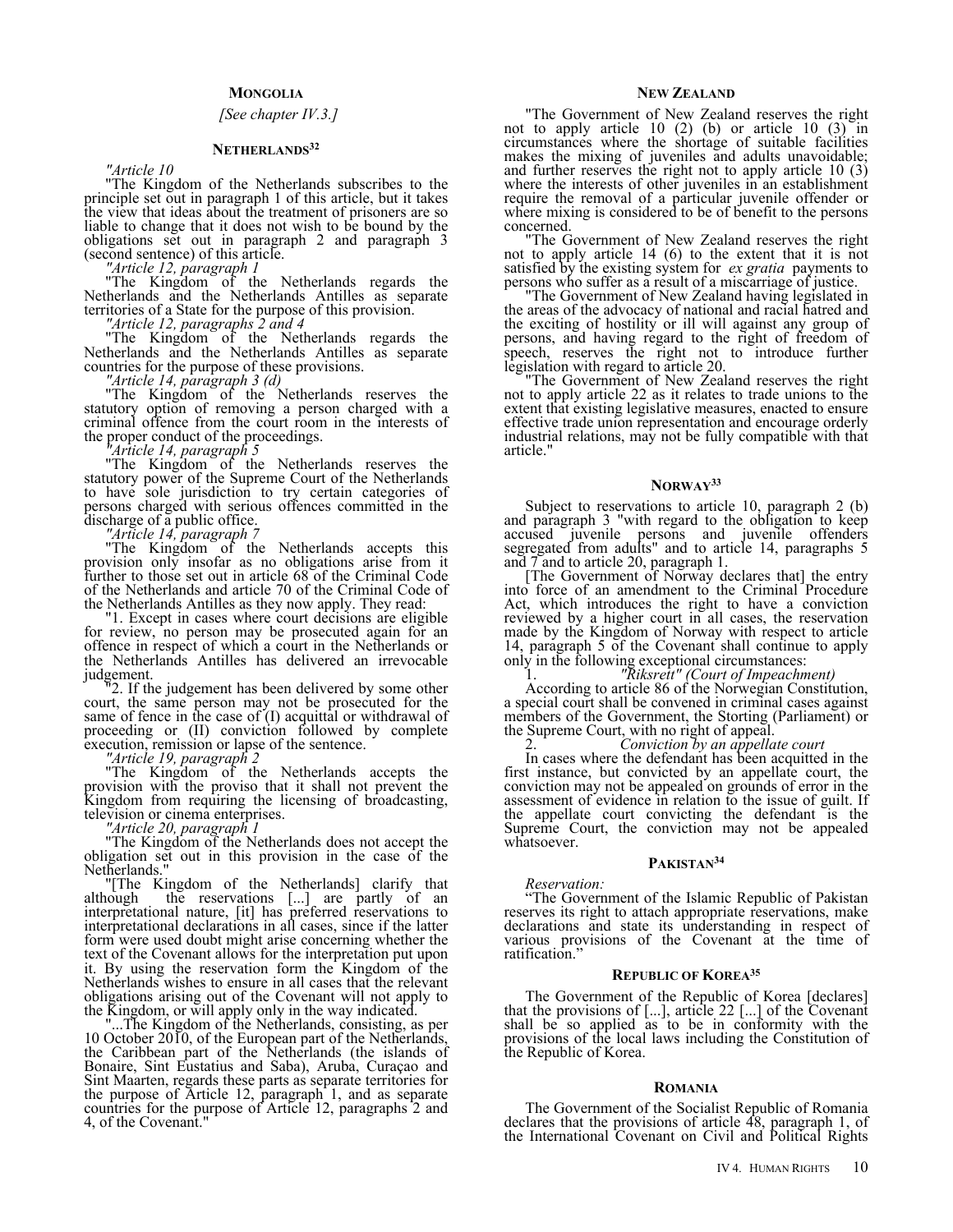## MONGOLIA

*[See chapter IV.3.]*

## NETHERLANDS[32]

*"Article 10*

"The Kingdom of the Netherlands subscribes to the principle set out in paragraph 1 of this article, but it takes the view that ideas about the treatment of prisoners are so liable to change that it does not wish to be bound by the obligations set out in paragraph 2 and paragraph 3 (second sentence) of this article.

*"Article 12, paragraph 1*

"The Kingdom of the Netherlands regards the Netherlands and the Netherlands Antilles as separate territories of a State for the purpose of this provision.

*"Article 12, paragraphs 2 and 4*

"The Kingdom of the Netherlands regards the Netherlands and the Netherlands Antilles as separate countries for the purpose of these provisions.

*"Article 14, paragraph 3 (d)*

"The Kingdom of the Netherlands reserves the statutory option of removing a person charged with a criminal offence from the court room in the interests of the proper conduct of the proceedings.

*"Article 14, paragraph 5*

"The Kingdom of the Netherlands reserves the statutory power of the Supreme Court of the Netherlands to have sole jurisdiction to try certain categories of persons charged with serious offences committed in the discharge of a public office.

*"Article 14, paragraph 7*

"The Kingdom of the Netherlands accepts this provision only insofar as no obligations arise from it further to those set out in article 68 of the Criminal Code of the Netherlands and article 70 of the Criminal Code of the Netherlands Antilles as they now apply. They read:

"1. Except in cases where court decisions are eligible for review, no person may be prosecuted again for an offence in respect of which a court in the Netherlands or the Netherlands Antilles has delivered an irrevocable judgement.

"2. If the judgement has been delivered by some other court, the same person may not be prosecuted for the same of fence in the case of (I) acquittal or withdrawal of proceeding or (II) conviction followed by complete execution, remission or lapse of the sentence.

*"Article 19, paragraph 2*

"The Kingdom of the Netherlands accepts the provision with the proviso that it shall not prevent the Kingdom from requiring the licensing of broadcasting, television or cinema enterprises.

*"Article 20, paragraph 1*

"The Kingdom of the Netherlands does not accept the obligation set out in this provision in the case of the Netherlands."

"[The Kingdom of the Netherlands] clarify that although the reservations [...] are partly of an interpretational nature, [it] has preferred reservations to interpretational declarations in all cases, since if the latter form were used doubt might arise concerning whether the text of the Covenant allows for the interpretation put upon it. By using the reservation form the Kingdom of the Netherlands wishes to ensure in all cases that the relevant obligations arising out of the Covenant will not apply to the Kingdom, or will apply only in the way indicated.

"...The Kingdom of the Netherlands, consisting, as per 10 October 2010, of the European part of the Netherlands, the Caribbean part of the Netherlands (the islands of Bonaire, Sint Eustatius and Saba), Aruba, Curaçao and Sint Maarten, regards these parts as separate territories for the purpose of Article 12, paragraph 1, and as separate countries for the purpose of Article 12, paragraphs 2 and 4, of the Covenant."

## NEW ZEALAND

"The Government of New Zealand reserves the right not to apply article 10 (2) (b) or article 10 (3) in circumstances where the shortage of suitable facilities makes the mixing of juveniles and adults unavoidable; and further reserves the right not to apply article 10 (3) where the interests of other juveniles in an establishment require the removal of a particular juvenile offender or where mixing is considered to be of benefit to the persons concerned.

"The Government of New Zealand reserves the right not to apply article 14 (6) to the extent that it is not satisfied by the existing system for *ex gratia* payments to persons who suffer as a result of a miscarriage of justice.

"The Government of New Zealand having legislated in the areas of the advocacy of national and racial hatred and the exciting of hostility or ill will against any group of persons, and having regard to the right of freedom of speech, reserves the right not to introduce further legislation with regard to article 20.

"The Government of New Zealand reserves the right not to apply article 22 as it relates to trade unions to the extent that existing legislative measures, enacted to ensure effective trade union representation and encourage orderly industrial relations, may not be fully compatible with that article."

## NORWAY[33]

Subject to reservations to article 10, paragraph 2 (b) and paragraph 3 "with regard to the obligation to keep accused juvenile persons and juvenile offenders segregated from adults" and to article 14, paragraphs 5 and 7 and to article 20, paragraph 1.

[The Government of Norway declares that] the entry into force of an amendment to the Criminal Procedure Act, which introduces the right to have a conviction reviewed by a higher court in all cases, the reservation made by the Kingdom of Norway with respect to article 14, paragraph 5 of the Covenant shall continue to apply only in the following exceptional circumstances:

1. *"Riksrett" (Court of Impeachment)*

According to article 86 of the Norwegian Constitution, a special court shall be convened in criminal cases against members of the Government, the Storting (Parliament) or the Supreme Court, with no right of appeal.

2. *Conviction by an appellate court*

In cases where the defendant has been acquitted in the first instance, but convicted by an appellate court, the conviction may not be appealed on grounds of error in the assessment of evidence in relation to the issue of guilt. If the appellate court convicting the defendant is the Supreme Court, the conviction may not be appealed whatsoever.

## PAKISTAN[34]

*Reservation:*

"The Government of the Islamic Republic of Pakistan reserves its right to attach appropriate reservations, make declarations and state its understanding in respect of various provisions of the Covenant at the time of ratification."

## REPUBLIC OF KOREA[35]

The Government of the Republic of Korea [declares] that the provisions of [...], article 22 [...] of the Covenant shall be so applied as to be in conformity with the provisions of the local laws including the Constitution of the Republic of Korea.

## ROMANIA

The Government of the Socialist Republic of Romania declares that the provisions of article 48, paragraph 1, of the International Covenant on Civil and Political Rights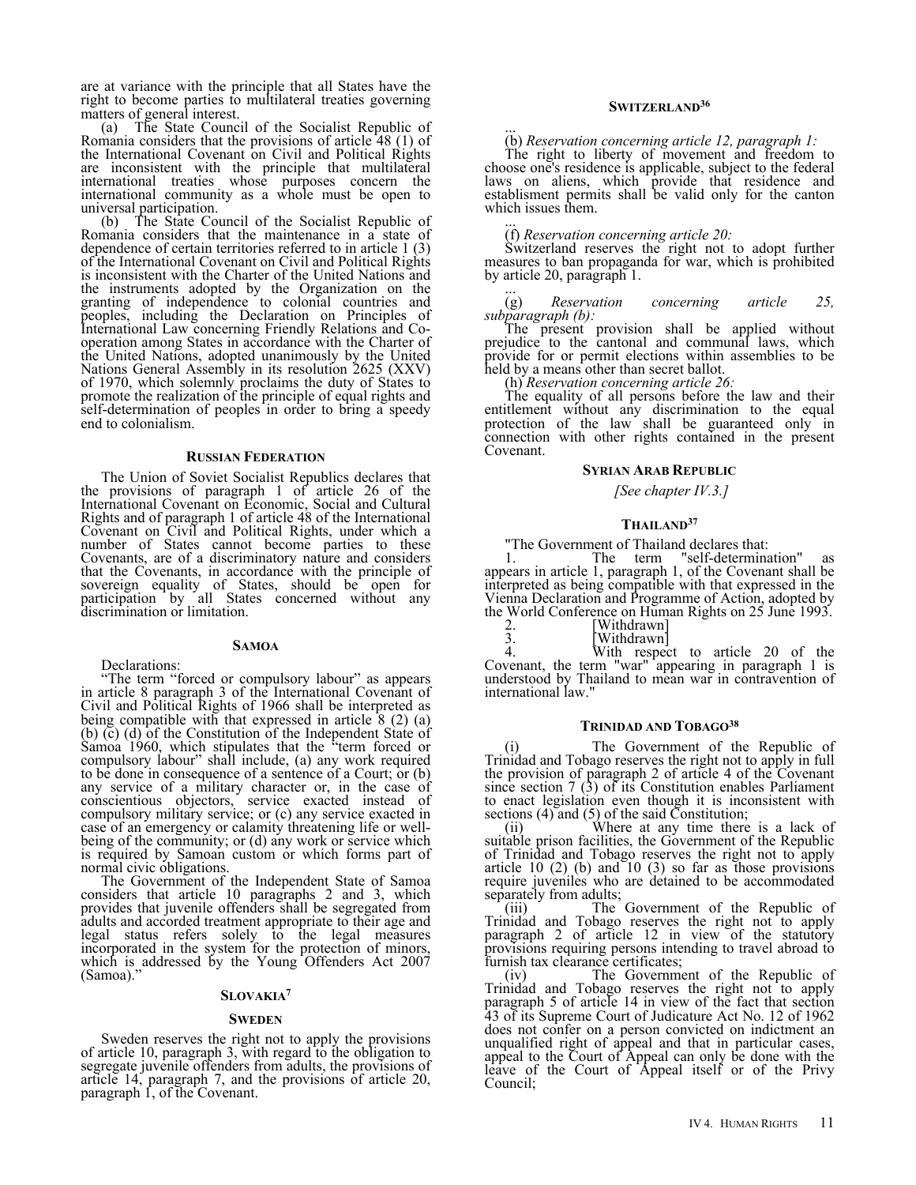are at variance with the principle that all States have the right to become parties to multilateral treaties governing matters of general interest.

(a) The State Council of the Socialist Republic of Romania considers that the provisions of article 48 (1) of the International Covenant on Civil and Political Rights are inconsistent with the principle that multilateral international treaties whose purposes concern the international community as a whole must be open to universal participation.

(b) The State Council of the Socialist Republic of Romania considers that the maintenance in a state of dependence of certain territories referred to in article 1 (3) of the International Covenant on Civil and Political Rights is inconsistent with the Charter of the United Nations and the instruments adopted by the Organization on the granting of independence to colonial countries and peoples, including the Declaration on Principles of International Law concerning Friendly Relations and Co-operation among States in accordance with the Charter of the United Nations, adopted unanimously by the United Nations General Assembly in its resolution 2625 (XXV) of 1970, which solemnly proclaims the duty of States to promote the realization of the principle of equal rights and self-determination of peoples in order to bring a speedy end to colonialism.

#### RUSSIAN FEDERATION

The Union of Soviet Socialist Republics declares that the provisions of paragraph 1 of article 26 of the International Covenant on Economic, Social and Cultural Rights and of paragraph 1 of article 48 of the International Covenant on Civil and Political Rights, under which a number of States cannot become parties to these Covenants, are of a discriminatory nature and considers that the Covenants, in accordance with the principle of sovereign equality of States, should be open for participation by all States concerned without any discrimination or limitation.

#### SAMOA

Declarations:

"The term "forced or compulsory labour" as appears in article 8 paragraph 3 of the International Covenant of Civil and Political Rights of 1966 shall be interpreted as being compatible with that expressed in article 8 (2) (a) (b) (c) (d) of the Constitution of the Independent State of Samoa 1960, which stipulates that the "term forced or compulsory labour" shall include, (a) any work required to be done in consequence of a sentence of a Court; or (b) any service of a military character or, in the case of conscientious objectors, service exacted instead of compulsory military service; or (c) any service exacted in case of an emergency or calamity threatening life or well-being of the community; or (d) any work or service which is required by Samoan custom or which forms part of normal civic obligations.

The Government of the Independent State of Samoa considers that article 10 paragraphs 2 and 3, which provides that juvenile offenders shall be segregated from adults and accorded treatment appropriate to their age and legal status refers solely to the legal measures incorporated in the system for the protection of minors, which is addressed by the Young Offenders Act 2007 (Samoa)."

#### SLOVAKIA[7]

#### SWEDEN

Sweden reserves the right not to apply the provisions of article 10, paragraph 3, with regard to the obligation to segregate juvenile offenders from adults, the provisions of article 14, paragraph 7, and the provisions of article 20, paragraph 1, of the Covenant.

#### SWITZERLAND[36]

...

(b) *Reservation concerning article 12, paragraph 1:*

The right to liberty of movement and freedom to choose one's residence is applicable, subject to the federal laws on aliens, which provide that residence and establisment permits shall be valid only for the canton which issues them.

...

(f) *Reservation concerning article 20:*

Switzerland reserves the right not to adopt further measures to ban propaganda for war, which is prohibited by article 20, paragraph 1.

...

(g) *Reservation concerning article 25, subparagraph (b):*

The present provision shall be applied without prejudice to the cantonal and communal laws, which provide for or permit elections within assemblies to be held by a means other than secret ballot.

(h) *Reservation concerning article 26:*

The equality of all persons before the law and their entitlement without any discrimination to the equal protection of the law shall be guaranteed only in connection with other rights contained in the present Covenant.

#### SYRIAN ARAB REPUBLIC

*[See chapter IV.3.]*

#### THAILAND[37]

"The Government of Thailand declares that:

1. The term "self-determination" as appears in article 1, paragraph 1, of the Covenant shall be interpreted as being compatible with that expressed in the Vienna Declaration and Programme of Action, adopted by the World Conference on Human Rights on 25 June 1993.
2. [Withdrawn]
3. [Withdrawn]
4. With respect to article 20 of the Covenant, the term "war" appearing in paragraph 1 is understood by Thailand to mean war in contravention of international law."

#### TRINIDAD AND TOBAGO[38]

(i) The Government of the Republic of Trinidad and Tobago reserves the right not to apply in full the provision of paragraph 2 of article 4 of the Covenant since section 7 (3) of its Constitution enables Parliament to enact legislation even though it is inconsistent with sections (4) and (5) of the said Constitution;

(ii) Where at any time there is a lack of suitable prison facilities, the Government of the Republic of Trinidad and Tobago reserves the right not to apply article 10 (2) (b) and 10 (3) so far as those provisions require juveniles who are detained to be accommodated separately from adults;

(iii) The Government of the Republic of Trinidad and Tobago reserves the right not to apply paragraph 2 of article 12 in view of the statutory provisions requiring persons intending to travel abroad to furnish tax clearance certificates;

(iv) The Government of the Republic of Trinidad and Tobago reserves the right not to apply paragraph 5 of article 14 in view of the fact that section 43 of its Supreme Court of Judicature Act No. 12 of 1962 does not confer on a person convicted on indictment an unqualified right of appeal and that in particular cases, appeal to the Court of Appeal can only be done with the leave of the Court of Appeal itself or of the Privy Council;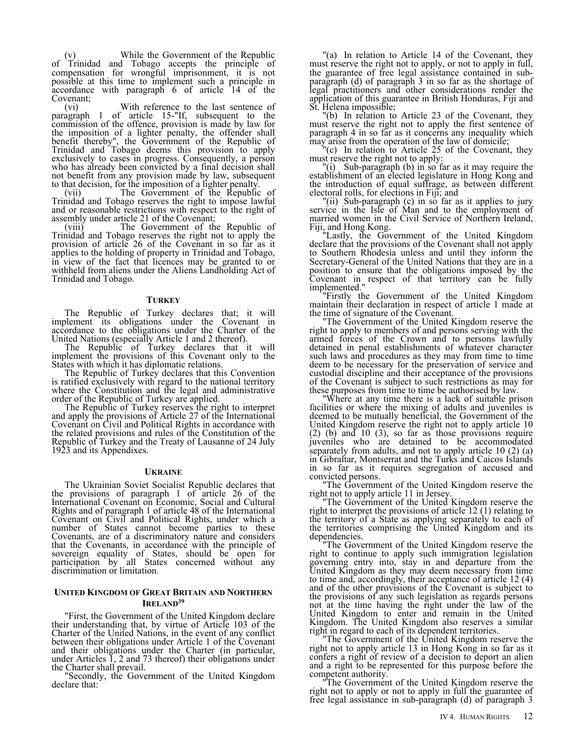(v) While the Government of the Republic of Trinidad and Tobago accepts the principle of compensation for wrongful imprisonment, it is not possible at this time to implement such a principle in accordance with paragraph 6 of article 14 of the Covenant;

(vi) With reference to the last sentence of paragraph 1 of article 15-"If, subsequent to the commission of the offence, provision is made by law for the imposition of a lighter penalty, the offender shall benefit thereby", the Government of the Republic of Trinidad and Tobago deems this provision to apply exclusively to cases in progress. Consequently, a person who has already been convicted by a final decision shall not benefit from any provision made by law, subsequent to that decision, for the imposition of a lighter penalty.

(vii) The Government of the Republic of Trinidad and Tobago reserves the right to impose lawful and or reasonable restrictions with respect to the right of assembly under article 21 of the Covenant;

(viii) The Government of the Republic of Trinidad and Tobago reserves the right not to apply the provision of article 26 of the Covenant in so far as it applies to the holding of property in Trinidad and Tobago, in view of the fact that licences may be granted to or withheld from aliens under the Aliens Landholding Act of Trinidad and Tobago.

### Turkey

The Republic of Turkey declares that; it will implement its obligations under the Covenant in accordance to the obligations under the Charter of the United Nations (especially Article 1 and 2 thereof).

The Republic of Turkey declares that it will implement the provisions of this Covenant only to the States with which it has diplomatic relations.

The Republic of Turkey declares that this Convention is ratified exclusively with regard to the national territory where the Constitution and the legal and administrative order of the Republic of Turkey are applied.

The Republic of Turkey reserves the right to interpret and apply the provisions of Article 27 of the International Covenant on Civil and Political Rights in accordance with the related provisions and rules of the Constitution of the Republic of Turkey and the Treaty of Lausanne of 24 July 1923 and its Appendixes.

### Ukraine

The Ukrainian Soviet Socialist Republic declares that the provisions of paragraph 1 of article 26 of the International Covenant on Economic, Social and Cultural Rights and of paragraph 1 of article 48 of the International Covenant on Civil and Political Rights, under which a number of States cannot become parties to these Covenants, are of a discriminatory nature and considers that the Covenants, in accordance with the principle of sovereign equality of States, should be open for participation by all States concerned without any discrimination or limitation.

### United Kingdom of Great Britain and Northern Ireland[39]

"First, the Government of the United Kingdom declare their understanding that, by virtue of Article 103 of the Charter of the United Nations, in the event of any conflict between their obligations under Article 1 of the Covenant and their obligations under the Charter (in particular, under Articles 1, 2 and 73 thereof) their obligations under the Charter shall prevail.

"Secondly, the Government of the United Kingdom declare that:

"(a) In relation to Article 14 of the Covenant, they must reserve the right not to apply, or not to apply in full, the guarantee of free legal assistance contained in sub-paragraph (d) of paragraph 3 in so far as the shortage of legal practitioners and other considerations render the application of this guarantee in British Honduras, Fiji and St. Helena impossible;

"(b) In relation to Article 23 of the Covenant, they must reserve the right not to apply the first sentence of paragraph 4 in so far as it concerns any inequality which may arise from the operation of the law of domicile;

"(c) In relation to Article 25 of the Covenant, they must reserve the right not to apply:

"(i) Sub-paragraph (b) in so far as it may require the establishment of an elected legislature in Hong Kong and the introduction of equal suffrage, as between different electoral rolls, for elections in Fiji; and

"(ii) Sub-paragraph (c) in so far as it applies to jury service in the Isle of Man and to the employment of married women in the Civil Service of Northern Ireland, Fiji, and Hong Kong.

"Lastly, the Government of the United Kingdom declare that the provisions of the Covenant shall not apply to Southern Rhodesia unless and until they inform the Secretary-General of the United Nations that they are in a position to ensure that the obligations imposed by the Covenant in respect of that territory can be fully implemented."

"Firstly the Government of the United Kingdom maintain their declaration in respect of article 1 made at the time of signature of the Covenant.

"The Government of the United Kingdom reserve the right to apply to members of and persons serving with the armed forces of the Crown and to persons lawfully detained in penal establishments of whatever character such laws and procedures as they may from time to time deem to be necessary for the preservation of service and custodial discipline and their acceptance of the provisions of the Covenant is subject to such restrictions as may for these purposes from time to time be authorised by law.

"Where at any time there is a lack of suitable prison facilities or where the mixing of adults and juveniles is deemed to be mutually beneficial, the Government of the United Kingdom reserve the right not to apply article 10 (2) (b) and 10 (3), so far as those provisions require juveniles who are detained to be accommodated separately from adults, and not to apply article 10 (2) (a) in Gibraltar, Montserrat and the Turks and Caicos Islands in so far as it requires segregation of accused and convicted persons.

"The Government of the United Kingdom reserve the right not to apply article 11 in Jersey.

"The Government of the United Kingdom reserve the right to interpret the provisions of article 12 (1) relating to the territory of a State as applying separately to each of the territories comprising the United Kingdom and its dependencies.

"The Government of the United Kingdom reserve the right to continue to apply such immigration legislation governing entry into, stay in and departure from the United Kingdom as they may deem necessary from time to time and, accordingly, their acceptance of article 12 (4) and of the other provisions of the Covenant is subject to the provisions of any such legislation as regards persons not at the time having the right under the law of the United Kingdom to enter and remain in the United Kingdom. The United Kingdom also reserves a similar right in regard to each of its dependent territories.

"The Government of the United Kingdom reserve the right not to apply article 13 in Hong Kong in so far as it confers a right of review of a decision to deport an alien and a right to be represented for this purpose before the competent authority.

"The Government of the United Kingdom reserve the right not to apply or not to apply in full the guarantee of free legal assistance in sub-paragraph (d) of paragraph 3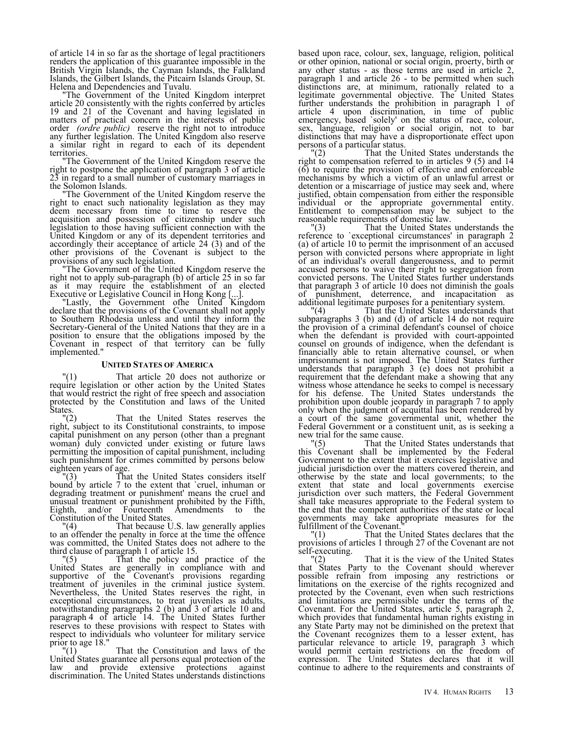of article 14 in so far as the shortage of legal practitioners renders the application of this guarantee impossible in the British Virgin Islands, the Cayman Islands, the Falkland Islands, the Gilbert Islands, the Pitcairn Islands Group, St. Helena and Dependencies and Tuvalu.

"The Government of the United Kingdom interpret article 20 consistently with the rights conferred by articles 19 and 21 of the Covenant and having legislated in matters of practical concern in the interests of public order *(ordre public)* reserve the right not to introduce any further legislation. The United Kingdom also reserve a similar right in regard to each of its dependent territories.

"The Government of the United Kingdom reserve the right to postpone the application of paragraph 3 of article 23 in regard to a small number of customary marriages in the Solomon Islands.

"The Government of the United Kingdom reserve the right to enact such nationality legislation as they may deem necessary from time to time to reserve the acquisition and possession of citizenship under such legislation to those having sufficient connection with the United Kingdom or any of its dependent territories and accordingly their acceptance of article 24 (3) and of the other provisions of the Covenant is subject to the provisions of any such legislation.

"The Government of the United Kingdom reserve the right not to apply sub-paragraph (b) of article 25 in so far as it may require the establishment of an elected Executive or Legislative Council in Hong Kong [...].

"Lastly, the Government ofhe United Kingdom declare that the provisions of the Covenant shall not apply to Southern Rhodesia unless and until they inform the Secretary-General of the United Nations that they are in a position to ensure that the obligations imposed by the Covenant in respect of that territory can be fully implemented."

#### United States of America

"(1) That article 20 does not authorize or require legislation or other action by the United States that would restrict the right of free speech and association protected by the Constitution and laws of the United States.

"(2) That the United States reserves the right, subject to its Constitutional constraints, to impose capital punishment on any person (other than a pregnant woman) duly convicted under existing or future laws permitting the imposition of capital punishment, including such punishment for crimes committed by persons below eighteen years of age.

"(3) That the United States considers itself bound by article 7 to the extent that `cruel, inhuman or degrading treatment or punishment' means the cruel and unusual treatment or punishment prohibited by the Fifth, Eighth, and/or Fourteenth Amendments to the Constitution of the United States.

"(4) That because U.S. law generally applies to an offender the penalty in force at the time the offence was committed, the United States does not adhere to the third clause of paragraph 1 of article 15.

"(5) That the policy and practice of the United States are generally in compliance with and supportive of the Covenant's provisions regarding treatment of juveniles in the criminal justice system. Nevertheless, the United States reserves the right, in exceptional circumstances, to treat juveniles as adults, notwithstanding paragraphs 2 (b) and 3 of article 10 and paragraph 4 of article 14. The United States further reserves to these provisions with respect to States with respect to individuals who volunteer for military service prior to age 18."

"(1) That the Constitution and laws of the United States guarantee all persons equal protection of the law and provide extensive protections against discrimination. The United States understands distinctions based upon race, colour, sex, language, religion, political or other opinion, national or social origin, proerty, birth or any other status - as those terms are used in article 2, paragraph 1 and article 26 - to be permitted when such distinctions are, at minimum, rationally related to a legitimate governmental objective. The United States further understands the prohibition in paragraph 1 of article 4 upon discrimination, in time of public emergency, based `solely' on the status of race, colour, sex, language, religion or social origin, not to bar distinctions that may have a disproportionate effect upon persons of a particular status.

"(2) That the United States understands the right to compensation referred to in articles 9 (5) and 14 (6) to require the provision of effective and enforceable mechanisms by which a victim of an unlawful arrest or detention or a miscarriage of justice may seek and, where justified, obtain compensation from either the responsible individual or the appropriate governmental entity. Entitlement to compensation may be subject to the reasonable requirements of domestic law.

"(3) That the United States understands the reference to `exceptional circumstances' in paragraph 2 (a) of article 10 to permit the imprisonment of an accused person with convicted persons where appropriate in light of an individual's overall dangerousness, and to permit accused persons to waive their right to segregation from convicted persons. The United States further understands that paragraph 3 of article 10 does not diminish the goals of punishment, deterrence, and incapacitation as additional legitimate purposes for a penitentiary system.

"(4) That the United States understands that subparagraphs 3 (b) and (d) of article 14 do not require the provision of a criminal defendant's counsel of choice when the defendant is provided with court-appointed counsel on grounds of indigence, when the defendant is financially able to retain alternative counsel, or when imprisonment is not imposed. The United States further understands that paragraph 3 (e) does not prohibit a requirement that the defendant make a showing that any witness whose attendance he seeks to compel is necessary for his defense. The United States understands the prohibition upon double jeopardy in paragraph 7 to apply only when the judgment of acquittal has been rendered by a court of the same governmental unit, whether the Federal Government or a constituent unit, as is seeking a new trial for the same cause.

"(5) That the United States understands that this Covenant shall be implemented by the Federal Government to the extent that it exercises legislative and judicial jurisdiction over the matters covered therein, and otherwise by the state and local governments; to the extent that state and local governments exercise jurisdiction over such matters, the Federal Government shall take measures appropriate to the Federal system to the end that the competent authorities of the state or local governments may take appropriate measures for the fulfillment of the Covenant."

"(1) That the United States declares that the provisions of articles 1 through 27 of the Covenant are not self-executing.

"(2) That it is the view of the United States that States Party to the Covenant should wherever possible refrain from imposing any restrictions or limitations on the exercise of the rights recognized and protected by the Covenant, even when such restrictions and limitations are permissible under the terms of the Covenant. For the United States, article 5, paragraph 2, which provides that fundamental human rights existing in any State Party may not be diminished on the pretext that the Covenant recognizes them to a lesser extent, has particular relevance to article 19, paragraph 3 which would permit certain restrictions on the freedom of expression. The United States declares that it will continue to adhere to the requirements and constraints of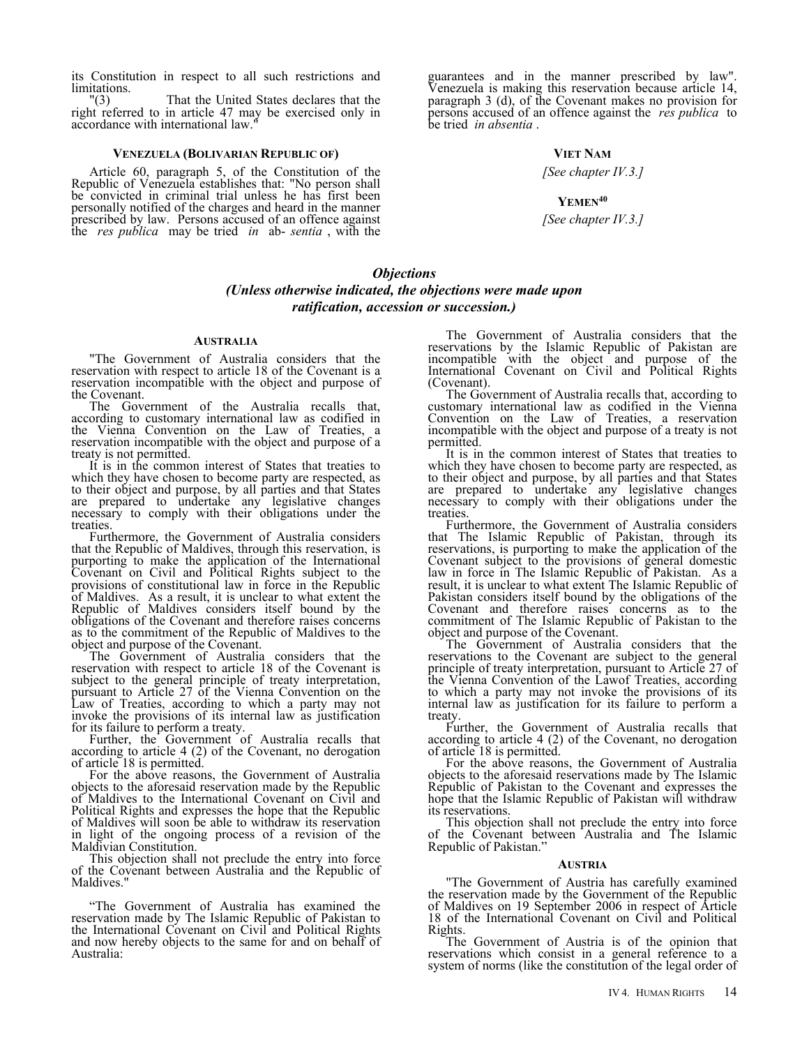its Constitution in respect to all such restrictions and limitations.

"(3) That the United States declares that the right referred to in article 47 may be exercised only in accordance with international law."

#### Venezuela (Bolivarian Republic of)

Article 60, paragraph 5, of the Constitution of the Republic of Venezuela establishes that: "No person shall be convicted in criminal trial unless he has first been personally notified of the charges and heard in the manner prescribed by law. Persons accused of an offence against the *res publica* may be tried *in* ab- *sentia* , with the guarantees and in the manner prescribed by law". Venezuela is making this reservation because article 14, paragraph 3 (d), of the Covenant makes no provision for persons accused of an offence against the *res publica* to be tried *in absentia* .

#### Viet Nam

*[See chapter IV.3.]*

#### Yemen[40]

*[See chapter IV.3.]*

## *Objections*
### *(Unless otherwise indicated, the objections were made upon ratification, accession or succession.)*

#### Australia

"The Government of Australia considers that the reservation with respect to article 18 of the Covenant is a reservation incompatible with the object and purpose of the Covenant.

The Government of the Australia recalls that, according to customary international law as codified in the Vienna Convention on the Law of Treaties, a reservation incompatible with the object and purpose of a treaty is not permitted.

It is in the common interest of States that treaties to which they have chosen to become party are respected, as to their object and purpose, by all parties and that States are prepared to undertake any legislative changes necessary to comply with their obligations under the treaties.

Furthermore, the Government of Australia considers that the Republic of Maldives, through this reservation, is purporting to make the application of the International Covenant on Civil and Political Rights subject to the provisions of constitutional law in force in the Republic of Maldives. As a result, it is unclear to what extent the Republic of Maldives considers itself bound by the obligations of the Covenant and therefore raises concerns as to the commitment of the Republic of Maldives to the object and purpose of the Covenant.

The Government of Australia considers that the reservation with respect to article 18 of the Covenant is subject to the general principle of treaty interpretation, pursuant to Article 27 of the Vienna Convention on the Law of Treaties, according to which a party may not invoke the provisions of its internal law as justification for its failure to perform a treaty.

Further, the Government of Australia recalls that according to article 4 (2) of the Covenant, no derogation of article 18 is permitted.

For the above reasons, the Government of Australia objects to the aforesaid reservation made by the Republic of Maldives to the International Covenant on Civil and Political Rights and expresses the hope that the Republic of Maldives will soon be able to withdraw its reservation in light of the ongoing process of a revision of the Maldivian Constitution.

This objection shall not preclude the entry into force of the Covenant between Australia and the Republic of Maldives."

"The Government of Australia has examined the reservation made by The Islamic Republic of Pakistan to the International Covenant on Civil and Political Rights and now hereby objects to the same for and on behalf of Australia:

The Government of Australia considers that the reservations by the Islamic Republic of Pakistan are incompatible with the object and purpose of the International Covenant on Civil and Political Rights (Covenant).

The Government of Australia recalls that, according to customary international law as codified in the Vienna Convention on the Law of Treaties, a reservation incompatible with the object and purpose of a treaty is not permitted.

It is in the common interest of States that treaties to which they have chosen to become party are respected, as to their object and purpose, by all parties and that States are prepared to undertake any legislative changes necessary to comply with their obligations under the treaties.

Furthermore, the Government of Australia considers that The Islamic Republic of Pakistan, through its reservations, is purporting to make the application of the Covenant subject to the provisions of general domestic law in force in The Islamic Republic of Pakistan. As a result, it is unclear to what extent The Islamic Republic of Pakistan considers itself bound by the obligations of the Covenant and therefore raises concerns as to the commitment of The Islamic Republic of Pakistan to the object and purpose of the Covenant.

The Government of Australia considers that the reservations to the Covenant are subject to the general principle of treaty interpretation, pursuant to Article 27 of the Vienna Convention of the Lawof Treaties, according to which a party may not invoke the provisions of its internal law as justification for its failure to perform a treaty.

Further, the Government of Australia recalls that according to article 4 (2) of the Covenant, no derogation of article 18 is permitted.

For the above reasons, the Government of Australia objects to the aforesaid reservations made by The Islamic Republic of Pakistan to the Covenant and expresses the hope that the Islamic Republic of Pakistan will withdraw its reservations.

This objection shall not preclude the entry into force of the Covenant between Australia and The Islamic Republic of Pakistan."

#### Austria

"The Government of Austria has carefully examined the reservation made by the Government of the Republic of Maldives on 19 September 2006 in respect of Article 18 of the International Covenant on Civil and Political Rights.

The Government of Austria is of the opinion that reservations which consist in a general reference to a system of norms (like the constitution of the legal order of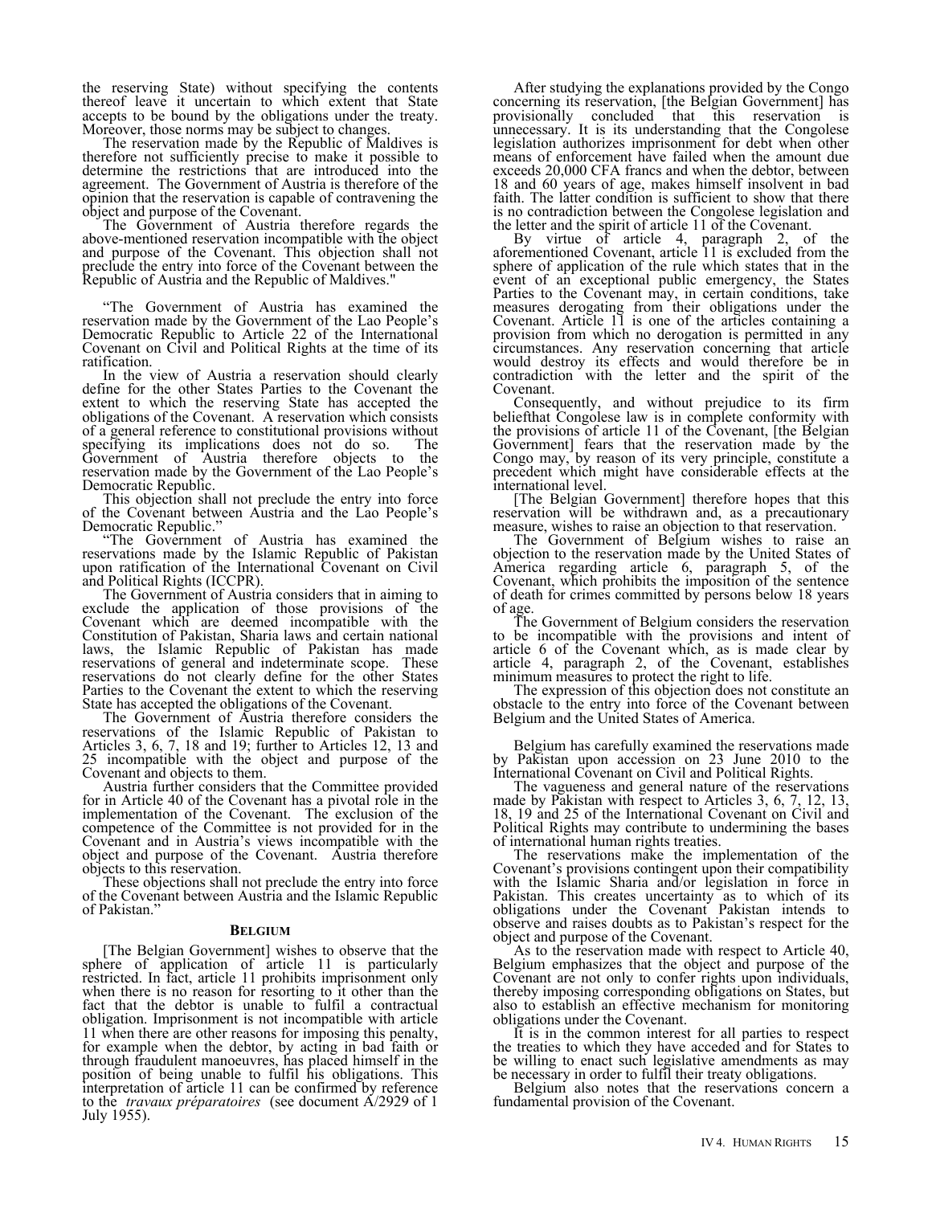the reserving State) without specifying the contents thereof leave it uncertain to which extent that State accepts to be bound by the obligations under the treaty. Moreover, those norms may be subject to changes.

The reservation made by the Republic of Maldives is therefore not sufficiently precise to make it possible to determine the restrictions that are introduced into the agreement. The Government of Austria is therefore of the opinion that the reservation is capable of contravening the object and purpose of the Covenant.

The Government of Austria therefore regards the above-mentioned reservation incompatible with the object and purpose of the Covenant. This objection shall not preclude the entry into force of the Covenant between the Republic of Austria and the Republic of Maldives."

"The Government of Austria has examined the reservation made by the Government of the Lao People's Democratic Republic to Article 22 of the International Covenant on Civil and Political Rights at the time of its ratification.

In the view of Austria a reservation should clearly define for the other States Parties to the Covenant the extent to which the reserving State has accepted the obligations of the Covenant. A reservation which consists of a general reference to constitutional provisions without specifying its implications does not do so. The Government of Austria therefore objects to the reservation made by the Government of the Lao People's Democratic Republic.

This objection shall not preclude the entry into force of the Covenant between Austria and the Lao People's Democratic Republic."

"The Government of Austria has examined the reservations made by the Islamic Republic of Pakistan upon ratification of the International Covenant on Civil and Political Rights (ICCPR).

The Government of Austria considers that in aiming to exclude the application of those provisions of the Covenant which are deemed incompatible with the Constitution of Pakistan, Sharia laws and certain national laws, the Islamic Republic of Pakistan has made reservations of general and indeterminate scope. These reservations do not clearly define for the other States Parties to the Covenant the extent to which the reserving State has accepted the obligations of the Covenant.

The Government of Austria therefore considers the reservations of the Islamic Republic of Pakistan to Articles 3, 6, 7, 18 and 19; further to Articles 12, 13 and 25 incompatible with the object and purpose of the Covenant and objects to them.

Austria further considers that the Committee provided for in Article 40 of the Covenant has a pivotal role in the implementation of the Covenant. The exclusion of the competence of the Committee is not provided for in the Covenant and in Austria's views incompatible with the object and purpose of the Covenant. Austria therefore objects to this reservation.

These objections shall not preclude the entry into force of the Covenant between Austria and the Islamic Republic of Pakistan."

### BELGIUM

[The Belgian Government] wishes to observe that the sphere of application of article 11 is particularly restricted. In fact, article 11 prohibits imprisonment only when there is no reason for resorting to it other than the fact that the debtor is unable to fulfil a contractual obligation. Imprisonment is not incompatible with article 11 when there are other reasons for imposing this penalty, for example when the debtor, by acting in bad faith or through fraudulent manoeuvres, has placed himself in the position of being unable to fulfil his obligations. This interpretation of article 11 can be confirmed by reference to the *travaux préparatoires* (see document A/2929 of 1 July 1955).

After studying the explanations provided by the Congo concerning its reservation, [the Belgian Government] has provisionally concluded that this reservation is unnecessary. It is its understanding that the Congolese legislation authorizes imprisonment for debt when other means of enforcement have failed when the amount due exceeds 20,000 CFA francs and when the debtor, between 18 and 60 years of age, makes himself insolvent in bad faith. The latter condition is sufficient to show that there is no contradiction between the Congolese legislation and the letter and the spirit of article 11 of the Covenant.

By virtue of article 4, paragraph 2, of the aforementioned Covenant, article 11 is excluded from the sphere of application of the rule which states that in the event of an exceptional public emergency, the States Parties to the Covenant may, in certain conditions, take measures derogating from their obligations under the Covenant. Article 11 is one of the articles containing a provision from which no derogation is permitted in any circumstances. Any reservation concerning that article would destroy its effects and would therefore be in contradiction with the letter and the spirit of the Covenant.

Consequently, and without prejudice to its firm beliefthat Congolese law is in complete conformity with the provisions of article 11 of the Covenant, [the Belgian Government] fears that the reservation made by the Congo may, by reason of its very principle, constitute a precedent which might have considerable effects at the international level.

[The Belgian Government] therefore hopes that this reservation will be withdrawn and, as a precautionary measure, wishes to raise an objection to that reservation.

The Government of Belgium wishes to raise an objection to the reservation made by the United States of America regarding article 6, paragraph 5, of the Covenant, which prohibits the imposition of the sentence of death for crimes committed by persons below 18 years of age.

The Government of Belgium considers the reservation to be incompatible with the provisions and intent of article 6 of the Covenant which, as is made clear by article 4, paragraph 2, of the Covenant, establishes minimum measures to protect the right to life.

The expression of this objection does not constitute an obstacle to the entry into force of the Covenant between Belgium and the United States of America.

Belgium has carefully examined the reservations made by Pakistan upon accession on 23 June 2010 to the International Covenant on Civil and Political Rights.

The vagueness and general nature of the reservations made by Pakistan with respect to Articles 3, 6, 7, 12, 13, 18, 19 and 25 of the International Covenant on Civil and Political Rights may contribute to undermining the bases of international human rights treaties.

The reservations make the implementation of the Covenant's provisions contingent upon their compatibility with the Islamic Sharia and/or legislation in force in Pakistan. This creates uncertainty as to which of its obligations under the Covenant Pakistan intends to observe and raises doubts as to Pakistan's respect for the object and purpose of the Covenant.

As to the reservation made with respect to Article 40, Belgium emphasizes that the object and purpose of the Covenant are not only to confer rights upon individuals, thereby imposing corresponding obligations on States, but also to establish an effective mechanism for monitoring obligations under the Covenant.

It is in the common interest for all parties to respect the treaties to which they have acceded and for States to be willing to enact such legislative amendments as may be necessary in order to fulfil their treaty obligations.

Belgium also notes that the reservations concern a fundamental provision of the Covenant.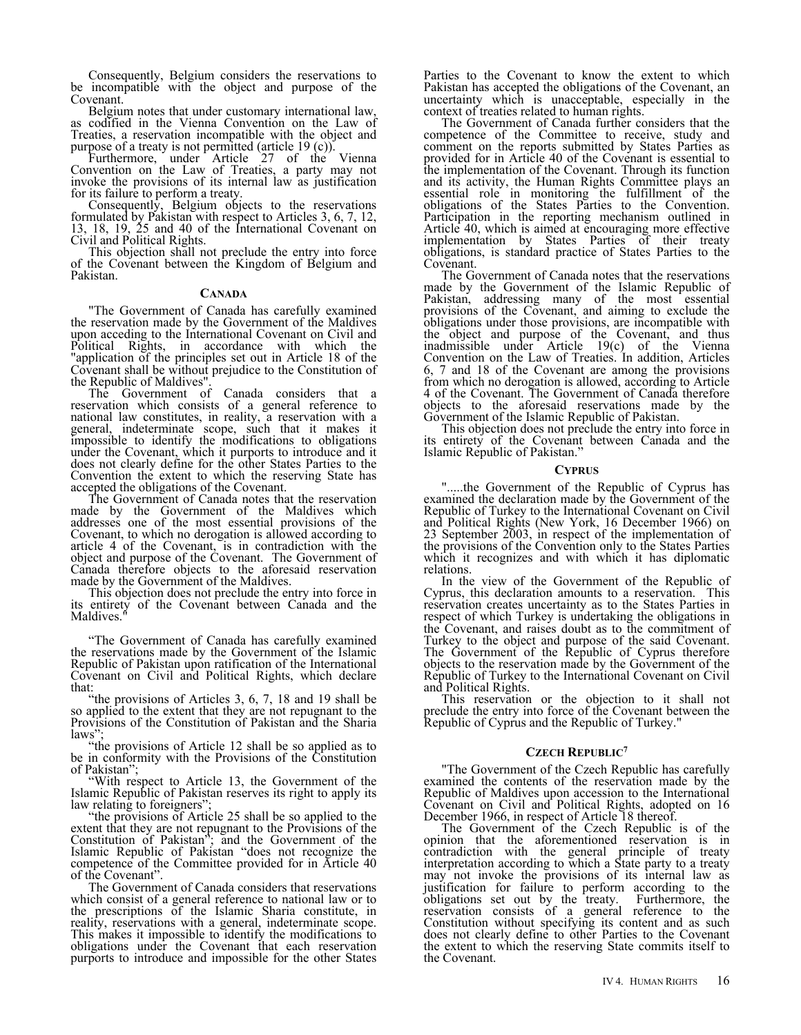Consequently, Belgium considers the reservations to be incompatible with the object and purpose of the Covenant.

Belgium notes that under customary international law, as codified in the Vienna Convention on the Law of Treaties, a reservation incompatible with the object and purpose of a treaty is not permitted (article 19 (c)).

Furthermore, under Article 27 of the Vienna Convention on the Law of Treaties, a party may not invoke the provisions of its internal law as justification for its failure to perform a treaty.

Consequently, Belgium objects to the reservations formulated by Pakistan with respect to Articles 3, 6, 7, 12, 13, 18, 19, 25 and 40 of the International Covenant on Civil and Political Rights.

This objection shall not preclude the entry into force of the Covenant between the Kingdom of Belgium and Pakistan.

### CANADA

"The Government of Canada has carefully examined the reservation made by the Government of the Maldives upon acceding to the International Covenant on Civil and Political Rights, in accordance with which the "application of the principles set out in Article 18 of the Covenant shall be without prejudice to the Constitution of the Republic of Maldives".

The Government of Canada considers that a reservation which consists of a general reference to national law constitutes, in reality, a reservation with a general, indeterminate scope, such that it makes it impossible to identify the modifications to obligations under the Covenant, which it purports to introduce and it does not clearly define for the other States Parties to the Convention the extent to which the reserving State has accepted the obligations of the Covenant.

The Government of Canada notes that the reservation made by the Government of the Maldives which addresses one of the most essential provisions of the Covenant, to which no derogation is allowed according to article 4 of the Covenant, is in contradiction with the object and purpose of the Covenant. The Government of Canada therefore objects to the aforesaid reservation made by the Government of the Maldives.

This objection does not preclude the entry into force in its entirety of the Covenant between Canada and the Maldives."

"The Government of Canada has carefully examined the reservations made by the Government of the Islamic Republic of Pakistan upon ratification of the International Covenant on Civil and Political Rights, which declare that:

"the provisions of Articles 3, 6, 7, 18 and 19 shall be so applied to the extent that they are not repugnant to the Provisions of the Constitution of Pakistan and the Sharia laws";

"the provisions of Article 12 shall be so applied as to be in conformity with the Provisions of the Constitution of Pakistan";

"With respect to Article 13, the Government of the Islamic Republic of Pakistan reserves its right to apply its law relating to foreigners";

"the provisions of Article 25 shall be so applied to the extent that they are not repugnant to the Provisions of the Constitution of Pakistan"; and the Government of the Islamic Republic of Pakistan "does not recognize the competence of the Committee provided for in Article 40 of the Covenant".

The Government of Canada considers that reservations which consist of a general reference to national law or to the prescriptions of the Islamic Sharia constitute, in reality, reservations with a general, indeterminate scope. This makes it impossible to identify the modifications to obligations under the Covenant that each reservation purports to introduce and impossible for the other States Parties to the Covenant to know the extent to which Pakistan has accepted the obligations of the Covenant, an uncertainty which is unacceptable, especially in the context of treaties related to human rights.

The Government of Canada further considers that the competence of the Committee to receive, study and comment on the reports submitted by States Parties as provided for in Article 40 of the Covenant is essential to the implementation of the Covenant. Through its function and its activity, the Human Rights Committee plays an essential role in monitoring the fulfillment of the obligations of the States Parties to the Convention. Participation in the reporting mechanism outlined in Article 40, which is aimed at encouraging more effective implementation by States Parties of their treaty obligations, is standard practice of States Parties to the Covenant.

The Government of Canada notes that the reservations made by the Government of the Islamic Republic of Pakistan, addressing many of the most essential provisions of the Covenant, and aiming to exclude the obligations under those provisions, are incompatible with the object and purpose of the Covenant, and thus inadmissible under Article 19(c) of the Vienna Convention on the Law of Treaties. In addition, Articles 6, 7 and 18 of the Covenant are among the provisions from which no derogation is allowed, according to Article 4 of the Covenant. The Government of Canada therefore objects to the aforesaid reservations made by the Government of the Islamic Republic of Pakistan.

This objection does not preclude the entry into force in its entirety of the Covenant between Canada and the Islamic Republic of Pakistan."

### CYPRUS

".....the Government of the Republic of Cyprus has examined the declaration made by the Government of the Republic of Turkey to the International Covenant on Civil and Political Rights (New York, 16 December 1966) on 23 September 2003, in respect of the implementation of the provisions of the Convention only to the States Parties which it recognizes and with which it has diplomatic relations.

In the view of the Government of the Republic of Cyprus, this declaration amounts to a reservation. This reservation creates uncertainty as to the States Parties in respect of which Turkey is undertaking the obligations in the Covenant, and raises doubt as to the commitment of Turkey to the object and purpose of the said Covenant. The Government of the Republic of Cyprus therefore objects to the reservation made by the Government of the Republic of Turkey to the International Covenant on Civil and Political Rights.

This reservation or the objection to it shall not preclude the entry into force of the Covenant between the Republic of Cyprus and the Republic of Turkey."

### CZECH REPUBLIC[7]

"The Government of the Czech Republic has carefully examined the contents of the reservation made by the Republic of Maldives upon accession to the International Covenant on Civil and Political Rights, adopted on 16 December 1966, in respect of Article 18 thereof.

The Government of the Czech Republic is of the opinion that the aforementioned reservation is in contradiction with the general principle of treaty interpretation according to which a State party to a treaty may not invoke the provisions of its internal law as justification for failure to perform according to the obligations set out by the treaty. Furthermore, the reservation consists of a general reference to the Constitution without specifying its content and as such does not clearly define to other Parties to the Covenant the extent to which the reserving State commits itself to the Covenant.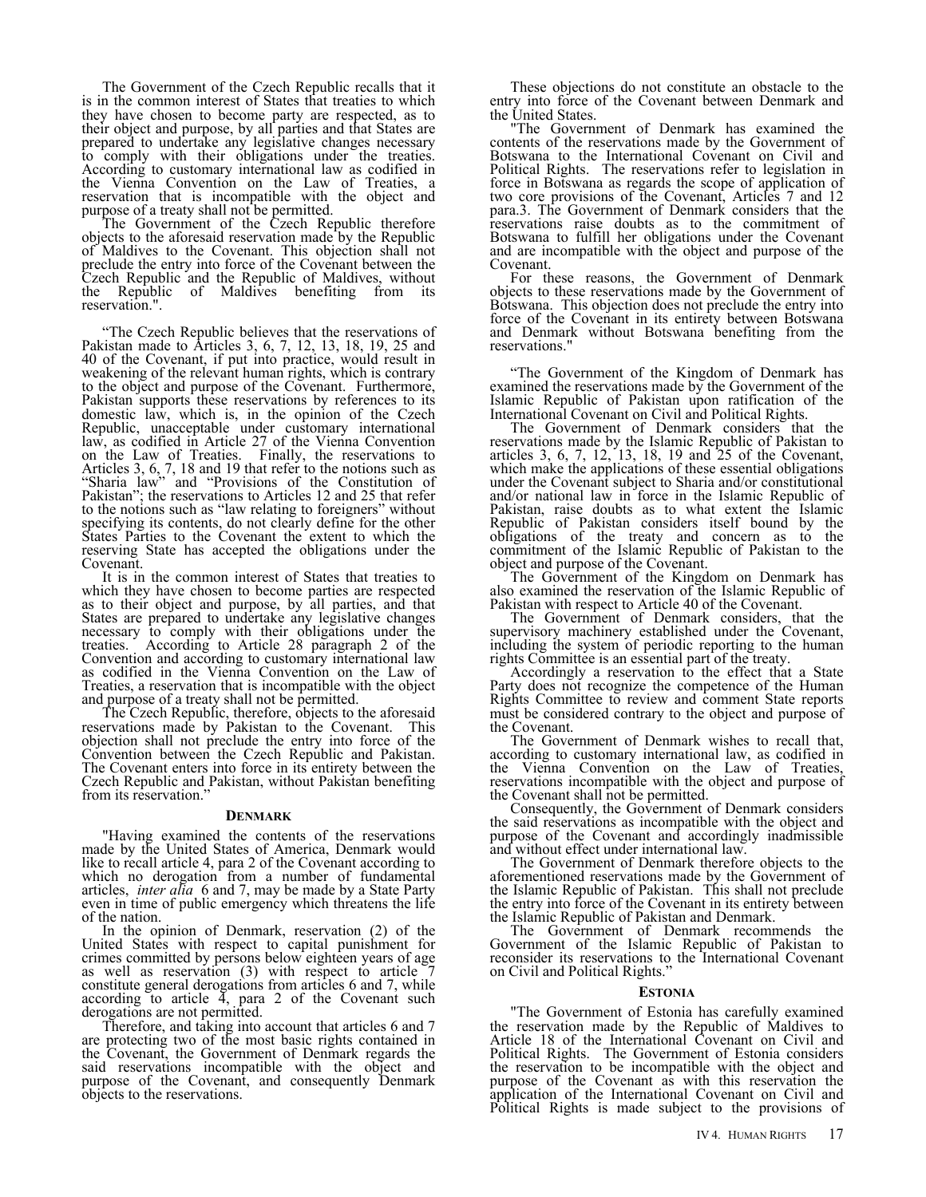The Government of the Czech Republic recalls that it is in the common interest of States that treaties to which they have chosen to become party are respected, as to their object and purpose, by all parties and that States are prepared to undertake any legislative changes necessary to comply with their obligations under the treaties. According to customary international law as codified in the Vienna Convention on the Law of Treaties, a reservation that is incompatible with the object and purpose of a treaty shall not be permitted.

The Government of the Czech Republic therefore objects to the aforesaid reservation made by the Republic of Maldives to the Covenant. This objection shall not preclude the entry into force of the Covenant between the Czech Republic and the Republic of Maldives, without the Republic of Maldives benefiting from its reservation.".

"The Czech Republic believes that the reservations of Pakistan made to Articles 3, 6, 7, 12, 13, 18, 19, 25 and 40 of the Covenant, if put into practice, would result in weakening of the relevant human rights, which is contrary to the object and purpose of the Covenant. Furthermore, Pakistan supports these reservations by references to its domestic law, which is, in the opinion of the Czech Republic, unacceptable under customary international law, as codified in Article 27 of the Vienna Convention on the Law of Treaties. Finally, the reservations to Articles 3, 6, 7, 18 and 19 that refer to the notions such as "Sharia law" and "Provisions of the Constitution of Pakistan"; the reservations to Articles 12 and 25 that refer to the notions such as "law relating to foreigners" without specifying its contents, do not clearly define for the other States Parties to the Covenant the extent to which the reserving State has accepted the obligations under the Covenant.

It is in the common interest of States that treaties to which they have chosen to become parties are respected as to their object and purpose, by all parties, and that States are prepared to undertake any legislative changes necessary to comply with their obligations under the treaties. According to Article 28 paragraph 2 of the Convention and according to customary international law as codified in the Vienna Convention on the Law of Treaties, a reservation that is incompatible with the object and purpose of a treaty shall not be permitted.

The Czech Republic, therefore, objects to the aforesaid reservations made by Pakistan to the Covenant. This objection shall not preclude the entry into force of the Convention between the Czech Republic and Pakistan. The Covenant enters into force in its entirety between the Czech Republic and Pakistan, without Pakistan benefiting from its reservation."

### Denmark

"Having examined the contents of the reservations made by the United States of America, Denmark would like to recall article 4, para 2 of the Covenant according to which no derogation from a number of fundamental articles, *inter alia* 6 and 7, may be made by a State Party even in time of public emergency which threatens the life of the nation.

In the opinion of Denmark, reservation (2) of the United States with respect to capital punishment for crimes committed by persons below eighteen years of age as well as reservation (3) with respect to article 7 constitute general derogations from articles 6 and 7, while according to article 4, para 2 of the Covenant such derogations are not permitted.

Therefore, and taking into account that articles 6 and 7 are protecting two of the most basic rights contained in the Covenant, the Government of Denmark regards the said reservations incompatible with the object and purpose of the Covenant, and consequently Denmark objects to the reservations.

These objections do not constitute an obstacle to the entry into force of the Covenant between Denmark and the United States.

"The Government of Denmark has examined the contents of the reservations made by the Government of Botswana to the International Covenant on Civil and Political Rights. The reservations refer to legislation in force in Botswana as regards the scope of application of two core provisions of the Covenant, Articles 7 and 12 para.3. The Government of Denmark considers that the reservations raise doubts as to the commitment of Botswana to fulfill her obligations under the Covenant and are incompatible with the object and purpose of the Covenant.

For these reasons, the Government of Denmark objects to these reservations made by the Government of Botswana. This objection does not preclude the entry into force of the Covenant in its entirety between Botswana and Denmark without Botswana benefiting from the reservations."

"The Government of the Kingdom of Denmark has examined the reservations made by the Government of the Islamic Republic of Pakistan upon ratification of the International Covenant on Civil and Political Rights.

The Government of Denmark considers that the reservations made by the Islamic Republic of Pakistan to articles 3, 6, 7, 12, 13, 18, 19 and 25 of the Covenant, which make the applications of these essential obligations under the Covenant subject to Sharia and/or constitutional and/or national law in force in the Islamic Republic of Pakistan, raise doubts as to what extent the Islamic Republic of Pakistan considers itself bound by the obligations of the treaty and concern as to the commitment of the Islamic Republic of Pakistan to the object and purpose of the Covenant.

The Government of the Kingdom on Denmark has also examined the reservation of the Islamic Republic of Pakistan with respect to Article 40 of the Covenant.

The Government of Denmark considers, that the supervisory machinery established under the Covenant, including the system of periodic reporting to the human rights Committee is an essential part of the treaty.

Accordingly a reservation to the effect that a State Party does not recognize the competence of the Human Rights Committee to review and comment State reports must be considered contrary to the object and purpose of the Covenant.

The Government of Denmark wishes to recall that, according to customary international law, as codified in the Vienna Convention on the Law of Treaties, reservations incompatible with the object and purpose of the Covenant shall not be permitted.

Consequently, the Government of Denmark considers the said reservations as incompatible with the object and purpose of the Covenant and accordingly inadmissible and without effect under international law.

The Government of Denmark therefore objects to the aforementioned reservations made by the Government of the Islamic Republic of Pakistan. This shall not preclude the entry into force of the Covenant in its entirety between the Islamic Republic of Pakistan and Denmark.

The Government of Denmark recommends the Government of the Islamic Republic of Pakistan to reconsider its reservations to the International Covenant on Civil and Political Rights."

### Estonia

"The Government of Estonia has carefully examined the reservation made by the Republic of Maldives to Article 18 of the International Covenant on Civil and Political Rights. The Government of Estonia considers the reservation to be incompatible with the object and purpose of the Covenant as with this reservation the application of the International Covenant on Civil and Political Rights is made subject to the provisions of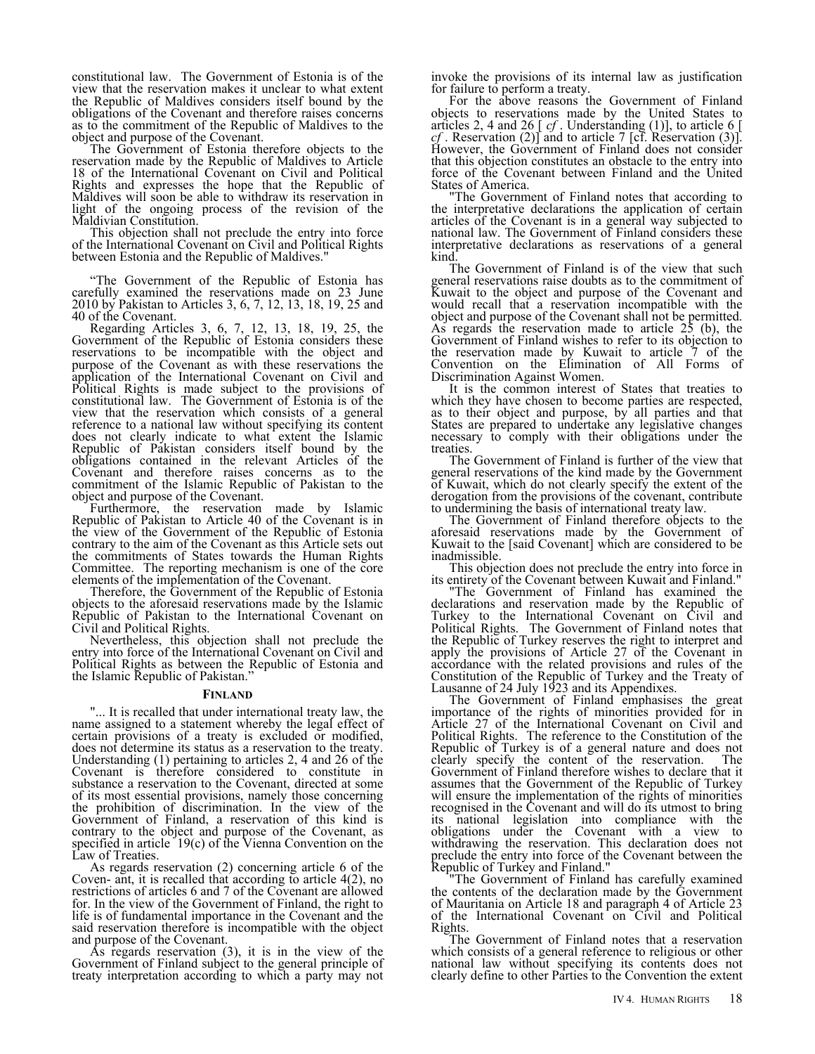constitutional law. The Government of Estonia is of the view that the reservation makes it unclear to what extent the Republic of Maldives considers itself bound by the obligations of the Covenant and therefore raises concerns as to the commitment of the Republic of Maldives to the object and purpose of the Covenant.

The Government of Estonia therefore objects to the reservation made by the Republic of Maldives to Article 18 of the International Covenant on Civil and Political Rights and expresses the hope that the Republic of Maldives will soon be able to withdraw its reservation in light of the ongoing process of the revision of the Maldivian Constitution.

This objection shall not preclude the entry into force of the International Covenant on Civil and Political Rights between Estonia and the Republic of Maldives."

"The Government of the Republic of Estonia has carefully examined the reservations made on 23 June 2010 by Pakistan to Articles 3, 6, 7, 12, 13, 18, 19, 25 and 40 of the Covenant.

Regarding Articles 3, 6, 7, 12, 13, 18, 19, 25, the Government of the Republic of Estonia considers these reservations to be incompatible with the object and purpose of the Covenant as with these reservations the application of the International Covenant on Civil and Political Rights is made subject to the provisions of constitutional law. The Government of Estonia is of the view that the reservation which consists of a general reference to a national law without specifying its content does not clearly indicate to what extent the Islamic Republic of Pakistan considers itself bound by the obligations contained in the relevant Articles of the Covenant and therefore raises concerns as to the commitment of the Islamic Republic of Pakistan to the object and purpose of the Covenant.

Furthermore, the reservation made by Islamic Republic of Pakistan to Article 40 of the Covenant is in the view of the Government of the Republic of Estonia contrary to the aim of the Covenant as this Article sets out the commitments of States towards the Human Rights Committee. The reporting mechanism is one of the core elements of the implementation of the Covenant.

Therefore, the Government of the Republic of Estonia objects to the aforesaid reservations made by the Islamic Republic of Pakistan to the International Covenant on Civil and Political Rights.

Nevertheless, this objection shall not preclude the entry into force of the International Covenant on Civil and Political Rights as between the Republic of Estonia and the Islamic Republic of Pakistan."

**FINLAND**

"... It is recalled that under international treaty law, the name assigned to a statement whereby the legal effect of certain provisions of a treaty is excluded or modified, does not determine its status as a reservation to the treaty. Understanding (1) pertaining to articles 2, 4 and 26 of the Covenant is therefore considered to constitute in substance a reservation to the Covenant, directed at some of its most essential provisions, namely those concerning the prohibition of discrimination. In the view of the Government of Finland, a reservation of this kind is contrary to the object and purpose of the Covenant, as specified in article 19(c) of the Vienna Convention on the Law of Treaties.

As regards reservation (2) concerning article 6 of the Coven- ant, it is recalled that according to article 4(2), no restrictions of articles 6 and 7 of the Covenant are allowed for. In the view of the Government of Finland, the right to life is of fundamental importance in the Covenant and the said reservation therefore is incompatible with the object and purpose of the Covenant.

As regards reservation (3), it is in the view of the Government of Finland subject to the general principle of treaty interpretation according to which a party may not invoke the provisions of its internal law as justification for failure to perform a treaty.

For the above reasons the Government of Finland objects to reservations made by the United States to articles 2, 4 and 26 [ *cf* . Understanding (1)], to article 6 [ *cf* . Reservation (2)] and to article 7 [cf. Reservation (3)]. However, the Government of Finland does not consider that this objection constitutes an obstacle to the entry into force of the Covenant between Finland and the United States of America.

"The Government of Finland notes that according to the interpretative declarations the application of certain articles of the Covenant is in a general way subjected to national law. The Government of Finland considers these interpretative declarations as reservations of a general kind.

The Government of Finland is of the view that such general reservations raise doubts as to the commitment of Kuwait to the object and purpose of the Covenant and would recall that a reservation incompatible with the object and purpose of the Covenant shall not be permitted. As regards the reservation made to article 25 (b), the Government of Finland wishes to refer to its objection to the reservation made by Kuwait to article 7 of the Convention on the Elimination of All Forms of Discrimination Against Women.

It is the common interest of States that treaties to which they have chosen to become parties are respected, as to their object and purpose, by all parties and that States are prepared to undertake any legislative changes necessary to comply with their obligations under the treaties.

The Government of Finland is further of the view that general reservations of the kind made by the Government of Kuwait, which do not clearly specify the extent of the derogation from the provisions of the covenant, contribute to undermining the basis of international treaty law.

The Government of Finland therefore objects to the aforesaid reservations made by the Government of Kuwait to the [said Covenant] which are considered to be inadmissible.

This objection does not preclude the entry into force in its entirety of the Covenant between Kuwait and Finland."

"The Government of Finland has examined the declarations and reservation made by the Republic of Turkey to the International Covenant on Civil and Political Rights. The Government of Finland notes that the Republic of Turkey reserves the right to interpret and apply the provisions of Article 27 of the Covenant in accordance with the related provisions and rules of the Constitution of the Republic of Turkey and the Treaty of Lausanne of 24 July 1923 and its Appendixes.

The Government of Finland emphasises the great importance of the rights of minorities provided for in Article 27 of the International Covenant on Civil and Political Rights. The reference to the Constitution of the Republic of Turkey is of a general nature and does not clearly specify the content of the reservation. The Government of Finland therefore wishes to declare that it assumes that the Government of the Republic of Turkey will ensure the implementation of the rights of minorities recognised in the Covenant and will do its utmost to bring its national legislation into compliance with the obligations under the Covenant with a view to withdrawing the reservation. This declaration does not preclude the entry into force of the Covenant between the Republic of Turkey and Finland."

"The Government of Finland has carefully examined the contents of the declaration made by the Government of Mauritania on Article 18 and paragraph 4 of Article 23 of the International Covenant on Civil and Political Rights.

The Government of Finland notes that a reservation which consists of a general reference to religious or other national law without specifying its contents does not clearly define to other Parties to the Convention the extent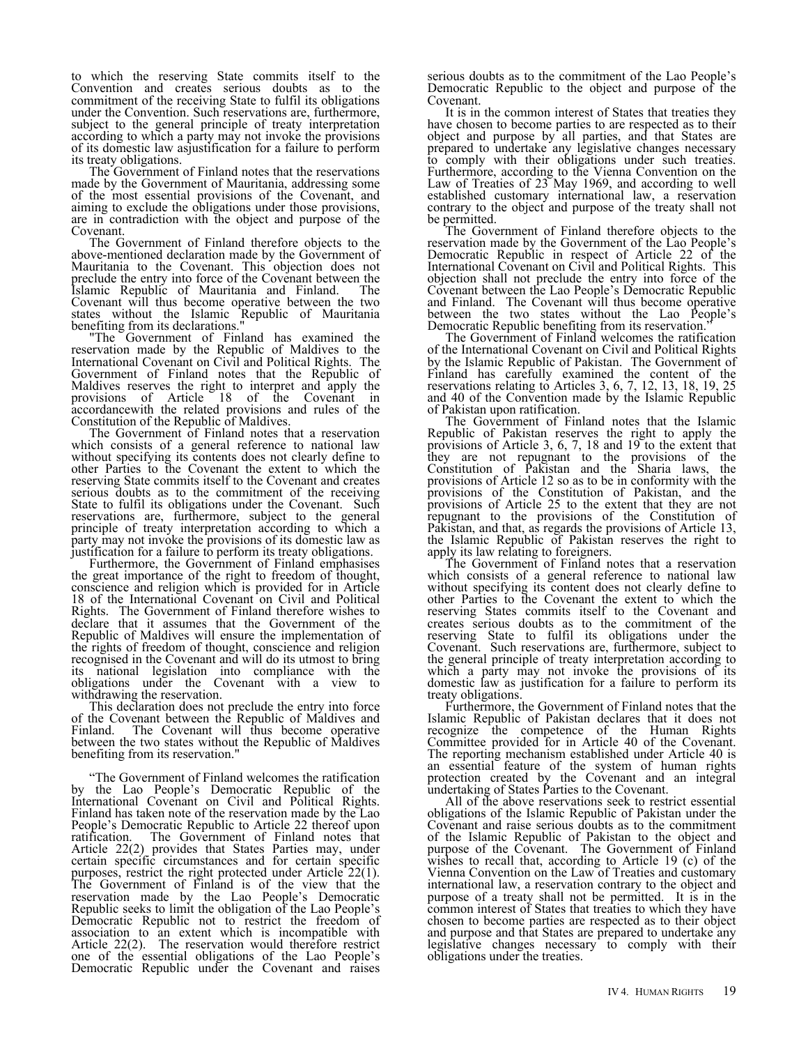to which the reserving State commits itself to the Convention and creates serious doubts as to the commitment of the receiving State to fulfil its obligations under the Convention. Such reservations are, furthermore, subject to the general principle of treaty interpretation according to which a party may not invoke the provisions of its domestic law asjustification for a failure to perform its treaty obligations.

The Government of Finland notes that the reservations made by the Government of Mauritania, addressing some of the most essential provisions of the Covenant, and aiming to exclude the obligations under those provisions, are in contradiction with the object and purpose of the Covenant.

The Government of Finland therefore objects to the above-mentioned declaration made by the Government of Mauritania to the Covenant. This objection does not preclude the entry into force of the Covenant between the Islamic Republic of Mauritania and Finland. The Covenant will thus become operative between the two states without the Islamic Republic of Mauritania benefiting from its declarations."

"The Government of Finland has examined the reservation made by the Republic of Maldives to the International Covenant on Civil and Political Rights. The Government of Finland notes that the Republic of Maldives reserves the right to interpret and apply the provisions of Article 18 of the Covenant in accordancewith the related provisions and rules of the Constitution of the Republic of Maldives.

The Government of Finland notes that a reservation which consists of a general reference to national law without specifying its contents does not clearly define to other Parties to the Covenant the extent to which the reserving State commits itself to the Covenant and creates serious doubts as to the commitment of the receiving State to fulfil its obligations under the Covenant. Such reservations are, furthermore, subject to the general principle of treaty interpretation according to which a party may not invoke the provisions of its domestic law as justification for a failure to perform its treaty obligations.

Furthermore, the Government of Finland emphasises the great importance of the right to freedom of thought, conscience and religion which is provided for in Article 18 of the International Covenant on Civil and Political Rights. The Government of Finland therefore wishes to declare that it assumes that the Government of the Republic of Maldives will ensure the implementation of the rights of freedom of thought, conscience and religion recognised in the Covenant and will do its utmost to bring its national legislation into compliance with the obligations under the Covenant with a view to withdrawing the reservation.

This declaration does not preclude the entry into force of the Covenant between the Republic of Maldives and Finland. The Covenant will thus become operative between the two states without the Republic of Maldives benefiting from its reservation."

"The Government of Finland welcomes the ratification by the Lao People's Democratic Republic of the International Covenant on Civil and Political Rights. Finland has taken note of the reservation made by the Lao People's Democratic Republic to Article 22 thereof upon ratification. The Government of Finland notes that Article 22(2) provides that States Parties may, under certain specific circumstances and for certain specific purposes, restrict the right protected under Article 22(1). The Government of Finland is of the view that the reservation made by the Lao People's Democratic Republic seeks to limit the obligation of the Lao People's Democratic Republic not to restrict the freedom of association to an extent which is incompatible with Article 22(2). The reservation would therefore restrict one of the essential obligations of the Lao People's Democratic Republic under the Covenant and raises serious doubts as to the commitment of the Lao People's Democratic Republic to the object and purpose of the Covenant.

It is in the common interest of States that treaties they have chosen to become parties to are respected as to their object and purpose by all parties, and that States are prepared to undertake any legislative changes necessary to comply with their obligations under such treaties. Furthermore, according to the Vienna Convention on the Law of Treaties of 23 May 1969, and according to well established customary international law, a reservation contrary to the object and purpose of the treaty shall not be permitted.

The Government of Finland therefore objects to the reservation made by the Government of the Lao People's Democratic Republic in respect of Article 22 of the International Covenant on Civil and Political Rights. This objection shall not preclude the entry into force of the Covenant between the Lao People's Democratic Republic and Finland. The Covenant will thus become operative between the two states without the Lao People's Democratic Republic benefiting from its reservation."

The Government of Finland welcomes the ratification of the International Covenant on Civil and Political Rights by the Islamic Republic of Pakistan. The Government of Finland has carefully examined the content of the reservations relating to Articles 3, 6, 7, 12, 13, 18, 19, 25 and 40 of the Convention made by the Islamic Republic of Pakistan upon ratification.

The Government of Finland notes that the Islamic Republic of Pakistan reserves the right to apply the provisions of Article 3, 6, 7, 18 and 19 to the extent that they are not repugnant to the provisions of the Constitution of Pakistan and the Sharia laws, the provisions of Article 12 so as to be in conformity with the provisions of the Constitution of Pakistan, and the provisions of Article 25 to the extent that they are not repugnant to the provisions of the Constitution of Pakistan, and that, as regards the provisions of Article 13, the Islamic Republic of Pakistan reserves the right to apply its law relating to foreigners.

The Government of Finland notes that a reservation which consists of a general reference to national law without specifying its content does not clearly define to other Parties to the Covenant the extent to which the reserving States commits itself to the Covenant and creates serious doubts as to the commitment of the reserving State to fulfil its obligations under the Covenant. Such reservations are, furthermore, subject to the general principle of treaty interpretation according to which a party may not invoke the provisions of its domestic law as justification for a failure to perform its treaty obligations.

Furthermore, the Government of Finland notes that the Islamic Republic of Pakistan declares that it does not recognize the competence of the Human Rights Committee provided for in Article 40 of the Covenant. The reporting mechanism established under Article 40 is an essential feature of the system of human rights protection created by the Covenant and an integral undertaking of States Parties to the Covenant.

All of the above reservations seek to restrict essential obligations of the Islamic Republic of Pakistan under the Covenant and raise serious doubts as to the commitment of the Islamic Republic of Pakistan to the object and purpose of the Covenant. The Government of Finland wishes to recall that, according to Article 19 (c) of the Vienna Convention on the Law of Treaties and customary international law, a reservation contrary to the object and purpose of a treaty shall not be permitted. It is in the common interest of States that treaties to which they have chosen to become parties are respected as to their object and purpose and that States are prepared to undertake any legislative changes necessary to comply with their obligations under the treaties.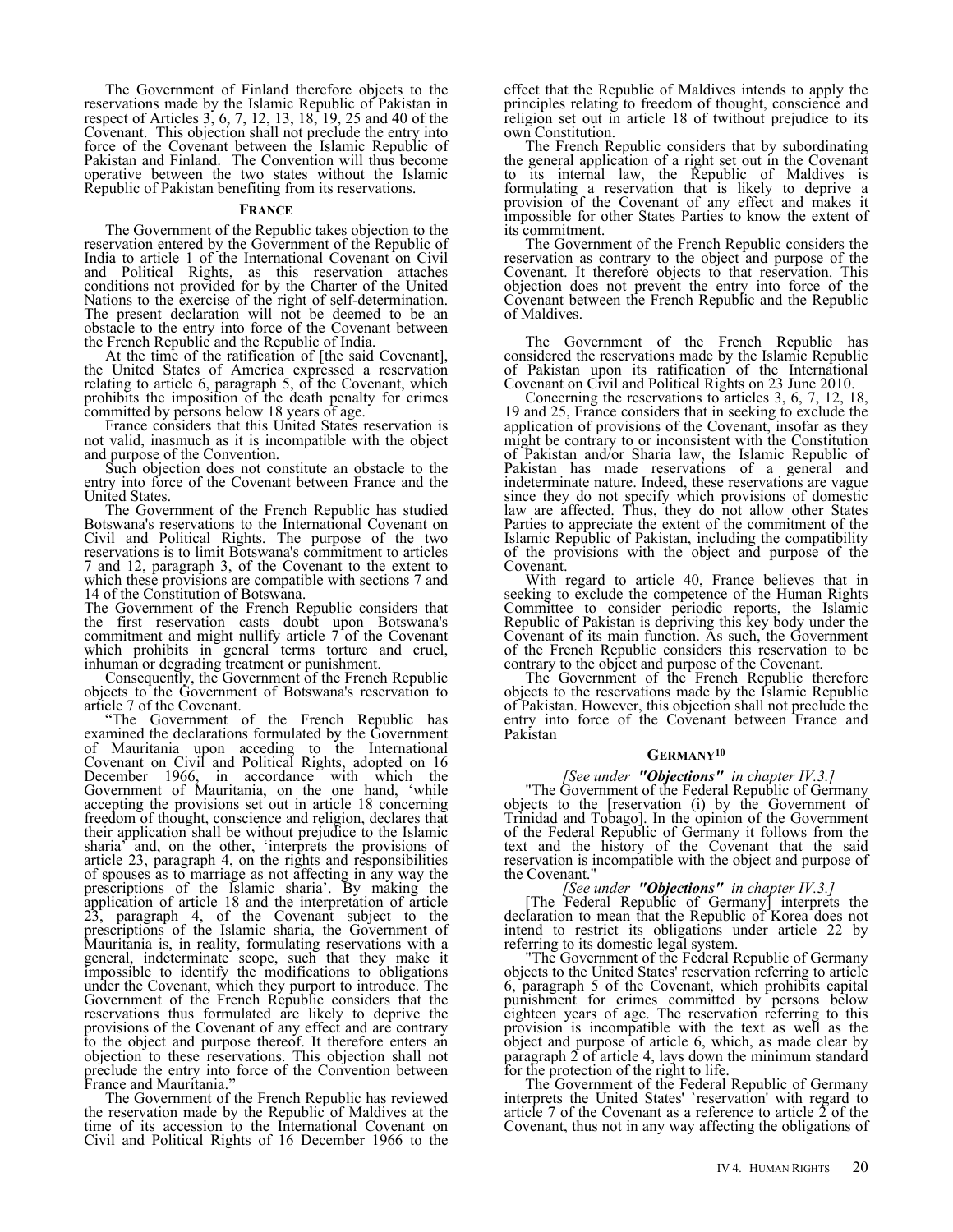The Government of Finland therefore objects to the reservations made by the Islamic Republic of Pakistan in respect of Articles 3, 6, 7, 12, 13, 18, 19, 25 and 40 of the Covenant. This objection shall not preclude the entry into force of the Covenant between the Islamic Republic of Pakistan and Finland. The Convention will thus become operative between the two states without the Islamic Republic of Pakistan benefiting from its reservations.

### France

The Government of the Republic takes objection to the reservation entered by the Government of the Republic of India to article 1 of the International Covenant on Civil and Political Rights, as this reservation attaches conditions not provided for by the Charter of the United Nations to the exercise of the right of self-determination. The present declaration will not be deemed to be an obstacle to the entry into force of the Covenant between the French Republic and the Republic of India.

At the time of the ratification of [the said Covenant], the United States of America expressed a reservation relating to article 6, paragraph 5, of the Covenant, which prohibits the imposition of the death penalty for crimes committed by persons below 18 years of age.

France considers that this United States reservation is not valid, inasmuch as it is incompatible with the object and purpose of the Convention.

Such objection does not constitute an obstacle to the entry into force of the Covenant between France and the United States.

The Government of the French Republic has studied Botswana's reservations to the International Covenant on Civil and Political Rights. The purpose of the two reservations is to limit Botswana's commitment to articles 7 and 12, paragraph 3, of the Covenant to the extent to which these provisions are compatible with sections 7 and 14 of the Constitution of Botswana.

The Government of the French Republic considers that the first reservation casts doubt upon Botswana's commitment and might nullify article 7 of the Covenant which prohibits in general terms torture and cruel, inhuman or degrading treatment or punishment.

Consequently, the Government of the French Republic objects to the Government of Botswana's reservation to article 7 of the Covenant.

"The Government of the French Republic has examined the declarations formulated by the Government of Mauritania upon acceding to the International Covenant on Civil and Political Rights, adopted on 16 December 1966, in accordance with which the Government of Mauritania, on the one hand, 'while accepting the provisions set out in article 18 concerning freedom of thought, conscience and religion, declares that their application shall be without prejudice to the Islamic sharia' and, on the other, 'interprets the provisions of article 23, paragraph 4, on the rights and responsibilities of spouses as to marriage as not affecting in any way the prescriptions of the Islamic sharia'. By making the application of article 18 and the interpretation of article 23, paragraph 4, of the Covenant subject to the prescriptions of the Islamic sharia, the Government of Mauritania is, in reality, formulating reservations with a general, indeterminate scope, such that they make it impossible to identify the modifications to obligations under the Covenant, which they purport to introduce. The Government of the French Republic considers that the reservations thus formulated are likely to deprive the provisions of the Covenant of any effect and are contrary to the object and purpose thereof. It therefore enters an objection to these reservations. This objection shall not preclude the entry into force of the Convention between France and Mauritania."

The Government of the French Republic has reviewed the reservation made by the Republic of Maldives at the time of its accession to the International Covenant on Civil and Political Rights of 16 December 1966 to the effect that the Republic of Maldives intends to apply the principles relating to freedom of thought, conscience and religion set out in article 18 of twithout prejudice to its own Constitution.

The French Republic considers that by subordinating the general application of a right set out in the Covenant to its internal law, the Republic of Maldives is formulating a reservation that is likely to deprive a provision of the Covenant of any effect and makes it impossible for other States Parties to know the extent of its commitment.

The Government of the French Republic considers the reservation as contrary to the object and purpose of the Covenant. It therefore objects to that reservation. This objection does not prevent the entry into force of the Covenant between the French Republic and the Republic of Maldives.

The Government of the French Republic has considered the reservations made by the Islamic Republic of Pakistan upon its ratification of the International Covenant on Civil and Political Rights on 23 June 2010.

Concerning the reservations to articles 3, 6, 7, 12, 18, 19 and 25, France considers that in seeking to exclude the application of provisions of the Covenant, insofar as they might be contrary to or inconsistent with the Constitution of Pakistan and/or Sharia law, the Islamic Republic of Pakistan has made reservations of a general and indeterminate nature. Indeed, these reservations are vague since they do not specify which provisions of domestic law are affected. Thus, they do not allow other States Parties to appreciate the extent of the commitment of the Islamic Republic of Pakistan, including the compatibility of the provisions with the object and purpose of the Covenant.

With regard to article 40, France believes that in seeking to exclude the competence of the Human Rights Committee to consider periodic reports, the Islamic Republic of Pakistan is depriving this key body under the Covenant of its main function. As such, the Government of the French Republic considers this reservation to be contrary to the object and purpose of the Covenant.

The Government of the French Republic therefore objects to the reservations made by the Islamic Republic of Pakistan. However, this objection shall not preclude the entry into force of the Covenant between France and Pakistan

### Germany[10]

*[See under **"Objections"** in chapter IV.3.]*

"The Government of the Federal Republic of Germany objects to the [reservation (i) by the Government of Trinidad and Tobago]. In the opinion of the Government of the Federal Republic of Germany it follows from the text and the history of the Covenant that the said reservation is incompatible with the object and purpose of the Covenant."

*[See under **"Objections"** in chapter IV.3.]*

[The Federal Republic of Germany] interprets the declaration to mean that the Republic of Korea does not intend to restrict its obligations under article 22 by referring to its domestic legal system.

"The Government of the Federal Republic of Germany objects to the United States' reservation referring to article 6, paragraph 5 of the Covenant, which prohibits capital punishment for crimes committed by persons below eighteen years of age. The reservation referring to this provision is incompatible with the text as well as the object and purpose of article 6, which, as made clear by paragraph 2 of article 4, lays down the minimum standard for the protection of the right to life.

The Government of the Federal Republic of Germany interprets the United States' `reservation' with regard to article 7 of the Covenant as a reference to article 2 of the Covenant, thus not in any way affecting the obligations of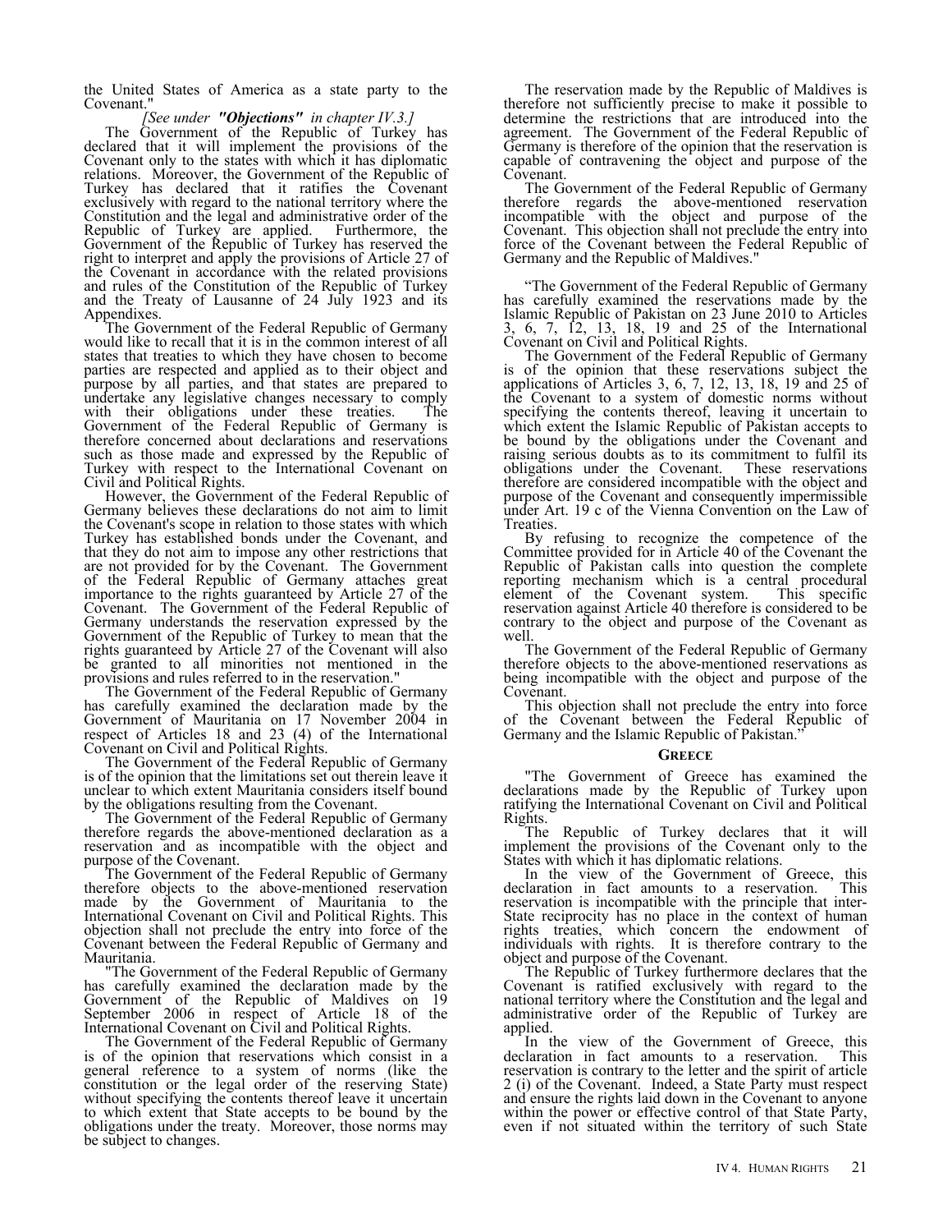the United States of America as a state party to the Covenant."

*[See under **"Objections"** in chapter IV.3.]*

The Government of the Republic of Turkey has declared that it will implement the provisions of the Covenant only to the states with which it has diplomatic relations. Moreover, the Government of the Republic of Turkey has declared that it ratifies the Covenant exclusively with regard to the national territory where the Constitution and the legal and administrative order of the Republic of Turkey are applied. Furthermore, the Government of the Republic of Turkey has reserved the right to interpret and apply the provisions of Article 27 of the Covenant in accordance with the related provisions and rules of the Constitution of the Republic of Turkey and the Treaty of Lausanne of 24 July 1923 and its Appendixes.

The Government of the Federal Republic of Germany would like to recall that it is in the common interest of all states that treaties to which they have chosen to become parties are respected and applied as to their object and purpose by all parties, and that states are prepared to undertake any legislative changes necessary to comply with their obligations under these treaties. The Government of the Federal Republic of Germany is therefore concerned about declarations and reservations such as those made and expressed by the Republic of Turkey with respect to the International Covenant on Civil and Political Rights.

However, the Government of the Federal Republic of Germany believes these declarations do not aim to limit the Covenant's scope in relation to those states with which Turkey has established bonds under the Covenant, and that they do not aim to impose any other restrictions that are not provided for by the Covenant. The Government of the Federal Republic of Germany attaches great importance to the rights guaranteed by Article 27 of the Covenant. The Government of the Federal Republic of Germany understands the reservation expressed by the Government of the Republic of Turkey to mean that the rights guaranteed by Article 27 of the Covenant will also be granted to all minorities not mentioned in the provisions and rules referred to in the reservation."

The Government of the Federal Republic of Germany has carefully examined the declaration made by the Government of Mauritania on 17 November 2004 in respect of Articles 18 and 23 (4) of the International Covenant on Civil and Political Rights.

The Government of the Federal Republic of Germany is of the opinion that the limitations set out therein leave it unclear to which extent Mauritania considers itself bound by the obligations resulting from the Covenant.

The Government of the Federal Republic of Germany therefore regards the above-mentioned declaration as a reservation and as incompatible with the object and purpose of the Covenant.

The Government of the Federal Republic of Germany therefore objects to the above-mentioned reservation made by the Government of Mauritania to the International Covenant on Civil and Political Rights. This objection shall not preclude the entry into force of the Covenant between the Federal Republic of Germany and Mauritania.

"The Government of the Federal Republic of Germany has carefully examined the declaration made by the Government of the Republic of Maldives on 19 September 2006 in respect of Article 18 of the International Covenant on Civil and Political Rights.

The Government of the Federal Republic of Germany is of the opinion that reservations which consist in a general reference to a system of norms (like the constitution or the legal order of the reserving State) without specifying the contents thereof leave it uncertain to which extent that State accepts to be bound by the obligations under the treaty. Moreover, those norms may be subject to changes.

The reservation made by the Republic of Maldives is therefore not sufficiently precise to make it possible to determine the restrictions that are introduced into the agreement. The Government of the Federal Republic of Germany is therefore of the opinion that the reservation is capable of contravening the object and purpose of the Covenant.

The Government of the Federal Republic of Germany therefore regards the above-mentioned reservation incompatible with the object and purpose of the Covenant. This objection shall not preclude the entry into force of the Covenant between the Federal Republic of Germany and the Republic of Maldives."

"The Government of the Federal Republic of Germany has carefully examined the reservations made by the Islamic Republic of Pakistan on 23 June 2010 to Articles 3, 6, 7, 12, 13, 18, 19 and 25 of the International Covenant on Civil and Political Rights.

The Government of the Federal Republic of Germany is of the opinion that these reservations subject the applications of Articles 3, 6, 7, 12, 13, 18, 19 and 25 of the Covenant to a system of domestic norms without specifying the contents thereof, leaving it uncertain to which extent the Islamic Republic of Pakistan accepts to be bound by the obligations under the Covenant and raising serious doubts as to its commitment to fulfil its obligations under the Covenant. These reservations therefore are considered incompatible with the object and purpose of the Covenant and consequently impermissible under Art. 19 c of the Vienna Convention on the Law of Treaties.

By refusing to recognize the competence of the Committee provided for in Article 40 of the Covenant the Republic of Pakistan calls into question the complete reporting mechanism which is a central procedural element of the Covenant system. This specific reservation against Article 40 therefore is considered to be contrary to the object and purpose of the Covenant as well.

The Government of the Federal Republic of Germany therefore objects to the above-mentioned reservations as being incompatible with the object and purpose of the Covenant.

This objection shall not preclude the entry into force of the Covenant between the Federal Republic of Germany and the Islamic Republic of Pakistan."

### GREECE

"The Government of Greece has examined the declarations made by the Republic of Turkey upon ratifying the International Covenant on Civil and Political Rights.

The Republic of Turkey declares that it will implement the provisions of the Covenant only to the States with which it has diplomatic relations.

In the view of the Government of Greece, this declaration in fact amounts to a reservation. This reservation is incompatible with the principle that inter-State reciprocity has no place in the context of human rights treaties, which concern the endowment of individuals with rights. It is therefore contrary to the object and purpose of the Covenant.

The Republic of Turkey furthermore declares that the Covenant is ratified exclusively with regard to the national territory where the Constitution and the legal and administrative order of the Republic of Turkey are applied.

In the view of the Government of Greece, this declaration in fact amounts to a reservation. This reservation is contrary to the letter and the spirit of article 2 (i) of the Covenant. Indeed, a State Party must respect and ensure the rights laid down in the Covenant to anyone within the power or effective control of that State Party, even if not situated within the territory of such State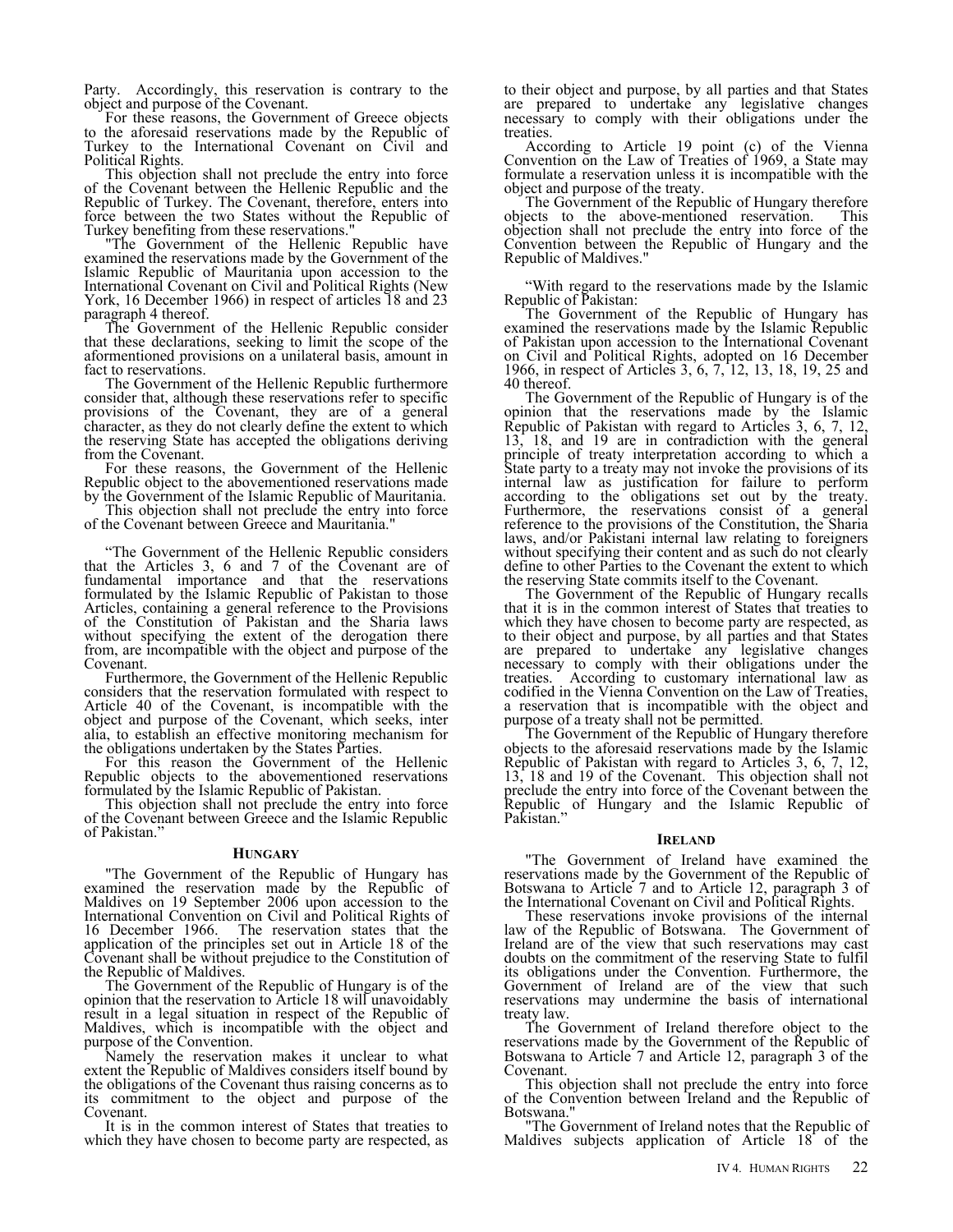Party. Accordingly, this reservation is contrary to the object and purpose of the Covenant.

For these reasons, the Government of Greece objects to the aforesaid reservations made by the Republic of Turkey to the International Covenant on Civil and Political Rights.

This objection shall not preclude the entry into force of the Covenant between the Hellenic Republic and the Republic of Turkey. The Covenant, therefore, enters into force between the two States without the Republic of Turkey benefiting from these reservations."

"The Government of the Hellenic Republic have examined the reservations made by the Government of the Islamic Republic of Mauritania upon accession to the International Covenant on Civil and Political Rights (New York, 16 December 1966) in respect of articles 18 and 23 paragraph 4 thereof.

The Government of the Hellenic Republic consider that these declarations, seeking to limit the scope of the aformentioned provisions on a unilateral basis, amount in fact to reservations.

The Government of the Hellenic Republic furthermore consider that, although these reservations refer to specific provisions of the Covenant, they are of a general character, as they do not clearly define the extent to which the reserving State has accepted the obligations deriving from the Covenant.

For these reasons, the Government of the Hellenic Republic object to the abovementioned reservations made by the Government of the Islamic Republic of Mauritania.

This objection shall not preclude the entry into force of the Covenant between Greece and Mauritania."

"The Government of the Hellenic Republic considers that the Articles 3, 6 and 7 of the Covenant are of fundamental importance and that the reservations formulated by the Islamic Republic of Pakistan to those Articles, containing a general reference to the Provisions of the Constitution of Pakistan and the Sharia laws without specifying the extent of the derogation there from, are incompatible with the object and purpose of the Covenant.

Furthermore, the Government of the Hellenic Republic considers that the reservation formulated with respect to Article 40 of the Covenant, is incompatible with the object and purpose of the Covenant, which seeks, inter alia, to establish an effective monitoring mechanism for the obligations undertaken by the States Parties.

For this reason the Government of the Hellenic Republic objects to the abovementioned reservations formulated by the Islamic Republic of Pakistan.

This objection shall not preclude the entry into force of the Covenant between Greece and the Islamic Republic of Pakistan."

### Hungary

"The Government of the Republic of Hungary has examined the reservation made by the Republic of Maldives on 19 September 2006 upon accession to the International Convention on Civil and Political Rights of 16 December 1966. The reservation states that the application of the principles set out in Article 18 of the Covenant shall be without prejudice to the Constitution of the Republic of Maldives.

The Government of the Republic of Hungary is of the opinion that the reservation to Article 18 will unavoidably result in a legal situation in respect of the Republic of Maldives, which is incompatible with the object and purpose of the Convention.

Namely the reservation makes it unclear to what extent the Republic of Maldives considers itself bound by the obligations of the Covenant thus raising concerns as to its commitment to the object and purpose of the Covenant.

It is in the common interest of States that treaties to which they have chosen to become party are respected, as to their object and purpose, by all parties and that States are prepared to undertake any legislative changes necessary to comply with their obligations under the treaties.

According to Article 19 point (c) of the Vienna Convention on the Law of Treaties of 1969, a State may formulate a reservation unless it is incompatible with the object and purpose of the treaty.

The Government of the Republic of Hungary therefore objects to the above-mentioned reservation. This objection shall not preclude the entry into force of the Convention between the Republic of Hungary and the Republic of Maldives."

"With regard to the reservations made by the Islamic Republic of Pakistan:

The Government of the Republic of Hungary has examined the reservations made by the Islamic Republic of Pakistan upon accession to the International Covenant on Civil and Political Rights, adopted on 16 December 1966, in respect of Articles 3, 6, 7, 12, 13, 18, 19, 25 and 40 thereof.

The Government of the Republic of Hungary is of the opinion that the reservations made by the Islamic Republic of Pakistan with regard to Articles 3, 6, 7, 12, 13, 18, and 19 are in contradiction with the general principle of treaty interpretation according to which a State party to a treaty may not invoke the provisions of its internal law as justification for failure to perform according to the obligations set out by the treaty. Furthermore, the reservations consist of a general reference to the provisions of the Constitution, the Sharia laws, and/or Pakistani internal law relating to foreigners without specifying their content and as such do not clearly define to other Parties to the Covenant the extent to which the reserving State commits itself to the Covenant.

The Government of the Republic of Hungary recalls that it is in the common interest of States that treaties to which they have chosen to become party are respected, as to their object and purpose, by all parties and that States are prepared to undertake any legislative changes necessary to comply with their obligations under the treaties. According to customary international law as codified in the Vienna Convention on the Law of Treaties, a reservation that is incompatible with the object and purpose of a treaty shall not be permitted.

The Government of the Republic of Hungary therefore objects to the aforesaid reservations made by the Islamic Republic of Pakistan with regard to Articles 3, 6, 7, 12, 13, 18 and 19 of the Covenant. This objection shall not preclude the entry into force of the Covenant between the Republic of Hungary and the Islamic Republic of Pakistan."

### Ireland

"The Government of Ireland have examined the reservations made by the Government of the Republic of Botswana to Article 7 and to Article 12, paragraph 3 of the International Covenant on Civil and Political Rights.

These reservations invoke provisions of the internal law of the Republic of Botswana. The Government of Ireland are of the view that such reservations may cast doubts on the commitment of the reserving State to fulfil its obligations under the Convention. Furthermore, the Government of Ireland are of the view that such reservations may undermine the basis of international treaty law.

The Government of Ireland therefore object to the reservations made by the Government of the Republic of Botswana to Article 7 and Article 12, paragraph 3 of the Covenant.

This objection shall not preclude the entry into force of the Convention between Ireland and the Republic of Botswana."

"The Government of Ireland notes that the Republic of Maldives subjects application of Article 18 of the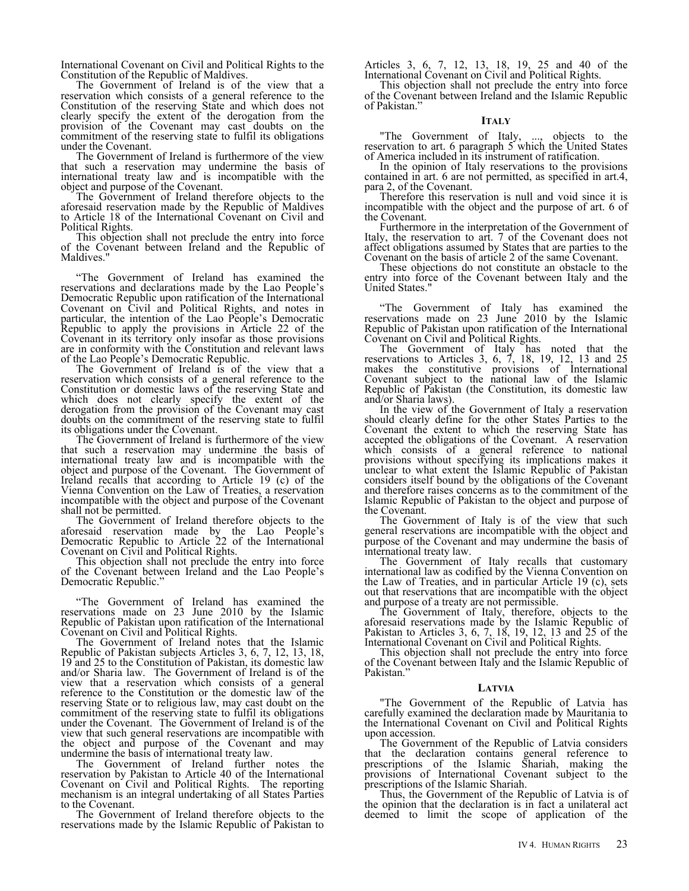International Covenant on Civil and Political Rights to the Constitution of the Republic of Maldives.

The Government of Ireland is of the view that a reservation which consists of a general reference to the Constitution of the reserving State and which does not clearly specify the extent of the derogation from the provision of the Covenant may cast doubts on the commitment of the reserving state to fulfil its obligations under the Covenant.

The Government of Ireland is furthermore of the view that such a reservation may undermine the basis of international treaty law and is incompatible with the object and purpose of the Covenant.

The Government of Ireland therefore objects to the aforesaid reservation made by the Republic of Maldives to Article 18 of the International Covenant on Civil and Political Rights.

This objection shall not preclude the entry into force of the Covenant between Ireland and the Republic of Maldives."

"The Government of Ireland has examined the reservations and declarations made by the Lao People's Democratic Republic upon ratification of the International Covenant on Civil and Political Rights, and notes in particular, the intention of the Lao People's Democratic Republic to apply the provisions in Article 22 of the Covenant in its territory only insofar as those provisions are in conformity with the Constitution and relevant laws of the Lao People's Democratic Republic.

The Government of Ireland is of the view that a reservation which consists of a general reference to the Constitution or domestic laws of the reserving State and which does not clearly specify the extent of the derogation from the provision of the Covenant may cast doubts on the commitment of the reserving state to fulfil its obligations under the Covenant.

The Government of Ireland is furthermore of the view that such a reservation may undermine the basis of international treaty law and is incompatible with the object and purpose of the Covenant. The Government of Ireland recalls that according to Article 19 (c) of the Vienna Convention on the Law of Treaties, a reservation incompatible with the object and purpose of the Covenant shall not be permitted.

The Government of Ireland therefore objects to the aforesaid reservation made by the Lao People's Democratic Republic to Article 22 of the International Covenant on Civil and Political Rights.

This objection shall not preclude the entry into force of the Covenant between Ireland and the Lao People's Democratic Republic."

"The Government of Ireland has examined the reservations made on 23 June 2010 by the Islamic Republic of Pakistan upon ratification of the International Covenant on Civil and Political Rights.

The Government of Ireland notes that the Islamic Republic of Pakistan subjects Articles 3, 6, 7, 12, 13, 18, 19 and 25 to the Constitution of Pakistan, its domestic law and/or Sharia law. The Government of Ireland is of the view that a reservation which consists of a general reference to the Constitution or the domestic law of the reserving State or to religious law, may cast doubt on the commitment of the reserving state to fulfil its obligations under the Covenant. The Government of Ireland is of the view that such general reservations are incompatible with the object and purpose of the Covenant and may undermine the basis of international treaty law.

The Government of Ireland further notes the reservation by Pakistan to Article 40 of the International Covenant on Civil and Political Rights. The reporting mechanism is an integral undertaking of all States Parties to the Covenant.

The Government of Ireland therefore objects to the reservations made by the Islamic Republic of Pakistan to Articles 3, 6, 7, 12, 13, 18, 19, 25 and 40 of the International Covenant on Civil and Political Rights.

This objection shall not preclude the entry into force of the Covenant between Ireland and the Islamic Republic of Pakistan."

### Italy

"The Government of Italy, ..., objects to the reservation to art. 6 paragraph 5 which the United States of America included in its instrument of ratification.

In the opinion of Italy reservations to the provisions contained in art. 6 are not permitted, as specified in art.4, para 2, of the Covenant.

Therefore this reservation is null and void since it is incompatible with the object and the purpose of art. 6 of the Covenant.

Furthermore in the interpretation of the Government of Italy, the reservation to art. 7 of the Covenant does not affect obligations assumed by States that are parties to the Covenant on the basis of article 2 of the same Covenant.

These objections do not constitute an obstacle to the entry into force of the Covenant between Italy and the United States."

"The Government of Italy has examined the reservations made on 23 June 2010 by the Islamic Republic of Pakistan upon ratification of the International Covenant on Civil and Political Rights.

The Government of Italy has noted that the reservations to Articles 3, 6, 7, 18, 19, 12, 13 and 25 makes the constitutive provisions of International Covenant subject to the national law of the Islamic Republic of Pakistan (the Constitution, its domestic law and/or Sharia laws).

In the view of the Government of Italy a reservation should clearly define for the other States Parties to the Covenant the extent to which the reserving State has accepted the obligations of the Covenant. A reservation which consists of a general reference to national provisions without specifying its implications makes it unclear to what extent the Islamic Republic of Pakistan considers itself bound by the obligations of the Covenant and therefore raises concerns as to the commitment of the Islamic Republic of Pakistan to the object and purpose of the Covenant.

The Government of Italy is of the view that such general reservations are incompatible with the object and purpose of the Covenant and may undermine the basis of international treaty law.

The Government of Italy recalls that customary international law as codified by the Vienna Convention on the Law of Treaties, and in particular Article 19 (c), sets out that reservations that are incompatible with the object and purpose of a treaty are not permissible.

The Government of Italy, therefore, objects to the aforesaid reservations made by the Islamic Republic of Pakistan to Articles 3, 6, 7, 18, 19, 12, 13 and 25 of the International Covenant on Civil and Political Rights.

This objection shall not preclude the entry into force of the Covenant between Italy and the Islamic Republic of Pakistan."

### Latvia

"The Government of the Republic of Latvia has carefully examined the declaration made by Mauritania to the International Covenant on Civil and Political Rights upon accession.

The Government of the Republic of Latvia considers that the declaration contains general reference to prescriptions of the Islamic Shariah, making the provisions of International Covenant subject to the prescriptions of the Islamic Shariah.

Thus, the Government of the Republic of Latvia is of the opinion that the declaration is in fact a unilateral act deemed to limit the scope of application of the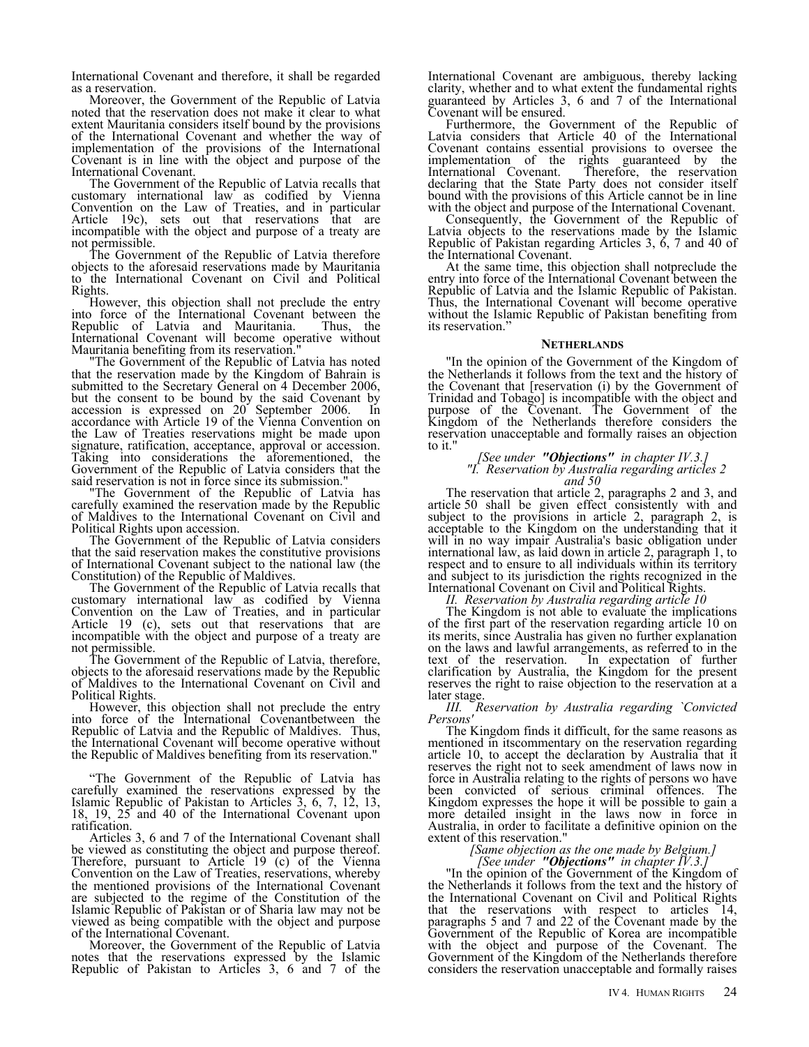International Covenant and therefore, it shall be regarded as a reservation.

Moreover, the Government of the Republic of Latvia noted that the reservation does not make it clear to what extent Mauritania considers itself bound by the provisions of the International Covenant and whether the way of implementation of the provisions of the International Covenant is in line with the object and purpose of the International Covenant.

The Government of the Republic of Latvia recalls that customary international law as codified by Vienna Convention on the Law of Treaties, and in particular Article 19c), sets out that reservations that are incompatible with the object and purpose of a treaty are not permissible.

The Government of the Republic of Latvia therefore objects to the aforesaid reservations made by Mauritania to the International Covenant on Civil and Political Rights.

However, this objection shall not preclude the entry into force of the International Covenant between the Republic of Latvia and Mauritania. Thus, the International Covenant will become operative without Mauritania benefiting from its reservation."

"The Government of the Republic of Latvia has noted that the reservation made by the Kingdom of Bahrain is submitted to the Secretary General on 4 December 2006, but the consent to be bound by the said Covenant by accession is expressed on 20 September 2006. In accordance with Article 19 of the Vienna Convention on the Law of Treaties reservations might be made upon signature, ratification, acceptance, approval or accession. Taking into considerations the aforementioned, the Government of the Republic of Latvia considers that the said reservation is not in force since its submission."

"The Government of the Republic of Latvia has carefully examined the reservation made by the Republic of Maldives to the International Covenant on Civil and Political Rights upon accession.

The Government of the Republic of Latvia considers that the said reservation makes the constitutive provisions of International Covenant subject to the national law (the Constitution) of the Republic of Maldives.

The Government of the Republic of Latvia recalls that customary international law as codified by Vienna Convention on the Law of Treaties, and in particular Article 19 (c), sets out that reservations that are incompatible with the object and purpose of a treaty are not permissible.

The Government of the Republic of Latvia, therefore, objects to the aforesaid reservations made by the Republic of Maldives to the International Covenant on Civil and Political Rights.

However, this objection shall not preclude the entry into force of the International Covenantbetween the Republic of Latvia and the Republic of Maldives. Thus, the International Covenant will become operative without the Republic of Maldives benefiting from its reservation."

"The Government of the Republic of Latvia has carefully examined the reservations expressed by the Islamic Republic of Pakistan to Articles 3, 6, 7, 12, 13, 18, 19, 25 and 40 of the International Covenant upon ratification.

Articles 3, 6 and 7 of the International Covenant shall be viewed as constituting the object and purpose thereof. Therefore, pursuant to Article 19 (c) of the Vienna Convention on the Law of Treaties, reservations, whereby the mentioned provisions of the International Covenant are subjected to the regime of the Constitution of the Islamic Republic of Pakistan or of Sharia law may not be viewed as being compatible with the object and purpose of the International Covenant.

Moreover, the Government of the Republic of Latvia notes that the reservations expressed by the Islamic Republic of Pakistan to Articles 3, 6 and 7 of the International Covenant are ambiguous, thereby lacking clarity, whether and to what extent the fundamental rights guaranteed by Articles 3, 6 and 7 of the International Covenant will be ensured.

Furthermore, the Government of the Republic of Latvia considers that Article 40 of the International Covenant contains essential provisions to oversee the implementation of the rights guaranteed by the International Covenant. Therefore, the reservation declaring that the State Party does not consider itself bound with the provisions of this Article cannot be in line with the object and purpose of the International Covenant.

Consequently, the Government of the Republic of Latvia objects to the reservations made by the Islamic Republic of Pakistan regarding Articles 3, 6, 7 and 40 of the International Covenant.

At the same time, this objection shall notpreclude the entry into force of the International Covenant between the Republic of Latvia and the Islamic Republic of Pakistan. Thus, the International Covenant will become operative without the Islamic Republic of Pakistan benefiting from its reservation."

### NETHERLANDS

"In the opinion of the Government of the Kingdom of the Netherlands it follows from the text and the history of the Covenant that [reservation (i) by the Government of Trinidad and Tobago] is incompatible with the object and purpose of the Covenant. The Government of the Kingdom of the Netherlands therefore considers the reservation unacceptable and formally raises an objection to it."

*[See under **"Objections"** in chapter IV.3.]*

*"I. Reservation by Australia regarding articles 2 and 50*

The reservation that article 2, paragraphs 2 and 3, and article 50 shall be given effect consistently with and subject to the provisions in article 2, paragraph 2, is acceptable to the Kingdom on the understanding that it will in no way impair Australia's basic obligation under international law, as laid down in article 2, paragraph 1, to respect and to ensure to all individuals within its territory and subject to its jurisdiction the rights recognized in the International Covenant on Civil and Political Rights.

*II. Reservation by Australia regarding article 10*

The Kingdom is not able to evaluate the implications of the first part of the reservation regarding article 10 on its merits, since Australia has given no further explanation on the laws and lawful arrangements, as referred to in the text of the reservation. In expectation of further clarification by Australia, the Kingdom for the present reserves the right to raise objection to the reservation at a later stage.

*III. Reservation by Australia regarding `Convicted Persons'*

The Kingdom finds it difficult, for the same reasons as mentioned in itscommentary on the reservation regarding article 10, to accept the declaration by Australia that it reserves the right not to seek amendment of laws now in force in Australia relating to the rights of persons wo have been convicted of serious criminal offences. The Kingdom expresses the hope it will be possible to gain a more detailed insight in the laws now in force in Australia, in order to facilitate a definitive opinion on the extent of this reservation."

*[Same objection as the one made by Belgium.]*

*[See under **"Objections"** in chapter IV.3.]*

"In the opinion of the Government of the Kingdom of the Netherlands it follows from the text and the history of the International Covenant on Civil and Political Rights that the reservations with respect to articles 14, paragraphs 5 and 7 and 22 of the Covenant made by the Government of the Republic of Korea are incompatible with the object and purpose of the Covenant. The Government of the Kingdom of the Netherlands therefore considers the reservation unacceptable and formally raises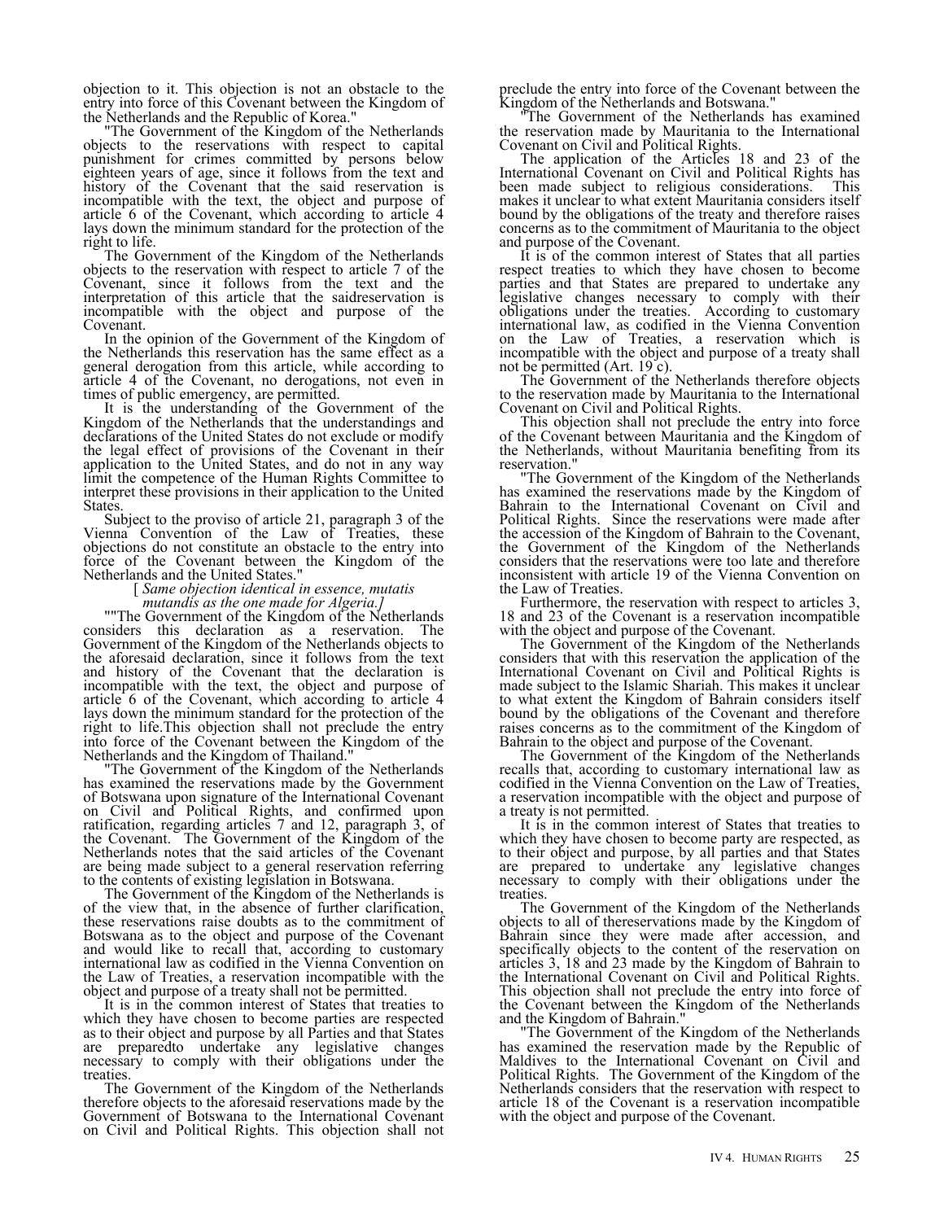objection to it. This objection is not an obstacle to the entry into force of this Covenant between the Kingdom of the Netherlands and the Republic of Korea."

"The Government of the Kingdom of the Netherlands objects to the reservations with respect to capital punishment for crimes committed by persons below eighteen years of age, since it follows from the text and history of the Covenant that the said reservation is incompatible with the text, the object and purpose of article 6 of the Covenant, which according to article 4 lays down the minimum standard for the protection of the right to life.

The Government of the Kingdom of the Netherlands objects to the reservation with respect to article 7 of the Covenant, since it follows from the text and the interpretation of this article that the saidreservation is incompatible with the object and purpose of the Covenant.

In the opinion of the Government of the Kingdom of the Netherlands this reservation has the same effect as a general derogation from this article, while according to article 4 of the Covenant, no derogations, not even in times of public emergency, are permitted.

It is the understanding of the Government of the Kingdom of the Netherlands that the understandings and declarations of the United States do not exclude or modify the legal effect of provisions of the Covenant in their application to the United States, and do not in any way limit the competence of the Human Rights Committee to interpret these provisions in their application to the United States.

Subject to the proviso of article 21, paragraph 3 of the Vienna Convention of the Law of Treaties, these objections do not constitute an obstacle to the entry into force of the Covenant between the Kingdom of the Netherlands and the United States."

[ *Same objection identical in essence, mutatis mutandis as the one made for Algeria.]*

""The Government of the Kingdom of the Netherlands considers this declaration as a reservation. The Government of the Kingdom of the Netherlands objects to the aforesaid declaration, since it follows from the text and history of the Covenant that the declaration is incompatible with the text, the object and purpose of article 6 of the Covenant, which according to article 4 lays down the minimum standard for the protection of the right to life.This objection shall not preclude the entry into force of the Covenant between the Kingdom of the Netherlands and the Kingdom of Thailand."

"The Government of the Kingdom of the Netherlands has examined the reservations made by the Government of Botswana upon signature of the International Covenant on Civil and Political Rights, and confirmed upon ratification, regarding articles 7 and 12, paragraph 3, of the Covenant. The Government of the Kingdom of the Netherlands notes that the said articles of the Covenant are being made subject to a general reservation referring to the contents of existing legislation in Botswana.

The Government of the Kingdom of the Netherlands is of the view that, in the absence of further clarification, these reservations raise doubts as to the commitment of Botswana as to the object and purpose of the Covenant and would like to recall that, according to customary international law as codified in the Vienna Convention on the Law of Treaties, a reservation incompatible with the object and purpose of a treaty shall not be permitted.

It is in the common interest of States that treaties to which they have chosen to become parties are respected as to their object and purpose by all Parties and that States are preparedto undertake any legislative changes necessary to comply with their obligations under the treaties.

The Government of the Kingdom of the Netherlands therefore objects to the aforesaid reservations made by the Government of Botswana to the International Covenant on Civil and Political Rights. This objection shall not preclude the entry into force of the Covenant between the Kingdom of the Netherlands and Botswana."

"The Government of the Netherlands has examined the reservation made by Mauritania to the International Covenant on Civil and Political Rights.

The application of the Articles 18 and 23 of the International Covenant on Civil and Political Rights has been made subject to religious considerations. This makes it unclear to what extent Mauritania considers itself bound by the obligations of the treaty and therefore raises concerns as to the commitment of Mauritania to the object and purpose of the Covenant.

It is of the common interest of States that all parties respect treaties to which they have chosen to become parties and that States are prepared to undertake any legislative changes necessary to comply with their obligations under the treaties. According to customary international law, as codified in the Vienna Convention on the Law of Treaties, a reservation which is incompatible with the object and purpose of a treaty shall not be permitted (Art. 19 c).

The Government of the Netherlands therefore objects to the reservation made by Mauritania to the International Covenant on Civil and Political Rights.

This objection shall not preclude the entry into force of the Covenant between Mauritania and the Kingdom of the Netherlands, without Mauritania benefiting from its reservation."

"The Government of the Kingdom of the Netherlands has examined the reservations made by the Kingdom of Bahrain to the International Covenant on Civil and Political Rights. Since the reservations were made after the accession of the Kingdom of Bahrain to the Covenant, the Government of the Kingdom of the Netherlands considers that the reservations were too late and therefore inconsistent with article 19 of the Vienna Convention on the Law of Treaties.

Furthermore, the reservation with respect to articles 3, 18 and 23 of the Covenant is a reservation incompatible with the object and purpose of the Covenant.

The Government of the Kingdom of the Netherlands considers that with this reservation the application of the International Covenant on Civil and Political Rights is made subject to the Islamic Shariah. This makes it unclear to what extent the Kingdom of Bahrain considers itself bound by the obligations of the Covenant and therefore raises concerns as to the commitment of the Kingdom of Bahrain to the object and purpose of the Covenant.

The Government of the Kingdom of the Netherlands recalls that, according to customary international law as codified in the Vienna Convention on the Law of Treaties, a reservation incompatible with the object and purpose of a treaty is not permitted.

It is in the common interest of States that treaties to which they have chosen to become party are respected, as to their object and purpose, by all parties and that States are prepared to undertake any legislative changes necessary to comply with their obligations under the treaties.

The Government of the Kingdom of the Netherlands objects to all of thereservations made by the Kingdom of Bahrain since they were made after accession, and specifically objects to the content of the reservation on articles 3, 18 and 23 made by the Kingdom of Bahrain to the International Covenant on Civil and Political Rights. This objection shall not preclude the entry into force of the Covenant between the Kingdom of the Netherlands and the Kingdom of Bahrain."

"The Government of the Kingdom of the Netherlands has examined the reservation made by the Republic of Maldives to the International Covenant on Civil and Political Rights. The Government of the Kingdom of the Netherlands considers that the reservation with respect to article 18 of the Covenant is a reservation incompatible with the object and purpose of the Covenant.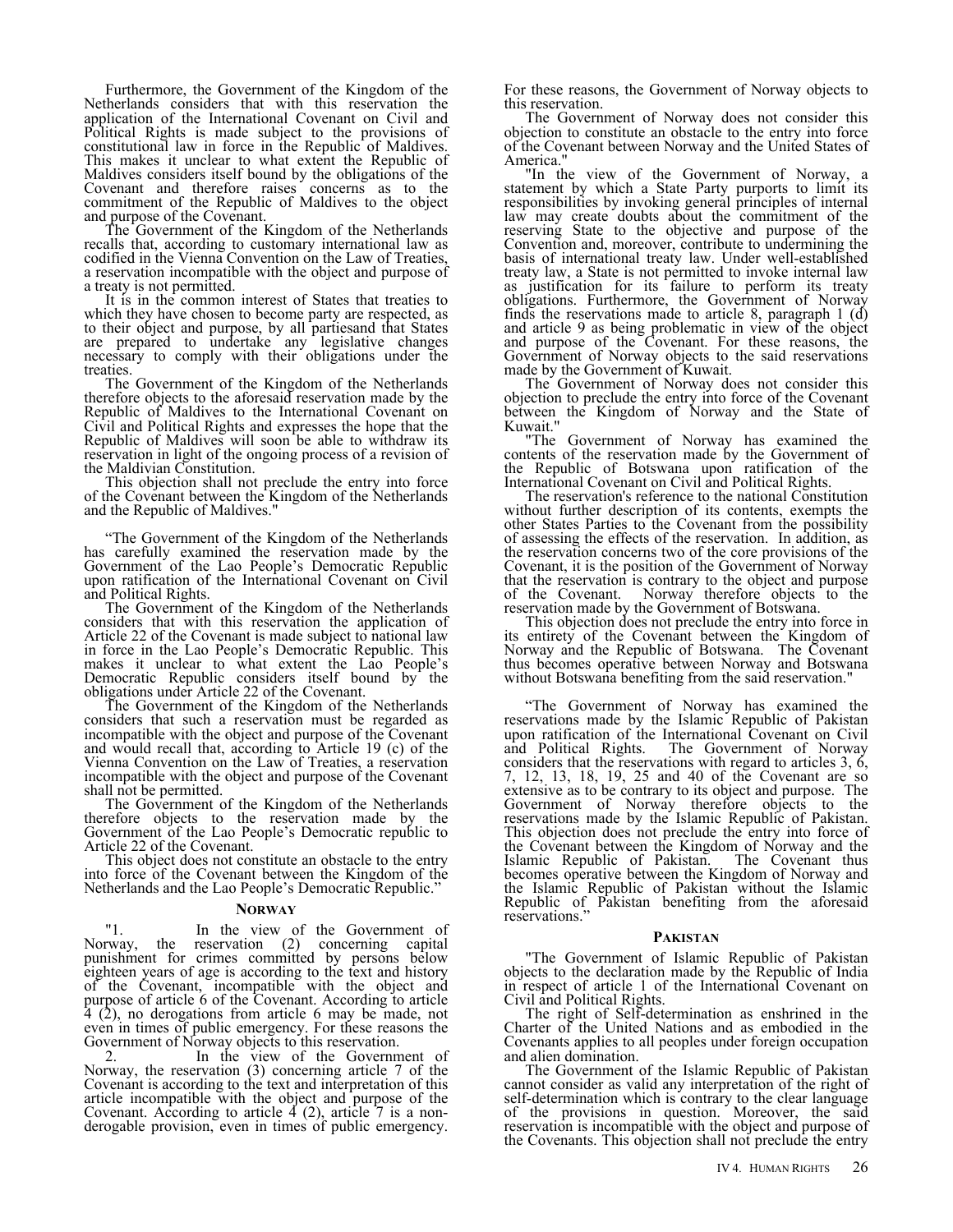Furthermore, the Government of the Kingdom of the Netherlands considers that with this reservation the application of the International Covenant on Civil and Political Rights is made subject to the provisions of constitutional law in force in the Republic of Maldives. This makes it unclear to what extent the Republic of Maldives considers itself bound by the obligations of the Covenant and therefore raises concerns as to the commitment of the Republic of Maldives to the object and purpose of the Covenant.

The Government of the Kingdom of the Netherlands recalls that, according to customary international law as codified in the Vienna Convention on the Law of Treaties, a reservation incompatible with the object and purpose of a treaty is not permitted.

It is in the common interest of States that treaties to which they have chosen to become party are respected, as to their object and purpose, by all partiesand that States are prepared to undertake any legislative changes necessary to comply with their obligations under the treaties.

The Government of the Kingdom of the Netherlands therefore objects to the aforesaid reservation made by the Republic of Maldives to the International Covenant on Civil and Political Rights and expresses the hope that the Republic of Maldives will soon be able to withdraw its reservation in light of the ongoing process of a revision of the Maldivian Constitution.

This objection shall not preclude the entry into force of the Covenant between the Kingdom of the Netherlands and the Republic of Maldives."

"The Government of the Kingdom of the Netherlands has carefully examined the reservation made by the Government of the Lao People's Democratic Republic upon ratification of the International Covenant on Civil and Political Rights.

The Government of the Kingdom of the Netherlands considers that with this reservation the application of Article 22 of the Covenant is made subject to national law in force in the Lao People's Democratic Republic. This makes it unclear to what extent the Lao People's Democratic Republic considers itself bound by the obligations under Article 22 of the Covenant.

The Government of the Kingdom of the Netherlands considers that such a reservation must be regarded as incompatible with the object and purpose of the Covenant and would recall that, according to Article 19 (c) of the Vienna Convention on the Law of Treaties, a reservation incompatible with the object and purpose of the Covenant shall not be permitted.

The Government of the Kingdom of the Netherlands therefore objects to the reservation made by the Government of the Lao People's Democratic republic to Article 22 of the Covenant.

This object does not constitute an obstacle to the entry into force of the Covenant between the Kingdom of the Netherlands and the Lao People's Democratic Republic."

### Norway

"1. In the view of the Government of Norway, the reservation (2) concerning capital punishment for crimes committed by persons below eighteen years of age is according to the text and history of the Covenant, incompatible with the object and purpose of article 6 of the Covenant. According to article 4 (2), no derogations from article 6 may be made, not even in times of public emergency. For these reasons the Government of Norway objects to this reservation.

2. In the view of the Government of Norway, the reservation (3) concerning article 7 of the Covenant is according to the text and interpretation of this article incompatible with the object and purpose of the Covenant. According to article 4 (2), article 7 is a non-derogable provision, even in times of public emergency. For these reasons, the Government of Norway objects to this reservation.

The Government of Norway does not consider this objection to constitute an obstacle to the entry into force of the Covenant between Norway and the United States of America."

"In the view of the Government of Norway, a statement by which a State Party purports to limit its responsibilities by invoking general principles of internal law may create doubts about the commitment of the reserving State to the objective and purpose of the Convention and, moreover, contribute to undermining the basis of international treaty law. Under well-established treaty law, a State is not permitted to invoke internal law as justification for its failure to perform its treaty obligations. Furthermore, the Government of Norway finds the reservations made to article 8, paragraph 1 (d) and article 9 as being problematic in view of the object and purpose of the Covenant. For these reasons, the Government of Norway objects to the said reservations made by the Government of Kuwait.

The Government of Norway does not consider this objection to preclude the entry into force of the Covenant between the Kingdom of Norway and the State of Kuwait."

"The Government of Norway has examined the contents of the reservation made by the Government of the Republic of Botswana upon ratification of the International Covenant on Civil and Political Rights.

The reservation's reference to the national Constitution without further description of its contents, exempts the other States Parties to the Covenant from the possibility of assessing the effects of the reservation. In addition, as the reservation concerns two of the core provisions of the Covenant, it is the position of the Government of Norway that the reservation is contrary to the object and purpose of the Covenant. Norway therefore objects to the reservation made by the Government of Botswana.

This objection does not preclude the entry into force in its entirety of the Covenant between the Kingdom of Norway and the Republic of Botswana. The Covenant thus becomes operative between Norway and Botswana without Botswana benefiting from the said reservation."

"The Government of Norway has examined the reservations made by the Islamic Republic of Pakistan upon ratification of the International Covenant on Civil and Political Rights. The Government of Norway considers that the reservations with regard to articles 3, 6, 7, 12, 13, 18, 19, 25 and 40 of the Covenant are so extensive as to be contrary to its object and purpose. The Government of Norway therefore objects to the reservations made by the Islamic Republic of Pakistan. This objection does not preclude the entry into force of the Covenant between the Kingdom of Norway and the Islamic Republic of Pakistan. The Covenant thus becomes operative between the Kingdom of Norway and the Islamic Republic of Pakistan without the Islamic Republic of Pakistan benefiting from the aforesaid reservations."

### Pakistan

"The Government of Islamic Republic of Pakistan objects to the declaration made by the Republic of India in respect of article 1 of the International Covenant on Civil and Political Rights.

The right of Self-determination as enshrined in the Charter of the United Nations and as embodied in the Covenants applies to all peoples under foreign occupation and alien domination.

The Government of the Islamic Republic of Pakistan cannot consider as valid any interpretation of the right of self-determination which is contrary to the clear language of the provisions in question. Moreover, the said reservation is incompatible with the object and purpose of the Covenants. This objection shall not preclude the entry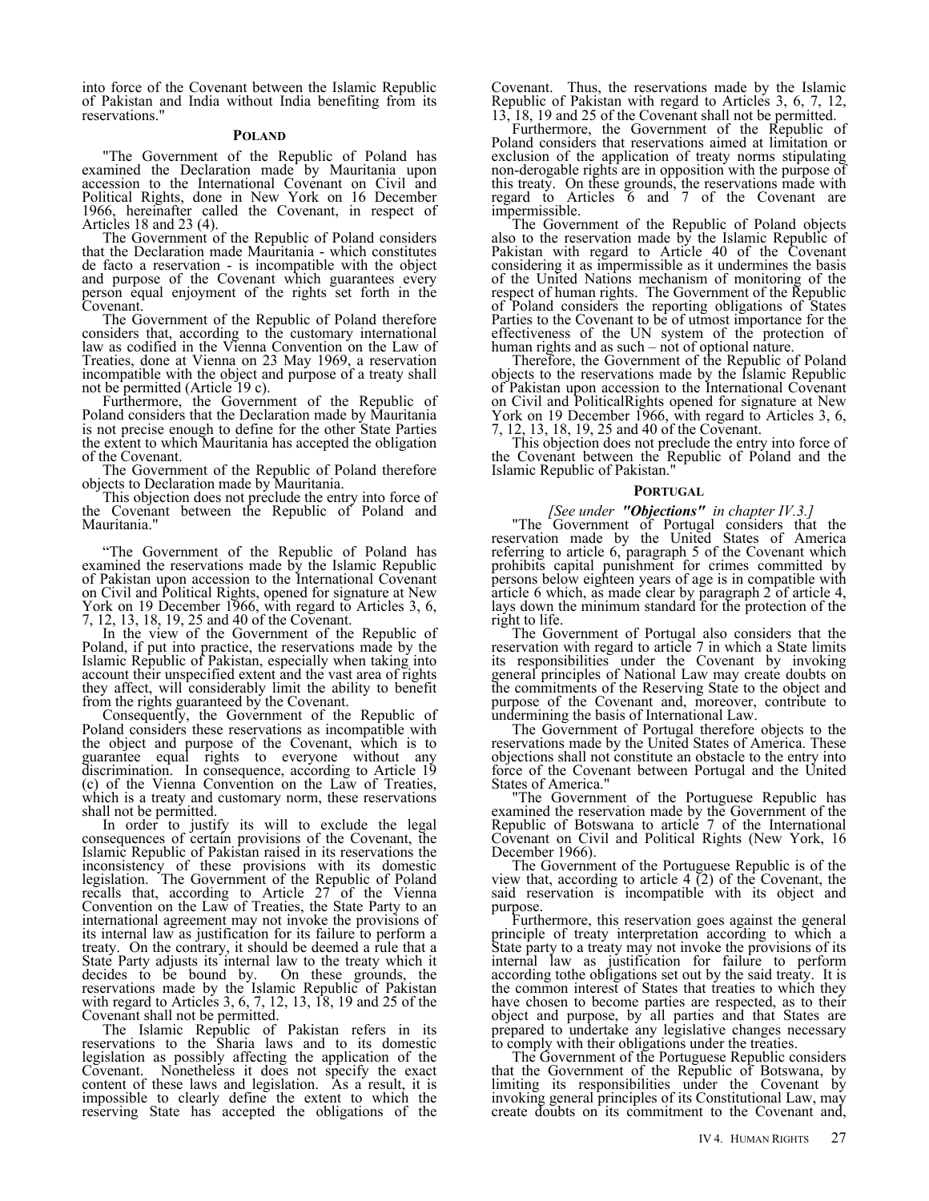into force of the Covenant between the Islamic Republic of Pakistan and India without India benefiting from its reservations."

### Poland

"The Government of the Republic of Poland has examined the Declaration made by Mauritania upon accession to the International Covenant on Civil and Political Rights, done in New York on 16 December 1966, hereinafter called the Covenant, in respect of Articles 18 and 23 (4).

The Government of the Republic of Poland considers that the Declaration made Mauritania - which constitutes de facto a reservation - is incompatible with the object and purpose of the Covenant which guarantees every person equal enjoyment of the rights set forth in the Covenant.

The Government of the Republic of Poland therefore considers that, according to the customary international law as codified in the Vienna Convention on the Law of Treaties, done at Vienna on 23 May 1969, a reservation incompatible with the object and purpose of a treaty shall not be permitted (Article 19 c).

Furthermore, the Government of the Republic of Poland considers that the Declaration made by Mauritania is not precise enough to define for the other State Parties the extent to which Mauritania has accepted the obligation of the Covenant.

The Government of the Republic of Poland therefore objects to Declaration made by Mauritania.

This objection does not preclude the entry into force of the Covenant between the Republic of Poland and Mauritania."

"The Government of the Republic of Poland has examined the reservations made by the Islamic Republic of Pakistan upon accession to the International Covenant on Civil and Political Rights, opened for signature at New York on 19 December 1966, with regard to Articles 3, 6, 7, 12, 13, 18, 19, 25 and 40 of the Covenant.

In the view of the Government of the Republic of Poland, if put into practice, the reservations made by the Islamic Republic of Pakistan, especially when taking into account their unspecified extent and the vast area of rights they affect, will considerably limit the ability to benefit from the rights guaranteed by the Covenant.

Consequently, the Government of the Republic of Poland considers these reservations as incompatible with the object and purpose of the Covenant, which is to guarantee equal rights to everyone without any discrimination. In consequence, according to Article 19 (c) of the Vienna Convention on the Law of Treaties, which is a treaty and customary norm, these reservations shall not be permitted.

In order to justify its will to exclude the legal consequences of certain provisions of the Covenant, the Islamic Republic of Pakistan raised in its reservations the inconsistency of these provisions with its domestic legislation. The Government of the Republic of Poland recalls that, according to Article 27 of the Vienna Convention on the Law of Treaties, the State Party to an international agreement may not invoke the provisions of its internal law as justification for its failure to perform a treaty. On the contrary, it should be deemed a rule that a State Party adjusts its internal law to the treaty which it decides to be bound by. On these grounds, the reservations made by the Islamic Republic of Pakistan with regard to Articles 3, 6, 7, 12, 13, 18, 19 and 25 of the Covenant shall not be permitted.

The Islamic Republic of Pakistan refers in its reservations to the Sharia laws and to its domestic legislation as possibly affecting the application of the Covenant. Nonetheless it does not specify the exact content of these laws and legislation. As a result, it is impossible to clearly define the extent to which the reserving State has accepted the obligations of the Covenant. Thus, the reservations made by the Islamic Republic of Pakistan with regard to Articles 3, 6, 7, 12, 13, 18, 19 and 25 of the Covenant shall not be permitted.

Furthermore, the Government of the Republic of Poland considers that reservations aimed at limitation or exclusion of the application of treaty norms stipulating non-derogable rights are in opposition with the purpose of this treaty. On these grounds, the reservations made with regard to Articles 6 and 7 of the Covenant are impermissible.

The Government of the Republic of Poland objects also to the reservation made by the Islamic Republic of Pakistan with regard to Article 40 of the Covenant considering it as impermissible as it undermines the basis of the United Nations mechanism of monitoring of the respect of human rights. The Government of the Republic of Poland considers the reporting obligations of States Parties to the Covenant to be of utmost importance for the effectiveness of the UN system of the protection of human rights and as such – not of optional nature.

Therefore, the Government of the Republic of Poland objects to the reservations made by the Islamic Republic of Pakistan upon accession to the International Covenant on Civil and PoliticalRights opened for signature at New York on 19 December 1966, with regard to Articles 3, 6, 7, 12, 13, 18, 19, 25 and 40 of the Covenant.

This objection does not preclude the entry into force of the Covenant between the Republic of Poland and the Islamic Republic of Pakistan."

### Portugal

*[See under **"Objections"** in chapter IV.3.]*

"The Government of Portugal considers that the reservation made by the United States of America referring to article 6, paragraph 5 of the Covenant which prohibits capital punishment for crimes committed by persons below eighteen years of age is in compatible with article 6 which, as made clear by paragraph 2 of article 4, lays down the minimum standard for the protection of the right to life.

The Government of Portugal also considers that the reservation with regard to article 7 in which a State limits its responsibilities under the Covenant by invoking general principles of National Law may create doubts on the commitments of the Reserving State to the object and purpose of the Covenant and, moreover, contribute to undermining the basis of International Law.

The Government of Portugal therefore objects to the reservations made by the United States of America. These objections shall not constitute an obstacle to the entry into force of the Covenant between Portugal and the United States of America."

"The Government of the Portuguese Republic has examined the reservation made by the Government of the Republic of Botswana to article 7 of the International Covenant on Civil and Political Rights (New York, 16 December 1966).

The Government of the Portuguese Republic is of the view that, according to article 4 (2) of the Covenant, the said reservation is incompatible with its object and purpose.

Furthermore, this reservation goes against the general principle of treaty interpretation according to which a State party to a treaty may not invoke the provisions of its internal law as justification for failure to perform according tothe obligations set out by the said treaty. It is the common interest of States that treaties to which they have chosen to become parties are respected, as to their object and purpose, by all parties and that States are prepared to undertake any legislative changes necessary to comply with their obligations under the treaties.

The Government of the Portuguese Republic considers that the Government of the Republic of Botswana, by limiting its responsibilities under the Covenant by invoking general principles of its Constitutional Law, may create doubts on its commitment to the Covenant and,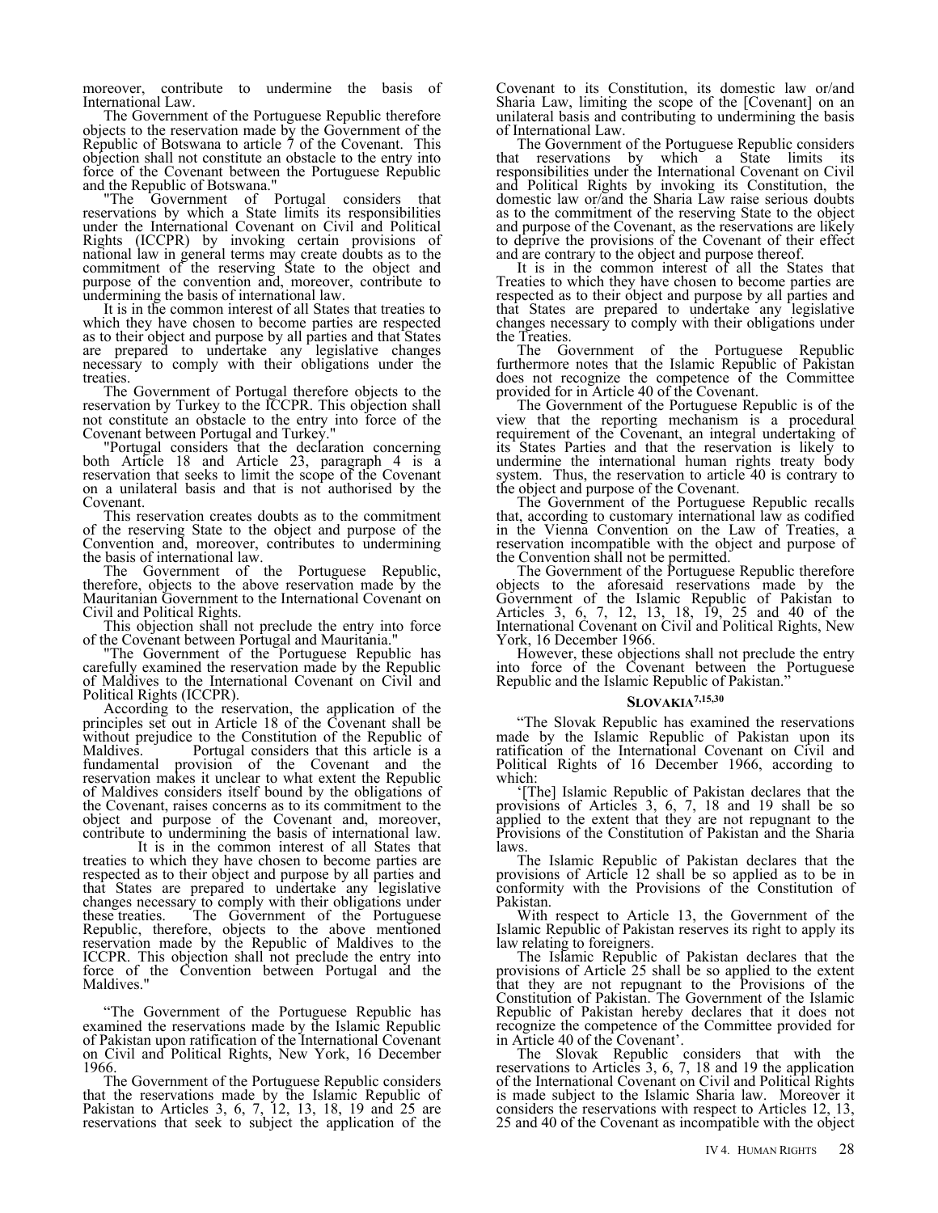moreover, contribute to undermine the basis of International Law.

The Government of the Portuguese Republic therefore objects to the reservation made by the Government of the Republic of Botswana to article 7 of the Covenant. This objection shall not constitute an obstacle to the entry into force of the Covenant between the Portuguese Republic and the Republic of Botswana."

"The Government of Portugal considers that reservations by which a State limits its responsibilities under the International Covenant on Civil and Political Rights (ICCPR) by invoking certain provisions of national law in general terms may create doubts as to the commitment of the reserving State to the object and purpose of the convention and, moreover, contribute to undermining the basis of international law.

It is in the common interest of all States that treaties to which they have chosen to become parties are respected as to their object and purpose by all parties and that States are prepared to undertake any legislative changes necessary to comply with their obligations under the treaties.

The Government of Portugal therefore objects to the reservation by Turkey to the ICCPR. This objection shall not constitute an obstacle to the entry into force of the Covenant between Portugal and Turkey."

"Portugal considers that the declaration concerning both Article 18 and Article 23, paragraph 4 is a reservation that seeks to limit the scope of the Covenant on a unilateral basis and that is not authorised by the Covenant.

This reservation creates doubts as to the commitment of the reserving State to the object and purpose of the Convention and, moreover, contributes to undermining the basis of international law.

The Government of the Portuguese Republic, therefore, objects to the above reservation made by the Mauritanian Government to the International Covenant on Civil and Political Rights.

This objection shall not preclude the entry into force of the Covenant between Portugal and Mauritania."

"The Government of the Portuguese Republic has carefully examined the reservation made by the Republic of Maldives to the International Covenant on Civil and Political Rights (ICCPR).

According to the reservation, the application of the principles set out in Article 18 of the Covenant shall be without prejudice to the Constitution of the Republic of Maldives. Portugal considers that this article is a fundamental provision of the Covenant and the reservation makes it unclear to what extent the Republic of Maldives considers itself bound by the obligations of the Covenant, raises concerns as to its commitment to the object and purpose of the Covenant and, moreover, contribute to undermining the basis of international law.

It is in the common interest of all States that treaties to which they have chosen to become parties are respected as to their object and purpose by all parties and that States are prepared to undertake any legislative changes necessary to comply with their obligations under these treaties. The Government of the Portuguese Republic, therefore, objects to the above mentioned reservation made by the Republic of Maldives to the ICCPR. This objection shall not preclude the entry into force of the Convention between Portugal and the Maldives."

"The Government of the Portuguese Republic has examined the reservations made by the Islamic Republic of Pakistan upon ratification of the International Covenant on Civil and Political Rights, New York, 16 December 1966.

The Government of the Portuguese Republic considers that the reservations made by the Islamic Republic of Pakistan to Articles 3, 6, 7, 12, 13, 18, 19 and 25 are reservations that seek to subject the application of the Covenant to its Constitution, its domestic law or/and Sharia Law, limiting the scope of the [Covenant] on an unilateral basis and contributing to undermining the basis of International Law.

The Government of the Portuguese Republic considers that reservations by which a State limits its responsibilities under the International Covenant on Civil and Political Rights by invoking its Constitution, the domestic law or/and the Sharia Law raise serious doubts as to the commitment of the reserving State to the object and purpose of the Covenant, as the reservations are likely to deprive the provisions of the Covenant of their effect and are contrary to the object and purpose thereof.

It is in the common interest of all the States that Treaties to which they have chosen to become parties are respected as to their object and purpose by all parties and that States are prepared to undertake any legislative changes necessary to comply with their obligations under the Treaties.

The Government of the Portuguese Republic furthermore notes that the Islamic Republic of Pakistan does not recognize the competence of the Committee provided for in Article 40 of the Covenant.

The Government of the Portuguese Republic is of the view that the reporting mechanism is a procedural requirement of the Covenant, an integral undertaking of its States Parties and that the reservation is likely to undermine the international human rights treaty body system. Thus, the reservation to article 40 is contrary to the object and purpose of the Covenant.

The Government of the Portuguese Republic recalls that, according to customary international law as codified in the Vienna Convention on the Law of Treaties, a reservation incompatible with the object and purpose of the Convention shall not be permitted.

The Government of the Portuguese Republic therefore objects to the aforesaid reservations made by the Government of the Islamic Republic of Pakistan to Articles 3, 6, 7, 12, 13, 18, 19, 25 and 40 of the International Covenant on Civil and Political Rights, New York, 16 December 1966.

However, these objections shall not preclude the entry into force of the Covenant between the Portuguese Republic and the Islamic Republic of Pakistan."

### Slovakia[7,15,30]

"The Slovak Republic has examined the reservations made by the Islamic Republic of Pakistan upon its ratification of the International Covenant on Civil and Political Rights of 16 December 1966, according to which:

'[The] Islamic Republic of Pakistan declares that the provisions of Articles 3, 6, 7, 18 and 19 shall be so applied to the extent that they are not repugnant to the Provisions of the Constitution of Pakistan and the Sharia laws.

The Islamic Republic of Pakistan declares that the provisions of Article 12 shall be so applied as to be in conformity with the Provisions of the Constitution of Pakistan.

With respect to Article 13, the Government of the Islamic Republic of Pakistan reserves its right to apply its law relating to foreigners.

The Islamic Republic of Pakistan declares that the provisions of Article 25 shall be so applied to the extent that they are not repugnant to the Provisions of the Constitution of Pakistan. The Government of the Islamic Republic of Pakistan hereby declares that it does not recognize the competence of the Committee provided for in Article 40 of the Covenant'.

The Slovak Republic considers that with the reservations to Articles 3, 6, 7, 18 and 19 the application of the International Covenant on Civil and Political Rights is made subject to the Islamic Sharia law. Moreover it considers the reservations with respect to Articles 12, 13, 25 and 40 of the Covenant as incompatible with the object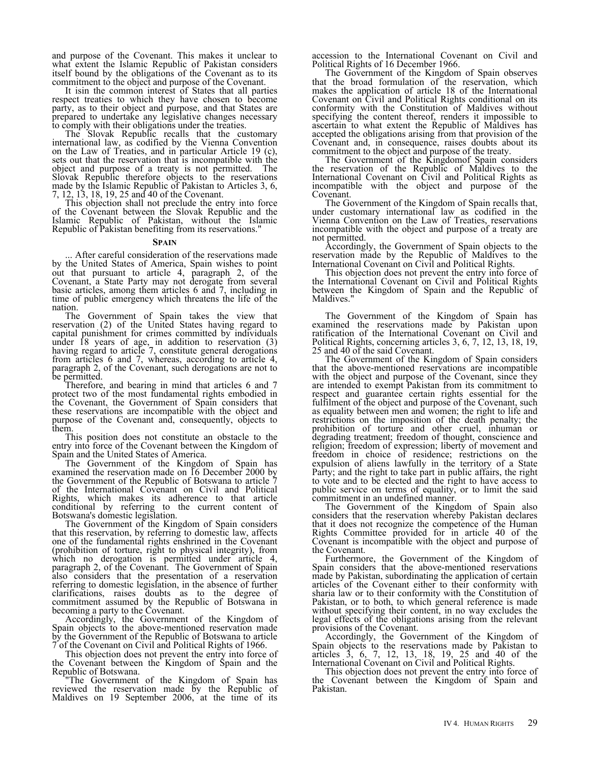and purpose of the Covenant. This makes it unclear to what extent the Islamic Republic of Pakistan considers itself bound by the obligations of the Covenant as to its commitment to the object and purpose of the Covenant.

It isin the common interest of States that all parties respect treaties to which they have chosen to become party, as to their object and purpose, and that States are prepared to undertake any legislative changes necessary to comply with their obligations under the treaties.

The Slovak Republic recalls that the customary international law, as codified by the Vienna Convention on the Law of Treaties, and in particular Article 19 (c), sets out that the reservation that is incompatible with the object and purpose of a treaty is not permitted. The Slovak Republic therefore objects to the reservations made by the Islamic Republic of Pakistan to Articles 3, 6, 7, 12, 13, 18, 19, 25 and 40 of the Covenant.

This objection shall not preclude the entry into force of the Covenant between the Slovak Republic and the Islamic Republic of Pakistan, without the Islamic Republic of Pakistan benefiting from its reservations."

### Spain

... After careful consideration of the reservations made by the United States of America, Spain wishes to point out that pursuant to article 4, paragraph 2, of the Covenant, a State Party may not derogate from several basic articles, among them articles 6 and 7, including in time of public emergency which threatens the life of the nation.

The Government of Spain takes the view that reservation (2) of the United States having regard to capital punishment for crimes committed by individuals under 18 years of age, in addition to reservation (3) having regard to article 7, constitute general derogations from articles 6 and 7, whereas, according to article 4, paragraph 2, of the Covenant, such derogations are not to be permitted.

Therefore, and bearing in mind that articles 6 and 7 protect two of the most fundamental rights embodied in the Covenant, the Government of Spain considers that these reservations are incompatible with the object and purpose of the Covenant and, consequently, objects to them.

This position does not constitute an obstacle to the entry into force of the Covenant between the Kingdom of Spain and the United States of America.

The Government of the Kingdom of Spain has examined the reservation made on 16 December 2000 by the Government of the Republic of Botswana to article 7 of the International Covenant on Civil and Political Rights, which makes its adherence to that article conditional by referring to the current content of Botswana's domestic legislation.

The Government of the Kingdom of Spain considers that this reservation, by referring to domestic law, affects one of the fundamental rights enshrined in the Covenant (prohibition of torture, right to physical integrity), from which no derogation is permitted under article 4, paragraph 2, of the Covenant. The Government of Spain also considers that the presentation of a reservation referring to domestic legislation, in the absence of further clarifications, raises doubts as to the degree of commitment assumed by the Republic of Botswana in becoming a party to the Covenant.

Accordingly, the Government of the Kingdom of Spain objects to the above-mentioned reservation made by the Government of the Republic of Botswana to article 7 of the Covenant on Civil and Political Rights of 1966.

This objection does not prevent the entry into force of the Covenant between the Kingdom of Spain and the Republic of Botswana.

"The Government of the Kingdom of Spain has reviewed the reservation made by the Republic of Maldives on 19 September 2006, at the time of its accession to the International Covenant on Civil and Political Rights of 16 December 1966.

The Government of the Kingdom of Spain observes that the broad formulation of the reservation, which makes the application of article 18 of the International Covenant on Civil and Political Rights conditional on its conformity with the Constitution of Maldives without specifying the content thereof, renders it impossible to ascertain to what extent the Republic of Maldives has accepted the obligations arising from that provision of the Covenant and, in consequence, raises doubts about its commitment to the object and purpose of the treaty.

The Government of the Kingdomof Spain considers the reservation of the Republic of Maldives to the International Covenant on Civil and Political Rights as incompatible with the object and purpose of the Covenant.

The Government of the Kingdom of Spain recalls that, under customary international law as codified in the Vienna Convention on the Law of Treaties, reservations incompatible with the object and purpose of a treaty are not permitted.

Accordingly, the Government of Spain objects to the reservation made by the Republic of Maldives to the International Covenant on Civil and Political Rights.

This objection does not prevent the entry into force of the International Covenant on Civil and Political Rights between the Kingdom of Spain and the Republic of Maldives."

The Government of the Kingdom of Spain has examined the reservations made by Pakistan upon ratification of the International Covenant on Civil and Political Rights, concerning articles 3, 6, 7, 12, 13, 18, 19, 25 and 40 of the said Covenant.

The Government of the Kingdom of Spain considers that the above-mentioned reservations are incompatible with the object and purpose of the Covenant, since they are intended to exempt Pakistan from its commitment to respect and guarantee certain rights essential for the fulfilment of the object and purpose of the Covenant, such as equality between men and women; the right to life and restrictions on the imposition of the death penalty; the prohibition of torture and other cruel, inhuman or degrading treatment; freedom of thought, conscience and religion; freedom of expression; liberty of movement and freedom in choice of residence; restrictions on the expulsion of aliens lawfully in the territory of a State Party; and the right to take part in public affairs, the right to vote and to be elected and the right to have access to public service on terms of equality, or to limit the said commitment in an undefined manner.

The Government of the Kingdom of Spain also considers that the reservation whereby Pakistan declares that it does not recognize the competence of the Human Rights Committee provided for in article 40 of the Covenant is incompatible with the object and purpose of the Covenant.

Furthermore, the Government of the Kingdom of Spain considers that the above-mentioned reservations made by Pakistan, subordinating the application of certain articles of the Covenant either to their conformity with sharia law or to their conformity with the Constitution of Pakistan, or to both, to which general reference is made without specifying their content, in no way excludes the legal effects of the obligations arising from the relevant provisions of the Covenant.

Accordingly, the Government of the Kingdom of Spain objects to the reservations made by Pakistan to articles 3, 6, 7, 12, 13, 18, 19, 25 and 40 of the International Covenant on Civil and Political Rights.

This objection does not prevent the entry into force of the Covenant between the Kingdom of Spain and Pakistan.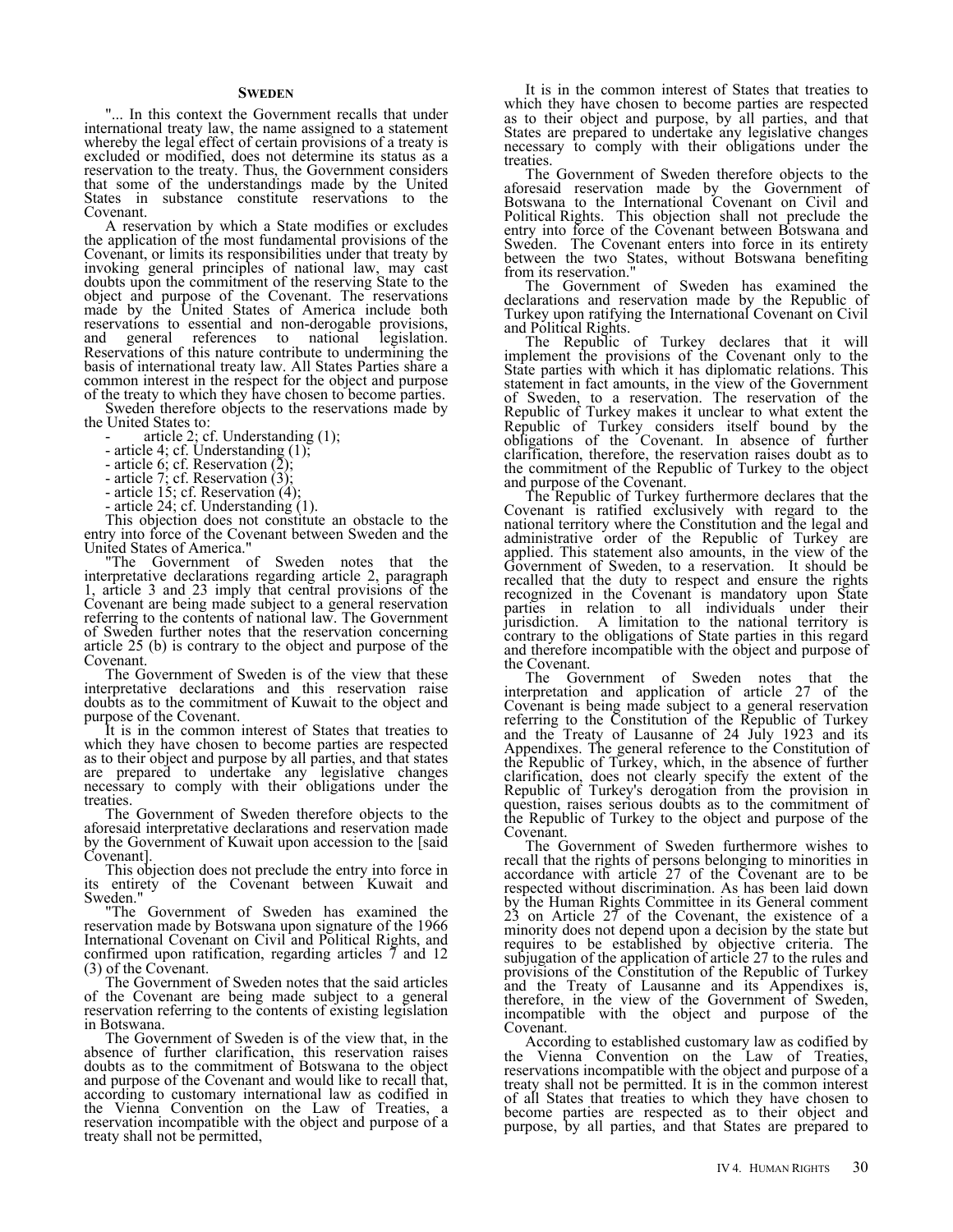## Sweden

"... In this context the Government recalls that under international treaty law, the name assigned to a statement whereby the legal effect of certain provisions of a treaty is excluded or modified, does not determine its status as a reservation to the treaty. Thus, the Government considers that some of the understandings made by the United States in substance constitute reservations to the Covenant.

A reservation by which a State modifies or excludes the application of the most fundamental provisions of the Covenant, or limits its responsibilities under that treaty by invoking general principles of national law, may cast doubts upon the commitment of the reserving State to the object and purpose of the Covenant. The reservations made by the United States of America include both reservations to essential and non-derogable provisions, and general references to national legislation. Reservations of this nature contribute to undermining the basis of international treaty law. All States Parties share a common interest in the respect for the object and purpose of the treaty to which they have chosen to become parties.

Sweden therefore objects to the reservations made by the United States to:

- article 2; cf. Understanding (1);
- article 4; cf. Understanding (1);
- article 6; cf. Reservation (2);
- article 7; cf. Reservation (3);
- article 15; cf. Reservation (4);
- article 24; cf. Understanding (1).

This objection does not constitute an obstacle to the entry into force of the Covenant between Sweden and the United States of America."

"The Government of Sweden notes that the interpretative declarations regarding article 2, paragraph 1, article 3 and 23 imply that central provisions of the Covenant are being made subject to a general reservation referring to the contents of national law. The Government of Sweden further notes that the reservation concerning article 25 (b) is contrary to the object and purpose of the Covenant.

The Government of Sweden is of the view that these interpretative declarations and this reservation raise doubts as to the commitment of Kuwait to the object and purpose of the Covenant.

It is in the common interest of States that treaties to which they have chosen to become parties are respected as to their object and purpose by all parties, and that states are prepared to undertake any legislative changes necessary to comply with their obligations under the treaties.

The Government of Sweden therefore objects to the aforesaid interpretative declarations and reservation made by the Government of Kuwait upon accession to the [said Covenant].

This objection does not preclude the entry into force in its entirety of the Covenant between Kuwait and Sweden."

"The Government of Sweden has examined the reservation made by Botswana upon signature of the 1966 International Covenant on Civil and Political Rights, and confirmed upon ratification, regarding articles 7 and 12 (3) of the Covenant.

The Government of Sweden notes that the said articles of the Covenant are being made subject to a general reservation referring to the contents of existing legislation in Botswana.

The Government of Sweden is of the view that, in the absence of further clarification, this reservation raises doubts as to the commitment of Botswana to the object and purpose of the Covenant and would like to recall that, according to customary international law as codified in the Vienna Convention on the Law of Treaties, a reservation incompatible with the object and purpose of a treaty shall not be permitted,

It is in the common interest of States that treaties to which they have chosen to become parties are respected as to their object and purpose, by all parties, and that States are prepared to undertake any legislative changes necessary to comply with their obligations under the treaties.

The Government of Sweden therefore objects to the aforesaid reservation made by the Government of Botswana to the International Covenant on Civil and Political Rights. This objection shall not preclude the entry into force of the Covenant between Botswana and Sweden. The Covenant enters into force in its entirety between the two States, without Botswana benefiting from its reservation."

The Government of Sweden has examined the declarations and reservation made by the Republic of Turkey upon ratifying the International Covenant on Civil and Political Rights.

The Republic of Turkey declares that it will implement the provisions of the Covenant only to the State parties with which it has diplomatic relations. This statement in fact amounts, in the view of the Government of Sweden, to a reservation. The reservation of the Republic of Turkey makes it unclear to what extent the Republic of Turkey considers itself bound by the obligations of the Covenant. In absence of further clarification, therefore, the reservation raises doubt as to the commitment of the Republic of Turkey to the object and purpose of the Covenant.

The Republic of Turkey furthermore declares that the Covenant is ratified exclusively with regard to the national territory where the Constitution and the legal and administrative order of the Republic of Turkey are applied. This statement also amounts, in the view of the Government of Sweden, to a reservation. It should be recalled that the duty to respect and ensure the rights recognized in the Covenant is mandatory upon State parties in relation to all individuals under their jurisdiction. A limitation to the national territory is contrary to the obligations of State parties in this regard and therefore incompatible with the object and purpose of the Covenant.

The Government of Sweden notes that the interpretation and application of article 27 of the Covenant is being made subject to a general reservation referring to the Constitution of the Republic of Turkey and the Treaty of Lausanne of 24 July 1923 and its Appendixes. The general reference to the Constitution of the Republic of Turkey, which, in the absence of further clarification, does not clearly specify the extent of the Republic of Turkey's derogation from the provision in question, raises serious doubts as to the commitment of the Republic of Turkey to the object and purpose of the Covenant.

The Government of Sweden furthermore wishes to recall that the rights of persons belonging to minorities in accordance with article 27 of the Covenant are to be respected without discrimination. As has been laid down by the Human Rights Committee in its General comment 23 on Article 27 of the Covenant, the existence of a minority does not depend upon a decision by the state but requires to be established by objective criteria. The subjugation of the application of article 27 to the rules and provisions of the Constitution of the Republic of Turkey and the Treaty of Lausanne and its Appendixes is, therefore, in the view of the Government of Sweden, incompatible with the object and purpose of the Covenant.

According to established customary law as codified by the Vienna Convention on the Law of Treaties, reservations incompatible with the object and purpose of a treaty shall not be permitted. It is in the common interest of all States that treaties to which they have chosen to become parties are respected as to their object and purpose, by all parties, and that States are prepared to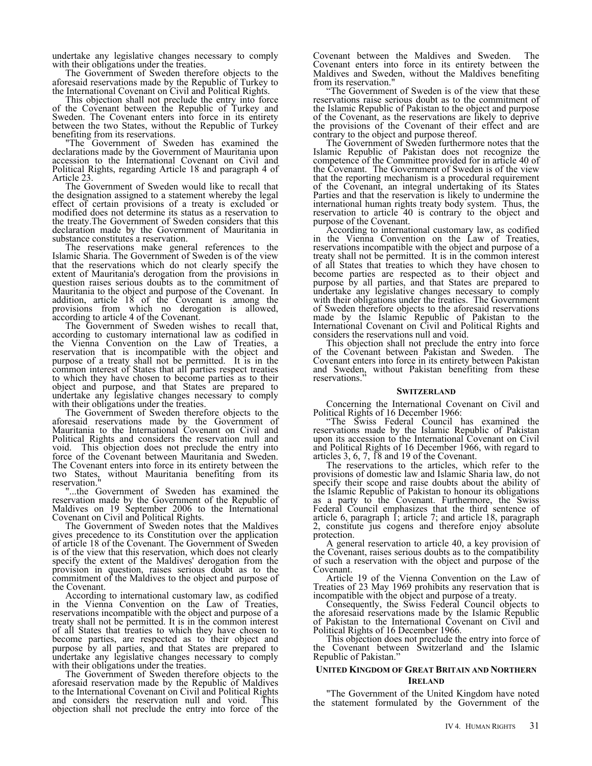undertake any legislative changes necessary to comply with their obligations under the treaties.

The Government of Sweden therefore objects to the aforesaid reservations made by the Republic of Turkey to the International Covenant on Civil and Political Rights.

This objection shall not preclude the entry into force of the Covenant between the Republic of Turkey and Sweden. The Covenant enters into force in its entirety between the two States, without the Republic of Turkey benefiting from its reservations.

"The Government of Sweden has examined the declarations made by the Government of Mauritania upon accession to the International Covenant on Civil and Political Rights, regarding Article 18 and paragraph 4 of Article 23.

The Government of Sweden would like to recall that the designation assigned to a statement whereby the legal effect of certain provisions of a treaty is excluded or modified does not determine its status as a reservation to the treaty.The Government of Sweden considers that this declaration made by the Government of Mauritania in substance constitutes a reservation.

The reservations make general references to the Islamic Sharia. The Government of Sweden is of the view that the reservations which do not clearly specify the extent of Mauritania's derogation from the provisions in question raises serious doubts as to the commitment of Mauritania to the object and purpose of the Covenant. In addition, article 18 of the Covenant is among the provisions from which no derogation is allowed, according to article 4 of the Covenant.

The Government of Sweden wishes to recall that, according to customary international law as codified in the Vienna Convention on the Law of Treaties, a reservation that is incompatible with the object and purpose of a treaty shall not be permitted. It is in the common interest of States that all parties respect treaties to which they have chosen to become parties as to their object and purpose, and that States are prepared to undertake any legislative changes necessary to comply with their obligations under the treaties.

The Government of Sweden therefore objects to the aforesaid reservations made by the Government of Mauritania to the International Covenant on Civil and Political Rights and considers the reservation null and void. This objection does not preclude the entry into force of the Covenant between Mauritania and Sweden. The Covenant enters into force in its entirety between the two States, without Mauritania benefiting from its reservation."

"...the Government of Sweden has examined the reservation made by the Government of the Republic of Maldives on 19 September 2006 to the International Covenant on Civil and Political Rights.

The Government of Sweden notes that the Maldives gives precedence to its Constitution over the application of article 18 of the Covenant. The Government of Sweden is of the view that this reservation, which does not clearly specify the extent of the Maldives' derogation from the provision in question, raises serious doubt as to the commitment of the Maldives to the object and purpose of the Covenant.

According to international customary law, as codified in the Vienna Convention on the Law of Treaties, reservations incompatible with the object and purpose of a treaty shall not be permitted. It is in the common interest of all States that treaties to which they have chosen to become parties, are respected as to their object and purpose by all parties, and that States are prepared to undertake any legislative changes necessary to comply with their obligations under the treaties.

The Government of Sweden therefore objects to the aforesaid reservation made by the Republic of Maldives to the International Covenant on Civil and Political Rights and considers the reservation null and void. This objection shall not preclude the entry into force of the Covenant between the Maldives and Sweden. The Covenant enters into force in its entirety between the Maldives and Sweden, without the Maldives benefiting from its reservation."

"The Government of Sweden is of the view that these reservations raise serious doubt as to the commitment of the Islamic Republic of Pakistan to the object and purpose of the Covenant, as the reservations are likely to deprive the provisions of the Covenant of their effect and are contrary to the object and purpose thereof.

The Government of Sweden furthermore notes that the Islamic Republic of Pakistan does not recognize the competence of the Committee provided for in article 40 of the Covenant. The Government of Sweden is of the view that the reporting mechanism is a procedural requirement of the Covenant, an integral undertaking of its States Parties and that the reservation is likely to undermine the international human rights treaty body system. Thus, the reservation to article 40 is contrary to the object and purpose of the Covenant.

According to international customary law, as codified in the Vienna Convention on the Law of Treaties, reservations incompatible with the object and purpose of a treaty shall not be permitted. It is in the common interest of all States that treaties to which they have chosen to become parties are respected as to their object and purpose by all parties, and that States are prepared to undertake any legislative changes necessary to comply with their obligations under the treaties. The Government of Sweden therefore objects to the aforesaid reservations made by the Islamic Republic of Pakistan to the International Covenant on Civil and Political Rights and considers the reservations null and void.

This objection shall not preclude the entry into force of the Covenant between Pakistan and Sweden. The Covenant enters into force in its entirety between Pakistan and Sweden, without Pakistan benefiting from these reservations."

### Switzerland

Concerning the International Covenant on Civil and Political Rights of 16 December 1966:

"The Swiss Federal Council has examined the reservations made by the Islamic Republic of Pakistan upon its accession to the International Covenant on Civil and Political Rights of 16 December 1966, with regard to articles 3, 6, 7, 18 and 19 of the Covenant.

The reservations to the articles, which refer to the provisions of domestic law and Islamic Sharia law, do not specify their scope and raise doubts about the ability of the Islamic Republic of Pakistan to honour its obligations as a party to the Covenant. Furthermore, the Swiss Federal Council emphasizes that the third sentence of article 6, paragraph 1; article 7; and article 18, paragraph 2, constitute jus cogens and therefore enjoy absolute protection.

A general reservation to article 40, a key provision of the Covenant, raises serious doubts as to the compatibility of such a reservation with the object and purpose of the Covenant.

Article 19 of the Vienna Convention on the Law of Treaties of 23 May 1969 prohibits any reservation that is incompatible with the object and purpose of a treaty.

Consequently, the Swiss Federal Council objects to the aforesaid reservations made by the Islamic Republic of Pakistan to the International Covenant on Civil and Political Rights of 16 December 1966.

This objection does not preclude the entry into force of the Covenant between Switzerland and the Islamic Republic of Pakistan."

### United Kingdom of Great Britain and Northern Ireland

"The Government of the United Kingdom have noted the statement formulated by the Government of the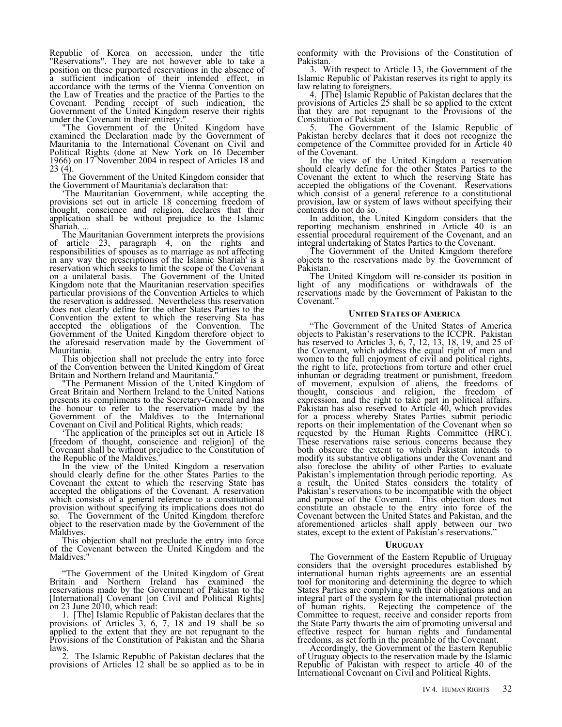Republic of Korea on accession, under the title "Reservations". They are not however able to take a position on these purported reservations in the absence of a sufficient indication of their intended effect, in accordance with the terms of the Vienna Convention on the Law of Treaties and the practice of the Parties to the Covenant. Pending receipt of such indication, the Government of the United Kingdom reserve their rights under the Covenant in their entirety."

"The Government of the United Kingdom have examined the Declaration made by the Government of Mauritania to the International Covenant on Civil and Political Rights (done at New York on 16 December 1966) on 17 November 2004 in respect of Articles 18 and 23 (4).

The Government of the United Kingdom consider that the Government of Mauritania's declaration that:

'The Mauritanian Government, while accepting the provisions set out in article 18 concerning freedom of thought, conscience and religion, declares that their application shall be without prejudice to the Islamic Shariah. ...

The Mauritanian Government interprets the provisions of article 23, paragraph 4, on the rights and responsibilities of spouses as to marriage as not affecting in any way the prescriptions of the Islamic Shariah' is a reservation which seeks to limit the scope of the Covenant on a unilateral basis. The Government of the United Kingdom note that the Mauritanian reservation specifies particular provisions of the Convention Articles to which the reservation is addressed. Nevertheless this reservation does not clearly define for the other States Parties to the Convention the extent to which the reserving Sta has accepted the obligations of the Convention. The Government of the United Kingdom therefore object to the aforesaid reservation made by the Government of Mauritania.

This objection shall not preclude the entry into force of the Convention between the United Kingdom of Great Britain and Northern Ireland and Mauritania."

"The Permanent Mission of the United Kingdom of Great Britain and Northern Ireland to the United Nations presents its compliments to the Secretary-General and has the honour to refer to the reservation made by the Government of the Maldives to the International Covenant on Civil and Political Rights, which reads:

'The application of the principles set out in Article 18 [freedom of thought, conscience and religion] of the Covenant shall be without prejudice to the Constitution of the Republic of the Maldives.'

In the view of the United Kingdom a reservation should clearly define for the other States Parties to the Covenant the extent to which the reserving State has accepted the obligations of the Covenant. A reservation which consists of a general reference to a constitutional provision without specifying its implications does not do so. The Government of the United Kingdom therefore object to the reservation made by the Government of the Maldives.

This objection shall not preclude the entry into force of the Covenant between the United Kingdom and the Maldives."

"The Government of the United Kingdom of Great Britain and Northern Ireland has examined the reservations made by the Government of Pakistan to the [International] Covenant [on Civil and Political Rights] on 23 June 2010, which read:

1. [The] Islamic Republic of Pakistan declares that the provisions of Articles 3, 6, 7, 18 and 19 shall be so applied to the extent that they are not repugnant to the Provisions of the Constitution of Pakistan and the Sharia laws.

2. The Islamic Republic of Pakistan declares that the provisions of Articles 12 shall be so applied as to be in conformity with the Provisions of the Constitution of Pakistan.

3. With respect to Article 13, the Government of the Islamic Republic of Pakistan reserves its right to apply its law relating to foreigners.

4. [The] Islamic Republic of Pakistan declares that the provisions of Articles 25 shall be so applied to the extent that they are not repugnant to the Provisions of the Constitution of Pakistan.

5. The Government of the Islamic Republic of Pakistan hereby declares that it does not recognize the competence of the Committee provided for in Article 40 of the Covenant.

In the view of the United Kingdom a reservation should clearly define for the other States Parties to the Covenant the extent to which the reserving State has accepted the obligations of the Covenant. Reservations which consist of a general reference to a constitutional provision, law or system of laws without specifying their contents do not do so.

In addition, the United Kingdom considers that the reporting mechanism enshrined in Article 40 is an essential procedural requirement of the Covenant, and an integral undertaking of States Parties to the Covenant.

The Government of the United Kingdom therefore objects to the reservations made by the Government of Pakistan.

The United Kingdom will re-consider its position in light of any modifications or withdrawals of the reservations made by the Government of Pakistan to the Covenant."

#### UNITED STATES OF AMERICA

"The Government of the United States of America objects to Pakistan's reservations to the ICCPR. Pakistan has reserved to Articles 3, 6, 7, 12, 13, 18, 19, and 25 of the Covenant, which address the equal right of men and women to the full enjoyment of civil and political rights, the right to life, protections from torture and other cruel inhuman or degrading treatment or punishment, freedom of movement, expulsion of aliens, the freedoms of thought, conscious and religion, the freedom of expression, and the right to take part in political affairs. Pakistan has also reserved to Article 40, which provides for a process whereby States Parties submit periodic reports on their implementation of the Covenant when so requested by the Human Rights Committee (HRC). These reservations raise serious concerns because they both obscure the extent to which Pakistan intends to modify its substantive obligations under the Covenant and also foreclose the ability of other Parties to evaluate Pakistan's implementation through periodic reporting. As a result, the United States considers the totality of Pakistan's reservations to be incompatible with the object and purpose of the Covenant. This objection does not constitute an obstacle to the entry into force of the Covenant between the United States and Pakistan, and the aforementioned articles shall apply between our two states, except to the extent of Pakistan's reservations."

#### URUGUAY

The Government of the Eastern Republic of Uruguay considers that the oversight procedures established by international human rights agreements are an essential tool for monitoring and determining the degree to which States Parties are complying with their obligations and an integral part of the system for the international protection of human rights. Rejecting the competence of the Committee to request, receive and consider reports from the State Party thwarts the aim of promoting universal and effective respect for human rights and fundamental freedoms, as set forth in the preamble of the Covenant.

Accordingly, the Government of the Eastern Republic of Uruguay objects to the reservation made by the Islamic Republic of Pakistan with respect to article 40 of the International Covenant on Civil and Political Rights.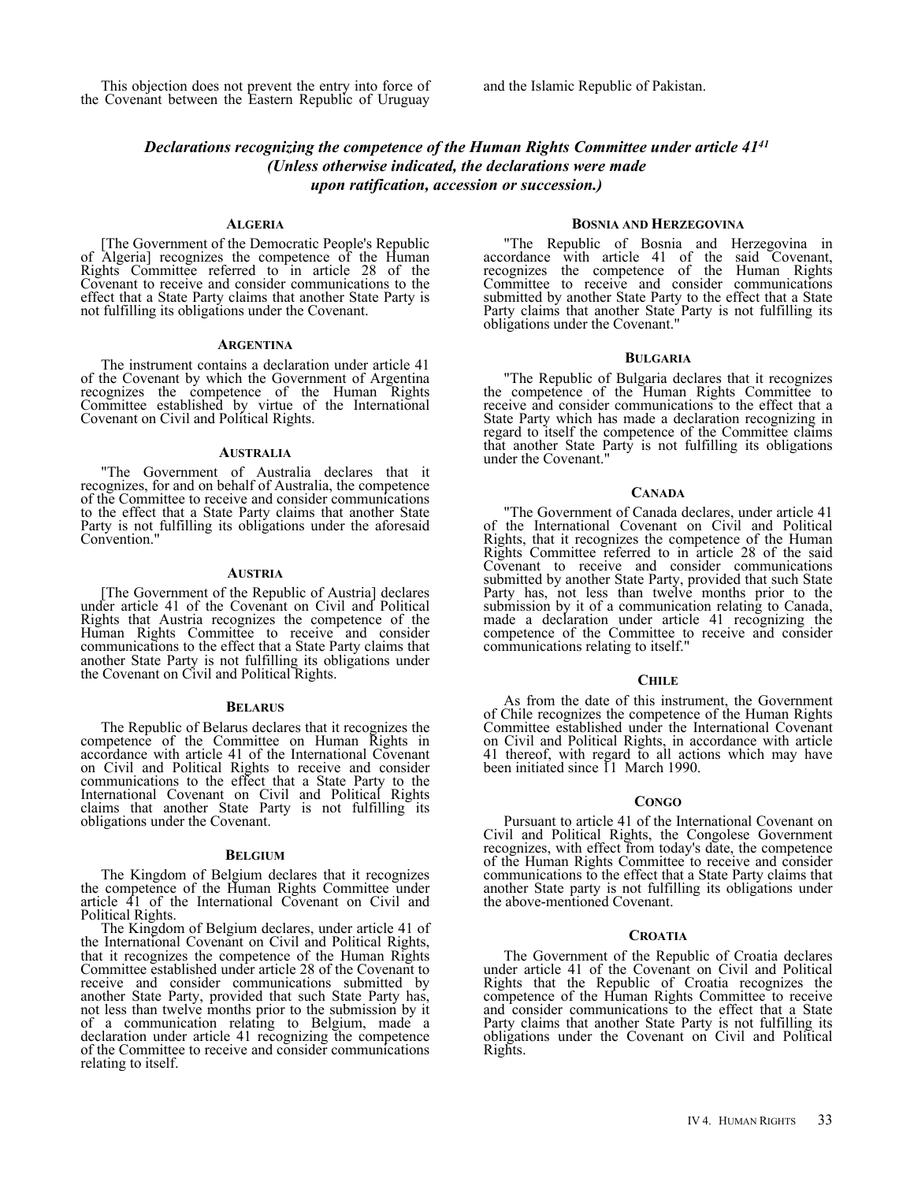This objection does not prevent the entry into force of the Covenant between the Eastern Republic of Uruguay and the Islamic Republic of Pakistan.

## *Declarations recognizing the competence of the Human Rights Committee under article 41*[41] *(Unless otherwise indicated, the declarations were made upon ratification, accession or succession.)*

### ALGERIA

[The Government of the Democratic People's Republic of Algeria] recognizes the competence of the Human Rights Committee referred to in article 28 of the Covenant to receive and consider communications to the effect that a State Party claims that another State Party is not fulfilling its obligations under the Covenant.

### ARGENTINA

The instrument contains a declaration under article 41 of the Covenant by which the Government of Argentina recognizes the competence of the Human Rights Committee established by virtue of the International Covenant on Civil and Political Rights.

### AUSTRALIA

"The Government of Australia declares that it recognizes, for and on behalf of Australia, the competence of the Committee to receive and consider communications to the effect that a State Party claims that another State Party is not fulfilling its obligations under the aforesaid Convention."

### AUSTRIA

[The Government of the Republic of Austria] declares under article 41 of the Covenant on Civil and Political Rights that Austria recognizes the competence of the Human Rights Committee to receive and consider communications to the effect that a State Party claims that another State Party is not fulfilling its obligations under the Covenant on Civil and Political Rights.

### BELARUS

The Republic of Belarus declares that it recognizes the competence of the Committee on Human Rights in accordance with article 41 of the International Covenant on Civil and Political Rights to receive and consider communications to the effect that a State Party to the International Covenant on Civil and Political Rights claims that another State Party is not fulfilling its obligations under the Covenant.

### BELGIUM

The Kingdom of Belgium declares that it recognizes the competence of the Human Rights Committee under article 41 of the International Covenant on Civil and Political Rights.

The Kingdom of Belgium declares, under article 41 of the International Covenant on Civil and Political Rights, that it recognizes the competence of the Human Rights Committee established under article 28 of the Covenant to receive and consider communications submitted by another State Party, provided that such State Party has, not less than twelve months prior to the submission by it of a communication relating to Belgium, made a declaration under article 41 recognizing the competence of the Committee to receive and consider communications relating to itself.

### BOSNIA AND HERZEGOVINA

"The Republic of Bosnia and Herzegovina in accordance with article 41 of the said Covenant, recognizes the competence of the Human Rights Committee to receive and consider communications submitted by another State Party to the effect that a State Party claims that another State Party is not fulfilling its obligations under the Covenant."

### BULGARIA

"The Republic of Bulgaria declares that it recognizes the competence of the Human Rights Committee to receive and consider communications to the effect that a State Party which has made a declaration recognizing in regard to itself the competence of the Committee claims that another State Party is not fulfilling its obligations under the Covenant."

### CANADA

"The Government of Canada declares, under article 41 of the International Covenant on Civil and Political Rights, that it recognizes the competence of the Human Rights Committee referred to in article 28 of the said Covenant to receive and consider communications submitted by another State Party, provided that such State Party has, not less than twelve months prior to the submission by it of a communication relating to Canada, made a declaration under article 41 recognizing the competence of the Committee to receive and consider communications relating to itself."

### CHILE

As from the date of this instrument, the Government of Chile recognizes the competence of the Human Rights Committee established under the International Covenant on Civil and Political Rights, in accordance with article 41 thereof, with regard to all actions which may have been initiated since 11 March 1990.

### CONGO

Pursuant to article 41 of the International Covenant on Civil and Political Rights, the Congolese Government recognizes, with effect from today's date, the competence of the Human Rights Committee to receive and consider communications to the effect that a State Party claims that another State party is not fulfilling its obligations under the above-mentioned Covenant.

### CROATIA

The Government of the Republic of Croatia declares under article 41 of the Covenant on Civil and Political Rights that the Republic of Croatia recognizes the competence of the Human Rights Committee to receive and consider communications to the effect that a State Party claims that another State Party is not fulfilling its obligations under the Covenant on Civil and Political Rights.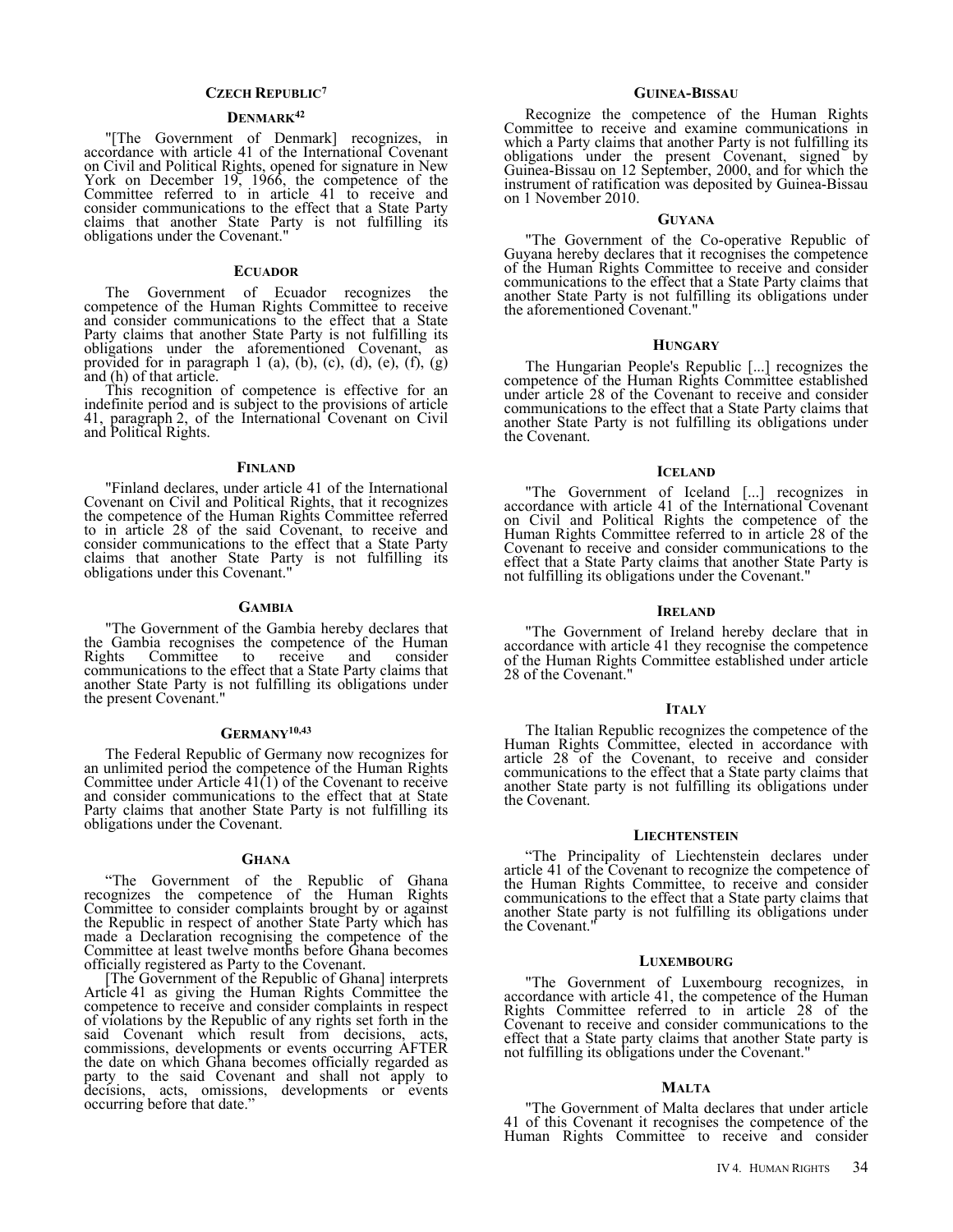### CZECH REPUBLIC[7]

### DENMARK[42]

"[The Government of Denmark] recognizes, in accordance with article 41 of the International Covenant on Civil and Political Rights, opened for signature in New York on December 19, 1966, the competence of the Committee referred to in article 41 to receive and consider communications to the effect that a State Party claims that another State Party is not fulfilling its obligations under the Covenant."

### ECUADOR

The Government of Ecuador recognizes the competence of the Human Rights Committee to receive and consider communications to the effect that a State Party claims that another State Party is not fulfilling its obligations under the aforementioned Covenant, as provided for in paragraph 1 (a), (b), (c), (d), (e), (f), (g) and (h) of that article.

This recognition of competence is effective for an indefinite period and is subject to the provisions of article 41, paragraph 2, of the International Covenant on Civil and Political Rights.

### FINLAND

"Finland declares, under article 41 of the International Covenant on Civil and Political Rights, that it recognizes the competence of the Human Rights Committee referred to in article 28 of the said Covenant, to receive and consider communications to the effect that a State Party claims that another State Party is not fulfilling its obligations under this Covenant."

### GAMBIA

"The Government of the Gambia hereby declares that the Gambia recognises the competence of the Human Rights Committee to receive and consider communications to the effect that a State Party claims that another State Party is not fulfilling its obligations under the present Covenant."

### GERMANY[10,43]

The Federal Republic of Germany now recognizes for an unlimited period the competence of the Human Rights Committee under Article 41(1) of the Covenant to receive and consider communications to the effect that at State Party claims that another State Party is not fulfilling its obligations under the Covenant.

### GHANA

"The Government of the Republic of Ghana recognizes the competence of the Human Rights Committee to consider complaints brought by or against the Republic in respect of another State Party which has made a Declaration recognising the competence of the Committee at least twelve months before Ghana becomes officially registered as Party to the Covenant.

[The Government of the Republic of Ghana] interprets Article 41 as giving the Human Rights Committee the competence to receive and consider complaints in respect of violations by the Republic of any rights set forth in the said Covenant which result from decisions, acts, commissions, developments or events occurring AFTER the date on which Ghana becomes officially regarded as party to the said Covenant and shall not apply to decisions, acts, omissions, developments or events occurring before that date."

### GUINEA-BISSAU

Recognize the competence of the Human Rights Committee to receive and examine communications in which a Party claims that another Party is not fulfilling its obligations under the present Covenant, signed by Guinea-Bissau on 12 September, 2000, and for which the instrument of ratification was deposited by Guinea-Bissau on 1 November 2010.

### GUYANA

"The Government of the Co-operative Republic of Guyana hereby declares that it recognises the competence of the Human Rights Committee to receive and consider communications to the effect that a State Party claims that another State Party is not fulfilling its obligations under the aforementioned Covenant."

### HUNGARY

The Hungarian People's Republic [...] recognizes the competence of the Human Rights Committee established under article 28 of the Covenant to receive and consider communications to the effect that a State Party claims that another State Party is not fulfilling its obligations under the Covenant.

### ICELAND

"The Government of Iceland [...] recognizes in accordance with article 41 of the International Covenant on Civil and Political Rights the competence of the Human Rights Committee referred to in article 28 of the Covenant to receive and consider communications to the effect that a State Party claims that another State Party is not fulfilling its obligations under the Covenant."

### IRELAND

"The Government of Ireland hereby declare that in accordance with article 41 they recognise the competence of the Human Rights Committee established under article 28 of the Covenant."

### ITALY

The Italian Republic recognizes the competence of the Human Rights Committee, elected in accordance with article 28 of the Covenant, to receive and consider communications to the effect that a State party claims that another State party is not fulfilling its obligations under the Covenant.

### LIECHTENSTEIN

"The Principality of Liechtenstein declares under article 41 of the Covenant to recognize the competence of the Human Rights Committee, to receive and consider communications to the effect that a State party claims that another State party is not fulfilling its obligations under the Covenant."

### LUXEMBOURG

"The Government of Luxembourg recognizes, in accordance with article 41, the competence of the Human Rights Committee referred to in article 28 of the Covenant to receive and consider communications to the effect that a State party claims that another State party is not fulfilling its obligations under the Covenant."

### MALTA

"The Government of Malta declares that under article 41 of this Covenant it recognises the competence of the Human Rights Committee to receive and consider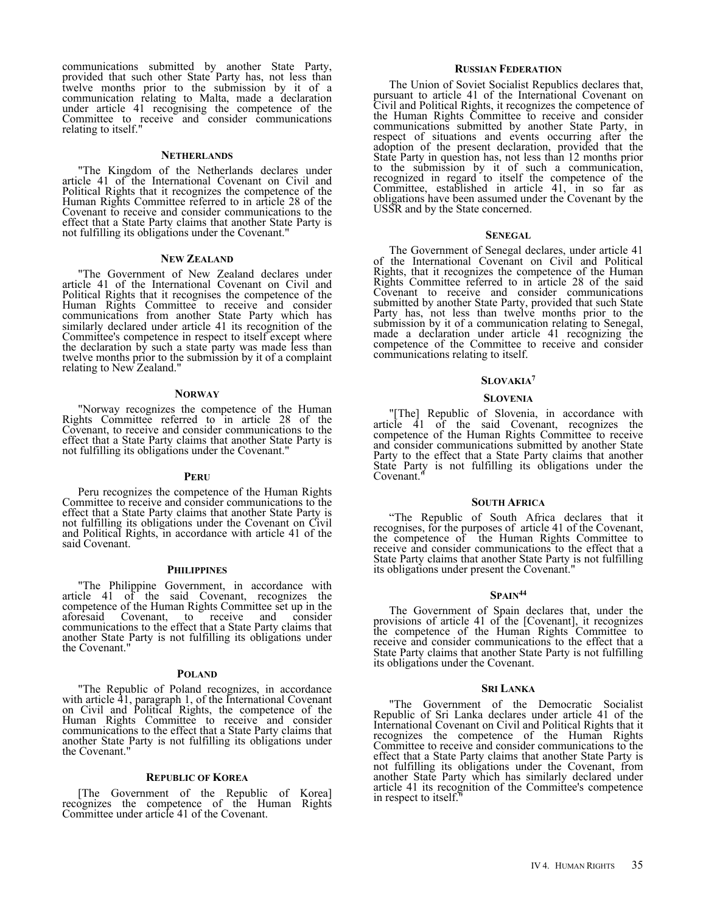communications submitted by another State Party, provided that such other State Party has, not less than twelve months prior to the submission by it of a communication relating to Malta, made a declaration under article 41 recognising the competence of the Committee to receive and consider communications relating to itself."

#### NETHERLANDS

"The Kingdom of the Netherlands declares under article 41 of the International Covenant on Civil and Political Rights that it recognizes the competence of the Human Rights Committee referred to in article 28 of the Covenant to receive and consider communications to the effect that a State Party claims that another State Party is not fulfilling its obligations under the Covenant."

#### NEW ZEALAND

"The Government of New Zealand declares under article 41 of the International Covenant on Civil and Political Rights that it recognises the competence of the Human Rights Committee to receive and consider communications from another State Party which has similarly declared under article 41 its recognition of the Committee's competence in respect to itself except where the declaration by such a state party was made less than twelve months prior to the submission by it of a complaint relating to New Zealand."

#### NORWAY

"Norway recognizes the competence of the Human Rights Committee referred to in article 28 of the Covenant, to receive and consider communications to the effect that a State Party claims that another State Party is not fulfilling its obligations under the Covenant."

#### PERU

Peru recognizes the competence of the Human Rights Committee to receive and consider communications to the effect that a State Party claims that another State Party is not fulfilling its obligations under the Covenant on Civil and Political Rights, in accordance with article 41 of the said Covenant.

#### PHILIPPINES

"The Philippine Government, in accordance with article 41 of the said Covenant, recognizes the competence of the Human Rights Committee set up in the aforesaid Covenant, to receive and consider communications to the effect that a State Party claims that another State Party is not fulfilling its obligations under the Covenant."

#### POLAND

"The Republic of Poland recognizes, in accordance with article 41, paragraph 1, of the International Covenant on Civil and Political Rights, the competence of the Human Rights Committee to receive and consider communications to the effect that a State Party claims that another State Party is not fulfilling its obligations under the Covenant."

#### REPUBLIC OF KOREA

[The Government of the Republic of Korea] recognizes the competence of the Human Rights Committee under article 41 of the Covenant.

#### RUSSIAN FEDERATION

The Union of Soviet Socialist Republics declares that, pursuant to article 41 of the International Covenant on Civil and Political Rights, it recognizes the competence of the Human Rights Committee to receive and consider communications submitted by another State Party, in respect of situations and events occurring after the adoption of the present declaration, provided that the State Party in question has, not less than 12 months prior to the submission by it of such a communication, recognized in regard to itself the competence of the Committee, established in article 41, in so far as obligations have been assumed under the Covenant by the USSR and by the State concerned.

#### SENEGAL

The Government of Senegal declares, under article 41 of the International Covenant on Civil and Political Rights, that it recognizes the competence of the Human Rights Committee referred to in article 28 of the said Covenant to receive and consider communications submitted by another State Party, provided that such State Party has, not less than twelve months prior to the submission by it of a communication relating to Senegal, made a declaration under article 41 recognizing the competence of the Committee to receive and consider communications relating to itself.

#### SLOVAKIA[7]

#### SLOVENIA

"[The] Republic of Slovenia, in accordance with article 41 of the said Covenant, recognizes the competence of the Human Rights Committee to receive and consider communications submitted by another State Party to the effect that a State Party claims that another State Party is not fulfilling its obligations under the Covenant."

#### SOUTH AFRICA

"The Republic of South Africa declares that it recognises, for the purposes of article 41 of the Covenant, the competence of the Human Rights Committee to receive and consider communications to the effect that a State Party claims that another State Party is not fulfilling its obligations under present the Covenant."

#### SPAIN[44]

The Government of Spain declares that, under the provisions of article 41 of the [Covenant], it recognizes the competence of the Human Rights Committee to receive and consider communications to the effect that a State Party claims that another State Party is not fulfilling its obligations under the Covenant.

#### SRI LANKA

"The Government of the Democratic Socialist Republic of Sri Lanka declares under article 41 of the International Covenant on Civil and Political Rights that it recognizes the competence of the Human Rights Committee to receive and consider communications to the effect that a State Party claims that another State Party is not fulfilling its obligations under the Covenant, from another State Party which has similarly declared under article 41 its recognition of the Committee's competence in respect to itself."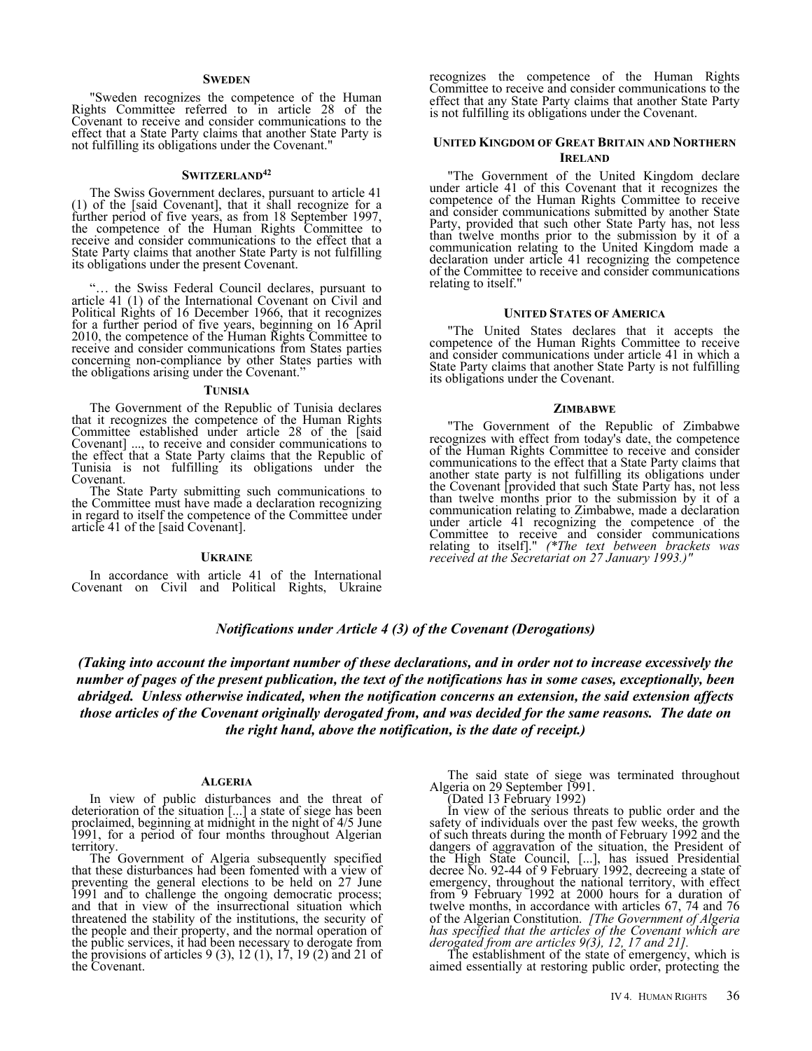#### Sweden

"Sweden recognizes the competence of the Human Rights Committee referred to in article 28 of the Covenant to receive and consider communications to the effect that a State Party claims that another State Party is not fulfilling its obligations under the Covenant."

#### Switzerland[42]

The Swiss Government declares, pursuant to article 41 (1) of the [said Covenant], that it shall recognize for a further period of five years, as from 18 September 1997, the competence of the Human Rights Committee to receive and consider communications to the effect that a State Party claims that another State Party is not fulfilling its obligations under the present Covenant.

"… the Swiss Federal Council declares, pursuant to article 41 (1) of the International Covenant on Civil and Political Rights of 16 December 1966, that it recognizes for a further period of five years, beginning on 16 April 2010, the competence of the Human Rights Committee to receive and consider communications from States parties concerning non-compliance by other States parties with the obligations arising under the Covenant."

#### Tunisia

The Government of the Republic of Tunisia declares that it recognizes the competence of the Human Rights Committee established under article 28 of the [said Covenant] ..., to receive and consider communications to the effect that a State Party claims that the Republic of Tunisia is not fulfilling its obligations under the Covenant.

The State Party submitting such communications to the Committee must have made a declaration recognizing in regard to itself the competence of the Committee under article 41 of the [said Covenant].

#### Ukraine

In accordance with article 41 of the International Covenant on Civil and Political Rights, Ukraine recognizes the competence of the Human Rights Committee to receive and consider communications to the effect that any State Party claims that another State Party is not fulfilling its obligations under the Covenant.

#### United Kingdom of Great Britain and Northern Ireland

"The Government of the United Kingdom declare under article 41 of this Covenant that it recognizes the competence of the Human Rights Committee to receive and consider communications submitted by another State Party, provided that such other State Party has, not less than twelve months prior to the submission by it of a communication relating to the United Kingdom made a declaration under article 41 recognizing the competence of the Committee to receive and consider communications relating to itself."

#### United States of America

"The United States declares that it accepts the competence of the Human Rights Committee to receive and consider communications under article 41 in which a State Party claims that another State Party is not fulfilling its obligations under the Covenant.

#### Zimbabwe

"The Government of the Republic of Zimbabwe recognizes with effect from today's date, the competence of the Human Rights Committee to receive and consider communications to the effect that a State Party claims that another state party is not fulfilling its obligations under the Covenant [provided that such State Party has, not less than twelve months prior to the submission by it of a communication relating to Zimbabwe, made a declaration under article 41 recognizing the competence of the Committee to receive and consider communications relating to itself]." *(\*The text between brackets was received at the Secretariat on 27 January 1993.)"*

## *Notifications under Article 4 (3) of the Covenant (Derogations)*

***(Taking into account the important number of these declarations, and in order not to increase excessively the number of pages of the present publication, the text of the notifications has in some cases, exceptionally, been abridged. Unless otherwise indicated, when the notification concerns an extension, the said extension affects those articles of the Covenant originally derogated from, and was decided for the same reasons. The date on the right hand, above the notification, is the date of receipt.)***

#### Algeria

In view of public disturbances and the threat of deterioration of the situation [...] a state of siege has been proclaimed, beginning at midnight in the night of 4/5 June 1991, for a period of four months throughout Algerian territory.

The Government of Algeria subsequently specified that these disturbances had been fomented with a view of preventing the general elections to be held on 27 June 1991 and to challenge the ongoing democratic process; and that in view of the insurrectional situation which threatened the stability of the institutions, the security of the people and their property, and the normal operation of the public services, it had been necessary to derogate from the provisions of articles 9 (3), 12 (1), 17, 19 (2) and 21 of the Covenant.

The said state of siege was terminated throughout Algeria on 29 September 1991.

(Dated 13 February 1992)

In view of the serious threats to public order and the safety of individuals over the past few weeks, the growth of such threats during the month of February 1992 and the dangers of aggravation of the situation, the President of the High State Council, [...], has issued Presidential decree No. 92-44 of 9 February 1992, decreeing a state of emergency, throughout the national territory, with effect from 9 February 1992 at 2000 hours for a duration of twelve months, in accordance with articles 67, 74 and 76 of the Algerian Constitution. *[The Government of Algeria has specified that the articles of the Covenant which are derogated from are articles 9(3), 12, 17 and 21].*

The establishment of the state of emergency, which is aimed essentially at restoring public order, protecting the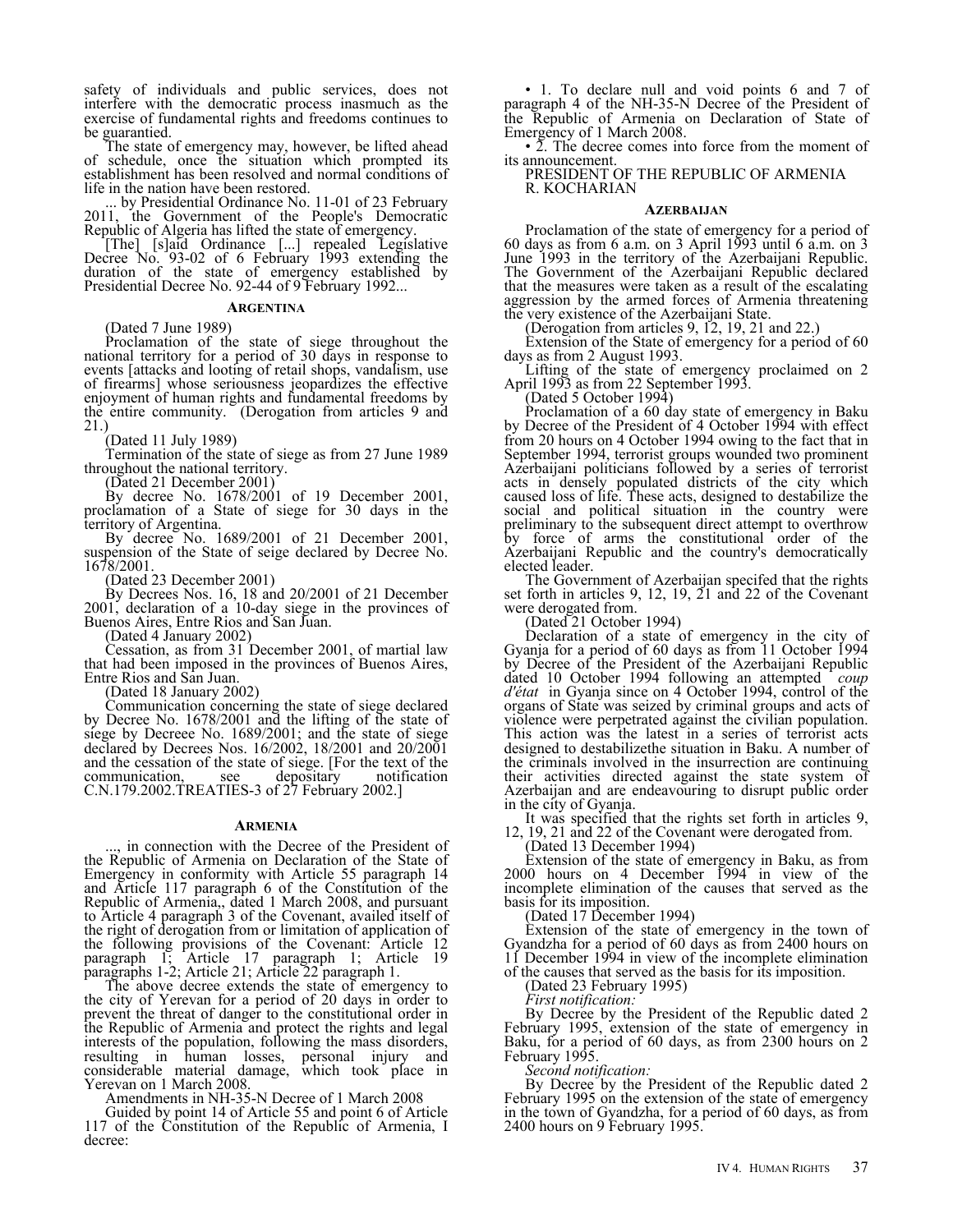safety of individuals and public services, does not interfere with the democratic process inasmuch as the exercise of fundamental rights and freedoms continues to be guarantied.

The state of emergency may, however, be lifted ahead of schedule, once the situation which prompted its establishment has been resolved and normal conditions of life in the nation have been restored.

... by Presidential Ordinance No. 11-01 of 23 February 2011, the Government of the People's Democratic Republic of Algeria has lifted the state of emergency.

[The] [s]aid Ordinance [...] repealed Legislative Decree No. 93-02 of 6 February 1993 extending the duration of the state of emergency established by Presidential Decree No. 92-44 of 9 February 1992...

### Argentina

(Dated 7 June 1989)

Proclamation of the state of siege throughout the national territory for a period of 30 days in response to events [attacks and looting of retail shops, vandalism, use of firearms] whose seriousness jeopardizes the effective enjoyment of human rights and fundamental freedoms by the entire community. (Derogation from articles 9 and 21.)

(Dated 11 July 1989)

Termination of the state of siege as from 27 June 1989 throughout the national territory.

(Dated 21 December 2001)

By decree No. 1678/2001 of 19 December 2001, proclamation of a State of siege for 30 days in the territory of Argentina.

By decree No. 1689/2001 of 21 December 2001, suspension of the State of seige declared by Decree No. 1678/2001.

(Dated 23 December 2001)

By Decrees Nos. 16, 18 and 20/2001 of 21 December 2001, declaration of a 10-day siege in the provinces of Buenos Aires, Entre Rios and San Juan.

(Dated 4 January 2002)

Cessation, as from 31 December 2001, of martial law that had been imposed in the provinces of Buenos Aires, Entre Rios and San Juan.

(Dated 18 January 2002)

Communication concerning the state of siege declared by Decree No. 1678/2001 and the lifting of the state of siege by Decreee No. 1689/2001; and the state of siege declared by Decrees Nos. 16/2002, 18/2001 and 20/2001 and the cessation of the state of siege. [For the text of the communication, see depositary notification C.N.179.2002.TREATIES-3 of 27 February 2002.]

### Armenia

..., in connection with the Decree of the President of the Republic of Armenia on Declaration of the State of Emergency in conformity with Article 55 paragraph 14 and Article 117 paragraph 6 of the Constitution of the Republic of Armenia,, dated 1 March 2008, and pursuant to Article 4 paragraph 3 of the Covenant, availed itself of the right of derogation from or limitation of application of the following provisions of the Covenant: Article 12 paragraph 1; Article 17 paragraph 1; Article 19 paragraphs 1-2; Article 21; Article 22 paragraph 1.

The above decree extends the state of emergency to the city of Yerevan for a period of 20 days in order to prevent the threat of danger to the constitutional order in the Republic of Armenia and protect the rights and legal interests of the population, following the mass disorders, resulting in human losses, personal injury and considerable material damage, which took place in Yerevan on 1 March 2008.

Amendments in NH-35-N Decree of 1 March 2008

Guided by point 14 of Article 55 and point 6 of Article 117 of the Constitution of the Republic of Armenia, I decree:

• 1. To declare null and void points 6 and 7 of paragraph 4 of the NH-35-N Decree of the President of the Republic of Armenia on Declaration of State of Emergency of 1 March 2008.

• 2. The decree comes into force from the moment of its announcement.

PRESIDENT OF THE REPUBLIC OF ARMENIA
R. KOCHARIAN

### Azerbaijan

Proclamation of the state of emergency for a period of 60 days as from 6 a.m. on 3 April 1993 until 6 a.m. on 3 June 1993 in the territory of the Azerbaijani Republic. The Government of the Azerbaijani Republic declared that the measures were taken as a result of the escalating aggression by the armed forces of Armenia threatening the very existence of the Azerbaijani State.

(Derogation from articles 9, 12, 19, 21 and 22.)

Extension of the State of emergency for a period of 60 days as from 2 August 1993.

Lifting of the state of emergency proclaimed on 2 April 1993 as from 22 September 1993.

(Dated 5 October 1994)

Proclamation of a 60 day state of emergency in Baku by Decree of the President of 4 October 1994 with effect from 20 hours on 4 October 1994 owing to the fact that in September 1994, terrorist groups wounded two prominent Azerbaijani politicians followed by a series of terrorist acts in densely populated districts of the city which caused loss of life. These acts, designed to destabilize the social and political situation in the country were preliminary to the subsequent direct attempt to overthrow by force of arms the constitutional order of the Azerbaijani Republic and the country's democratically elected leader.

The Government of Azerbaijan specifed that the rights set forth in articles 9, 12, 19, 21 and 22 of the Covenant were derogated from.

(Dated 21 October 1994)

Declaration of a state of emergency in the city of Gyanja for a period of 60 days as from 11 October 1994 by Decree of the President of the Azerbaijani Republic dated 10 October 1994 following an attempted *coup d'état* in Gyanja since on 4 October 1994, control of the organs of State was seized by criminal groups and acts of violence were perpetrated against the civilian population. This action was the latest in a series of terrorist acts designed to destabilizethe situation in Baku. A number of the criminals involved in the insurrection are continuing their activities directed against the state system of Azerbaijan and are endeavouring to disrupt public order in the city of Gyanja.

It was specified that the rights set forth in articles 9, 12, 19, 21 and 22 of the Covenant were derogated from.

(Dated 13 December 1994)

Extension of the state of emergency in Baku, as from 2000 hours on 4 December 1994 in view of the incomplete elimination of the causes that served as the basis for its imposition.

(Dated 17 December 1994)

Extension of the state of emergency in the town of Gyandzha for a period of 60 days as from 2400 hours on 11 December 1994 in view of the incomplete elimination of the causes that served as the basis for its imposition.

(Dated 23 February 1995)

*First notification:*

By Decree by the President of the Republic dated 2 February 1995, extension of the state of emergency in Baku, for a period of 60 days, as from 2300 hours on 2 February 1995.

*Second notification:*

By Decree by the President of the Republic dated 2 February 1995 on the extension of the state of emergency in the town of Gyandzha, for a period of 60 days, as from 2400 hours on 9 February 1995.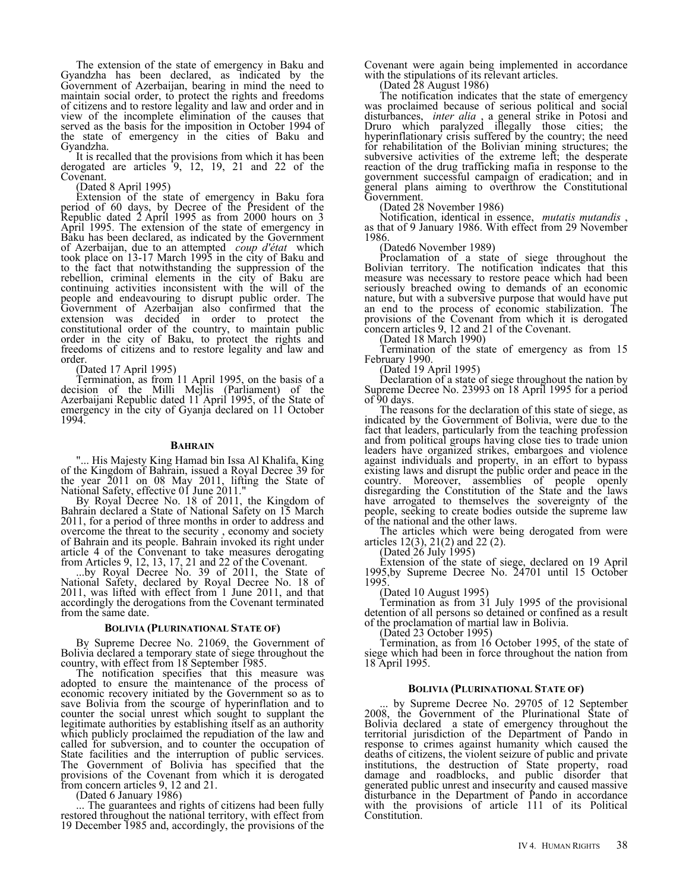The extension of the state of emergency in Baku and Gyandzha has been declared, as indicated by the Government of Azerbaijan, bearing in mind the need to maintain social order, to protect the rights and freedoms of citizens and to restore legality and law and order and in view of the incomplete elimination of the causes that served as the basis for the imposition in October 1994 of the state of emergency in the cities of Baku and Gyandzha.

It is recalled that the provisions from which it has been derogated are articles 9, 12, 19, 21 and 22 of the Covenant.

(Dated 8 April 1995)

Extension of the state of emergency in Baku fora period of 60 days, by Decree of the President of the Republic dated 2 April 1995 as from 2000 hours on 3 April 1995. The extension of the state of emergency in Baku has been declared, as indicated by the Government of Azerbaijan, due to an attempted *coup d'état* which took place on 13-17 March 1995 in the city of Baku and to the fact that notwithstanding the suppression of the rebellion, criminal elements in the city of Baku are continuing activities inconsistent with the will of the people and endeavouring to disrupt public order. The Government of Azerbaijan also confirmed that the extension was decided in order to protect the constitutional order of the country, to maintain public order in the city of Baku, to protect the rights and freedoms of citizens and to restore legality and law and order.

(Dated 17 April 1995)

Termination, as from 11 April 1995, on the basis of a decision of the Milli Mejlis (Parliament) of the Azerbaijani Republic dated 11 April 1995, of the State of emergency in the city of Gyanja declared on 11 October 1994.

### Bahrain

"... His Majesty King Hamad bin Issa Al Khalifa, King of the Kingdom of Bahrain, issued a Royal Decree 39 for the year 2011 on 08 May 2011, lifting the State of National Safety, effective 01 June 2011."

By Royal Decree No. 18 of 2011, the Kingdom of Bahrain declared a State of National Safety on 15 March 2011, for a period of three months in order to address and overcome the threat to the security , economy and society of Bahrain and its people. Bahrain invoked its right under article 4 of the Convenant to take measures derogating from Articles 9, 12, 13, 17, 21 and 22 of the Covenant.

...by Royal Decree No. 39 of 2011, the State of National Safety, declared by Royal Decree No. 18 of 2011, was lifted with effect from 1 June 2011, and that accordingly the derogations from the Covenant terminated from the same date.

### Bolivia (Plurinational State of)

By Supreme Decree No. 21069, the Government of Bolivia declared a temporary state of siege throughout the country, with effect from 18 September 1985.

The notification specifies that this measure was adopted to ensure the maintenance of the process of economic recovery initiated by the Government so as to save Bolivia from the scourge of hyperinflation and to counter the social unrest which sought to supplant the legitimate authorities by establishing itself as an authority which publicly proclaimed the repudiation of the law and called for subversion, and to counter the occupation of State facilities and the interruption of public services. The Government of Bolivia has specified that the provisions of the Covenant from which it is derogated from concern articles 9, 12 and 21.

(Dated 6 January 1986)

... The guarantees and rights of citizens had been fully restored throughout the national territory, with effect from 19 December 1985 and, accordingly, the provisions of the Covenant were again being implemented in accordance with the stipulations of its relevant articles.

(Dated 28 August 1986)

The notification indicates that the state of emergency was proclaimed because of serious political and social disturbances, *inter alia* , a general strike in Potosi and Druro which paralyzed illegally those cities; the hyperinflationary crisis suffered by the country; the need for rehabilitation of the Bolivian mining structures; the subversive activities of the extreme left; the desperate reaction of the drug trafficking mafia in response to the government successful campaign of eradication; and in general plans aiming to overthrow the Constitutional Government.

(Dated 28 November 1986)

Notification, identical in essence, *mutatis mutandis* , as that of 9 January 1986. With effect from 29 November 1986.

(Dated6 November 1989)

Proclamation of a state of siege throughout the Bolivian territory. The notification indicates that this measure was necessary to restore peace which had been seriously breached owing to demands of an economic nature, but with a subversive purpose that would have put an end to the process of economic stabilization. The provisions of the Covenant from which it is derogated concern articles 9, 12 and 21 of the Covenant.

(Dated 18 March 1990)

Termination of the state of emergency as from 15 February 1990.

(Dated 19 April 1995)

Declaration of a state of siege throughout the nation by Supreme Decree No. 23993 on 18 April 1995 for a period of 90 days.

The reasons for the declaration of this state of siege, as indicated by the Government of Bolivia, were due to the fact that leaders, particularly from the teaching profession and from political groups having close ties to trade union leaders have organized strikes, embargoes and violence against individuals and property, in an effort to bypass existing laws and disrupt the public order and peace in the country. Moreover, assemblies of people openly disregarding the Constitution of the State and the laws have arrogated to themselves the sovereignty of the people, seeking to create bodies outside the supreme law of the national and the other laws.

The articles which were being derogated from were articles 12(3), 21(2) and 22 (2).

(Dated 26 July 1995)

Extension of the state of siege, declared on 19 April 1995,by Supreme Decree No. 24701 until 15 October 1995.

(Dated 10 August 1995)

Termination as from 31 July 1995 of the provisional detention of all persons so detained or confined as a result of the proclamation of martial law in Bolivia.

(Dated 23 October 1995)

Termination, as from 16 October 1995, of the state of siege which had been in force throughout the nation from 18 April 1995.

### Bolivia (Plurinational State of)

... by Supreme Decree No. 29705 of 12 September 2008, the Government of the Plurinational State of Bolivia declared a state of emergency throughout the territorial jurisdiction of the Department of Pando in response to crimes against humanity which caused the deaths of citizens, the violent seizure of public and private institutions, the destruction of State property, road damage and roadblocks, and public disorder that generated public unrest and insecurity and caused massive disturbance in the Department of Pando in accordance with the provisions of article 111 of its Political Constitution.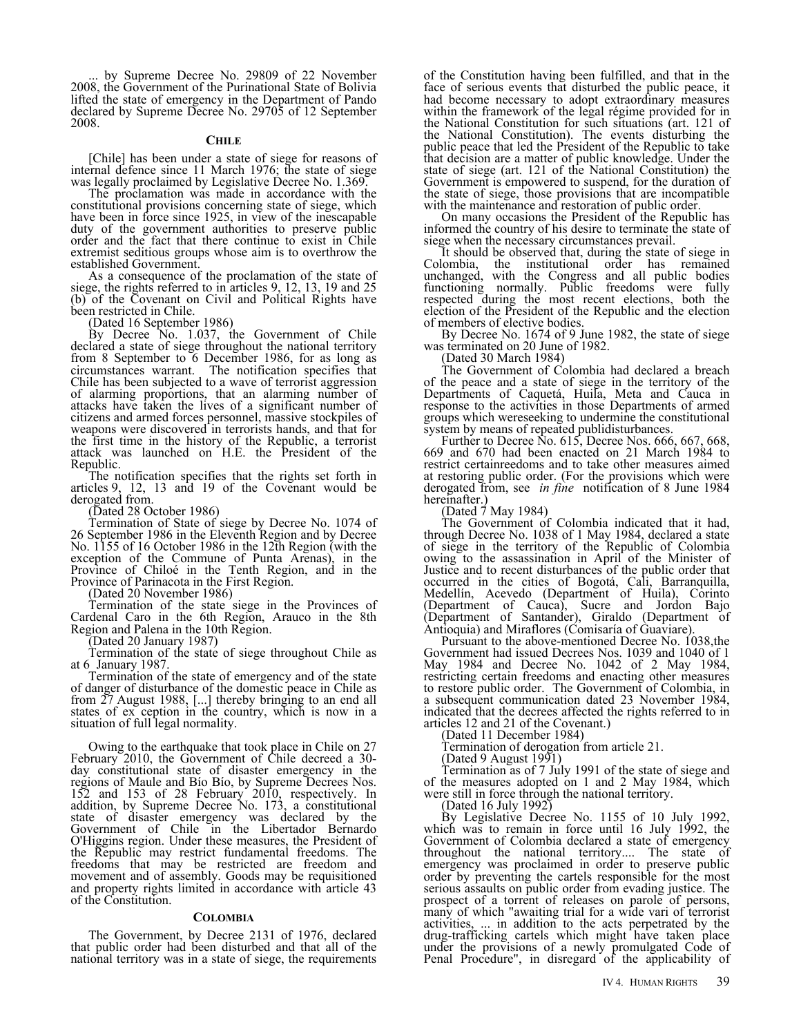... by Supreme Decree No. 29809 of 22 November 2008, the Government of the Purinational State of Bolivia lifted the state of emergency in the Department of Pando declared by Supreme Decree No. 29705 of 12 September 2008.

**CHILE**

[Chile] has been under a state of siege for reasons of internal defence since 11 March 1976; the state of siege was legally proclaimed by Legislative Decree No. 1.369.

The proclamation was made in accordance with the constitutional provisions concerning state of siege, which have been in force since 1925, in view of the inescapable duty of the government authorities to preserve public order and the fact that there continue to exist in Chile extremist seditious groups whose aim is to overthrow the established Government.

As a consequence of the proclamation of the state of siege, the rights referred to in articles 9, 12, 13, 19 and 25 (b) of the Covenant on Civil and Political Rights have been restricted in Chile.

(Dated 16 September 1986)

By Decree No. 1.037, the Government of Chile declared a state of siege throughout the national territory from 8 September to 6 December 1986, for as long as circumstances warrant. The notification specifies that Chile has been subjected to a wave of terrorist aggression of alarming proportions, that an alarming number of attacks have taken the lives of a significant number of citizens and armed forces personnel, massive stockpiles of weapons were discovered in terrorists hands, and that for the first time in the history of the Republic, a terrorist attack was launched on H.E. the President of the Republic.

The notification specifies that the rights set forth in articles 9, 12, 13 and 19 of the Covenant would be derogated from.

(Dated 28 October 1986)

Termination of State of siege by Decree No. 1074 of 26 September 1986 in the Eleventh Region and by Decree No. 1155 of 16 October 1986 in the 12th Region (with the exception of the Commune of Punta Arenas), in the Province of Chiloé in the Tenth Region, and in the Province of Parinacota in the First Region.

(Dated 20 November 1986)

Termination of the state siege in the Provinces of Cardenal Caro in the 6th Region, Arauco in the 8th Region and Palena in the 10th Region.

(Dated 20 January 1987)

Termination of the state of siege throughout Chile as at 6 January 1987.

Termination of the state of emergency and of the state of danger of disturbance of the domestic peace in Chile as from 27 August 1988, [...] thereby bringing to an end all states of ex ception in the country, which is now in a situation of full legal normality.

Owing to the earthquake that took place in Chile on 27 February 2010, the Government of Chile decreed a 30-day constitutional state of disaster emergency in the regions of Maule and Bío Bío, by Supreme Decrees Nos. 152 and 153 of 28 February 2010, respectively. In addition, by Supreme Decree No. 173, a constitutional state of disaster emergency was declared by the Government of Chile in the Libertador Bernardo O'Higgins region. Under these measures, the President of the Republic may restrict fundamental freedoms. The freedoms that may be restricted are freedom and movement and of assembly. Goods may be requisitioned and property rights limited in accordance with article 43 of the Constitution.

**COLOMBIA**

The Government, by Decree 2131 of 1976, declared that public order had been disturbed and that all of the national territory was in a state of siege, the requirements of the Constitution having been fulfilled, and that in the face of serious events that disturbed the public peace, it had become necessary to adopt extraordinary measures within the framework of the legal régime provided for in the National Constitution for such situations (art. 121 of the National Constitution). The events disturbing the public peace that led the President of the Republic to take that decision are a matter of public knowledge. Under the state of siege (art. 121 of the National Constitution) the Government is empowered to suspend, for the duration of the state of siege, those provisions that are incompatible with the maintenance and restoration of public order.

On many occasions the President of the Republic has informed the country of his desire to terminate the state of siege when the necessary circumstances prevail.

It should be observed that, during the state of siege in Colombia, the institutional order has remained unchanged, with the Congress and all public bodies functioning normally. Public freedoms were fully respected during the most recent elections, both the election of the President of the Republic and the election of members of elective bodies.

By Decree No. 1674 of 9 June 1982, the state of siege was terminated on 20 June of 1982.

(Dated 30 March 1984)

The Government of Colombia had declared a breach of the peace and a state of siege in the territory of the Departments of Caquetá, Huila, Meta and Cauca in response to the activities in those Departments of armed groups which wereseeking to undermine the constitutional system by means of repeated publidisturbances.

Further to Decree No. 615, Decree Nos. 666, 667, 668, 669 and 670 had been enacted on 21 March 1984 to restrict certainreedoms and to take other measures aimed at restoring public order. (For the provisions which were derogated from, see *in fine* notification of 8 June 1984 hereinafter.)

(Dated 7 May 1984)

The Government of Colombia indicated that it had, through Decree No. 1038 of 1 May 1984, declared a state of siege in the territory of the Republic of Colombia owing to the assassination in April of the Minister of Justice and to recent disturbances of the public order that occurred in the cities of Bogotá, Cali, Barranquilla, Medellín, Acevedo (Department of Huila), Corinto (Department of Cauca), Sucre and Jordon Bajo (Department of Santander), Giraldo (Department of Antioquia) and Miraflores (Comisaría of Guaviare).

Pursuant to the above-mentioned Decree No. 1038,the Government had issued Decrees Nos. 1039 and 1040 of 1 May 1984 and Decree No. 1042 of 2 May 1984, restricting certain freedoms and enacting other measures to restore public order. The Government of Colombia, in a subsequent communication dated 23 November 1984, indicated that the decrees affected the rights referred to in articles 12 and 21 of the Covenant.)

(Dated 11 December 1984)

Termination of derogation from article 21.

(Dated 9 August 1991)

Termination as of 7 July 1991 of the state of siege and of the measures adopted on 1 and 2 May 1984, which were still in force through the national territory.

(Dated 16 July 1992)

By Legislative Decree No. 1155 of 10 July 1992, which was to remain in force until 16 July 1992, the Government of Colombia declared a state of emergency throughout the national territory.... The state of emergency was proclaimed in order to preserve public order by preventing the cartels responsible for the most serious assaults on public order from evading justice. The prospect of a torrent of releases on parole of persons, many of which "awaiting trial for a wide vari of terrorist activities, ... in addition to the acts perpetrated by the drug-trafficking cartels which might have taken place under the provisions of a newly promulgated Code of Penal Procedure", in disregard of the applicability of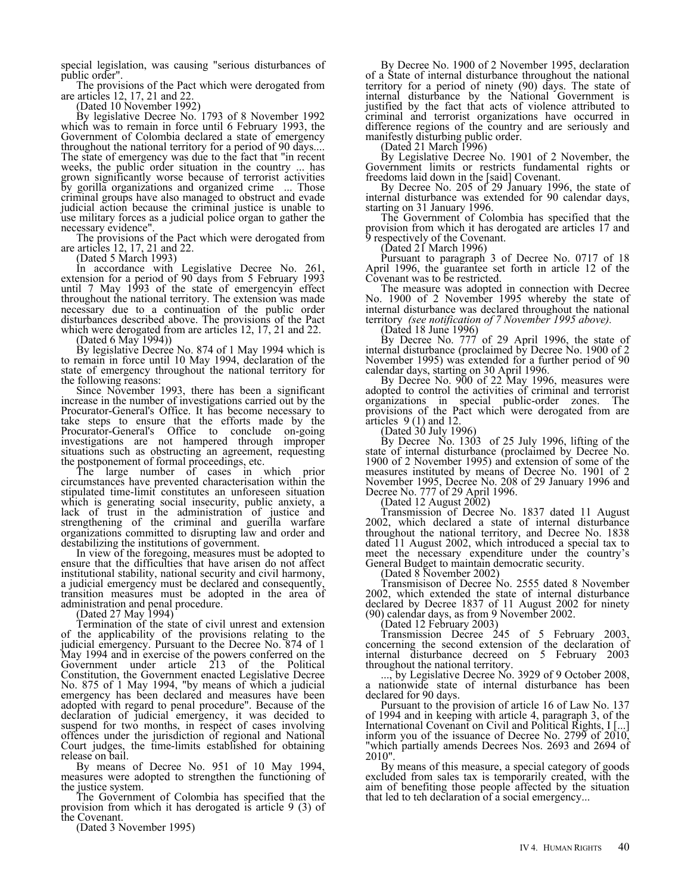special legislation, was causing "serious disturbances of public order".

The provisions of the Pact which were derogated from are articles 12, 17, 21 and 22.

(Dated 10 November 1992)

By legislative Decree No. 1793 of 8 November 1992 which was to remain in force until 6 February 1993, the Government of Colombia declared a state of emergency throughout the national territory for a period of 90 days.... The state of emergency was due to the fact that "in recent weeks, the public order situation in the country ... has grown significantly worse because of terrorist activities by gorilla organizations and organized crime ... Those criminal groups have also managed to obstruct and evade judicial action because the criminal justice is unable to use military forces as a judicial police organ to gather the necessary evidence".

The provisions of the Pact which were derogated from are articles 12, 17, 21 and 22.

(Dated 5 March 1993)

In accordance with Legislative Decree No. 261, extension for a period of 90 days from 5 February 1993 until 7 May 1993 of the state of emergencyin effect throughout the national territory. The extension was made necessary due to a continuation of the public order disturbances described above. The provisions of the Pact which were derogated from are articles 12, 17, 21 and 22.

(Dated 6 May 1994))

By legislative Decree No. 874 of 1 May 1994 which is to remain in force until 10 May 1994, declaration of the state of emergency throughout the national territory for the following reasons:

Since November 1993, there has been a significant increase in the number of investigations carried out by the Procurator-General's Office. It has become necessary to take steps to ensure that the efforts made by the Procurator-General's Office to conclude on-going investigations are not hampered through improper situations such as obstructing an agreement, requesting the postponement of formal proceedings, etc.

The large number of cases in which prior circumstances have prevented characterisation within the stipulated time-limit constitutes an unforeseen situation which is generating social insecurity, public anxiety, a lack of trust in the administration of justice and strengthening of the criminal and guerilla warfare organizations committed to disrupting law and order and destabilizing the institutions of government.

In view of the foregoing, measures must be adopted to ensure that the difficulties that have arisen do not affect institutional stability, national security and civil harmony, a judicial emergency must be declared and consequently, transition measures must be adopted in the area of administration and penal procedure.

(Dated 27 May 1994)

Termination of the state of civil unrest and extension of the applicability of the provisions relating to the judicial emergency. Pursuant to the Decree No. 874 of 1 May 1994 and in exercise of the powers conferred on the Government under article 213 of the Political Constitution, the Government enacted Legislative Decree No. 875 of 1 May 1994, "by means of which a judicial emergency has been declared and measures have been adopted with regard to penal procedure". Because of the declaration of judicial emergency, it was decided to suspend for two months, in respect of cases involving offences under the jurisdiction of regional and National Court judges, the time-limits established for obtaining release on bail.

By means of Decree No. 951 of 10 May 1994, measures were adopted to strengthen the functioning of the justice system.

The Government of Colombia has specified that the provision from which it has derogated is article 9 (3) of the Covenant.

(Dated 3 November 1995)

By Decree No. 1900 of 2 November 1995, declaration of a State of internal disturbance throughout the national territory for a period of ninety (90) days. The state of internal disturbance by the National Government is justified by the fact that acts of violence attributed to criminal and terrorist organizations have occurred in difference regions of the country and are seriously and manifestly disturbing public order.

(Dated 21 March 1996)

By Legislative Decree No. 1901 of 2 November, the Government limits or restricts fundamental rights or freedoms laid down in the [said] Covenant.

By Decree No. 205 of 29 January 1996, the state of internal disturbance was extended for 90 calendar days, starting on 31 January 1996.

The Government of Colombia has specified that the provision from which it has derogated are articles 17 and 9 respectively of the Covenant.

(Dated 21 March 1996)

Pursuant to paragraph 3 of Decree No. 0717 of 18 April 1996, the guarantee set forth in article 12 of the Covenant was to be restricted.

The measure was adopted in connection with Decree No. 1900 of 2 November 1995 whereby the state of internal disturbance was declared throughout the national territory *(see notification of 7 November 1995 above).*

(Dated 18 June 1996)

By Decree No. 777 of 29 April 1996, the state of internal disturbance (proclaimed by Decree No. 1900 of 2 November 1995) was extended for a further period of 90 calendar days, starting on 30 April 1996.

By Decree No. 900 of 22 May 1996, measures were adopted to control the activities of criminal and terrorist organizations in special public-order zones. The provisions of the Pact which were derogated from are articles 9 (1) and 12.

(Dated 30 July 1996)

By Decree No. 1303 of 25 July 1996, lifting of the state of internal disturbance (proclaimed by Decree No. 1900 of 2 November 1995) and extension of some of the measures instituted by means of Decree No. 1901 of 2 November 1995, Decree No. 208 of 29 January 1996 and Decree No. 777 of 29 April 1996.

(Dated 12 August 2002)

Transmission of Decree No. 1837 dated 11 August 2002, which declared a state of internal disturbance throughout the national territory, and Decree No. 1838 dated 11 August 2002, which introduced a special tax to meet the necessary expenditure under the country's General Budget to maintain democratic security.

(Dated 8 November 2002)

Transmisison of Decree No. 2555 dated 8 November 2002, which extended the state of internal disturbance declared by Decree 1837 of 11 August 2002 for ninety (90) calendar days, as from 9 November 2002.

(Dated 12 February 2003)

Transmission Decree 245 of 5 February 2003, concerning the second extension of the declaration of internal disturbance decreed on 5 February 2003 throughout the national territory.

..., by Legislative Decree No. 3929 of 9 October 2008, a nationwide state of internal disturbance has been declared for 90 days.

Pursuant to the provision of article 16 of Law No. 137 of 1994 and in keeping with article 4, paragraph 3, of the International Covenant on Civil and Political Rights, I [...] inform you of the issuance of Decree No. 2799 of 2010, "which partially amends Decrees Nos. 2693 and 2694 of 2010".

By means of this measure, a special category of goods excluded from sales tax is temporarily created, with the aim of benefiting those people affected by the situation that led to teh declaration of a social emergency...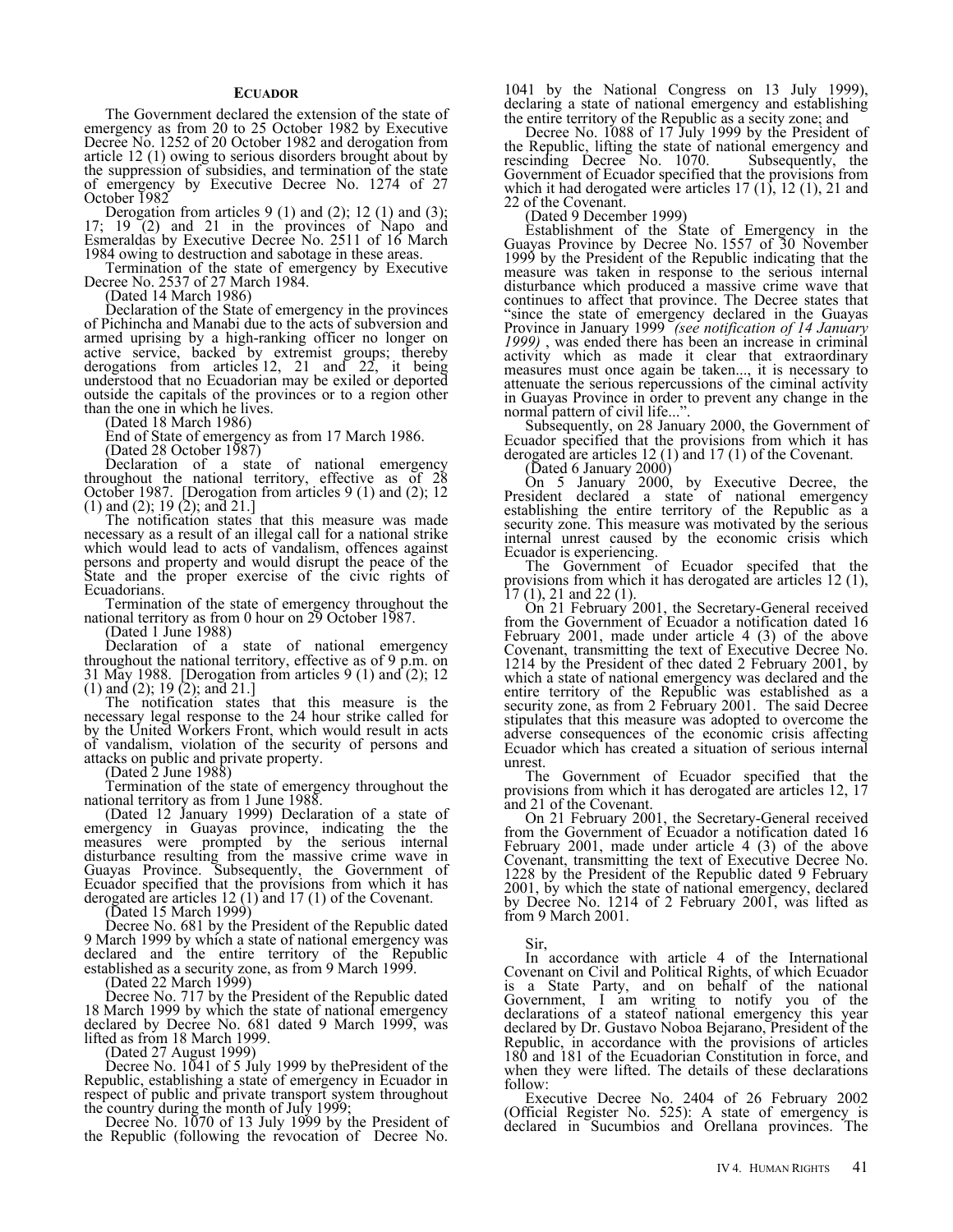### ECUADOR

The Government declared the extension of the state of emergency as from 20 to 25 October 1982 by Executive Decree No. 1252 of 20 October 1982 and derogation from article 12 (1) owing to serious disorders brought about by the suppression of subsidies, and termination of the state of emergency by Executive Decree No. 1274 of 27 October 1982

Derogation from articles 9 (1) and (2); 12 (1) and (3); 17; 19 (2) and 21 in the provinces of Napo and Esmeraldas by Executive Decree No. 2511 of 16 March 1984 owing to destruction and sabotage in these areas.

Termination of the state of emergency by Executive Decree No. 2537 of 27 March 1984.

(Dated 14 March 1986)

Declaration of the State of emergency in the provinces of Pichincha and Manabi due to the acts of subversion and armed uprising by a high-ranking officer no longer on active service, backed by extremist groups; thereby derogations from articles 12, 21 and 22, it being understood that no Ecuadorian may be exiled or deported outside the capitals of the provinces or to a region other than the one in which he lives.

(Dated 18 March 1986)

End of State of emergency as from 17 March 1986.

(Dated 28 October 1987)

Declaration of a state of national emergency throughout the national territory, effective as of 28 October 1987. [Derogation from articles 9 (1) and (2); 12 (1) and (2); 19 (2); and 21.]

The notification states that this measure was made necessary as a result of an illegal call for a national strike which would lead to acts of vandalism, offences against persons and property and would disrupt the peace of the State and the proper exercise of the civic rights of Ecuadorians.

Termination of the state of emergency throughout the national territory as from 0 hour on 29 October 1987.

(Dated 1 June 1988)

Declaration of a state of national emergency throughout the national territory, effective as of 9 p.m. on 31 May 1988. [Derogation from articles 9 (1) and (2); 12 (1) and (2); 19 (2); and 21.]

The notification states that this measure is the necessary legal response to the 24 hour strike called for by the United Workers Front, which would result in acts of vandalism, violation of the security of persons and attacks on public and private property.

(Dated 2 June 1988)

Termination of the state of emergency throughout the national territory as from 1 June 1988.

(Dated 12 January 1999) Declaration of a state of emergency in Guayas province, indicating the the measures were prompted by the serious internal disturbance resulting from the massive crime wave in Guayas Province. Subsequently, the Government of Ecuador specified that the provisions from which it has derogated are articles 12 (1) and 17 (1) of the Covenant.

(Dated 15 March 1999)

Decree No. 681 by the President of the Republic dated 9 March 1999 by which a state of national emergency was declared and the entire territory of the Republic established as a security zone, as from 9 March 1999.

(Dated 22 March 1999)

Decree No. 717 by the President of the Republic dated 18 March 1999 by which the state of national emergency declared by Decree No. 681 dated 9 March 1999, was lifted as from 18 March 1999.

(Dated 27 August 1999)

Decree No. 1041 of 5 July 1999 by thePresident of the Republic, establishing a state of emergency in Ecuador in respect of public and private transport system throughout the country during the month of July 1999;

Decree No. 1070 of 13 July 1999 by the President of the Republic (following the revocation of Decree No. 1041 by the National Congress on 13 July 1999), declaring a state of national emergency and establishing the entire territory of the Republic as a secity zone; and

Decree No. 1088 of 17 July 1999 by the President of the Republic, lifting the state of national emergency and rescinding Decree No. 1070. Subsequently, the Government of Ecuador specified that the provisions from which it had derogated were articles 17 (1), 12 (1), 21 and 22 of the Covenant.

(Dated 9 December 1999)

Establishment of the State of Emergency in the Guayas Province by Decree No. 1557 of 30 November 1999 by the President of the Republic indicating that the measure was taken in response to the serious internal disturbance which produced a massive crime wave that continues to affect that province. The Decree states that "since the state of emergency declared in the Guayas Province in January 1999 *(see notification of 14 January 1999)* , was ended there has been an increase in criminal activity which as made it clear that extraordinary measures must once again be taken..., it is necessary to attenuate the serious repercussions of the ciminal activity in Guayas Province in order to prevent any change in the normal pattern of civil life...".

Subsequently, on 28 January 2000, the Government of Ecuador specified that the provisions from which it has derogated are articles 12 (1) and 17 (1) of the Covenant.

(Dated 6 January 2000)

On 5 January 2000, by Executive Decree, the President declared a state of national emergency establishing the entire territory of the Republic as a security zone. This measure was motivated by the serious internal unrest caused by the economic crisis which Ecuador is experiencing.

The Government of Ecuador specifed that the provisions from which it has derogated are articles 12 (1), 17 (1), 21 and 22 (1).

On 21 February 2001, the Secretary-General received from the Government of Ecuador a notification dated 16 February 2001, made under article 4 (3) of the above Covenant, transmitting the text of Executive Decree No. 1214 by the President of thec dated 2 February 2001, by which a state of national emergency was declared and the entire territory of the Republic was established as a security zone, as from 2 February 2001. The said Decree stipulates that this measure was adopted to overcome the adverse consequences of the economic crisis affecting Ecuador which has created a situation of serious internal unrest.

The Government of Ecuador specified that the provisions from which it has derogated are articles 12, 17 and 21 of the Covenant.

On 21 February 2001, the Secretary-General received from the Government of Ecuador a notification dated 16 February 2001, made under article 4 (3) of the above Covenant, transmitting the text of Executive Decree No. 1228 by the President of the Republic dated 9 February 2001, by which the state of national emergency, declared by Decree No. 1214 of 2 February 2001, was lifted as from 9 March 2001.

Sir,

In accordance with article 4 of the International Covenant on Civil and Political Rights, of which Ecuador is a State Party, and on behalf of the national Government, I am writing to notify you of the declarations of a stateof national emergency this year declared by Dr. Gustavo Noboa Bejarano, President of the Republic, in accordance with the provisions of articles 180 and 181 of the Ecuadorian Constitution in force, and when they were lifted. The details of these declarations follow:

Executive Decree No. 2404 of 26 February 2002 (Official Register No. 525): A state of emergency is declared in Sucumbios and Orellana provinces. The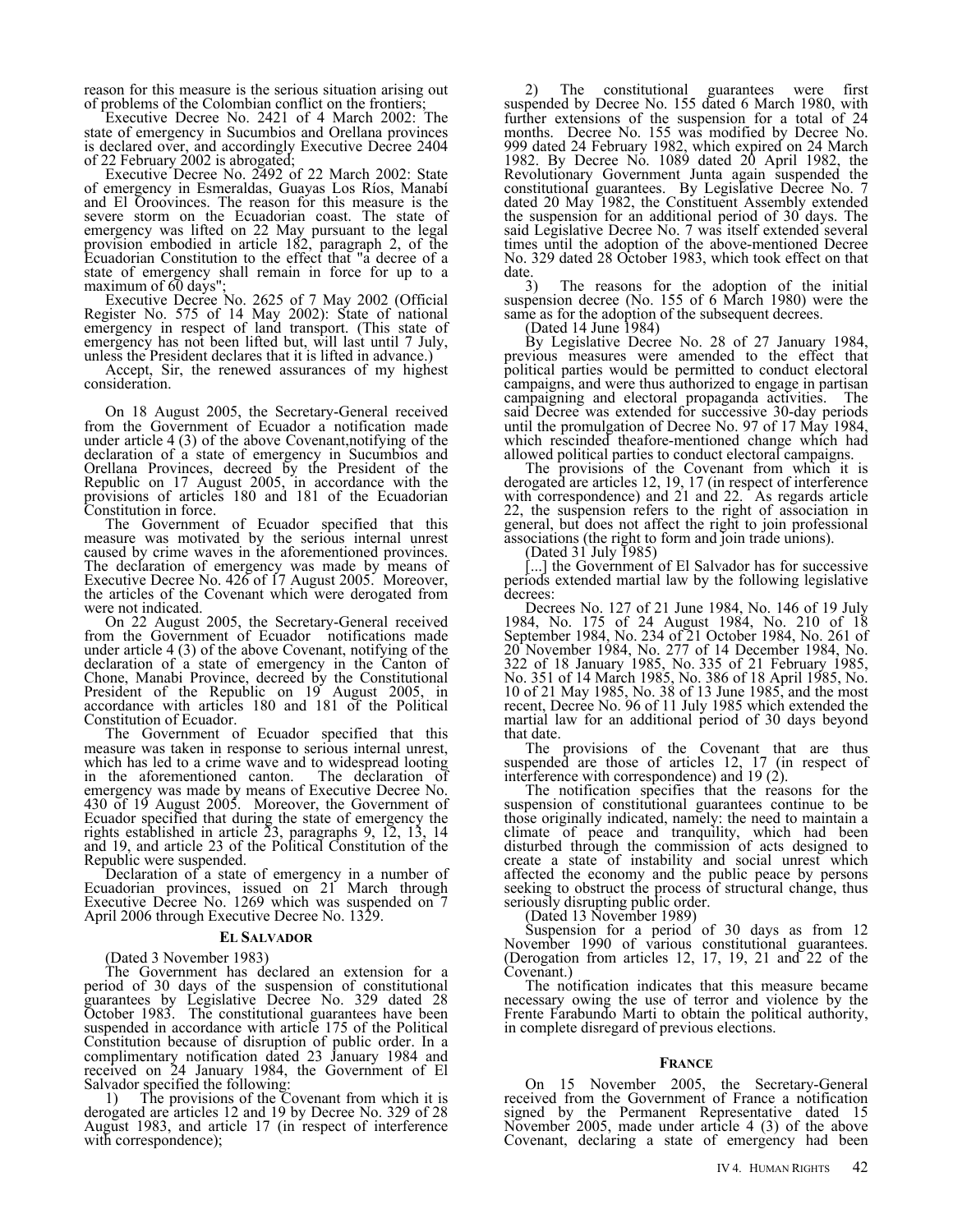reason for this measure is the serious situation arising out of problems of the Colombian conflict on the frontiers;

Executive Decree No. 2421 of 4 March 2002: The state of emergency in Sucumbios and Orellana provinces is declared over, and accordingly Executive Decree 2404 of 22 February 2002 is abrogated;

Executive Decree No. 2492 of 22 March 2002: State of emergency in Esmeraldas, Guayas Los Ríos, Manabí and El Oroovinces. The reason for this measure is the severe storm on the Ecuadorian coast. The state of emergency was lifted on 22 May pursuant to the legal provision embodied in article 182, paragraph 2, of the Ecuadorian Constitution to the effect that "a decree of a state of emergency shall remain in force for up to a maximum of 60 days";

Executive Decree No. 2625 of 7 May 2002 (Official Register No. 575 of 14 May 2002): State of national emergency in respect of land transport. (This state of emergency has not been lifted but, will last until 7 July, unless the President declares that it is lifted in advance.)

Accept, Sir, the renewed assurances of my highest consideration.

On 18 August 2005, the Secretary-General received from the Government of Ecuador a notification made under article 4 (3) of the above Covenant,notifying of the declaration of a state of emergency in Sucumbios and Orellana Provinces, decreed by the President of the Republic on 17 August 2005, in accordance with the provisions of articles 180 and 181 of the Ecuadorian Constitution in force.

The Government of Ecuador specified that this measure was motivated by the serious internal unrest caused by crime waves in the aforementioned provinces. The declaration of emergency was made by means of Executive Decree No. 426 of 17 August 2005. Moreover, the articles of the Covenant which were derogated from were not indicated.

On 22 August 2005, the Secretary-General received from the Government of Ecuador notifications made under article 4 (3) of the above Covenant, notifying of the declaration of a state of emergency in the Canton of Chone, Manabi Province, decreed by the Constitutional President of the Republic on 19 August 2005, in accordance with articles 180 and 181 of the Political Constitution of Ecuador.

The Government of Ecuador specified that this measure was taken in response to serious internal unrest, which has led to a crime wave and to widespread looting in the aforementioned canton. The declaration of emergency was made by means of Executive Decree No. 430 of 19 August 2005. Moreover, the Government of Ecuador specified that during the state of emergency the rights established in article 23, paragraphs 9, 12, 13, 14 and 19, and article 23 of the Political Constitution of the Republic were suspended.

Declaration of a state of emergency in a number of Ecuadorian provinces, issued on 21 March through Executive Decree No. 1269 which was suspended on 7 April 2006 through Executive Decree No. 1329.

#### El Salvador

(Dated 3 November 1983)

The Government has declared an extension for a period of 30 days of the suspension of constitutional guarantees by Legislative Decree No. 329 dated 28 October 1983. The constitutional guarantees have been suspended in accordance with article 175 of the Political Constitution because of disruption of public order. In a complimentary notification dated 23 January 1984 and received on 24 January 1984, the Government of El Salvador specified the following:

1) The provisions of the Covenant from which it is derogated are articles 12 and 19 by Decree No. 329 of 28 August 1983, and article 17 (in respect of interference with correspondence);

2) The constitutional guarantees were first suspended by Decree No. 155 dated 6 March 1980, with further extensions of the suspension for a total of 24 months. Decree No. 155 was modified by Decree No. 999 dated 24 February 1982, which expired on 24 March 1982. By Decree No. 1089 dated 20 April 1982, the Revolutionary Government Junta again suspended the constitutional guarantees. By Legislative Decree No. 7 dated 20 May 1982, the Constituent Assembly extended the suspension for an additional period of 30 days. The said Legislative Decree No. 7 was itself extended several times until the adoption of the above-mentioned Decree No. 329 dated 28 October 1983, which took effect on that date.

3) The reasons for the adoption of the initial suspension decree (No. 155 of 6 March 1980) were the same as for the adoption of the subsequent decrees.

(Dated 14 June 1984)

By Legislative Decree No. 28 of 27 January 1984, previous measures were amended to the effect that political parties would be permitted to conduct electoral campaigns, and were thus authorized to engage in partisan campaigning and electoral propaganda activities. The said Decree was extended for successive 30-day periods until the promulgation of Decree No. 97 of 17 May 1984, which rescinded theafore-mentioned change which had allowed political parties to conduct electoral campaigns.

The provisions of the Covenant from which it is derogated are articles 12, 19, 17 (in respect of interference with correspondence) and 21 and 22. As regards article 22, the suspension refers to the right of association in general, but does not affect the right to join professional associations (the right to form and join trade unions).

(Dated 31 July 1985)

[...] the Government of El Salvador has for successive periods extended martial law by the following legislative decrees:

Decrees No. 127 of 21 June 1984, No. 146 of 19 July 1984, No. 175 of 24 August 1984, No. 210 of 18 September 1984, No. 234 of 21 October 1984, No. 261 of 20 November 1984, No. 277 of 14 December 1984, No. 322 of 18 January 1985, No. 335 of 21 February 1985, No. 351 of 14 March 1985, No. 386 of 18 April 1985, No. 10 of 21 May 1985, No. 38 of 13 June 1985, and the most recent, Decree No. 96 of 11 July 1985 which extended the martial law for an additional period of 30 days beyond that date.

The provisions of the Covenant that are thus suspended are those of articles 12, 17 (in respect of interference with correspondence) and 19 (2).

The notification specifies that the reasons for the suspension of constitutional guarantees continue to be those originally indicated, namely: the need to maintain a climate of peace and tranquility, which had been disturbed through the commission of acts designed to create a state of instability and social unrest which affected the economy and the public peace by persons seeking to obstruct the process of structural change, thus seriously disrupting public order.

(Dated 13 November 1989)

Suspension for a period of 30 days as from 12 November 1990 of various constitutional guarantees. (Derogation from articles 12, 17, 19, 21 and 22 of the Covenant.)

The notification indicates that this measure became necessary owing the use of terror and violence by the Frente Farabundo Marti to obtain the political authority, in complete disregard of previous elections.

#### France

On 15 November 2005, the Secretary-General received from the Government of France a notification signed by the Permanent Representative dated 15 November 2005, made under article 4 (3) of the above Covenant, declaring a state of emergency had been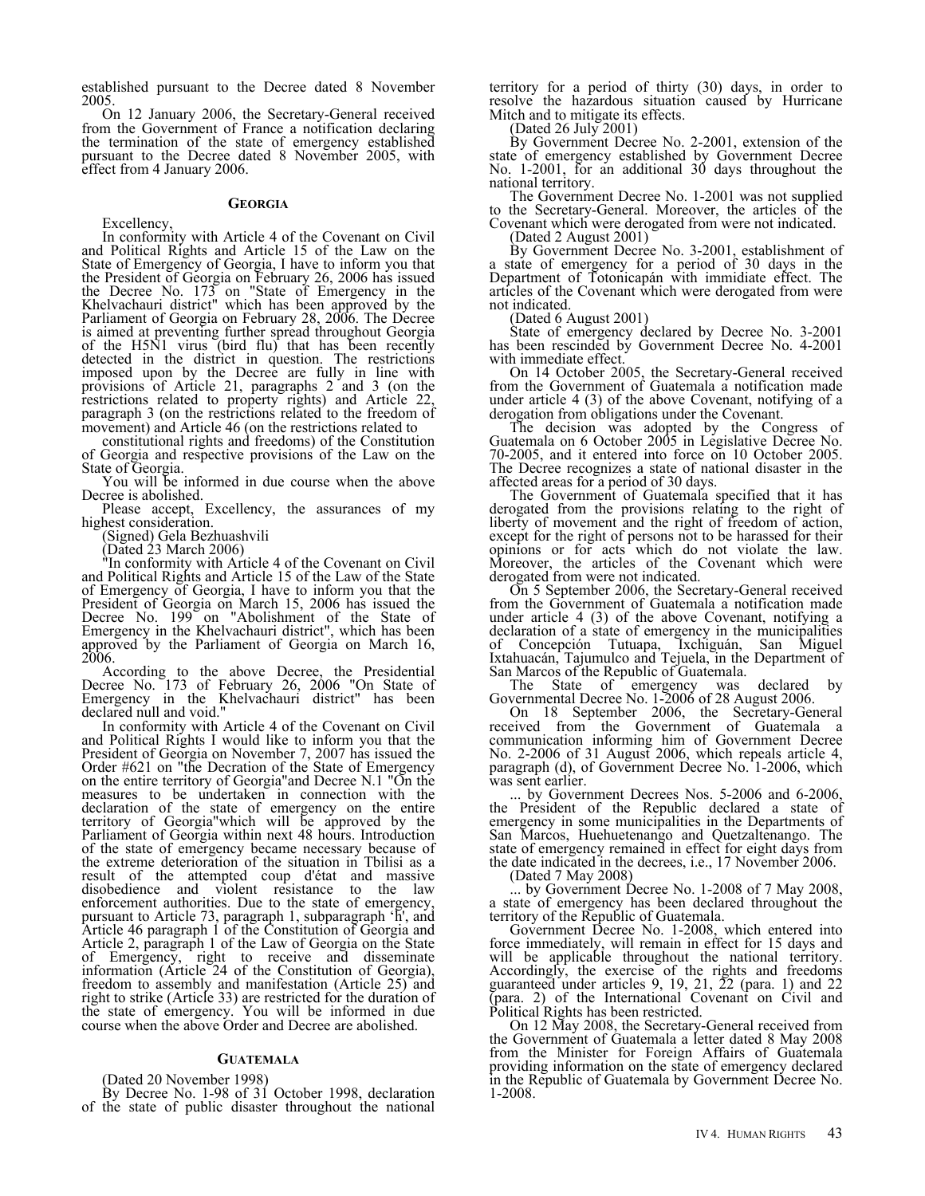established pursuant to the Decree dated 8 November 2005.

On 12 January 2006, the Secretary-General received from the Government of France a notification declaring the termination of the state of emergency established pursuant to the Decree dated 8 November 2005, with effect from 4 January 2006.

### Georgia

Excellency,

In conformity with Article 4 of the Covenant on Civil and Political Rights and Article 15 of the Law on the State of Emergency of Georgia, I have to inform you that the President of Georgia on February 26, 2006 has issued the Decree No. 173 on "State of Emergency in the Khelvachauri district" which has been approved by the Parliament of Georgia on February 28, 2006. The Decree is aimed at preventing further spread throughout Georgia of the H5N1 virus (bird flu) that has been recently detected in the district in question. The restrictions imposed upon by the Decree are fully in line with provisions of Article 21, paragraphs 2 and 3 (on the restrictions related to property rights) and Article 22, paragraph 3 (on the restrictions related to the freedom of movement) and Article 46 (on the restrictions related to constitutional rights and freedoms) of the Constitution of Georgia and respective provisions of the Law on the State of Georgia.

You will be informed in due course when the above Decree is abolished.

Please accept, Excellency, the assurances of my highest consideration.

(Signed) Gela Bezhuashvili

(Dated 23 March 2006)

"In conformity with Article 4 of the Covenant on Civil and Political Rights and Article 15 of the Law of the State of Emergency of Georgia, I have to inform you that the President of Georgia on March 15, 2006 has issued the Decree No. 199 on "Abolishment of the State of Emergency in the Khelvachauri district", which has been approved by the Parliament of Georgia on March 16, 2006.

According to the above Decree, the Presidential Decree No. 173 of February 26, 2006 "On State of Emergency in the Khelvachauri district" has been declared null and void."

In conformity with Article 4 of the Covenant on Civil and Political Rights I would like to inform you that the President of Georgia on November 7, 2007 has issued the Order #621 on "the Decration of the State of Emergency on the entire territory of Georgia"and Decree N.1 "On the measures to be undertaken in connection with the declaration of the state of emergency on the entire territory of Georgia"which will be approved by the Parliament of Georgia within next 48 hours. Introduction of the state of emergency became necessary because of the extreme deterioration of the situation in Tbilisi as a result of the attempted coup d'état and massive disobedience and violent resistance to the law enforcement authorities. Due to the state of emergency, pursuant to Article 73, paragraph 1, subparagraph 'h', and Article 46 paragraph 1 of the Constitution of Georgia and Article 2, paragraph 1 of the Law of Georgia on the State of Emergency, right to receive and disseminate information (Article 24 of the Constitution of Georgia), freedom to assembly and manifestation (Article 25) and right to strike (Article 33) are restricted for the duration of the state of emergency. You will be informed in due course when the above Order and Decree are abolished.

### Guatemala

(Dated 20 November 1998)

By Decree No. 1-98 of 31 October 1998, declaration of the state of public disaster throughout the national territory for a period of thirty (30) days, in order to resolve the hazardous situation caused by Hurricane Mitch and to mitigate its effects.

(Dated 26 July 2001)

By Government Decree No. 2-2001, extension of the state of emergency established by Government Decree No. 1-2001, for an additional 30 days throughout the national territory.

The Government Decree No. 1-2001 was not supplied to the Secretary-General. Moreover, the articles of the Covenant which were derogated from were not indicated.

(Dated 2 August 2001)

By Government Decree No. 3-2001, establishment of a state of emergency for a period of 30 days in the Department of Totonicapán with immidiate effect. The articles of the Covenant which were derogated from were not indicated.

(Dated 6 August 2001)

State of emergency declared by Decree No. 3-2001 has been rescinded by Government Decree No. 4-2001 with immediate effect.

On 14 October 2005, the Secretary-General received from the Government of Guatemala a notification made under article 4 (3) of the above Covenant, notifying of a derogation from obligations under the Covenant.

The decision was adopted by the Congress of Guatemala on 6 October 2005 in Legislative Decree No. 70-2005, and it entered into force on 10 October 2005. The Decree recognizes a state of national disaster in the affected areas for a period of 30 days.

The Government of Guatemala specified that it has derogated from the provisions relating to the right of liberty of movement and the right of freedom of action, except for the right of persons not to be harassed for their opinions or for acts which do not violate the law. Moreover, the articles of the Covenant which were derogated from were not indicated.

On 5 September 2006, the Secretary-General received from the Government of Guatemala a notification made under article 4 (3) of the above Covenant, notifying a declaration of a state of emergency in the municipalities of Concepción Tutuapa, Ixchiguán, San Miguel Ixtahuacán, Tajumulco and Tejuela, in the Department of San Marcos of the Republic of Guatemala.

The State of emergency was declared by Governmental Decree No. 1-2006 of 28 August 2006.

On 18 September 2006, the Secretary-General received from the Government of Guatemala a communication informing him of Government Decree No. 2-2006 of 31 August 2006, which repeals article 4, paragraph (d), of Government Decree No. 1-2006, which was sent earlier.

... by Government Decrees Nos. 5-2006 and 6-2006, the President of the Republic declared a state of emergency in some municipalities in the Departments of San Marcos, Huehuetenango and Quetzaltenango. The state of emergency remained in effect for eight days from the date indicated in the decrees, i.e., 17 November 2006.

(Dated 7 May 2008)

... by Government Decree No. 1-2008 of 7 May 2008, a state of emergency has been declared throughout the territory of the Republic of Guatemala.

Government Decree No. 1-2008, which entered into force immediately, will remain in effect for 15 days and will be applicable throughout the national territory. Accordingly, the exercise of the rights and freedoms guaranteed under articles 9, 19, 21, 22 (para. 1) and 22 (para. 2) of the International Covenant on Civil and Political Rights has been restricted.

On 12 May 2008, the Secretary-General received from the Government of Guatemala a letter dated 8 May 2008 from the Minister for Foreign Affairs of Guatemala providing information on the state of emergency declared in the Republic of Guatemala by Government Decree No. 1-2008.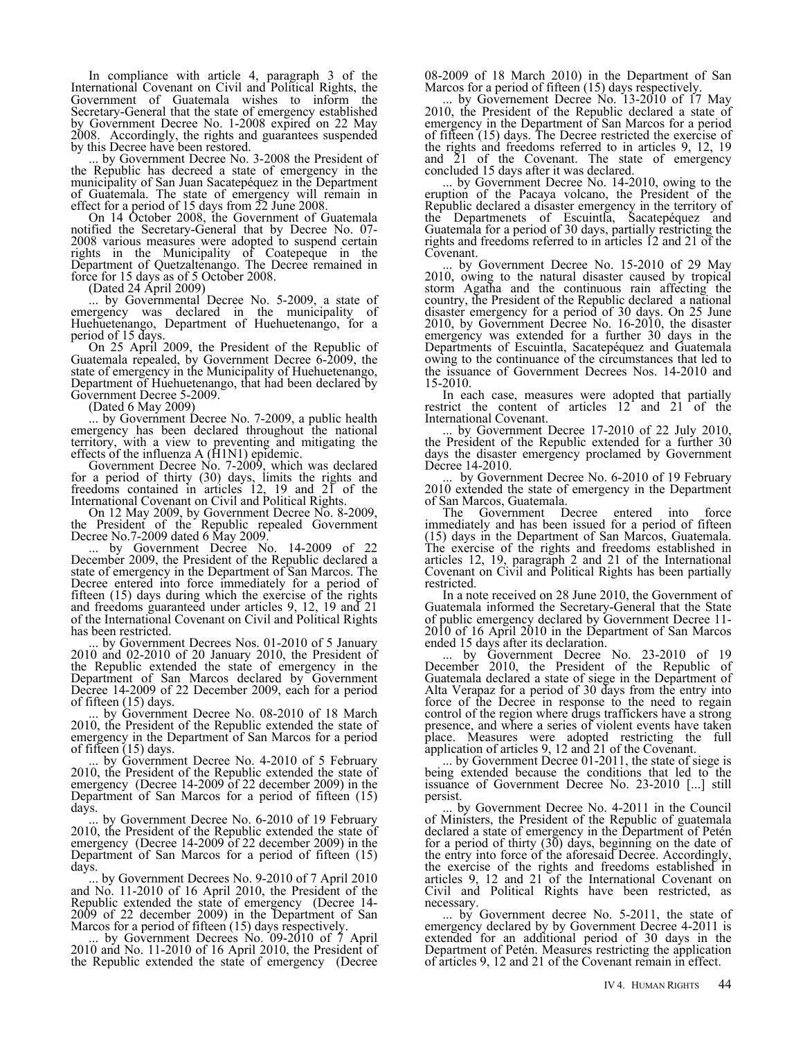In compliance with article 4, paragraph 3 of the International Covenant on Civil and Political Rights, the Government of Guatemala wishes to inform the Secretary-General that the state of emergency established by Government Decree No. 1-2008 expired on 22 May 2008. Accordingly, the rights and guarantees suspended by this Decree have been restored.

... by Government Decree No. 3-2008 the President of the Republic has decreed a state of emergency in the municipality of San Juan Sacatepéquez in the Department of Guatemala. The state of emergency will remain in effect for a period of 15 days from 22 June 2008.

On 14 October 2008, the Government of Guatemala notified the Secretary-General that by Decree No. 07-2008 various measures were adopted to suspend certain rights in the Municipality of Coatepeque in the Department of Quetzaltenango. The Decree remained in force for 15 days as of 5 October 2008.

(Dated 24 April 2009)

... by Governmental Decree No. 5-2009, a state of emergency was declared in the municipality of Huehuetenango, Department of Huehuetenango, for a period of 15 days.

On 25 April 2009, the President of the Republic of Guatemala repealed, by Government Decree 6-2009, the state of emergency in the Municipality of Huehuetenango, Department of Huehuetenango, that had been declared by Government Decree 5-2009.

(Dated 6 May 2009)

... by Government Decree No. 7-2009, a public health emergency has been declared throughout the national territory, with a view to preventing and mitigating the effects of the influenza A (H1N1) epidemic.

Government Decree No. 7-2009, which was declared for a period of thirty (30) days, limits the rights and freedoms contained in articles 12, 19 and 21 of the International Covenant on Civil and Political Rights.

On 12 May 2009, by Government Decree No. 8-2009, the President of the Republic repealed Government Decree No.7-2009 dated 6 May 2009.

... by Government Decree No. 14-2009 of 22 December 2009, the President of the Republic declared a state of emergency in the Department of San Marcos. The Decree entered into force immediately for a period of fifteen (15) days during which the exercise of the rights and freedoms guaranteed under articles 9, 12, 19 and 21 of the International Covenant on Civil and Political Rights has been restricted.

... by Government Decrees Nos. 01-2010 of 5 January 2010 and 02-2010 of 20 January 2010, the President of the Republic extended the state of emergency in the Department of San Marcos declared by Government Decree 14-2009 of 22 December 2009, each for a period of fifteen (15) days.

... by Government Decree No. 08-2010 of 18 March 2010, the President of the Republic extended the state of emergency in the Department of San Marcos for a period of fifteen (15) days.

... by Government Decree No. 4-2010 of 5 February 2010, the President of the Republic extended the state of emergency (Decree 14-2009 of 22 december 2009) in the Department of San Marcos for a period of fifteen (15) days.

... by Government Decree No. 6-2010 of 19 February 2010, the President of the Republic extended the state of emergency (Decree 14-2009 of 22 december 2009) in the Department of San Marcos for a period of fifteen (15) days.

... by Government Decrees No. 9-2010 of 7 April 2010 and No. 11-2010 of 16 April 2010, the President of the Republic extended the state of emergency (Decree 14-2009 of 22 december 2009) in the Department of San Marcos for a period of fifteen (15) days respectively.

... by Government Decrees No. 09-2010 of 7 April 2010 and No. 11-2010 of 16 April 2010, the President of the Republic extended the state of emergency (Decree 08-2009 of 18 March 2010) in the Department of San Marcos for a period of fifteen (15) days respectively.

... by Governement Decree No. 13-2010 of 17 May 2010, the President of the Republic declared a state of emergency in the Department of San Marcos for a period of fifteen (15) days. The Decree restricted the exercise of the rights and freedoms referred to in articles 9, 12, 19 and 21 of the Covenant. The state of emergency concluded 15 days after it was declared.

... by Government Decree No. 14-2010, owing to the eruption of the Pacaya volcano, the President of the Republic declared a disaster emergency in the territory of the Departmenets of Escuintla, Sacatepéquez and Guatemala for a period of 30 days, partially restricting the rights and freedoms referred to in articles 12 and 21 of the Covenant.

... by Government Decree No. 15-2010 of 29 May 2010, owing to the natural disaster caused by tropical storm Agatha and the continuous rain affecting the country, the President of the Republic declared a national disaster emergency for a period of 30 days. On 25 June 2010, by Government Decree No. 16-2010, the disaster emergency was extended for a further 30 days in the Departments of Escuintla, Sacatepéquez and Guatemala owing to the continuance of the circumstances that led to the issuance of Government Decrees Nos. 14-2010 and 15-2010.

In each case, measures were adopted that partially restrict the content of articles 12 and 21 of the International Covenant.

... by Government Decree 17-2010 of 22 July 2010, the President of the Republic extended for a further 30 days the disaster emergency proclamed by Government Decree 14-2010.

... by Government Decree No. 6-2010 of 19 February 2010 extended the state of emergency in the Department of San Marcos, Guatemala.

The Government Decree entered into force immediately and has been issued for a period of fifteen (15) days in the Department of San Marcos, Guatemala. The exercise of the rights and freedoms established in articles 12, 19, paragraph 2 and 21 of the International Covenant on Civil and Political Rights has been partially restricted.

In a note received on 28 June 2010, the Government of Guatemala informed the Secretary-General that the State of public emergency declared by Government Decree 11-2010 of 16 April 2010 in the Department of San Marcos ended 15 days after its declaration.

... by Government Decree No. 23-2010 of 19 December 2010, the President of the Republic of Guatemala declared a state of siege in the Department of Alta Verapaz for a period of 30 days from the entry into force of the Decree in response to the need to regain control of the region where drugs traffickers have a strong presence, and where a series of violent events have taken place. Measures were adopted restricting the full application of articles 9, 12 and 21 of the Covenant.

... by Government Decree 01-2011, the state of siege is being extended because the conditions that led to the issuance of Government Decree No. 23-2010 [...] still persist.

... by Government Decree No. 4-2011 in the Council of Ministers, the President of the Republic of guatemala declared a state of emergency in the Department of Petén for a period of thirty (30) days, beginning on the date of the entry into force of the aforesaid Decree. Accordingly, the exercise of the rights and freedoms established in articles 9, 12 and 21 of the International Covenant on Civil and Political Rights have been restricted, as necessary.

... by Government decree No. 5-2011, the state of emergency declared by by Government Decree 4-2011 is extended for an additional period of 30 days in the Department of Petén. Measures restricting the application of articles 9, 12 and 21 of the Covenant remain in effect.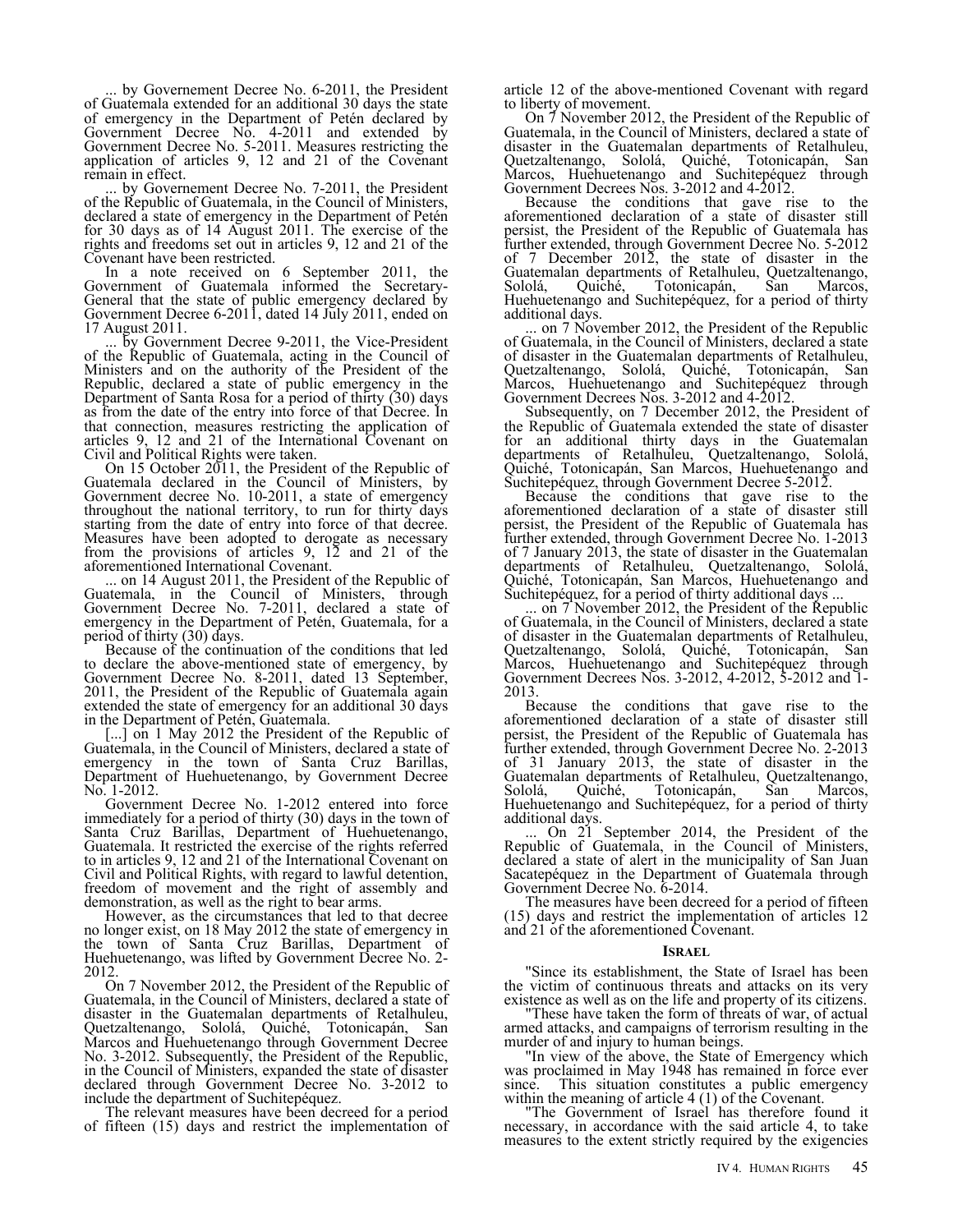... by Governement Decree No. 6-2011, the President of Guatemala extended for an additional 30 days the state of emergency in the Department of Petén declared by Government Decree No. 4-2011 and extended by Government Decree No. 5-2011. Measures restricting the application of articles 9, 12 and 21 of the Covenant remain in effect.

... by Governement Decree No. 7-2011, the President of the Republic of Guatemala, in the Council of Ministers, declared a state of emergency in the Department of Petén for 30 days as of 14 August 2011. The exercise of the rights and freedoms set out in articles 9, 12 and 21 of the Covenant have been restricted.

In a note received on 6 September 2011, the Government of Guatemala informed the Secretary-General that the state of public emergency declared by Government Decree 6-2011, dated 14 July 2011, ended on 17 August 2011.

... by Government Decree 9-2011, the Vice-President of the Republic of Guatemala, acting in the Council of Ministers and on the authority of the President of the Republic, declared a state of public emergency in the Department of Santa Rosa for a period of thirty (30) days as from the date of the entry into force of that Decree. In that connection, measures restricting the application of articles 9, 12 and 21 of the International Covenant on Civil and Political Rights were taken.

On 15 October 2011, the President of the Republic of Guatemala declared in the Council of Ministers, by Government decree No. 10-2011, a state of emergency throughout the national territory, to run for thirty days starting from the date of entry into force of that decree. Measures have been adopted to derogate as necessary from the provisions of articles 9, 12 and 21 of the aforementioned International Covenant.

... on 14 August 2011, the President of the Republic of Guatemala, in the Council of Ministers, through Government Decree No. 7-2011, declared a state of emergency in the Department of Petén, Guatemala, for a period of thirty (30) days.

Because of the continuation of the conditions that led to declare the above-mentioned state of emergency, by Government Decree No. 8-2011, dated 13 September, 2011, the President of the Republic of Guatemala again extended the state of emergency for an additional 30 days in the Department of Petén, Guatemala.

[...] on 1 May 2012 the President of the Republic of Guatemala, in the Council of Ministers, declared a state of emergency in the town of Santa Cruz Barillas, Department of Huehuetenango, by Government Decree No. 1-2012.

Government Decree No. 1-2012 entered into force immediately for a period of thirty (30) days in the town of Santa Cruz Barillas, Department of Huehuetenango, Guatemala. It restricted the exercise of the rights referred to in articles 9, 12 and 21 of the International Covenant on Civil and Political Rights, with regard to lawful detention, freedom of movement and the right of assembly and demonstration, as well as the right to bear arms.

However, as the circumstances that led to that decree no longer exist, on 18 May 2012 the state of emergency in the town of Santa Cruz Barillas, Department of Huehuetenango, was lifted by Government Decree No. 2-2012.

On 7 November 2012, the President of the Republic of Guatemala, in the Council of Ministers, declared a state of disaster in the Guatemalan departments of Retalhuleu, Quetzaltenango, Sololá, Quiché, Totonicapán, San Marcos and Huehuetenango through Government Decree No. 3-2012. Subsequently, the President of the Republic, in the Council of Ministers, expanded the state of disaster declared through Government Decree No. 3-2012 to include the department of Suchitepéquez.

The relevant measures have been decreed for a period of fifteen (15) days and restrict the implementation of article 12 of the above-mentioned Covenant with regard to liberty of movement.

On 7 November 2012, the President of the Republic of Guatemala, in the Council of Ministers, declared a state of disaster in the Guatemalan departments of Retalhuleu, Quetzaltenango, Sololá, Quiché, Totonicapán, San Marcos, Huehuetenango and Suchitepéquez through Government Decrees Nos. 3-2012 and 4-2012.

Because the conditions that gave rise to the aforementioned declaration of a state of disaster still persist, the President of the Republic of Guatemala has further extended, through Government Decree No. 5-2012 of 7 December 2012, the state of disaster in the Guatemalan departments of Retalhuleu, Quetzaltenango, Sololá, Quiché, Totonicapán, San Marcos, Huehuetenango and Suchitepéquez, for a period of thirty additional days.

... on 7 November 2012, the President of the Republic of Guatemala, in the Council of Ministers, declared a state of disaster in the Guatemalan departments of Retalhuleu, Quetzaltenango, Sololá, Quiché, Totonicapán, San Marcos, Huehuetenango and Suchitepéquez through Government Decrees Nos. 3-2012 and 4-2012.

Subsequently, on 7 December 2012, the President of the Republic of Guatemala extended the state of disaster for an additional thirty days in the Guatemalan departments of Retalhuleu, Quetzaltenango, Sololá, Quiché, Totonicapán, San Marcos, Huehuetenango and Suchitepéquez, through Government Decree 5-2012.

Because the conditions that gave rise to the aforementioned declaration of a state of disaster still persist, the President of the Republic of Guatemala has further extended, through Government Decree No. 1-2013 of 7 January 2013, the state of disaster in the Guatemalan departments of Retalhuleu, Quetzaltenango, Sololá, Quiché, Totonicapán, San Marcos, Huehuetenango and Suchitepéquez, for a period of thirty additional days ...

... on 7 November 2012, the President of the Republic of Guatemala, in the Council of Ministers, declared a state of disaster in the Guatemalan departments of Retalhuleu, Quetzaltenango, Sololá, Quiché, Totonicapán, San Marcos, Huehuetenango and Suchitepéquez through Government Decrees Nos. 3-2012, 4-2012, 5-2012 and 1-2013.

Because the conditions that gave rise to the aforementioned declaration of a state of disaster still persist, the President of the Republic of Guatemala has further extended, through Government Decree No. 2-2013 of 31 January 2013, the state of disaster in the Guatemalan departments of Retalhuleu, Quetzaltenango, Sololá, Quiché, Totonicapán, San Marcos, Huehuetenango and Suchitepéquez, for a period of thirty additional days.

... On 21 September 2014, the President of the Republic of Guatemala, in the Council of Ministers, declared a state of alert in the municipality of San Juan Sacatepéquez in the Department of Guatemala through Government Decree No. 6-2014.

The measures have been decreed for a period of fifteen (15) days and restrict the implementation of articles 12 and 21 of the aforementioned Covenant.

## Israel

"Since its establishment, the State of Israel has been the victim of continuous threats and attacks on its very existence as well as on the life and property of its citizens.

"These have taken the form of threats of war, of actual armed attacks, and campaigns of terrorism resulting in the murder of and injury to human beings.

"In view of the above, the State of Emergency which was proclaimed in May 1948 has remained in force ever since. This situation constitutes a public emergency within the meaning of article 4 (1) of the Covenant.

"The Government of Israel has therefore found it necessary, in accordance with the said article 4, to take measures to the extent strictly required by the exigencies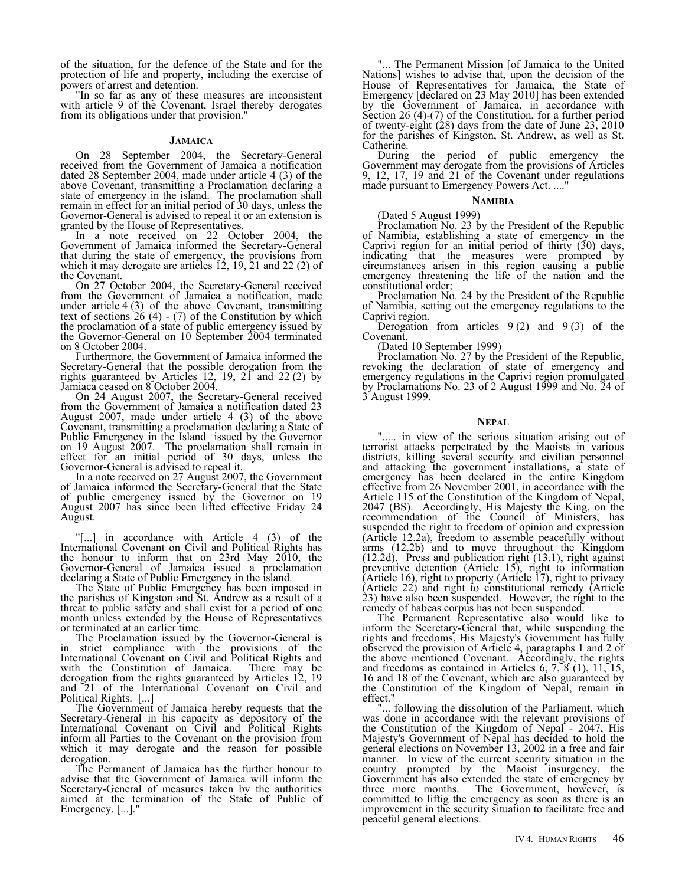of the situation, for the defence of the State and for the protection of life and property, including the exercise of powers of arrest and detention.

"In so far as any of these measures are inconsistent with article 9 of the Covenant, Israel thereby derogates from its obligations under that provision."

### JAMAICA

On 28 September 2004, the Secretary-General received from the Government of Jamaica a notification dated 28 September 2004, made under article 4 (3) of the above Covenant, transmitting a Proclamation declaring a state of emergency in the island. The proclamation shall remain in effect for an initial period of 30 days, unless the Governor-General is advised to repeal it or an extension is granted by the House of Representatives.

In a note received on 22 October 2004, the Government of Jamaica informed the Secretary-General that during the state of emergency, the provisions from which it may derogate are articles 12, 19, 21 and 22 (2) of the Covenant.

On 27 October 2004, the Secretary-General received from the Government of Jamaica a notification, made under article 4 (3) of the above Covenant, transmitting text of sections 26 (4) - (7) of the Constitution by which the proclamation of a state of public emergency issued by the Governor-General on 10 September 2004 terminated on 8 October 2004.

Furthermore, the Government of Jamaica informed the Secretary-General that the possible derogation from the rights guaranteed by Articles 12, 19, 21 and 22 (2) by Jamiaca ceased on 8 October 2004.

On 24 August 2007, the Secretary-General received from the Government of Jamaica a notification dated 23 August 2007, made under article 4 (3) of the above Covenant, transmitting a proclamation declaring a State of Public Emergency in the Island issued by the Governor on 19 August 2007. The proclamation shall remain in effect for an initial period of 30 days, unless the Governor-General is advised to repeal it.

In a note received on 27 August 2007, the Government of Jamaica informed the Secretary-General that the State of public emergency issued by the Governor on 19 August 2007 has since been lifted effective Friday 24 August.

"[...] in accordance with Article 4 (3) of the International Covenant on Civil and Political Rights has the honour to inform that on 23rd May 2010, the Governor-General of Jamaica issued a proclamation declaring a State of Public Emergency in the island.

The State of Public Emergency has been imposed in the parishes of Kingston and St. Andrew as a result of a threat to public safety and shall exist for a period of one month unless extended by the House of Representatives or terminated at an earlier time.

The Proclamation issued by the Governor-General is in strict compliance with the provisions of the International Covenant on Civil and Political Rights and with the Constitution of Jamaica. There may be derogation from the rights guaranteed by Articles 12, 19 and 21 of the International Covenant on Civil and Political Rights. [...]

The Government of Jamaica hereby requests that the Secretary-General in his capacity as depository of the International Covenant on Civil and Political Rights inform all Parties to the Covenant on the provision from which it may derogate and the reason for possible derogation.

The Permanent of Jamaica has the further honour to advise that the Government of Jamaica will inform the Secretary-General of measures taken by the authorities aimed at the termination of the State of Public of Emergency. [...]."

"... The Permanent Mission [of Jamaica to the United Nations] wishes to advise that, upon the decision of the House of Representatives for Jamaica, the State of Emergency [declared on 23 May 2010] has been extended by the Government of Jamaica, in accordance with Section 26 (4)-(7) of the Constitution, for a further period of twenty-eight (28) days from the date of June 23, 2010 for the parishes of Kingston, St. Andrew, as well as St. Catherine.

During the period of public emergency the Government may derogate from the provisions of Articles 9, 12, 17, 19 and 21 of the Covenant under regulations made pursuant to Emergency Powers Act. ...."

### NAMIBIA

(Dated 5 August 1999)

Proclamation No. 23 by the President of the Republic of Namibia, establishing a state of emergency in the Caprivi region for an initial period of thirty (30) days, indicating that the measures were prompted by circumstances arisen in this region causing a public emergency threatening the life of the nation and the constitutional order;

Proclamation No. 24 by the President of the Republic of Namibia, setting out the emergency regulations to the Caprivi region.

Derogation from articles 9 (2) and 9 (3) of the Covenant.

(Dated 10 September 1999)

Proclamation No. 27 by the President of the Republic, revoking the declaration of state of emergency and emergency regulations in the Caprivi region promulgated by Proclamations No. 23 of 2 August 1999 and No. 24 of 3 August 1999.

### NEPAL

"..... in view of the serious situation arising out of terrorist attacks perpetrated by the Maoists in various districts, killing several security and civilian personnel and attacking the government installations, a state of emergency has been declared in the entire Kingdom effective from 26 November 2001, in accordance with the Article 115 of the Constitution of the Kingdom of Nepal, 2047 (BS). Accordingly, His Majesty the King, on the recommendation of the Council of Ministers, has suspended the right to freedom of opinion and expression (Article 12.2a), freedom to assemble peacefully without arms (12.2b) and to move throughout the Kingdom (12.2d). Press and publication right (13.1), right against preventive detention (Article 15), right to information (Article 16), right to property (Article 17), right to privacy (Article 22) and right to constitutional remedy (Article 23) have also been suspended. However, the right to the remedy of habeas corpus has not been suspended.

The Permanent Representative also would like to inform the Secretary-General that, while suspending the rights and freedoms, His Majesty's Government has fully observed the provision of Article 4, paragraphs 1 and 2 of the above mentioned Covenant. Accordingly, the rights and freedoms as contained in Articles 6, 7, 8 (1), 11, 15, 16 and 18 of the Covenant, which are also guaranteed by the Constitution of the Kingdom of Nepal, remain in effect."

"... following the dissolution of the Parliament, which was done in accordance with the relevant provisions of the Constitution of the Kingdom of Nepal - 2047, His Majesty's Government of Nepal has decided to hold the general elections on November 13, 2002 in a free and fair manner. In view of the current security situation in the country prompted by the Maoist insurgency, the Government has also extended the state of emergency by three more months. The Government, however, is committed to liftig the emergency as soon as there is an improvement in the security situation to facilitate free and peaceful general elections.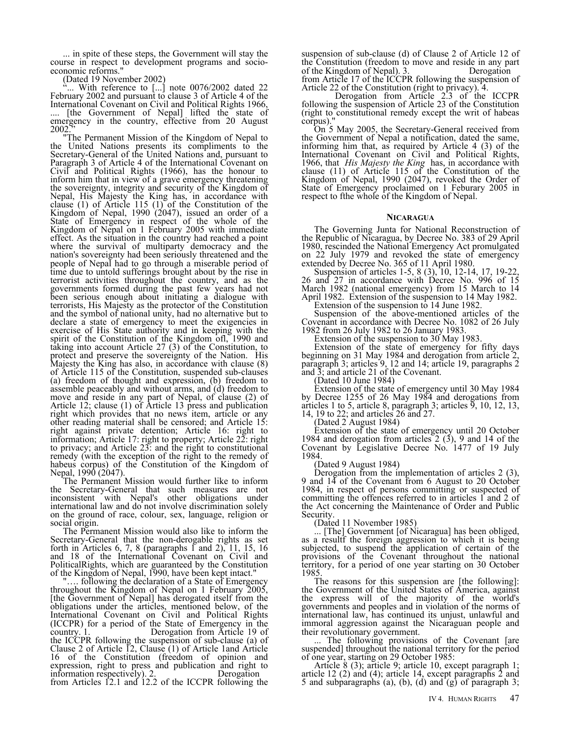... in spite of these steps, the Government will stay the course in respect to development programs and socio-economic reforms."

(Dated 19 November 2002)

"... With reference to [...] note 0076/2002 dated 22 February 2002 and pursuant to clause 3 of Article 4 of the International Covenant on Civil and Political Rights 1966, .... [the Government of Nepal] lifted the state of emergency in the country, effective from 20 August 2002."

"The Permanent Mission of the Kingdom of Nepal to the United Nations presents its compliments to the Secretary-General of the United Nations and, pursuant to Paragraph 3 of Article 4 of the International Covenant on Civil and Political Rights (1966), has the honour to inform him that in view of a grave emergency threatening the sovereignty, integrity and security of the Kingdom of Nepal, His Majesty the King has, in accordance with clause (1) of Article 115 (1) of the Constitution of the Kingdom of Nepal, 1990 (2047), issued an order of a State of Emergency in respect of the whole of the Kingdom of Nepal on 1 February 2005 with immediate effect. As the situation in the country had reached a point where the survival of multiparty democracy and the nation's sovereignty had been seriously threatened and the people of Nepal had to go through a miserable period of time due to untold sufferings brought about by the rise in terrorist activities throughout the country, and as the governments formed during the past few years had not been serious enough about initiating a dialogue with terrorists, His Majesty as the protector of the Constitution and the symbol of national unity, had no alternative but to declare a state of emergency to meet the exigencies in exercise of His State authority and in keeping with the spirit of the Constitution of the Kingdom ofl, 1990 and taking into account Article 27 (3) of the Constitution, to protect and preserve the sovereignty of the Nation. His Majesty the King has also, in accordance with clause (8) of Article 115 of the Constitution, suspended sub-clauses (a) freedom of thought and expression, (b) freedom to assemble peaceably and without arms, and (d) freedom to move and reside in any part of Nepal, of clause (2) of Article 12; clause (1) of Article 13 press and publication right which provides that no news item, article or any other reading material shall be censored; and Article 15: right against private detention; Article 16: right to information; Article 17: right to property; Article 22: right to privacy; and Article 23: and the right to constitutional remedy (with the exception of the right to the remedy of habeus corpus) of the Constitution of the Kingdom of Nepal, 1990 (2047).

The Permanent Mission would further like to inform the Secretary-General that such measures are not inconsistent with Nepal's other obligations under international law and do not involve discrimination solely on the ground of race, colour, sex, language, religion or social origin.

The Permanent Mission would also like to inform the Secretary-General that the non-derogable rights as set forth in Articles 6, 7, 8 (paragraphs 1 and 2), 11, 15, 16 and 18 of the International Covenant on Civil and PoliticalRights, which are guaranteed by the Constitution of the Kingdom of Nepal, 1990, have been kept intact."

"…. following the declaration of a State of Emergency throughout the Kingdom of Nepal on 1 February 2005, [the Government of Nepal] has derogated itself from the obligations under the articles, mentioned below, of the International Covenant on Civil and Political Rights (ICCPR) for a period of the State of Emergency in the country. 1. Derogation from Article 19 of the ICCPR following the suspension of sub-clause (a) of Clause 2 of Article 12, Clause (1) of Article 1and Article 16 of the Constitution (freedom of opinion and expression, right to press and publication and right to information respectively). 2. Derogation from Articles 12.1 and 12.2 of the ICCPR following the suspension of sub-clause (d) of Clause 2 of Article 12 of the Constitution (freedom to move and reside in any part of the Kingdom of Nepal). 3. Derogation from Article 17 of the ICCPR following the suspension of Article 22 of the Constitution (right to privacy). 4. Derogation from Article 2.3 of the ICCPR following the suspension of Article 23 of the Constitution (right to constitutional remedy except the writ of habeas corpus)."

On 5 May 2005, the Secretary-General received from the Government of Nepal a notification, dated the same, informing him that, as required by Article 4 (3) of the International Covenant on Civil and Political Rights, 1966, that *His Majesty the King* has, in accordance with clause (11) of Article 115 of the Constitution of the Kingdom of Nepal, 1990 (2047), revoked the Order of State of Emergency proclaimed on 1 Feburary 2005 in respect to fthe whole of the Kingdom of Nepal.

#### NICARAGUA

The Governing Junta for National Reconstruction of the Republic of Nicaragua, by Decree No. 383 of 29 April 1980, rescinded the National Emergency Act promulgated on 22 July 1979 and revoked the state of emergency extended by Decree No. 365 of 11 April 1980.

Suspension of articles 1-5, 8 (3), 10, 12-14, 17, 19-22, 26 and 27 in accordance with Decree No. 996 of 15 March 1982 (national emergency) from 15 March to 14 April 1982. Extension of the suspension to 14 May 1982.

Extension of the suspension to 14 June 1982.

Suspension of the above-mentioned articles of the Covenant in accordance with Decree No. 1082 of 26 July 1982 from 26 July 1982 to 26 January 1983.

Extension of the suspension to 30 May 1983.

Extension of the state of emergency for fifty days beginning on 31 May 1984 and derogation from article 2, paragraph 3; articles 9, 12 and 14; article 19, paragraphs 2 and 3; and article 21 of the Covenant.

(Dated 10 June 1984)

Extension of the state of emergency until 30 May 1984 by Decree 1255 of 26 May 1984 and derogations from articles 1 to 5, article 8, paragraph 3; articles 9, 10, 12, 13, 14, 19 to 22; and articles 26 and 27.

(Dated 2 August 1984)

Extension of the state of emergency until 20 October 1984 and derogation from articles 2 (3), 9 and 14 of the Covenant by Legislative Decree No. 1477 of 19 July 1984.

(Dated 9 August 1984)

Derogation from the implementation of articles 2 (3), 9 and 14 of the Covenant from 6 August to 20 October 1984, in respect of persons committing or suspected of committing the offences referred to in articles 1 and 2 of the Act concerning the Maintenance of Order and Public Security.

(Dated 11 November 1985)

... [The] Government [of Nicaragua] has been obliged, as a resultf the foreign aggression to which it is being subjected, to suspend the application of certain of the provisions of the Covenant throughout the national territory, for a period of one year starting on 30 October 1985.

The reasons for this suspension are [the following]: the Government of the United States of America, against the express will of the majority of the world's governments and peoples and in violation of the norms of international law, has continued its unjust, unlawful and immoral aggression against the Nicaraguan people and their revolutionary government.

... The following provisions of the Covenant [are suspended] throughout the national territory for the period of one year, starting on 29 October 1985:

Article 8 (3); article 9; article 10, except paragraph 1; article 12 (2) and (4); article 14, except paragraphs 2 and 5 and subparagraphs (a), (b), (d) and (g) of paragraph 3;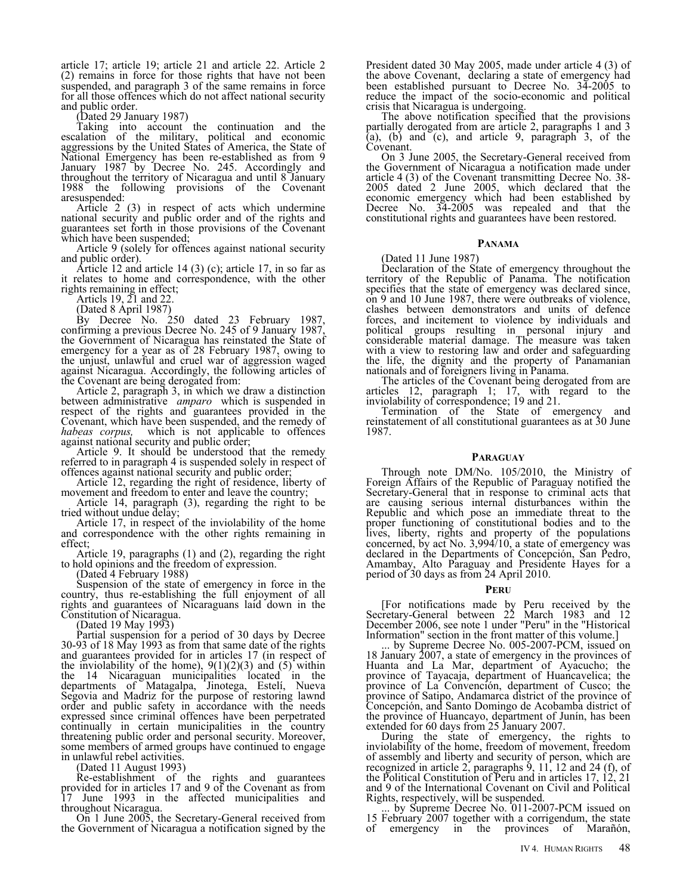article 17; article 19; article 21 and article 22. Article 2 (2) remains in force for those rights that have not been suspended, and paragraph 3 of the same remains in force for all those offences which do not affect national security and public order.

(Dated 29 January 1987)

Taking into account the continuation and the escalation of the military, political and economic aggressions by the United States of America, the State of National Emergency has been re-established as from 9 January 1987 by Decree No. 245. Accordingly and throughout the territory of Nicaragua and until 8 January 1988 the following provisions of the Covenant aresuspended:

Article 2 (3) in respect of acts which undermine national security and public order and of the rights and guarantees set forth in those provisions of the Covenant which have been suspended;

Article 9 (solely for offences against national security and public order).

Article 12 and article 14 (3) (c); article 17, in so far as it relates to home and correspondence, with the other rights remaining in effect;

Articls 19, 21 and 22.

(Dated 8 April 1987)

By Decree No. 250 dated 23 February 1987, confirming a previous Decree No. 245 of 9 January 1987, the Government of Nicaragua has reinstated the State of emergency for a year as of 28 February 1987, owing to the unjust, unlawful and cruel war of aggression waged against Nicaragua. Accordingly, the following articles of the Covenant are being derogated from:

Article 2, paragraph 3, in which we draw a distinction between administrative *amparo* which is suspended in respect of the rights and guarantees provided in the Covenant, which have been suspended, and the remedy of *habeas corpus,* which is not applicable to offences against national security and public order;

Article 9. It should be understood that the remedy referred to in paragraph 4 is suspended solely in respect of offences against national security and public order;

Article 12, regarding the right of residence, liberty of movement and freedom to enter and leave the country;

Article 14, paragraph (3), regarding the right to be tried without undue delay;

Article 17, in respect of the inviolability of the home and correspondence with the other rights remaining in effect;

Article 19, paragraphs (1) and (2), regarding the right to hold opinions and the freedom of expression.

(Dated 4 February 1988)

Suspension of the state of emergency in force in the country, thus re-establishing the full enjoyment of all rights and guarantees of Nicaraguans laid down in the Constitution of Nicaragua.

(Dated 19 May 1993)

Partial suspension for a period of 30 days by Decree 30-93 of 18 May 1993 as from that same date of the rights and guarantees provided for in articles 17 (in respect of the inviolability of the home), 9(1)(2)(3) and (5) within the 14 Nicaraguan municipalities located in the departments of Matagalpa, Jinotega, Estelí, Nueva Segovia and Madriz for the purpose of restoring lawnd order and public safety in accordance with the needs expressed since criminal offences have been perpetrated continually in certain municipalities in the country threatening public order and personal security. Moreover, some members of armed groups have continued to engage in unlawful rebel activities.

(Dated 11 August 1993)

Re-establishment of the rights and guarantees provided for in articles 17 and 9 of the Covenant as from 17 June 1993 in the affected municipalities and throughout Nicaragua.

On 1 June 2005, the Secretary-General received from the Government of Nicaragua a notification signed by the President dated 30 May 2005, made under article 4 (3) of the above Covenant, declaring a state of emergency had been established pursuant to Decree No. 34-2005 to reduce the impact of the socio-economic and political crisis that Nicaragua is undergoing.

The above notification specified that the provisions partially derogated from are article 2, paragraphs 1 and 3 (a), (b) and (c), and article 9, paragraph 3, of the Covenant.

On 3 June 2005, the Secretary-General received from the Government of Nicaragua a notification made under article 4 (3) of the Covenant transmitting Decree No. 38-2005 dated 2 June 2005, which declared that the economic emergency which had been established by Decree No. 34-2005 was repealed and that the constitutional rights and guarantees have been restored.

### Panama

(Dated 11 June 1987)

Declaration of the State of emergency throughout the territory of the Republic of Panama. The notification specifies that the state of emergency was declared since, on 9 and 10 June 1987, there were outbreaks of violence, clashes between demonstrators and units of defence forces, and incitement to violence by individuals and political groups resulting in personal injury and considerable material damage. The measure was taken with a view to restoring law and order and safeguarding the life, the dignity and the property of Panamanian nationals and of foreigners living in Panama.

The articles of the Covenant being derogated from are articles 12, paragraph 1; 17, with regard to the inviolability of correspondence; 19 and 21.

Termination of the State of emergency and reinstatement of all constitutional guarantees as at 30 June 1987.

### Paraguay

Through note DM/No. 105/2010, the Ministry of Foreign Affairs of the Republic of Paraguay notified the Secretary-General that in response to criminal acts that are causing serious internal disturbances within the Republic and which pose an immediate threat to the proper functioning of constitutional bodies and to the lives, liberty, rights and property of the populations concerned, by act No. 3,994/10, a state of emergency was declared in the Departments of Concepción, San Pedro, Amambay, Alto Paraguay and Presidente Hayes for a period of 30 days as from 24 April 2010.

### Peru

[For notifications made by Peru received by the Secretary-General between 22 March 1983 and 12 December 2006, see note 1 under "Peru" in the "Historical Information" section in the front matter of this volume.]

... by Supreme Decree No. 005-2007-PCM, issued on 18 January 2007, a state of emergency in the provinces of Huanta and La Mar, department of Ayacucho; the province of Tayacaja, department of Huancavelica; the province of La Convención, department of Cusco; the province of Satipo, Andamarca district of the province of Concepción, and Santo Domingo de Acobamba district of the province of Huancayo, department of Junín, has been extended for 60 days from 25 January 2007.

During the state of emergency, the rights to inviolability of the home, freedom of movement, freedom of assembly and liberty and security of person, which are recognized in article 2, paragraphs 9, 11, 12 and 24 (f), of the Political Constitution of Peru and in articles 17, 12, 21 and 9 of the International Covenant on Civil and Political Rights, respectively, will be suspended.

... by Supreme Decree No. 011-2007-PCM issued on 15 February 2007 together with a corrigendum, the state of emergency in the provinces of Marañón,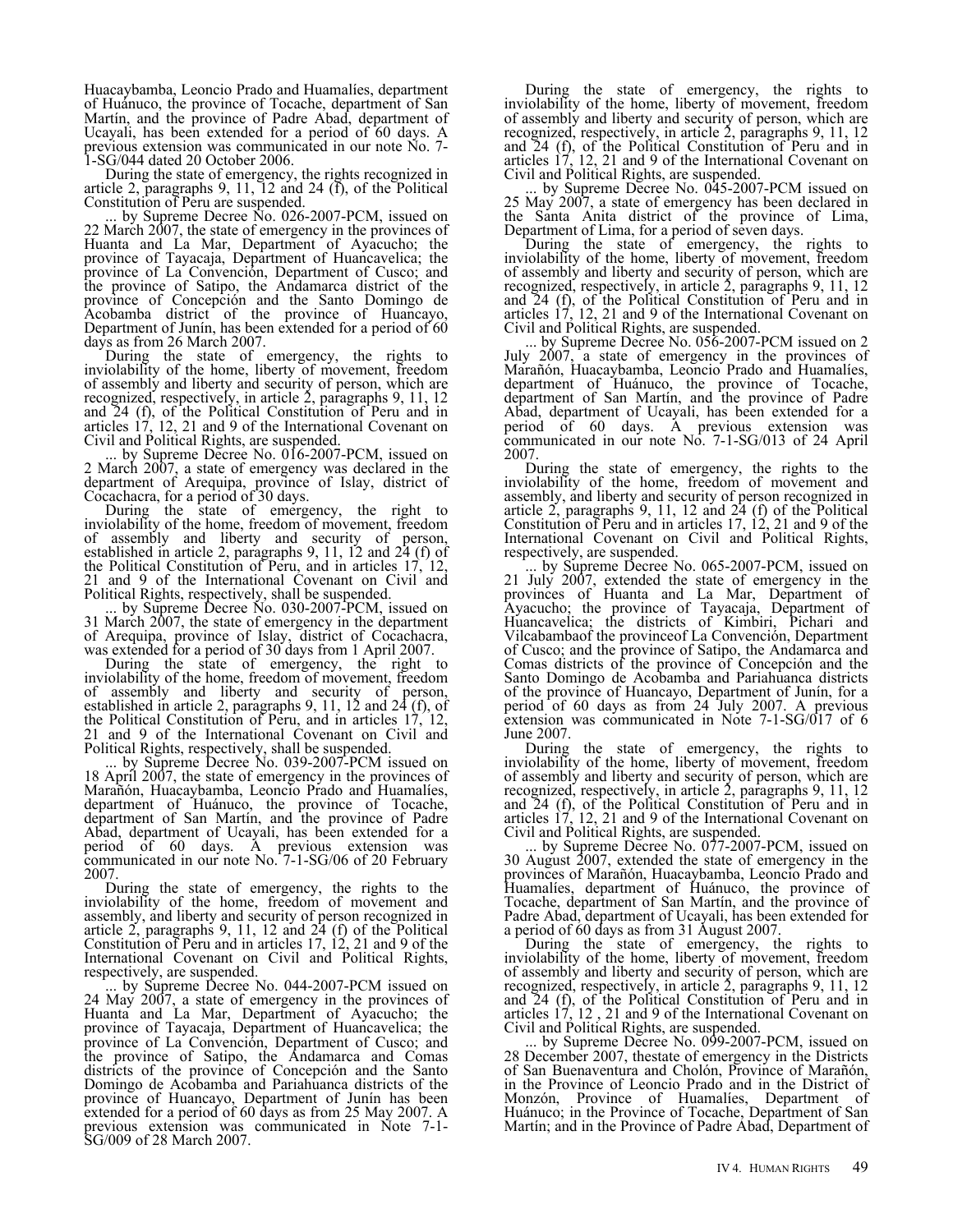Huacaybamba, Leoncio Prado and Huamalíes, department of Huánuco, the province of Tocache, department of San Martín, and the province of Padre Abad, department of Ucayali, has been extended for a period of 60 days. A previous extension was communicated in our note No. 7-1-SG/044 dated 20 October 2006.

During the state of emergency, the rights recognized in article 2, paragraphs 9, 11, 12 and 24 (f), of the Political Constitution of Peru are suspended.

... by Supreme Decree No. 026-2007-PCM, issued on 22 March 2007, the state of emergency in the provinces of Huanta and La Mar, Department of Ayacucho; the province of Tayacaja, Department of Huancavelica; the province of La Convención, Department of Cusco; and the province of Satipo, the Andamarca district of the province of Concepción and the Santo Domingo de Acobamba district of the province of Huancayo, Department of Junín, has been extended for a period of 60 days as from 26 March 2007.

During the state of emergency, the rights to inviolability of the home, liberty of movement, freedom of assembly and liberty and security of person, which are recognized, respectively, in article 2, paragraphs 9, 11, 12 and 24 (f), of the Political Constitution of Peru and in articles 17, 12, 21 and 9 of the International Covenant on Civil and Political Rights, are suspended.

... by Supreme Decree No. 016-2007-PCM, issued on 2 March 2007, a state of emergency was declared in the department of Arequipa, province of Islay, district of Cocachacra, for a period of 30 days.

During the state of emergency, the right to inviolability of the home, freedom of movement, freedom of assembly and liberty and security of person, established in article 2, paragraphs 9, 11, 12 and 24 (f) of the Political Constitution of Peru, and in articles 17, 12, 21 and 9 of the International Covenant on Civil and Political Rights, respectively, shall be suspended.

... by Supreme Decree No. 030-2007-PCM, issued on 31 March 2007, the state of emergency in the department of Arequipa, province of Islay, district of Cocachacra, was extended for a period of 30 days from 1 April 2007.

During the state of emergency, the right to inviolability of the home, freedom of movement, freedom of assembly and liberty and security of person, established in article 2, paragraphs 9, 11, 12 and 24 (f), of the Political Constitution of Peru, and in articles 17, 12, 21 and 9 of the International Covenant on Civil and Political Rights, respectively, shall be suspended.

... by Supreme Decree No. 039-2007-PCM issued on 18 April 2007, the state of emergency in the provinces of Marañón, Huacaybamba, Leoncio Prado and Huamalíes, department of Huánuco, the province of Tocache, department of San Martín, and the province of Padre Abad, department of Ucayali, has been extended for a period of 60 days. A previous extension was communicated in our note No. 7-1-SG/06 of 20 February 2007.

During the state of emergency, the rights to the inviolability of the home, freedom of movement and assembly, and liberty and security of person recognized in article 2, paragraphs 9, 11, 12 and 24 (f) of the Political Constitution of Peru and in articles 17, 12, 21 and 9 of the International Covenant on Civil and Political Rights, respectively, are suspended.

... by Supreme Decree No. 044-2007-PCM issued on 24 May 2007, a state of emergency in the provinces of Huanta and La Mar, Department of Ayacucho; the province of Tayacaja, Department of Huancavelica; the province of La Convención, Department of Cusco; and the province of Satipo, the Andamarca and Comas districts of the province of Concepción and the Santo Domingo de Acobamba and Pariahuanca districts of the province of Huancayo, Department of Junín has been extended for a period of 60 days as from 25 May 2007. A previous extension was communicated in Note 7-1-SG/009 of 28 March 2007.

During the state of emergency, the rights to inviolability of the home, liberty of movement, freedom of assembly and liberty and security of person, which are recognized, respectively, in article 2, paragraphs 9, 11, 12 and 24 (f), of the Political Constitution of Peru and in articles 17, 12, 21 and 9 of the International Covenant on Civil and Political Rights, are suspended.

... by Supreme Decree No. 045-2007-PCM issued on 25 May 2007, a state of emergency has been declared in the Santa Anita district of the province of Lima, Department of Lima, for a period of seven days.

During the state of emergency, the rights to inviolability of the home, liberty of movement, freedom of assembly and liberty and security of person, which are recognized, respectively, in article 2, paragraphs 9, 11, 12 and 24 (f), of the Political Constitution of Peru and in articles 17, 12, 21 and 9 of the International Covenant on Civil and Political Rights, are suspended.

... by Supreme Decree No. 056-2007-PCM issued on 2 July 2007, a state of emergency in the provinces of Marañón, Huacaybamba, Leoncio Prado and Huamalíes, department of Huánuco, the province of Tocache, department of San Martín, and the province of Padre Abad, department of Ucayali, has been extended for a period of 60 days. A previous extension was communicated in our note No. 7-1-SG/013 of 24 April 2007.

During the state of emergency, the rights to the inviolability of the home, freedom of movement and assembly, and liberty and security of person recognized in article 2, paragraphs 9, 11, 12 and 24 (f) of the Political Constitution of Peru and in articles 17, 12, 21 and 9 of the International Covenant on Civil and Political Rights, respectively, are suspended.

... by Supreme Decree No. 065-2007-PCM, issued on 21 July 2007, extended the state of emergency in the provinces of Huanta and La Mar, Department of Ayacucho; the province of Tayacaja, Department of Huancavelica; the districts of Kimbiri, Pichari and Vilcabambaof the provinceof La Convención, Department of Cusco; and the province of Satipo, the Andamarca and Comas districts of the province of Concepción and the Santo Domingo de Acobamba and Pariahuanca districts of the province of Huancayo, Department of Junín, for a period of 60 days as from 24 July 2007. A previous extension was communicated in Note 7-1-SG/017 of 6 June 2007.

During the state of emergency, the rights to inviolability of the home, liberty of movement, freedom of assembly and liberty and security of person, which are recognized, respectively, in article 2, paragraphs 9, 11, 12 and 24 (f), of the Political Constitution of Peru and in articles 17, 12, 21 and 9 of the International Covenant on Civil and Political Rights, are suspended.

... by Supreme Decree No. 077-2007-PCM, issued on 30 August 2007, extended the state of emergency in the provinces of Marañón, Huacaybamba, Leoncio Prado and Huamalíes, department of Huánuco, the province of Tocache, department of San Martín, and the province of Padre Abad, department of Ucayali, has been extended for a period of 60 days as from 31 August 2007.

During the state of emergency, the rights to inviolability of the home, liberty of movement, freedom of assembly and liberty and security of person, which are recognized, respectively, in article 2, paragraphs 9, 11, 12 and 24 (f), of the Political Constitution of Peru and in articles 17, 12 , 21 and 9 of the International Covenant on Civil and Political Rights, are suspended.

... by Supreme Decree No. 099-2007-PCM, issued on 28 December 2007, thestate of emergency in the Districts of San Buenaventura and Cholón, Province of Marañón, in the Province of Leoncio Prado and in the District of Monzón, Province of Huamalíes, Department of Huánuco; in the Province of Tocache, Department of San Martín; and in the Province of Padre Abad, Department of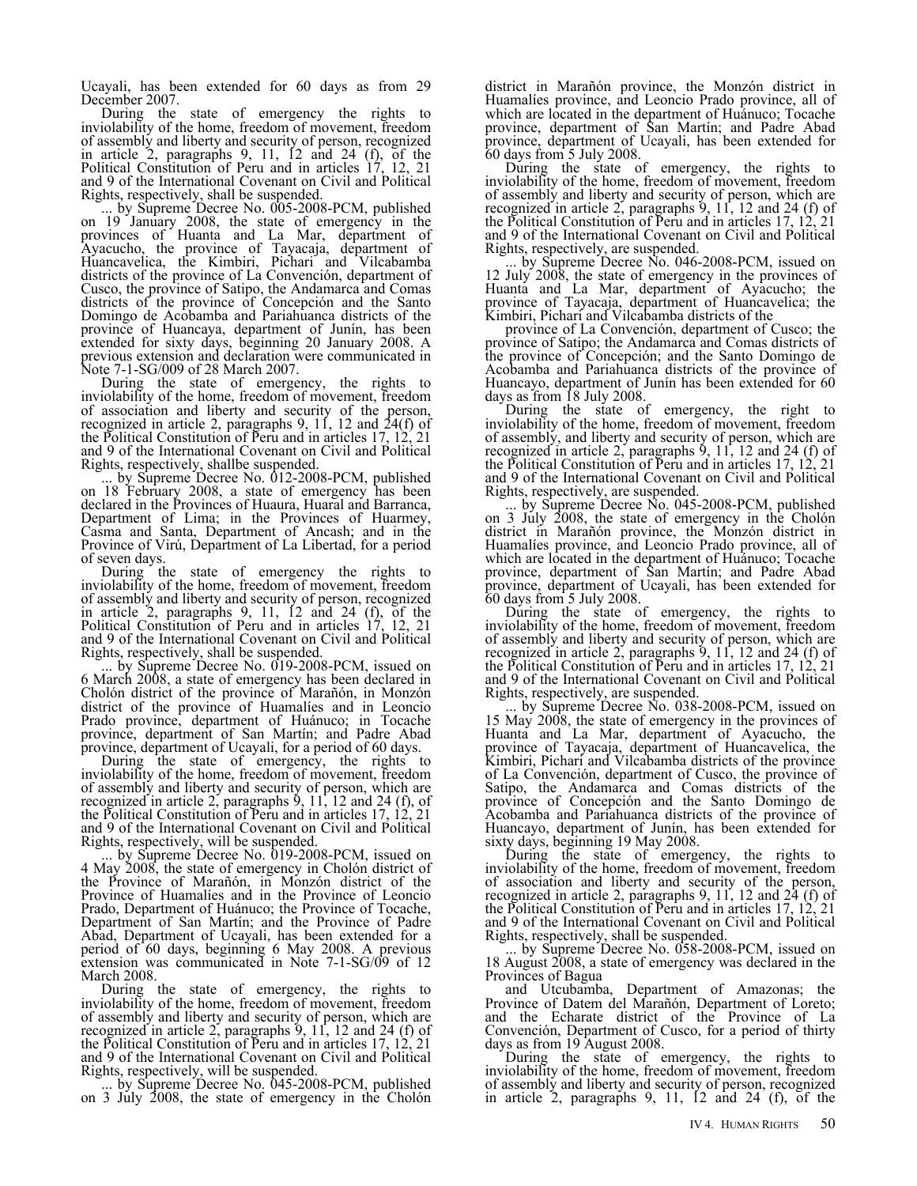Ucayali, has been extended for 60 days as from 29 December 2007.

During the state of emergency the rights to inviolability of the home, freedom of movement, freedom of assembly and liberty and security of person, recognized in article 2, paragraphs 9, 11, 12 and 24 (f), of the Political Constitution of Peru and in articles 17, 12, 21 and 9 of the International Covenant on Civil and Political Rights, respectively, shall be suspended.

... by Supreme Decree No. 005-2008-PCM, published on 19 January 2008, the state of emergency in the provinces of Huanta and La Mar, department of Ayacucho, the province of Tayacaja, department of Huancavelica, the Kimbiri, Pichari and Vilcabamba districts of the province of La Convención, department of Cusco, the province of Satipo, the Andamarca and Comas districts of the province of Concepción and the Santo Domingo de Acobamba and Pariahuanca districts of the province of Huancaya, department of Junín, has been extended for sixty days, beginning 20 January 2008. A previous extension and declaration were communicated in Note 7-1-SG/009 of 28 March 2007.

During the state of emergency, the rights to inviolability of the home, freedom of movement, freedom of association and liberty and security of the person, recognized in article 2, paragraphs 9, 11, 12 and 24(f) of the Political Constitution of Peru and in articles 17, 12, 21 and 9 of the International Covenant on Civil and Political Rights, respectively, shallbe suspended.

... by Supreme Decree No. 012-2008-PCM, published on 18 February 2008, a state of emergency has been declared in the Provinces of Huaura, Huaral and Barranca, Department of Lima; in the Provinces of Huarmey, Casma and Santa, Department of Ancash; and in the Province of Virú, Department of La Libertad, for a period of seven days.

During the state of emergency the rights to inviolability of the home, freedom of movement, freedom of assembly and liberty and security of person, recognized in article 2, paragraphs 9, 11, 12 and 24 (f), of the Political Constitution of Peru and in articles 17, 12, 21 and 9 of the International Covenant on Civil and Political Rights, respectively, shall be suspended.

... by Supreme Decree No. 019-2008-PCM, issued on 6 March 2008, a state of emergency has been declared in Cholón district of the province of Marañón, in Monzón district of the province of Huamalíes and in Leoncio Prado province, department of Huánuco; in Tocache province, department of San Martín; and Padre Abad province, department of Ucayali, for a period of 60 days.

During the state of emergency, the rights to inviolability of the home, freedom of movement, freedom of assembly and liberty and security of person, which are recognized in article 2, paragraphs 9, 11, 12 and 24 (f), of the Political Constitution of Peru and in articles 17, 12, 21 and 9 of the International Covenant on Civil and Political Rights, respectively, will be suspended.

... by Supreme Decree No. 019-2008-PCM, issued on 4 May 2008, the state of emergency in Cholón district of the Province of Marañón, in Monzón district of the Province of Huamalíes and in the Province of Leoncio Prado, Department of Huánuco; the Province of Tocache, Department of San Martín; and the Province of Padre Abad, Department of Ucayali, has been extended for a period of 60 days, beginning 6 May 2008. A previous extension was communicated in Note 7-1-SG/09 of 12 March 2008.

During the state of emergency, the rights to inviolability of the home, freedom of movement, freedom of assembly and liberty and security of person, which are recognized in article 2, paragraphs 9, 11, 12 and 24 (f) of the Political Constitution of Peru and in articles 17, 12, 21 and 9 of the International Covenant on Civil and Political Rights, respectively, will be suspended.

... by Supreme Decree No. 045-2008-PCM, published on 3 July 2008, the state of emergency in the Cholón district in Marañón province, the Monzón district in Huamalíes province, and Leoncio Prado province, all of which are located in the department of Huánuco; Tocache province, department of San Martín; and Padre Abad province, department of Ucayali, has been extended for 60 days from 5 July 2008.

During the state of emergency, the rights to inviolability of the home, freedom of movement, freedom of assembly and liberty and security of person, which are recognized in article 2, paragraphs 9, 11, 12 and 24 (f) of the Political Constitution of Peru and in articles 17, 12, 21 and 9 of the International Covenant on Civil and Political Rights, respectively, are suspended.

... by Supreme Decree No. 046-2008-PCM, issued on 12 July 2008, the state of emergency in the provinces of Huanta and La Mar, department of Ayacucho; the province of Tayacaja, department of Huancavelica; the Kimbiri, Pichari and Vilcabamba districts of the province of La Convención, department of Cusco; the province of Satipo; the Andamarca and Comas districts of the province of Concepción; and the Santo Domingo de Acobamba and Pariahuanca districts of the province of Huancayo, department of Junín has been extended for 60 days as from 18 July 2008.

During the state of emergency, the right to inviolability of the home, freedom of movement, freedom of assembly, and liberty and security of person, which are recognized in article 2, paragraphs 9, 11, 12 and 24 (f) of the Political Constitution of Peru and in articles 17, 12, 21 and 9 of the International Covenant on Civil and Political Rights, respectively, are suspended.

... by Supreme Decree No. 045-2008-PCM, published on 3 July 2008, the state of emergency in the Cholón district in Marañón province, the Monzón district in Huamalíes province, and Leoncio Prado province, all of which are located in the department of Huánuco; Tocache province, department of San Martín; and Padre Abad province, department of Ucayali, has been extended for 60 days from 5 July 2008.

During the state of emergency, the rights to inviolability of the home, freedom of movement, freedom of assembly and liberty and security of person, which are recognized in article 2, paragraphs 9, 11, 12 and 24 (f) of the Political Constitution of Peru and in articles 17, 12, 21 and 9 of the International Covenant on Civil and Political Rights, respectively, are suspended.

... by Supreme Decree No. 038-2008-PCM, issued on 15 May 2008, the state of emergency in the provinces of Huanta and La Mar, department of Ayacucho, the province of Tayacaja, department of Huancavelica, the Kimbiri, Pichari and Vilcabamba districts of the province of La Convención, department of Cusco, the province of Satipo, the Andamarca and Comas districts of the province of Concepción and the Santo Domingo de Acobamba and Pariahuanca districts of the province of Huancayo, department of Junín, has been extended for sixty days, beginning 19 May 2008.

During the state of emergency, the rights to inviolability of the home, freedom of movement, freedom of association and liberty and security of the person, recognized in article 2, paragraphs 9, 11, 12 and 24 (f) of the Political Constitution of Peru and in articles 17, 12, 21 and 9 of the International Covenant on Civil and Political Rights, respectively, shall be suspended.

... by Supreme Decree No. 058-2008-PCM, issued on 18 August 2008, a state of emergency was declared in the Provinces of Bagua and Utcubamba, Department of Amazonas; the Province of Datem del Marañón, Department of Loreto; and the Echarate district of the Province of La Convención, Department of Cusco, for a period of thirty days as from 19 August 2008.

During the state of emergency, the rights to inviolability of the home, freedom of movement, freedom of assembly and liberty and security of person, recognized in article 2, paragraphs 9, 11, 12 and 24 (f), of the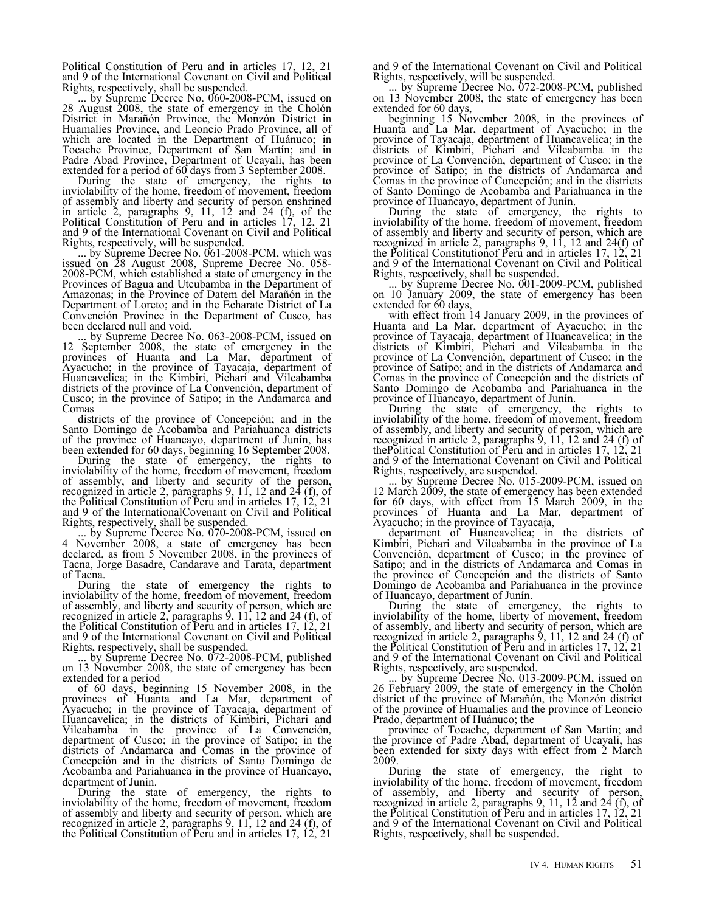Political Constitution of Peru and in articles 17, 12, 21 and 9 of the International Covenant on Civil and Political Rights, respectively, shall be suspended.

... by Supreme Decree No. 060-2008-PCM, issued on 28 August 2008, the state of emergency in the Cholón District in Marañón Province, the Monzón District in Huamalíes Province, and Leoncio Prado Province, all of which are located in the Department of Huánuco; in Tocache Province, Department of San Martín; and in Padre Abad Province, Department of Ucayali, has been extended for a period of 60 days from 3 September 2008.

During the state of emergency, the rights to inviolability of the home, freedom of movement, freedom of assembly and liberty and security of person enshrined in article 2, paragraphs 9, 11, 12 and 24 (f), of the Political Constitution of Peru and in articles 17, 12, 21 and 9 of the International Covenant on Civil and Political Rights, respectively, will be suspended.

... by Supreme Decree No. 061-2008-PCM, which was issued on 28 August 2008, Supreme Decree No. 058-2008-PCM, which established a state of emergency in the Provinces of Bagua and Utcubamba in the Department of Amazonas; in the Province of Datem del Marañón in the Department of Loreto; and in the Echarate District of La Convención Province in the Department of Cusco, has been declared null and void.

... by Supreme Decree No. 063-2008-PCM, issued on 12 September 2008, the state of emergency in the provinces of Huanta and La Mar, department of Ayacucho; in the province of Tayacaja, department of Huancavelica; in the Kimbiri, Pichari and Vilcabamba districts of the province of La Convención, department of Cusco; in the province of Satipo; in the Andamarca and Comas districts of the province of Concepción; and in the Santo Domingo de Acobamba and Pariahuanca districts of the province of Huancayo, department of Junín, has been extended for 60 days, beginning 16 September 2008.

During the state of emergency, the rights to inviolability of the home, freedom of movement, freedom of assembly, and liberty and security of the person, recognized in article 2, paragraphs 9, 11, 12 and 24 (f), of the Political Constitution of Peru and in articles 17, 12, 21 and 9 of the InternationalCovenant on Civil and Political Rights, respectively, shall be suspended.

... by Supreme Decree No. 070-2008-PCM, issued on 4 November 2008, a state of emergency has been declared, as from 5 November 2008, in the provinces of Tacna, Jorge Basadre, Candarave and Tarata, department of Tacna.

During the state of emergency the rights to inviolability of the home, freedom of movement, freedom of assembly, and liberty and security of person, which are recognized in article 2, paragraphs 9, 11, 12 and 24 (f), of the Political Constitution of Peru and in articles 17, 12, 21 and 9 of the International Covenant on Civil and Political Rights, respectively, shall be suspended.

... by Supreme Decree No. 072-2008-PCM, published on 13 November 2008, the state of emergency has been extended for a period of 60 days, beginning 15 November 2008, in the provinces of Huanta and La Mar, department of Ayacucho; in the province of Tayacaja, department of Huancavelica; in the districts of Kimbiri, Pichari and Vilcabamba in the province of La Convención, department of Cusco; in the province of Satipo; in the districts of Andamarca and Comas in the province of Concepción and in the districts of Santo Domingo de Acobamba and Pariahuanca in the province of Huancayo, department of Junín.

During the state of emergency, the rights to inviolability of the home, freedom of movement, freedom of assembly and liberty and security of person, which are recognized in article 2, paragraphs 9, 11, 12 and 24 (f), of the Political Constitution of Peru and in articles 17, 12, 21 and 9 of the International Covenant on Civil and Political Rights, respectively, will be suspended.

... by Supreme Decree No. 072-2008-PCM, published on 13 November 2008, the state of emergency has been extended for 60 days, beginning 15 November 2008, in the provinces of Huanta and La Mar, department of Ayacucho; in the province of Tayacaja, department of Huancavelica; in the districts of Kimbiri, Pichari and Vilcabamba in the province of La Convención, department of Cusco; in the province of Satipo; in the districts of Andamarca and Comas in the province of Concepción; and in the districts of Santo Domingo de Acobamba and Pariahuanca in the province of Huancayo, department of Junín.

During the state of emergency, the rights to inviolability of the home, freedom of movement, freedom of assembly and liberty and security of person, which are recognized in article 2, paragraphs 9, 11, 12 and 24(f) of the Political Constitutionof Peru and in articles 17, 12, 21 and 9 of the International Covenant on Civil and Political Rights, respectively, shall be suspended.

... by Supreme Decree No. 001-2009-PCM, published on 10 January 2009, the state of emergency has been extended for 60 days, with effect from 14 January 2009, in the provinces of Huanta and La Mar, department of Ayacucho; in the province of Tayacaja, department of Huancavelica; in the districts of Kimbiri, Pichari and Vilcabamba in the province of La Convención, department of Cusco; in the province of Satipo; and in the districts of Andamarca and Comas in the province of Concepción and the districts of Santo Domingo de Acobamba and Pariahuanca in the province of Huancayo, department of Junín.

During the state of emergency, the rights to inviolability of the home, freedom of movement, freedom of assembly, and liberty and security of person, which are recognized in article 2, paragraphs 9, 11, 12 and 24 (f) of thePolitical Constitution of Peru and in articles 17, 12, 21 and 9 of the International Covenant on Civil and Political Rights, respectively, are suspended.

... by Supreme Decree No. 015-2009-PCM, issued on 12 March 2009, the state of emergency has been extended for 60 days, with effect from 15 March 2009, in the provinces of Huanta and La Mar, department of Ayacucho; in the province of Tayacaja, department of Huancavelica; in the districts of Kimbiri, Pichari and Vilcabamba in the province of La Convención, department of Cusco; in the province of Satipo; and in the districts of Andamarca and Comas in the province of Concepción and the districts of Santo Domingo de Acobamba and Pariahuanca in the province of Huancayo, department of Junín.

During the state of emergency, the rights to inviolability of the home, liberty of movement, freedom of assembly, and liberty and security of person, which are recognized in article 2, paragraphs 9, 11, 12 and 24 (f) of the Political Constitution of Peru and in articles 17, 12, 21 and 9 of the International Covenant on Civil and Political Rights, respectively, are suspended.

... by Supreme Decree No. 013-2009-PCM, issued on 26 February 2009, the state of emergency in the Cholón district of the province of Marañón, the Monzón district of the province of Huamalíes and the province of Leoncio Prado, department of Huánuco; the province of Tocache, department of San Martín; and the province of Padre Abad, department of Ucayali, has been extended for sixty days with effect from 2 March 2009.

During the state of emergency, the right to inviolability of the home, freedom of movement, freedom of assembly, and liberty and security of person, recognized in article 2, paragraphs 9, 11, 12 and 24 (f), of the Political Constitution of Peru and in articles 17, 12, 21 and 9 of the International Covenant on Civil and Political Rights, respectively, shall be suspended.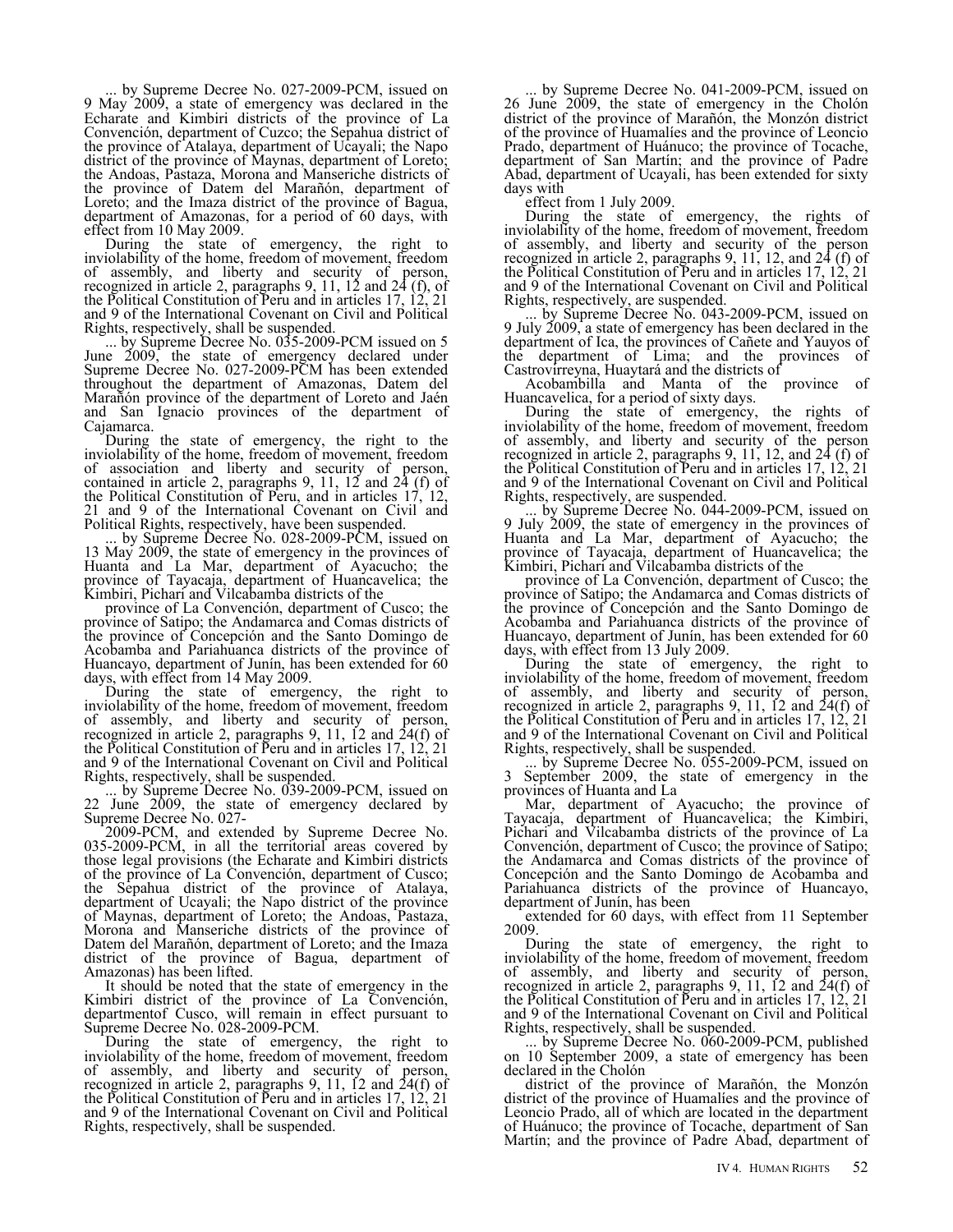... by Supreme Decree No. 027-2009-PCM, issued on 9 May 2009, a state of emergency was declared in the Echarate and Kimbiri districts of the province of La Convención, department of Cuzco; the Sepahua district of the province of Atalaya, department of Ucayali; the Napo district of the province of Maynas, department of Loreto; the Andoas, Pastaza, Morona and Manseriche districts of the province of Datem del Marañón, department of Loreto; and the Imaza district of the province of Bagua, department of Amazonas, for a period of 60 days, with effect from 10 May 2009.

During the state of emergency, the right to inviolability of the home, freedom of movement, freedom of assembly, and liberty and security of person, recognized in article 2, paragraphs 9, 11, 12 and 24 (f), of the Political Constitution of Peru and in articles 17, 12, 21 and 9 of the International Covenant on Civil and Political Rights, respectively, shall be suspended.

... by Supreme Decree No. 035-2009-PCM issued on 5 June 2009, the state of emergency declared under Supreme Decree No. 027-2009-PCM has been extended throughout the department of Amazonas, Datem del Marañón province of the department of Loreto and Jaén and San Ignacio provinces of the department of Cajamarca.

During the state of emergency, the right to the inviolability of the home, freedom of movement, freedom of association and liberty and security of person, contained in article 2, paragraphs 9, 11, 12 and 24 (f) of the Political Constitution of Peru, and in articles 17, 12, 21 and 9 of the International Covenant on Civil and Political Rights, respectively, have been suspended.

... by Supreme Decree No. 028-2009-PCM, issued on 13 May 2009, the state of emergency in the provinces of Huanta and La Mar, department of Ayacucho; the province of Tayacaja, department of Huancavelica; the Kimbiri, Pichari and Vilcabamba districts of the province of La Convención, department of Cusco; the province of Satipo; the Andamarca and Comas districts of the province of Concepción and the Santo Domingo de Acobamba and Pariahuanca districts of the province of Huancayo, department of Junín, has been extended for 60 days, with effect from 14 May 2009.

During the state of emergency, the right to inviolability of the home, freedom of movement, freedom of assembly, and liberty and security of person, recognized in article 2, paragraphs 9, 11, 12 and 24(f) of the Political Constitution of Peru and in articles 17, 12, 21 and 9 of the International Covenant on Civil and Political Rights, respectively, shall be suspended.

... by Supreme Decree No. 039-2009-PCM, issued on 22 June 2009, the state of emergency declared by Supreme Decree No. 027-2009-PCM, and extended by Supreme Decree No. 035-2009-PCM, in all the territorial areas covered by those legal provisions (the Echarate and Kimbiri districts of the province of La Convención, department of Cusco; the Sepahua district of the province of Atalaya, department of Ucayali; the Napo district of the province of Maynas, department of Loreto; the Andoas, Pastaza, Morona and Manseriche districts of the province of Datem del Marañón, department of Loreto; and the Imaza district of the province of Bagua, department of Amazonas) has been lifted.

It should be noted that the state of emergency in the Kimbiri district of the province of La Convención, departmentof Cusco, will remain in effect pursuant to Supreme Decree No. 028-2009-PCM.

During the state of emergency, the right to inviolability of the home, freedom of movement, freedom of assembly, and liberty and security of person, recognized in article 2, paragraphs 9, 11, 12 and 24(f) of the Political Constitution of Peru and in articles 17, 12, 21 and 9 of the International Covenant on Civil and Political Rights, respectively, shall be suspended.

... by Supreme Decree No. 041-2009-PCM, issued on 26 June 2009, the state of emergency in the Cholón district of the province of Marañón, the Monzón district of the province of Huamalíes and the province of Leoncio Prado, department of Huánuco; the province of Tocache, department of San Martín; and the province of Padre Abad, department of Ucayali, has been extended for sixty days with effect from 1 July 2009.

During the state of emergency, the rights of inviolability of the home, freedom of movement, freedom of assembly, and liberty and security of the person recognized in article 2, paragraphs 9, 11, 12, and 24 (f) of the Political Constitution of Peru and in articles 17, 12, 21 and 9 of the International Covenant on Civil and Political Rights, respectively, are suspended.

... by Supreme Decree No. 043-2009-PCM, issued on 9 July 2009, a state of emergency has been declared in the department of Ica, the provinces of Cañete and Yauyos of the department of Lima; and the provinces of Castrovirreyna, Huaytará and the districts of Acobambilla and Manta of the province of Huancavelica, for a period of sixty days.

During the state of emergency, the rights of inviolability of the home, freedom of movement, freedom of assembly, and liberty and security of the person recognized in article 2, paragraphs 9, 11, 12, and 24 (f) of the Political Constitution of Peru and in articles 17, 12, 21 and 9 of the International Covenant on Civil and Political Rights, respectively, are suspended.

... by Supreme Decree No. 044-2009-PCM, issued on 9 July 2009, the state of emergency in the provinces of Huanta and La Mar, department of Ayacucho; the province of Tayacaja, department of Huancavelica; the Kimbiri, Pichari and Vilcabamba districts of the province of La Convención, department of Cusco; the province of Satipo; the Andamarca and Comas districts of the province of Concepción and the Santo Domingo de Acobamba and Pariahuanca districts of the province of Huancayo, department of Junín, has been extended for 60 days, with effect from 13 July 2009.

During the state of emergency, the right to inviolability of the home, freedom of movement, freedom of assembly, and liberty and security of person, recognized in article 2, paragraphs 9, 11, 12 and 24(f) of the Political Constitution of Peru and in articles 17, 12, 21 and 9 of the International Covenant on Civil and Political Rights, respectively, shall be suspended.

... by Supreme Decree No. 055-2009-PCM, issued on 3 September 2009, the state of emergency in the provinces of Huanta and La Mar, department of Ayacucho; the province of Tayacaja, department of Huancavelica; the Kimbiri, Pichari and Vilcabamba districts of the province of La Convención, department of Cusco; the province of Satipo; the Andamarca and Comas districts of the province of Concepción and the Santo Domingo de Acobamba and Pariahuanca districts of the province of Huancayo, department of Junín, has been extended for 60 days, with effect from 11 September 2009.

During the state of emergency, the right to inviolability of the home, freedom of movement, freedom of assembly, and liberty and security of person, recognized in article 2, paragraphs 9, 11, 12 and 24(f) of the Political Constitution of Peru and in articles 17, 12, 21 and 9 of the International Covenant on Civil and Political Rights, respectively, shall be suspended.

... by Supreme Decree No. 060-2009-PCM, published on 10 September 2009, a state of emergency has been declared in the Cholón district of the province of Marañón, the Monzón district of the province of Huamalíes and the province of Leoncio Prado, all of which are located in the department of Huánuco; the province of Tocache, department of San Martín; and the province of Padre Abad, department of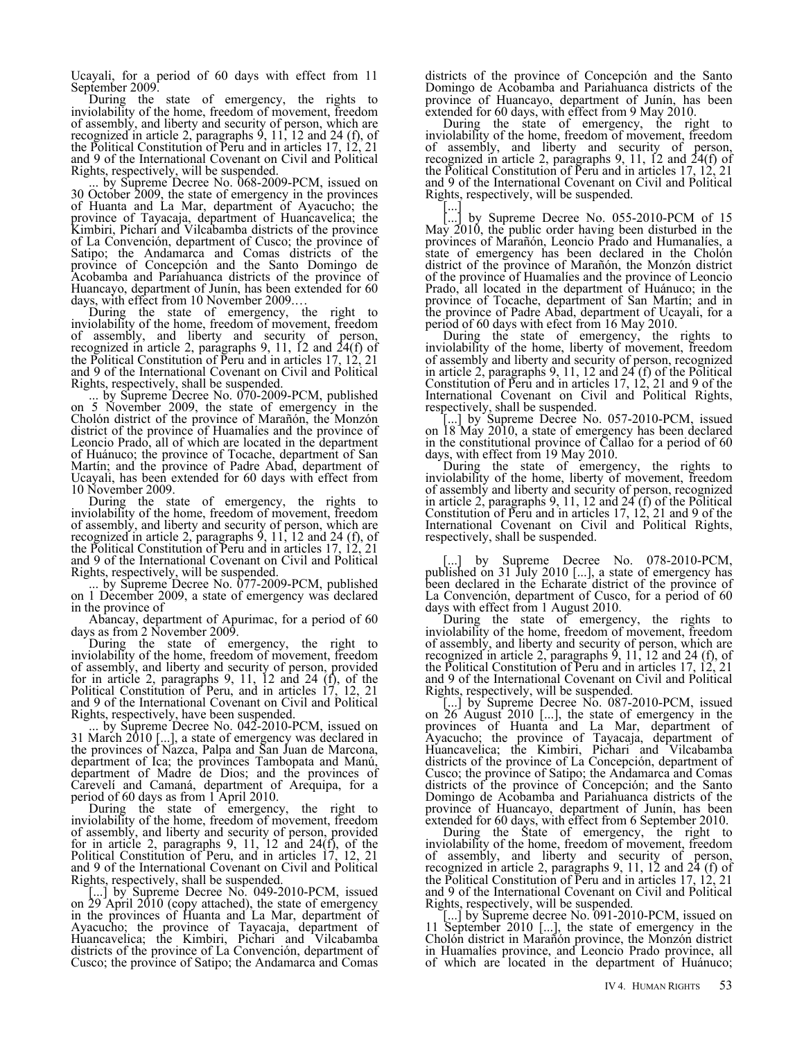Ucayali, for a period of 60 days with effect from 11 September 2009.

During the state of emergency, the rights to inviolability of the home, freedom of movement, freedom of assembly, and liberty and security of person, which are recognized in article 2, paragraphs 9, 11, 12 and 24 (f), of the Political Constitution of Peru and in articles 17, 12, 21 and 9 of the International Covenant on Civil and Political Rights, respectively, will be suspended.

... by Supreme Decree No. 068-2009-PCM, issued on 30 October 2009, the state of emergency in the provinces of Huanta and La Mar, department of Ayacucho; the province of Tayacaja, department of Huancavelica; the Kimbiri, Pichari and Vilcabamba districts of the province of La Convención, department of Cusco; the province of Satipo; the Andamarca and Comas districts of the province of Concepción and the Santo Domingo de Acobamba and Pariahuanca districts of the province of Huancayo, department of Junín, has been extended for 60 days, with effect from 10 November 2009.…

During the state of emergency, the right to inviolability of the home, freedom of movement, freedom of assembly, and liberty and security of person, recognized in article 2, paragraphs 9, 11, 12 and 24(f) of the Political Constitution of Peru and in articles 17, 12, 21 and 9 of the International Covenant on Civil and Political Rights, respectively, shall be suspended.

... by Supreme Decree No. 070-2009-PCM, published on 5 November 2009, the state of emergency in the Cholón district of the province of Marañón, the Monzón district of the province of Huamalíes and the province of Leoncio Prado, all of which are located in the department of Huánuco; the province of Tocache, department of San Martín; and the province of Padre Abad, department of Ucayali, has been extended for 60 days with effect from 10 November 2009.

During the state of emergency, the rights to inviolability of the home, freedom of movement, freedom of assembly, and liberty and security of person, which are recognized in article 2, paragraphs 9, 11, 12 and 24 (f), of the Political Constitution of Peru and in articles 17, 12, 21 and 9 of the International Covenant on Civil and Political Rights, respectively, will be suspended.

... by Supreme Decree No. 077-2009-PCM, published on 1 December 2009, a state of emergency was declared in the province of

Abancay, department of Apurimac, for a period of 60 days as from 2 November 2009.

During the state of emergency, the right to inviolability of the home, freedom of movement, freedom of assembly, and liberty and security of person, provided for in article 2, paragraphs 9, 11, 12 and 24 (f), of the Political Constitution of Peru, and in articles 17, 12, 21 and 9 of the International Covenant on Civil and Political Rights, respectively, have been suspended.

... by Supreme Decree No. 042-2010-PCM, issued on 31 March 2010 [...], a state of emergency was declared in the provinces of Nazca, Palpa and San Juan de Marcona, department of Ica; the provinces Tambopata and Manú, department of Madre de Dios; and the provinces of Carevelí and Camaná, department of Arequipa, for a period of 60 days as from 1 April 2010.

During the state of emergency, the right to inviolability of the home, freedom of movement, freedom of assembly, and liberty and security of person, provided for in article 2, paragraphs 9, 11, 12 and 24(f), of the Political Constitution of Peru, and in articles 17, 12, 21 and 9 of the International Covenant on Civil and Political Rights, respectively, shall be suspended.

[...] by Supreme Decree No. 049-2010-PCM, issued on 29 April 2010 (copy attached), the state of emergency in the provinces of Huanta and La Mar, department of Ayacucho; the province of Tayacaja, department of Huancavelica; the Kimbiri, Pichari and Vilcabamba districts of the province of La Convención, department of Cusco; the province of Satipo; the Andamarca and Comas districts of the province of Concepción and the Santo Domingo de Acobamba and Pariahuanca districts of the province of Huancayo, department of Junín, has been extended for 60 days, with effect from 9 May 2010.

During the state of emergency, the right to inviolability of the home, freedom of movement, freedom of assembly, and liberty and security of person, recognized in article 2, paragraphs 9, 11, 12 and 24(f) of the Political Constitution of Peru and in articles 17, 12, 21 and 9 of the International Covenant on Civil and Political Rights, respectively, will be suspended.

[...]

[...] by Supreme Decree No. 055-2010-PCM of 15 May 2010, the public order having been disturbed in the provinces of Marañón, Leoncio Prado and Humanalíes, a state of emergency has been declared in the Cholón district of the province of Marañón, the Monzón district of the province of Huamalíes and the province of Leoncio Prado, all located in the department of Huánuco; in the province of Tocache, department of San Martín; and in the province of Padre Abad, department of Ucayali, for a period of 60 days with efect from 16 May 2010.

During the state of emergency, the rights to inviolability of the home, liberty of movement, freedom of assembly and liberty and security of person, recognized in article 2, paragraphs 9, 11, 12 and 24 (f) of the Political Constitution of Peru and in articles 17, 12, 21 and 9 of the International Covenant on Civil and Political Rights, respectively, shall be suspended.

[...] by Supreme Decree No. 057-2010-PCM, issued on 18 May 2010, a state of emergency has been declared in the constitutional province of Callao for a period of 60 days, with effect from 19 May 2010.

During the state of emergency, the rights to inviolability of the home, liberty of movement, freedom of assembly and liberty and security of person, recognized in article 2, paragraphs 9, 11, 12 and 24 (f) of the Political Constitution of Peru and in articles 17, 12, 21 and 9 of the International Covenant on Civil and Political Rights, respectively, shall be suspended.

[...] by Supreme Decree No. 078-2010-PCM, published on 31 July 2010 [...], a state of emergency has been declared in the Echarate district of the province of La Convención, department of Cusco, for a period of 60 days with effect from 1 August 2010.

During the state of emergency, the rights to inviolability of the home, freedom of movement, freedom of assembly, and liberty and security of person, which are recognized in article 2, paragraphs 9, 11, 12 and 24 (f), of the Political Constitution of Peru and in articles 17, 12, 21 and 9 of the International Covenant on Civil and Political Rights, respectively, will be suspended.

[...] by Supreme Decree No. 087-2010-PCM, issued on 26 August 2010 [...], the state of emergency in the provinces of Huanta and La Mar, department of Ayacucho; the province of Tayacaja, department of Huancavelica; the Kimbiri, Pichari and Vilcabamba districts of the province of La Concepción, department of Cusco; the province of Satipo; the Andamarca and Comas districts of the province of Concepción; and the Santo Domingo de Acobamba and Pariahuanca districts of the province of Huancayo, department of Junín, has been extended for 60 days, with effect from 6 September 2010.

During the State of emergency, the right to inviolability of the home, freedom of movement, freedom of assembly, and liberty and security of person, recognized in article 2, paragraphs 9, 11, 12 and 24 (f) of the Political Constitution of Peru and in articles 17, 12, 21 and 9 of the International Covenant on Civil and Political Rights, respectively, will be suspended.

[...] by Supreme decree No. 091-2010-PCM, issued on 11 September 2010 [...], the state of emergency in the Cholón district in Marañón province, the Monzón district in Huamalíes province, and Leoncio Prado province, all of which are located in the department of Huánuco;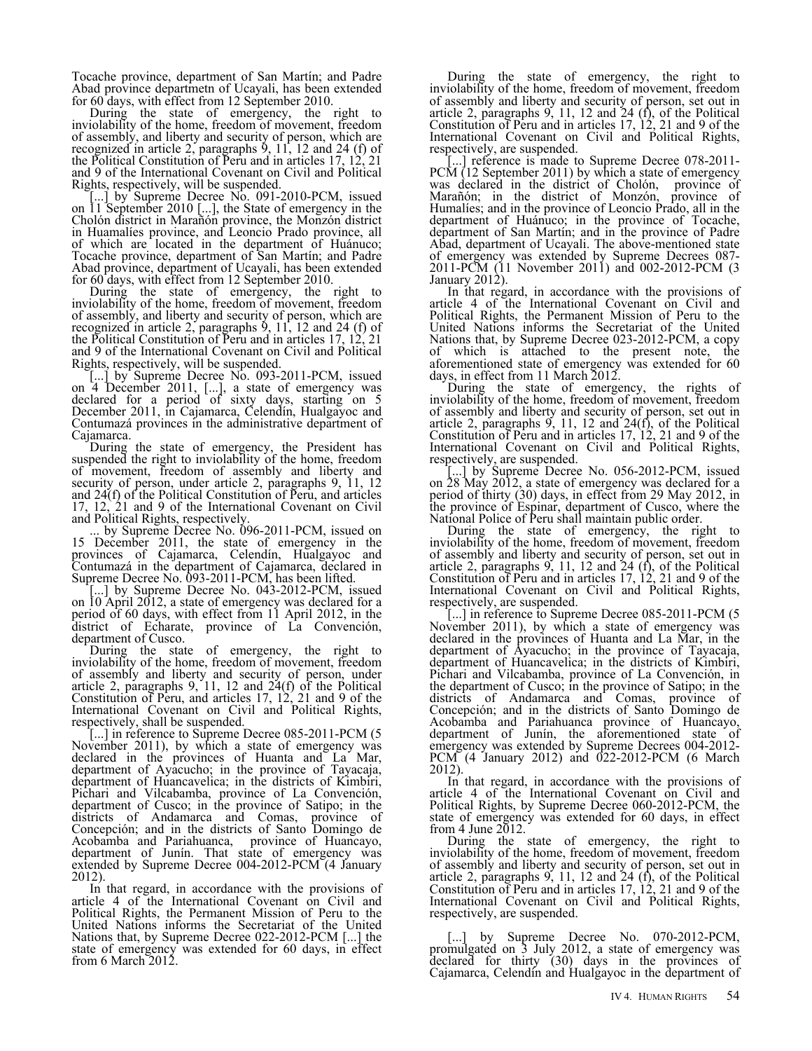Tocache province, department of San Martín; and Padre Abad province departmetn of Ucayali, has been extended for 60 days, with effect from 12 September 2010.

During the state of emergency, the right to inviolability of the home, freedom of movement, freedom of assembly, and liberty and security of person, which are recognized in article 2, paragraphs 9, 11, 12 and 24 (f) of the Political Constitution of Peru and in articles 17, 12, 21 and 9 of the International Covenant on Civil and Political Rights, respectively, will be suspended.

[...] by Supreme Decree No. 091-2010-PCM, issued on 11 September 2010 [...], the State of emergency in the Cholón district in Marañón province, the Monzón district in Huamalíes province, and Leoncio Prado province, all of which are located in the department of Huánuco; Tocache province, department of San Martín; and Padre Abad province, department of Ucayali, has been extended for 60 days, with effect from 12 September 2010.

During the state of emergency, the right to inviolability of the home, freedom of movement, freedom of assembly, and liberty and security of person, which are recognized in article 2, paragraphs 9, 11, 12 and 24 (f) of the Political Constitution of Peru and in articles 17, 12, 21 and 9 of the International Covenant on Civil and Political Rights, respectively, will be suspended.

[...] by Supreme Decree No. 093-2011-PCM, issued on 4 December 2011, [...], a state of emergency was declared for a period of sixty days, starting on 5 December 2011, in Cajamarca, Celendín, Hualgayoc and Contumazá provinces in the administrative department of Cajamarca.

During the state of emergency, the President has suspended the right to inviolability of the home, freedom of movement, freedom of assembly and liberty and security of person, under article 2, paragraphs 9, 11, 12 and 24(f) of the Political Constitution of Peru, and articles 17, 12, 21 and 9 of the International Covenant on Civil and Political Rights, respectively.

... by Supreme Decree No. 096-2011-PCM, issued on 15 December 2011, the state of emergency in the provinces of Cajamarca, Celendín, Hualgayoc and Contumazá in the department of Cajamarca, declared in Supreme Decree No. 093-2011-PCM, has been lifted.

[...] by Supreme Decree No. 043-2012-PCM, issued on 10 April 2012, a state of emergency was declared for a period of 60 days, with effect from 11 April 2012, in the district of Echarate, province of La Convención, department of Cusco.

During the state of emergency, the right to inviolability of the home, freedom of movement, freedom of assembly and liberty and security of person, under article 2, paragraphs 9, 11, 12 and 24(f) of the Political Constitution of Peru, and articles 17, 12, 21 and 9 of the International Covenant on Civil and Political Rights, respectively, shall be suspended.

[...] in reference to Supreme Decree 085-2011-PCM (5 November 2011), by which a state of emergency was declared in the provinces of Huanta and La Mar, department of Ayacucho; in the province of Tayacaja, department of Huancavelica; in the districts of Kimbiri, Pichari and Vilcabamba, province of La Convención, department of Cusco; in the province of Satipo; in the districts of Andamarca and Comas, province of Concepción; and in the districts of Santo Domingo de Acobamba and Pariahuanca, province of Huancayo, department of Junín. That state of emergency was extended by Supreme Decree 004-2012-PCM (4 January 2012).

In that regard, in accordance with the provisions of article 4 of the International Covenant on Civil and Political Rights, the Permanent Mission of Peru to the United Nations informs the Secretariat of the United Nations that, by Supreme Decree 022-2012-PCM [...] the state of emergency was extended for 60 days, in effect from 6 March 2012.

During the state of emergency, the right to inviolability of the home, freedom of movement, freedom of assembly and liberty and security of person, set out in article 2, paragraphs 9, 11, 12 and 24 (f), of the Political Constitution of Peru and in articles 17, 12, 21 and 9 of the International Covenant on Civil and Political Rights, respectively, are suspended.

[...] reference is made to Supreme Decree 078-2011-PCM (12 September 2011) by which a state of emergency was declared in the district of Cholón, province of Marañón; in the district of Monzón, province of Humalíes; and in the province of Leoncio Prado, all in the department of Huánuco; in the province of Tocache, department of San Martín; and in the province of Padre Abad, department of Ucayali. The above-mentioned state of emergency was extended by Supreme Decrees 087-2011-PCM (11 November 2011) and 002-2012-PCM (3 January 2012).

In that regard, in accordance with the provisions of article 4 of the International Covenant on Civil and Political Rights, the Permanent Mission of Peru to the United Nations informs the Secretariat of the United Nations that, by Supreme Decree 023-2012-PCM, a copy of which is attached to the present note, the aforementioned state of emergency was extended for 60 days, in effect from 11 March 2012.

During the state of emergency, the rights of inviolability of the home, freedom of movement, freedom of assembly and liberty and security of person, set out in article 2, paragraphs 9, 11, 12 and 24(f), of the Political Constitution of Peru and in articles 17, 12, 21 and 9 of the International Covenant on Civil and Political Rights, respectively, are suspended.

[...] by Supreme Decree No. 056-2012-PCM, issued on 28 May 2012, a state of emergency was declared for a period of thirty (30) days, in effect from 29 May 2012, in the province of Espinar, department of Cusco, where the National Police of Peru shall maintain public order.

During the state of emergency, the right to inviolability of the home, freedom of movement, freedom of assembly and liberty and security of person, set out in article 2, paragraphs 9, 11, 12 and 24 (f), of the Political Constitution of Peru and in articles 17, 12, 21 and 9 of the International Covenant on Civil and Political Rights, respectively, are suspended.

[...] in reference to Supreme Decree 085-2011-PCM (5 November 2011), by which a state of emergency was declared in the provinces of Huanta and La Mar, in the department of Ayacucho; in the province of Tayacaja, department of Huancavelica; in the districts of Kimbiri, Pichari and Vilcabamba, province of La Convención, in the department of Cusco; in the province of Satipo; in the districts of Andamarca and Comas, province of Concepción; and in the districts of Santo Domingo de Acobamba and Pariahuanca province of Huancayo, department of Junín, the aforementioned state of emergency was extended by Supreme Decrees 004-2012-PCM (4 January 2012) and 022-2012-PCM (6 March 2012).

In that regard, in accordance with the provisions of article 4 of the International Covenant on Civil and Political Rights, by Supreme Decree 060-2012-PCM, the state of emergency was extended for 60 days, in effect from 4 June 2012.

During the state of emergency, the right to inviolability of the home, freedom of movement, freedom of assembly and liberty and security of person, set out in article 2, paragraphs 9, 11, 12 and 24 (f), of the Political Constitution of Peru and in articles 17, 12, 21 and 9 of the International Covenant on Civil and Political Rights, respectively, are suspended.

[...] by Supreme Decree No. 070-2012-PCM, promulgated on 3 July 2012, a state of emergency was declared for thirty (30) days in the provinces of Cajamarca, Celendín and Hualgayoc in the department of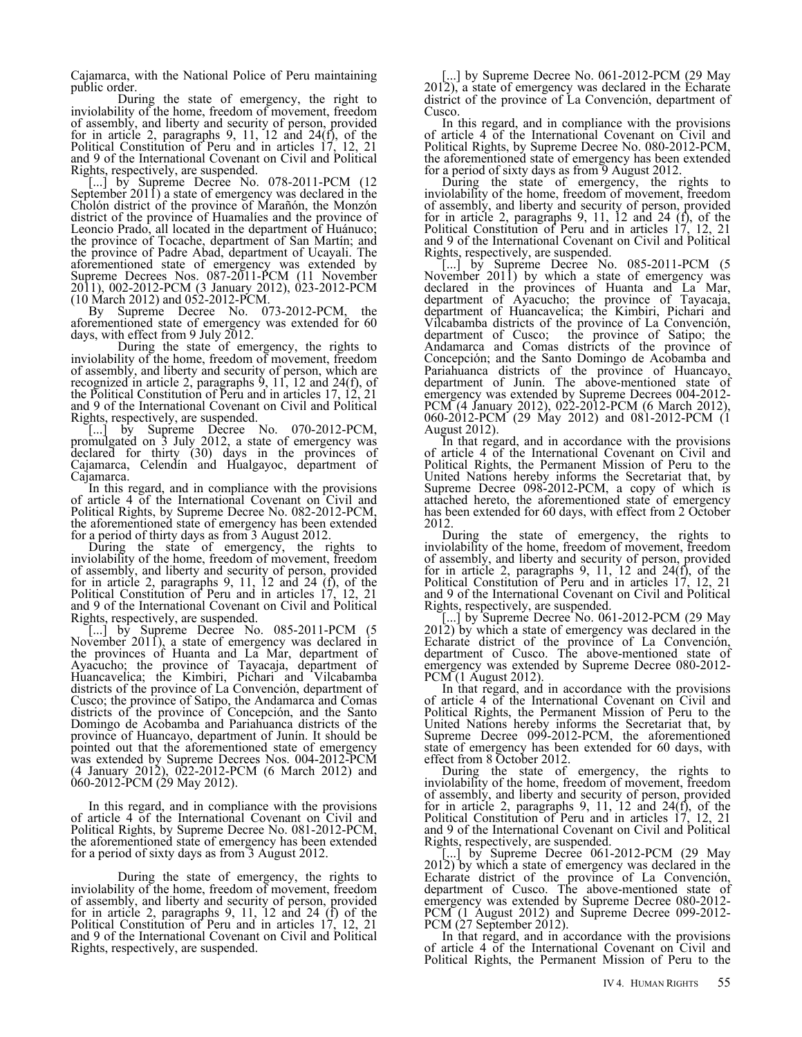Cajamarca, with the National Police of Peru maintaining public order.

During the state of emergency, the right to inviolability of the home, freedom of movement, freedom of assembly, and liberty and security of person, provided for in article 2, paragraphs 9, 11, 12 and 24(f), of the Political Constitution of Peru and in articles 17, 12, 21 and 9 of the International Covenant on Civil and Political Rights, respectively, are suspended.

[...] by Supreme Decree No. 078-2011-PCM (12 September 2011) a state of emergency was declared in the Cholón district of the province of Marañón, the Monzón district of the province of Huamalíes and the province of Leoncio Prado, all located in the department of Huánuco; the province of Tocache, department of San Martín; and the province of Padre Abad, department of Ucayali. The aforementioned state of emergency was extended by Supreme Decrees Nos. 087-2011-PCM (11 November 2011), 002-2012-PCM (3 January 2012), 023-2012-PCM (10 March 2012) and 052-2012-PCM.

By Supreme Decree No. 073-2012-PCM, the aforementioned state of emergency was extended for 60 days, with effect from 9 July 2012.

During the state of emergency, the rights to inviolability of the home, freedom of movement, freedom of assembly, and liberty and security of person, which are recognized in article 2, paragraphs 9, 11, 12 and 24(f), of the Political Constitution of Peru and in articles 17, 12, 21 and 9 of the International Covenant on Civil and Political Rights, respectively, are suspended.

[...] by Supreme Decree No. 070-2012-PCM, promulgated on 3 July 2012, a state of emergency was declared for thirty (30) days in the provinces of Cajamarca, Celendín and Hualgayoc, department of Cajamarca.

In this regard, and in compliance with the provisions of article 4 of the International Covenant on Civil and Political Rights, by Supreme Decree No. 082-2012-PCM, the aforementioned state of emergency has been extended for a period of thirty days as from 3 August 2012.

During the state of emergency, the rights to inviolability of the home, freedom of movement, freedom of assembly, and liberty and security of person, provided for in article 2, paragraphs 9, 11, 12 and 24 (f), of the Political Constitution of Peru and in articles 17, 12, 21 and 9 of the International Covenant on Civil and Political Rights, respectively, are suspended.

[...] by Supreme Decree No. 085-2011-PCM (5 November 2011), a state of emergency was declared in the provinces of Huanta and La Mar, department of Ayacucho; the province of Tayacaja, department of Huancavelica; the Kimbiri, Pichari and Vilcabamba districts of the province of La Convención, department of Cusco; the province of Satipo, the Andamarca and Comas districts of the province of Concepción, and the Santo Domingo de Acobamba and Pariahuanca districts of the province of Huancayo, department of Junín. It should be pointed out that the aforementioned state of emergency was extended by Supreme Decrees Nos. 004-2012-PCM (4 January 2012), 022-2012-PCM (6 March 2012) and 060-2012-PCM (29 May 2012).

In this regard, and in compliance with the provisions of article 4 of the International Covenant on Civil and Political Rights, by Supreme Decree No. 081-2012-PCM, the aforementioned state of emergency has been extended for a period of sixty days as from 3 August 2012.

During the state of emergency, the rights to inviolability of the home, freedom of movement, freedom of assembly, and liberty and security of person, provided for in article 2, paragraphs 9, 11, 12 and 24 (f) of the Political Constitution of Peru and in articles 17, 12, 21 and 9 of the International Covenant on Civil and Political Rights, respectively, are suspended.

[...] by Supreme Decree No. 061-2012-PCM (29 May 2012), a state of emergency was declared in the Echarate district of the province of La Convención, department of Cusco.

In this regard, and in compliance with the provisions of article 4 of the International Covenant on Civil and Political Rights, by Supreme Decree No. 080-2012-PCM, the aforementioned state of emergency has been extended for a period of sixty days as from 9 August 2012.

During the state of emergency, the rights to inviolability of the home, freedom of movement, freedom of assembly, and liberty and security of person, provided for in article 2, paragraphs 9, 11, 12 and 24 (f), of the Political Constitution of Peru and in articles 17, 12, 21 and 9 of the International Covenant on Civil and Political Rights, respectively, are suspended.

[...] by Supreme Decree No. 085-2011-PCM (5 November 2011) by which a state of emergency was declared in the provinces of Huanta and La Mar, department of Ayacucho; the province of Tayacaja, department of Huancavelica; the Kimbiri, Pichari and Vilcabamba districts of the province of La Convención, department of Cusco; the province of Satipo; the Andamarca and Comas districts of the province of Concepción; and the Santo Domingo de Acobamba and Pariahuanca districts of the province of Huancayo, department of Junín. The above-mentioned state of emergency was extended by Supreme Decrees 004-2012-PCM (4 January 2012), 022-2012-PCM (6 March 2012), 060-2012-PCM (29 May 2012) and 081-2012-PCM (1 August 2012).

In that regard, and in accordance with the provisions of article 4 of the International Covenant on Civil and Political Rights, the Permanent Mission of Peru to the United Nations hereby informs the Secretariat that, by Supreme Decree 098-2012-PCM, a copy of which is attached hereto, the aforementioned state of emergency has been extended for 60 days, with effect from 2 October 2012.

During the state of emergency, the rights to inviolability of the home, freedom of movement, freedom of assembly, and liberty and security of person, provided for in article 2, paragraphs 9, 11, 12 and 24(f), of the Political Constitution of Peru and in articles 17, 12, 21 and 9 of the International Covenant on Civil and Political Rights, respectively, are suspended.

[...] by Supreme Decree No. 061-2012-PCM (29 May 2012) by which a state of emergency was declared in the Echarate district of the province of La Convención, department of Cusco. The above-mentioned state of emergency was extended by Supreme Decree 080-2012-PCM (1 August 2012).

In that regard, and in accordance with the provisions of article 4 of the International Covenant on Civil and Political Rights, the Permanent Mission of Peru to the United Nations hereby informs the Secretariat that, by Supreme Decree 099-2012-PCM, the aforementioned state of emergency has been extended for 60 days, with effect from 8 October 2012.

During the state of emergency, the rights to inviolability of the home, freedom of movement, freedom of assembly, and liberty and security of person, provided for in article 2, paragraphs 9, 11, 12 and 24(f), of the Political Constitution of Peru and in articles 17, 12, 21 and 9 of the International Covenant on Civil and Political Rights, respectively, are suspended.

[...] by Supreme Decree 061-2012-PCM (29 May 2012) by which a state of emergency was declared in the Echarate district of the province of La Convención, department of Cusco. The above-mentioned state of emergency was extended by Supreme Decree 080-2012-PCM (1 August 2012) and Supreme Decree 099-2012-PCM (27 September 2012).

In that regard, and in accordance with the provisions of article 4 of the International Covenant on Civil and Political Rights, the Permanent Mission of Peru to the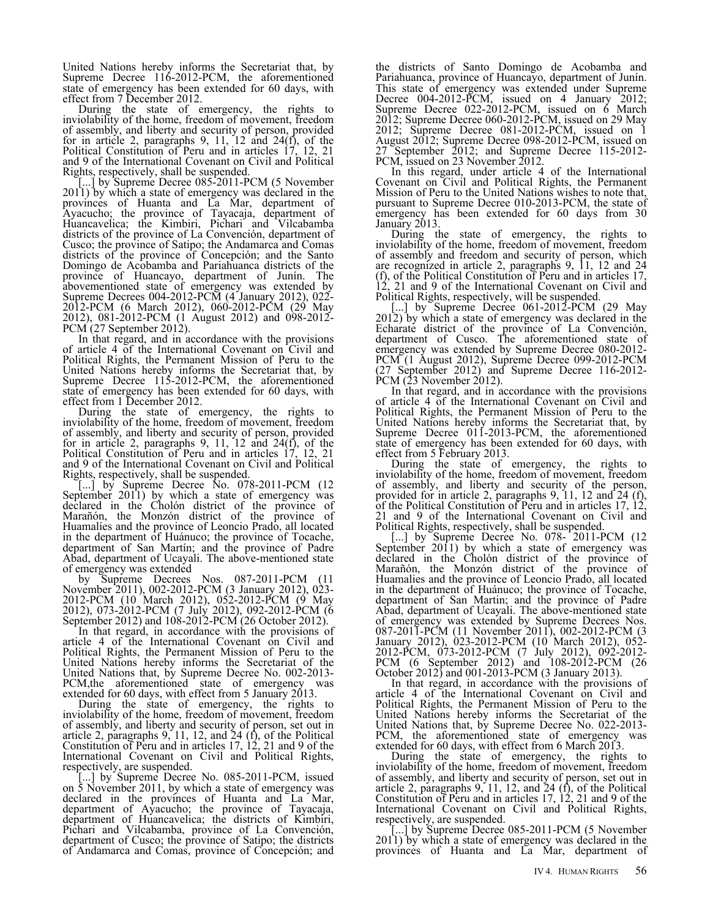United Nations hereby informs the Secretariat that, by Supreme Decree 116-2012-PCM, the aforementioned state of emergency has been extended for 60 days, with effect from 7 December 2012.

During the state of emergency, the rights to inviolability of the home, freedom of movement, freedom of assembly, and liberty and security of person, provided for in article 2, paragraphs 9, 11, 12 and 24(f), of the Political Constitution of Peru and in articles 17, 12, 21 and 9 of the International Covenant on Civil and Political Rights, respectively, shall be suspended.

[...] by Supreme Decree 085-2011-PCM (5 November 2011) by which a state of emergency was declared in the provinces of Huanta and La Mar, department of Ayacucho; the province of Tayacaja, department of Huancavelica; the Kimbiri, Pichari and Vilcabamba districts of the province of La Convención, department of Cusco; the province of Satipo; the Andamarca and Comas districts of the province of Concepción; and the Santo Domingo de Acobamba and Pariahuanca districts of the province of Huancayo, department of Junín. The abovementioned state of emergency was extended by Supreme Decrees 004-2012-PCM (4 January 2012), 022-2012-PCM (6 March 2012), 060-2012-PCM (29 May 2012), 081-2012-PCM (1 August 2012) and 098-2012-PCM (27 September 2012).

In that regard, and in accordance with the provisions of article 4 of the International Covenant on Civil and Political Rights, the Permanent Mission of Peru to the United Nations hereby informs the Secretariat that, by Supreme Decree 115-2012-PCM, the aforementioned state of emergency has been extended for 60 days, with effect from 1 December 2012.

During the state of emergency, the rights to inviolability of the home, freedom of movement, freedom of assembly, and liberty and security of person, provided for in article 2, paragraphs 9, 11, 12 and 24(f), of the Political Constitution of Peru and in articles 17, 12, 21 and 9 of the International Covenant on Civil and Political Rights, respectively, shall be suspended.

[...] by Supreme Decree No. 078-2011-PCM (12 September 2011) by which a state of emergency was declared in the Cholón district of the province of Marañón, the Monzón district of the province of Huamalíes and the province of Leoncio Prado, all located in the department of Huánuco; the province of Tocache, department of San Martín; and the province of Padre Abad, department of Ucayali. The above-mentioned state of emergency was extended by Supreme Decrees Nos. 087-2011-PCM (11 November 2011), 002-2012-PCM (3 January 2012), 023-2012-PCM (10 March 2012), 052-2012-PCM (9 May 2012), 073-2012-PCM (7 July 2012), 092-2012-PCM (6 September 2012) and 108-2012-PCM (26 October 2012).

In that regard, in accordance with the provisions of article 4 of the International Covenant on Civil and Political Rights, the Permanent Mission of Peru to the United Nations hereby informs the Secretariat of the United Nations that, by Supreme Decree No. 002-2013-PCM,the aforementioned state of emergency was extended for 60 days, with effect from 5 January 2013.

During the state of emergency, the rights to inviolability of the home, freedom of movement, freedom of assembly, and liberty and security of person, set out in article 2, paragraphs 9, 11, 12, and 24 (f), of the Political Constitution of Peru and in articles 17, 12, 21 and 9 of the International Covenant on Civil and Political Rights, respectively, are suspended.

[...] by Supreme Decree No. 085-2011-PCM, issued on 5 November 2011, by which a state of emergency was declared in the provinces of Huanta and La Mar, department of Ayacucho; the province of Tayacaja, department of Huancavelica; the districts of Kimbiri, Pichari and Vilcabamba, province of La Convención, department of Cusco; the province of Satipo; the districts of Andamarca and Comas, province of Concepción; and the districts of Santo Domingo de Acobamba and Pariahuanca, province of Huancayo, department of Junín. This state of emergency was extended under Supreme Decree 004-2012-PCM, issued on 4 January 2012; Supreme Decree 022-2012-PCM, issued on 6 March 2012; Supreme Decree 060-2012-PCM, issued on 29 May 2012; Supreme Decree 081-2012-PCM, issued on 1 August 2012; Supreme Decree 098-2012-PCM, issued on 27 September 2012; and Supreme Decree 115-2012-PCM, issued on 23 November 2012.

In this regard, under article 4 of the International Covenant on Civil and Political Rights, the Permanent Mission of Peru to the United Nations wishes to note that, pursuant to Supreme Decree 010-2013-PCM, the state of emergency has been extended for 60 days from 30 January 2013.

During the state of emergency, the rights to inviolability of the home, freedom of movement, freedom of assembly and freedom and security of person, which are recognized in article 2, paragraphs 9, 11, 12 and 24 (f), of the Political Constitution of Peru and in articles 17, 12, 21 and 9 of the International Covenant on Civil and Political Rights, respectively, will be suspended.

[...] by Supreme Decree 061-2012-PCM (29 May 2012) by which a state of emergency was declared in the Echarate district of the province of La Convención, department of Cusco. The aforementioned state of emergency was extended by Supreme Decree 080-2012-PCM (1 August 2012), Supreme Decree 099-2012-PCM (27 September 2012) and Supreme Decree 116-2012-PCM (23 November 2012).

In that regard, and in accordance with the provisions of article 4 of the International Covenant on Civil and Political Rights, the Permanent Mission of Peru to the United Nations hereby informs the Secretariat that, by Supreme Decree 011-2013-PCM, the aforementioned state of emergency has been extended for 60 days, with effect from 5 February 2013.

During the state of emergency, the rights to inviolability of the home, freedom of movement, freedom of assembly, and liberty and security of the person, provided for in article 2, paragraphs 9, 11, 12 and 24 (f), of the Political Constitution of Peru and in articles 17, 12, 21 and 9 of the International Covenant on Civil and Political Rights, respectively, shall be suspended.

[...] by Supreme Decree No. 078- 2011-PCM (12 September 2011) by which a state of emergency was declared in the Cholón district of the province of Marañón, the Monzón district of the province of Huamalies and the province of Leoncio Prado, all located in the department of Huánuco; the province of Tocache, department of San Martin; and the province of Padre Abad, department of Ucayali. The above-mentioned state of emergency was extended by Supreme Decrees Nos. 087-2011-PCM (11 November 2011), 002-2012-PCM (3 January 2012), 023-2012-PCM (10 March 2012), 052-2012-PCM, 073-2012-PCM (7 July 2012), 092-2012-PCM (6 September 2012) and 108-2012-PCM (26 October 2012) and 001-2013-PCM (3 January 2013).

In that regard, in accordance with the provisions of article 4 of the International Covenant on Civil and Political Rights, the Permanent Mission of Peru to the United Nations hereby informs the Secretariat of the United Nations that, by Supreme Decree No. 022-2013-PCM, the aforementioned state of emergency was extended for 60 days, with effect from 6 March 2013.

During the state of emergency, the rights to inviolability of the home, freedom of movement, freedom of assembly, and liberty and security of person, set out in article 2, paragraphs 9, 11, 12, and 24 (f), of the Political Constitution of Peru and in articles 17, 12, 21 and 9 of the International Covenant on Civil and Political Rights, respectively, are suspended.

[...] by Supreme Decree 085-2011-PCM (5 November 2011) by which a state of emergency was declared in the provinces of Huanta and La Mar, department of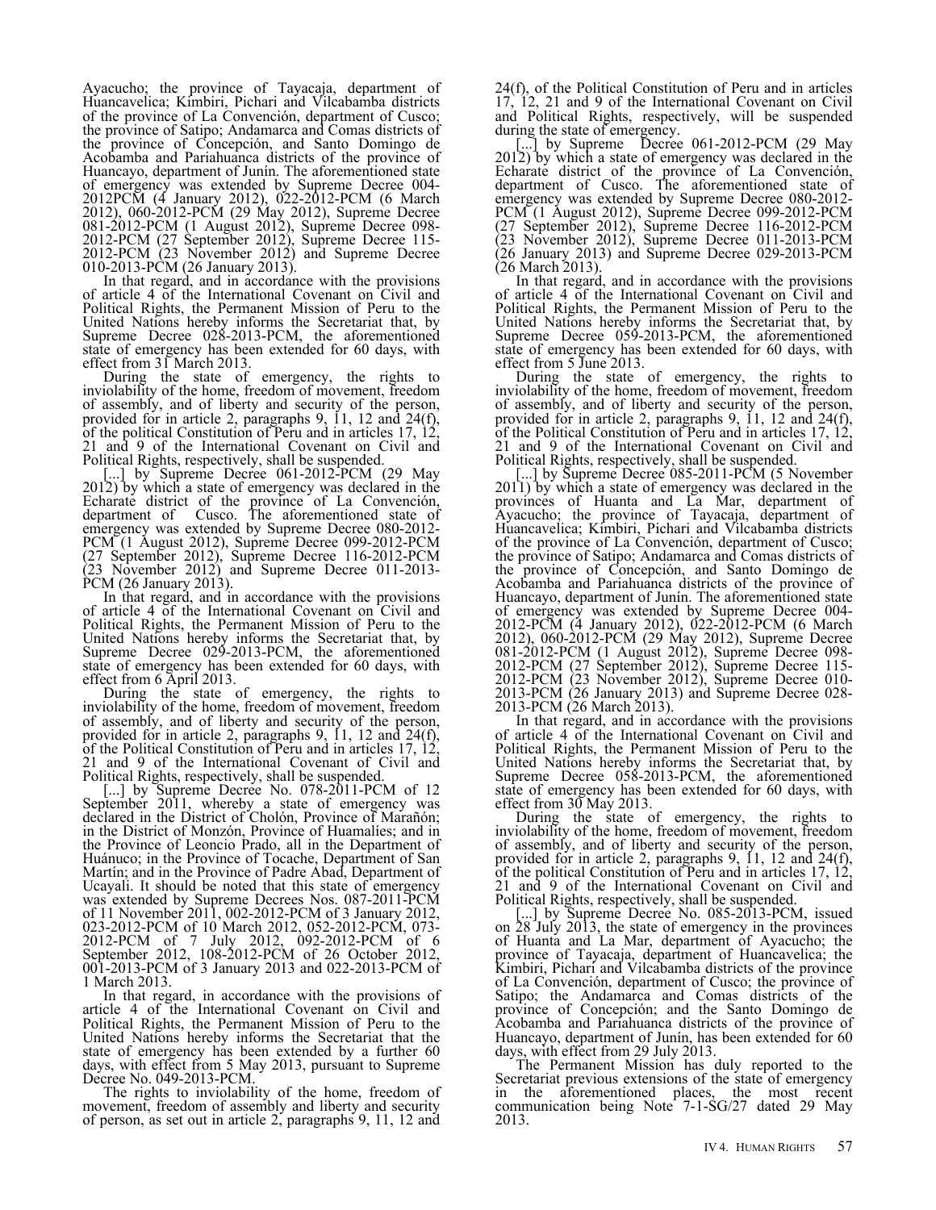Ayacucho; the province of Tayacaja, department of Huancavelica; Kimbiri, Pichari and Vilcabamba districts of the province of La Convención, department of Cusco; the province of Satipo; Andamarca and Comas districts of the province of Concepción, and Santo Domingo de Acobamba and Pariahuanca districts of the province of Huancayo, department of Junín. The aforementioned state of emergency was extended by Supreme Decree 004-2012PCM (4 January 2012), 022-2012-PCM (6 March 2012), 060-2012-PCM (29 May 2012), Supreme Decree 081-2012-PCM (1 August 2012), Supreme Decree 098-2012-PCM (27 September 2012), Supreme Decree 115-2012-PCM (23 November 2012) and Supreme Decree 010-2013-PCM (26 January 2013).

In that regard, and in accordance with the provisions of article 4 of the International Covenant on Civil and Political Rights, the Permanent Mission of Peru to the United Nations hereby informs the Secretariat that, by Supreme Decree 028-2013-PCM, the aforementioned state of emergency has been extended for 60 days, with effect from 31 March 2013.

During the state of emergency, the rights to inviolability of the home, freedom of movement, freedom of assembly, and of liberty and security of the person, provided for in article 2, paragraphs 9, 11, 12 and 24(f), of the political Constitution of Peru and in articles 17, 12, 21 and 9 of the International Covenant on Civil and Political Rights, respectively, shall be suspended.

[...] by Supreme Decree 061-2012-PCM (29 May 2012) by which a state of emergency was declared in the Echarate district of the province of La Convención, department of Cusco. The aforementioned state of emergency was extended by Supreme Decree 080-2012-PCM (1 August 2012), Supreme Decree 099-2012-PCM (27 September 2012), Supreme Decree 116-2012-PCM (23 November 2012) and Supreme Decree 011-2013-PCM (26 January 2013).

In that regard, and in accordance with the provisions of article 4 of the International Covenant on Civil and Political Rights, the Permanent Mission of Peru to the United Nations hereby informs the Secretariat that, by Supreme Decree 029-2013-PCM, the aforementioned state of emergency has been extended for 60 days, with effect from 6 April 2013.

During the state of emergency, the rights to inviolability of the home, freedom of movement, freedom of assembly, and of liberty and security of the person, provided for in article 2, paragraphs 9, 11, 12 and 24(f), of the Political Constitution of Peru and in articles 17, 12, 21 and 9 of the International Covenant of Civil and Political Rights, respectively, shall be suspended.

[...] by Supreme Decree No. 078-2011-PCM of 12 September 2011, whereby a state of emergency was declared in the District of Cholón, Province of Marañón; in the District of Monzón, Province of Huamalíes; and in the Province of Leoncio Prado, all in the Department of Huánuco; in the Province of Tocache, Department of San Martín; and in the Province of Padre Abad, Department of Ucayali. It should be noted that this state of emergency was extended by Supreme Decrees Nos. 087-2011-PCM of 11 November 2011, 002-2012-PCM of 3 January 2012, 023-2012-PCM of 10 March 2012, 052-2012-PCM, 073-2012-PCM of 7 July 2012, 092-2012-PCM of 6 September 2012, 108-2012-PCM of 26 October 2012, 001-2013-PCM of 3 January 2013 and 022-2013-PCM of 1 March 2013.

In that regard, in accordance with the provisions of article 4 of the International Covenant on Civil and Political Rights, the Permanent Mission of Peru to the United Nations hereby informs the Secretariat that the state of emergency has been extended by a further 60 days, with effect from 5 May 2013, pursuant to Supreme Decree No. 049-2013-PCM.

The rights to inviolability of the home, freedom of movement, freedom of assembly and liberty and security of person, as set out in article 2, paragraphs 9, 11, 12 and 24(f), of the Political Constitution of Peru and in articles 17, 12, 21 and 9 of the International Covenant on Civil and Political Rights, respectively, will be suspended during the state of emergency.

[...] by Supreme Decree 061-2012-PCM (29 May 2012) by which a state of emergency was declared in the Echarate district of the province of La Convención, department of Cusco. The aforementioned state of emergency was extended by Supreme Decree 080-2012-PCM (1 August 2012), Supreme Decree 099-2012-PCM (27 September 2012), Supreme Decree 116-2012-PCM (23 November 2012), Supreme Decree 011-2013-PCM (26 January 2013) and Supreme Decree 029-2013-PCM (26 March 2013).

In that regard, and in accordance with the provisions of article 4 of the International Covenant on Civil and Political Rights, the Permanent Mission of Peru to the United Nations hereby informs the Secretariat that, by Supreme Decree 059-2013-PCM, the aforementioned state of emergency has been extended for 60 days, with effect from 5 June 2013.

During the state of emergency, the rights to inviolability of the home, freedom of movement, freedom of assembly, and of liberty and security of the person, provided for in article 2, paragraphs 9, 11, 12 and 24(f), of the Political Constitution of Peru and in articles 17, 12, 21 and 9 of the International Covenant on Civil and Political Rights, respectively, shall be suspended.

[...] by Supreme Decree 085-2011-PCM (5 November 2011) by which a state of emergency was declared in the provinces of Huanta and La Mar, department of Ayacucho; the province of Tayacaja, department of Huancavelica; Kimbiri, Pichari and Vilcabamba districts of the province of La Convención, department of Cusco; the province of Satipo; Andamarca and Comas districts of the province of Concepción, and Santo Domingo de Acobamba and Pariahuanca districts of the province of Huancayo, department of Junín. The aforementioned state of emergency was extended by Supreme Decree 004-2012-PCM (4 January 2012), 022-2012-PCM (6 March 2012), 060-2012-PCM (29 May 2012), Supreme Decree 081-2012-PCM (1 August 2012), Supreme Decree 098-2012-PCM (27 September 2012), Supreme Decree 115-2012-PCM (23 November 2012), Supreme Decree 010-2013-PCM (26 January 2013) and Supreme Decree 028-2013-PCM (26 March 2013).

In that regard, and in accordance with the provisions of article 4 of the International Covenant on Civil and Political Rights, the Permanent Mission of Peru to the United Nations hereby informs the Secretariat that, by Supreme Decree 058-2013-PCM, the aforementioned state of emergency has been extended for 60 days, with effect from 30 May 2013.

During the state of emergency, the rights to inviolability of the home, freedom of movement, freedom of assembly, and of liberty and security of the person, provided for in article 2, paragraphs 9, 11, 12 and 24(f), of the political Constitution of Peru and in articles 17, 12, 21 and 9 of the International Covenant on Civil and Political Rights, respectively, shall be suspended.

[...] by Supreme Decree No. 085-2013-PCM, issued on 28 July 2013, the state of emergency in the provinces of Huanta and La Mar, department of Ayacucho; the province of Tayacaja, department of Huancavelica; the Kimbiri, Pichari and Vilcabamba districts of the province of La Convención, department of Cusco; the province of Satipo; the Andamarca and Comas districts of the province of Concepción; and the Santo Domingo de Acobamba and Pariahuanca districts of the province of Huancayo, department of Junín, has been extended for 60 days, with effect from 29 July 2013.

The Permanent Mission has duly reported to the Secretariat previous extensions of the state of emergency in the aforementioned places, the most recent communication being Note 7-1-SG/27 dated 29 May 2013.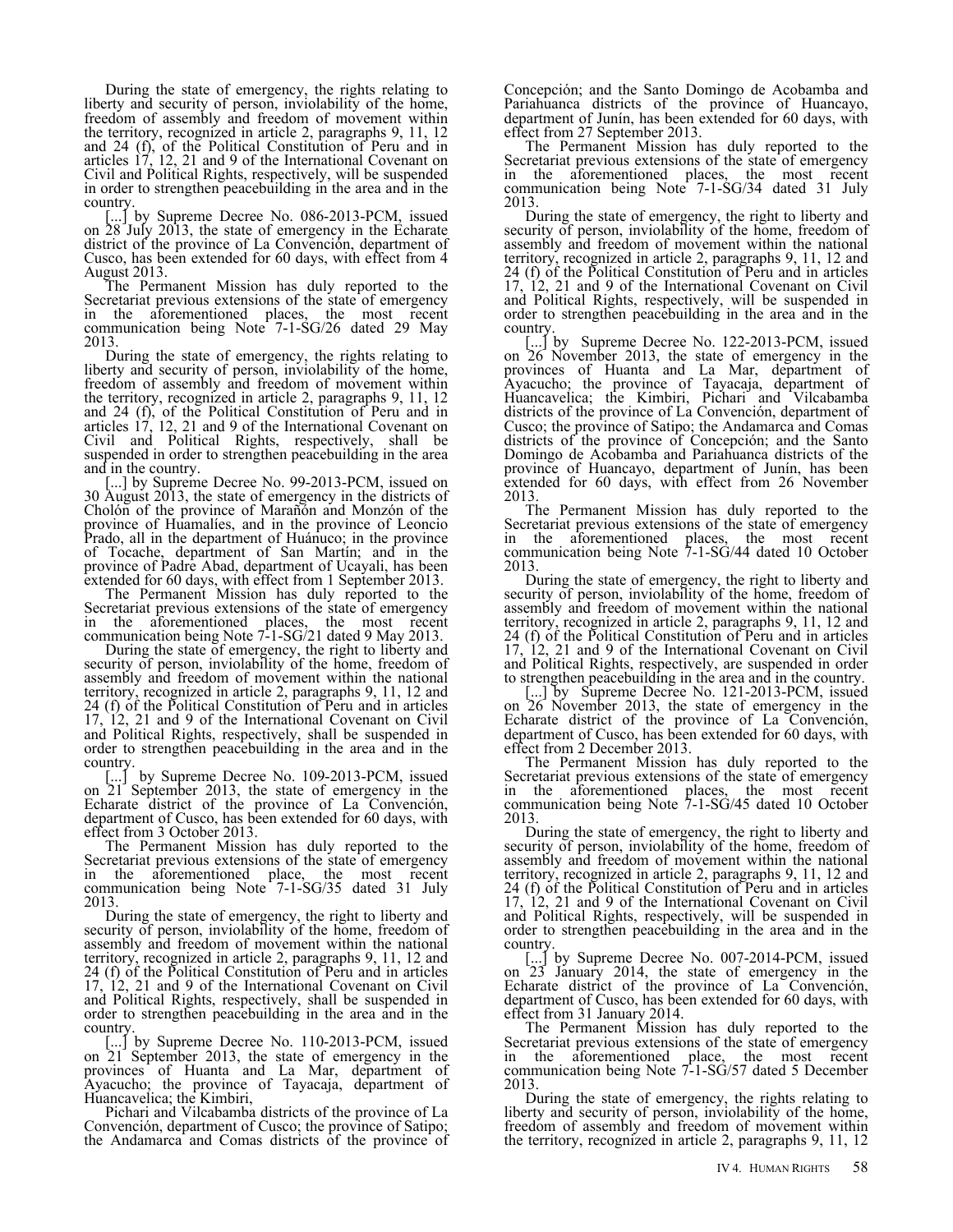During the state of emergency, the rights relating to liberty and security of person, inviolability of the home, freedom of assembly and freedom of movement within the territory, recognized in article 2, paragraphs 9, 11, 12 and 24 (f), of the Political Constitution of Peru and in articles 17, 12, 21 and 9 of the International Covenant on Civil and Political Rights, respectively, will be suspended in order to strengthen peacebuilding in the area and in the country.

[...] by Supreme Decree No. 086-2013-PCM, issued on 28 July 2013, the state of emergency in the Echarate district of the province of La Convención, department of Cusco, has been extended for 60 days, with effect from 4 August 2013.

The Permanent Mission has duly reported to the Secretariat previous extensions of the state of emergency in the aforementioned places, the most recent communication being Note 7-1-SG/26 dated 29 May 2013.

During the state of emergency, the rights relating to liberty and security of person, inviolability of the home, freedom of assembly and freedom of movement within the territory, recognized in article 2, paragraphs 9, 11, 12 and 24 (f), of the Political Constitution of Peru and in articles 17, 12, 21 and 9 of the International Covenant on Civil and Political Rights, respectively, shall be suspended in order to strengthen peacebuilding in the area and in the country.

[...] by Supreme Decree No. 99-2013-PCM, issued on 30 August 2013, the state of emergency in the districts of Cholón of the province of Marañón and Monzón of the province of Huamalíes, and in the province of Leoncio Prado, all in the department of Huánuco; in the province of Tocache, department of San Martín; and in the province of Padre Abad, department of Ucayali, has been extended for 60 days, with effect from 1 September 2013.

The Permanent Mission has duly reported to the Secretariat previous extensions of the state of emergency in the aforementioned places, the most recent communication being Note 7-1-SG/21 dated 9 May 2013.

During the state of emergency, the right to liberty and security of person, inviolability of the home, freedom of assembly and freedom of movement within the national territory, recognized in article 2, paragraphs 9, 11, 12 and 24 (f) of the Political Constitution of Peru and in articles 17, 12, 21 and 9 of the International Covenant on Civil and Political Rights, respectively, shall be suspended in order to strengthen peacebuilding in the area and in the country.

[...] by Supreme Decree No. 109-2013-PCM, issued on 21 September 2013, the state of emergency in the Echarate district of the province of La Convención, department of Cusco, has been extended for 60 days, with effect from 3 October 2013.

The Permanent Mission has duly reported to the Secretariat previous extensions of the state of emergency in the aforementioned place, the most recent communication being Note 7-1-SG/35 dated 31 July 2013.

During the state of emergency, the right to liberty and security of person, inviolability of the home, freedom of assembly and freedom of movement within the national territory, recognized in article 2, paragraphs 9, 11, 12 and 24 (f) of the Political Constitution of Peru and in articles 17, 12, 21 and 9 of the International Covenant on Civil and Political Rights, respectively, shall be suspended in order to strengthen peacebuilding in the area and in the country.

[...] by Supreme Decree No. 110-2013-PCM, issued on 21 September 2013, the state of emergency in the provinces of Huanta and La Mar, department of Ayacucho; the province of Tayacaja, department of Huancavelica; the Kimbiri, Pichari and Vilcabamba districts of the province of La Convención, department of Cusco; the province of Satipo; the Andamarca and Comas districts of the province of Concepción; and the Santo Domingo de Acobamba and Pariahuanca districts of the province of Huancayo, department of Junín, has been extended for 60 days, with effect from 27 September 2013.

The Permanent Mission has duly reported to the Secretariat previous extensions of the state of emergency in the aforementioned places, the most recent communication being Note 7-1-SG/34 dated 31 July 2013.

During the state of emergency, the right to liberty and security of person, inviolability of the home, freedom of assembly and freedom of movement within the national territory, recognized in article 2, paragraphs 9, 11, 12 and 24 (f) of the Political Constitution of Peru and in articles 17, 12, 21 and 9 of the International Covenant on Civil and Political Rights, respectively, will be suspended in order to strengthen peacebuilding in the area and in the country.

[...] by Supreme Decree No. 122-2013-PCM, issued on 26 November 2013, the state of emergency in the provinces of Huanta and La Mar, department of Ayacucho; the province of Tayacaja, department of Huancavelica; the Kimbiri, Pichari and Vilcabamba districts of the province of La Convención, department of Cusco; the province of Satipo; the Andamarca and Comas districts of the province of Concepción; and the Santo Domingo de Acobamba and Pariahuanca districts of the province of Huancayo, department of Junín, has been extended for 60 days, with effect from 26 November 2013.

The Permanent Mission has duly reported to the Secretariat previous extensions of the state of emergency in the aforementioned places, the most recent communication being Note 7-1-SG/44 dated 10 October 2013.

During the state of emergency, the right to liberty and security of person, inviolability of the home, freedom of assembly and freedom of movement within the national territory, recognized in article 2, paragraphs 9, 11, 12 and 24 (f) of the Political Constitution of Peru and in articles 17, 12, 21 and 9 of the International Covenant on Civil and Political Rights, respectively, are suspended in order to strengthen peacebuilding in the area and in the country.

[...] by Supreme Decree No. 121-2013-PCM, issued on 26 November 2013, the state of emergency in the Echarate district of the province of La Convención, department of Cusco, has been extended for 60 days, with effect from 2 December 2013.

The Permanent Mission has duly reported to the Secretariat previous extensions of the state of emergency in the aforementioned places, the most recent communication being Note 7-1-SG/45 dated 10 October 2013.

During the state of emergency, the right to liberty and security of person, inviolability of the home, freedom of assembly and freedom of movement within the national territory, recognized in article 2, paragraphs 9, 11, 12 and 24 (f) of the Political Constitution of Peru and in articles 17, 12, 21 and 9 of the International Covenant on Civil and Political Rights, respectively, will be suspended in order to strengthen peacebuilding in the area and in the country.

[...] by Supreme Decree No. 007-2014-PCM, issued on 23 January 2014, the state of emergency in the Echarate district of the province of La Convención, department of Cusco, has been extended for 60 days, with effect from 31 January 2014.

The Permanent Mission has duly reported to the Secretariat previous extensions of the state of emergency in the aforementioned place, the most recent communication being Note 7-1-SG/57 dated 5 December 2013.

During the state of emergency, the rights relating to liberty and security of person, inviolability of the home, freedom of assembly and freedom of movement within the territory, recognized in article 2, paragraphs 9, 11, 12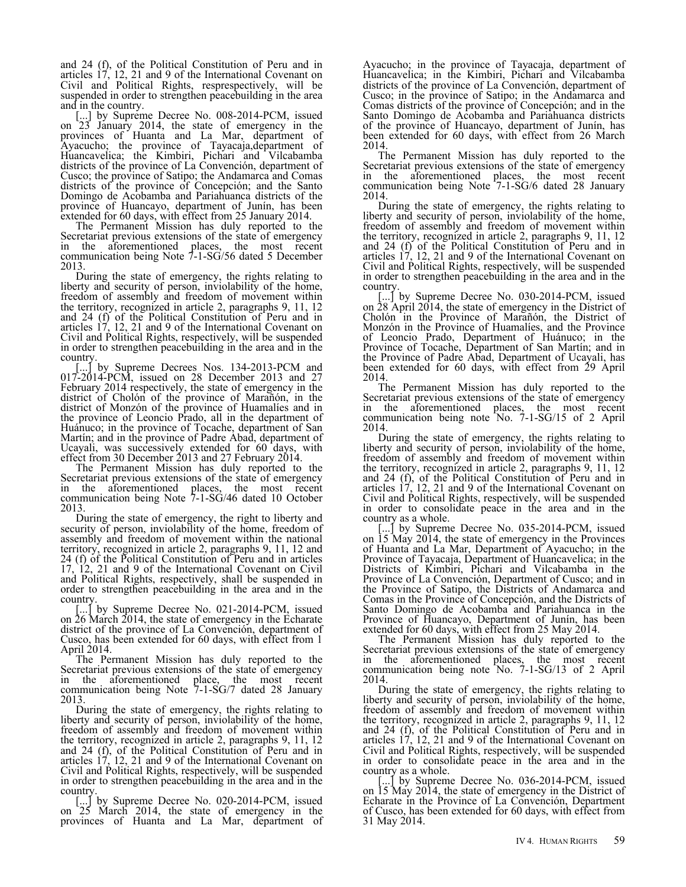and 24 (f), of the Political Constitution of Peru and in articles 17, 12, 21 and 9 of the International Covenant on Civil and Political Rights, resprespectively, will be suspended in order to strengthen peacebuilding in the area and in the country.

[...] by Supreme Decree No. 008-2014-PCM, issued on 23 January 2014, the state of emergency in the provinces of Huanta and La Mar, department of Ayacucho; the province of Tayacaja,department of Huancavelica; the Kimbiri, Pichari and Vilcabamba districts of the province of La Convención, department of Cusco; the province of Satipo; the Andamarca and Comas districts of the province of Concepción; and the Santo Domingo de Acobamba and Pariahuanca districts of the province of Huancayo, department of Junín, has been extended for 60 days, with effect from 25 January 2014.

The Permanent Mission has duly reported to the Secretariat previous extensions of the state of emergency in the aforementioned places, the most recent communication being Note 7-1-SG/56 dated 5 December 2013.

During the state of emergency, the rights relating to liberty and security of person, inviolability of the home, freedom of assembly and freedom of movement within the territory, recognized in article 2, paragraphs 9, 11, 12 and 24 (f) of the Political Constitution of Peru and in articles 17, 12, 21 and 9 of the International Covenant on Civil and Political Rights, respectively, will be suspended in order to strengthen peacebuilding in the area and in the country.

[...] by Supreme Decrees Nos. 134-2013-PCM and 017-2014-PCM, issued on 28 December 2013 and 27 February 2014 respectively, the state of emergency in the district of Cholón of the province of Marañón, in the district of Monzón of the province of Huamalíes and in the province of Leoncio Prado, all in the department of Huánuco; in the province of Tocache, department of San Martín; and in the province of Padre Abad, department of Ucayali, was successively extended for 60 days, with effect from 30 December 2013 and 27 February 2014.

The Permanent Mission has duly reported to the Secretariat previous extensions of the state of emergency in the aforementioned places, the most recent communication being Note 7-1-SG/46 dated 10 October 2013.

During the state of emergency, the right to liberty and security of person, inviolability of the home, freedom of assembly and freedom of movement within the national territory, recognized in article 2, paragraphs 9, 11, 12 and 24 (f) of the Political Constitution of Peru and in articles 17, 12, 21 and 9 of the International Covenant on Civil and Political Rights, respectively, shall be suspended in order to strengthen peacebuilding in the area and in the country.

[...] by Supreme Decree No. 021-2014-PCM, issued on 26 March 2014, the state of emergency in the Echarate district of the province of La Convención, department of Cusco, has been extended for 60 days, with effect from 1 April 2014.

The Permanent Mission has duly reported to the Secretariat previous extensions of the state of emergency in the aforementioned place, the most recent communication being Note 7-1-SG/7 dated 28 January 2013.

During the state of emergency, the rights relating to liberty and security of person, inviolability of the home, freedom of assembly and freedom of movement within the territory, recognized in article 2, paragraphs 9, 11, 12 and 24 (f), of the Political Constitution of Peru and in articles 17, 12, 21 and 9 of the International Covenant on Civil and Political Rights, respectively, will be suspended in order to strengthen peacebuilding in the area and in the country.

[...] by Supreme Decree No. 020-2014-PCM, issued on 25 March 2014, the state of emergency in the provinces of Huanta and La Mar, department of Ayacucho; in the province of Tayacaja, department of Huancavelica; in the Kimbiri, Pichari and Vilcabamba districts of the province of La Convención, department of Cusco; in the province of Satipo; in the Andamarca and Comas districts of the province of Concepción; and in the Santo Domingo de Acobamba and Pariahuanca districts of the province of Huancayo, department of Junín, has been extended for 60 days, with effect from 26 March 2014.

The Permanent Mission has duly reported to the Secretariat previous extensions of the state of emergency in the aforementioned places, the most recent communication being Note 7-1-SG/6 dated 28 January 2014.

During the state of emergency, the rights relating to liberty and security of person, inviolability of the home, freedom of assembly and freedom of movement within the territory, recognized in article 2, paragraphs 9, 11, 12 and 24 (f) of the Political Constitution of Peru and in articles 17, 12, 21 and 9 of the International Covenant on Civil and Political Rights, respectively, will be suspended in order to strengthen peacebuilding in the area and in the country.

[...] by Supreme Decree No. 030-2014-PCM, issued on 28 April 2014, the state of emergency in the District of Cholón in the Province of Marañón, the District of Monzón in the Province of Huamalíes, and the Province of Leoncio Prado, Department of Huánuco; in the Province of Tocache, Department of San Martín; and in the Province of Padre Abad, Department of Ucayali, has been extended for 60 days, with effect from 29 April 2014.

The Permanent Mission has duly reported to the Secretariat previous extensions of the state of emergency in the aforementioned places, the most recent communication being note No. 7-1-SG/15 of 2 April 2014.

During the state of emergency, the rights relating to liberty and security of person, inviolability of the home, freedom of assembly and freedom of movement within the territory, recognized in article 2, paragraphs 9, 11, 12 and 24 (f), of the Political Constitution of Peru and in articles 17, 12, 21 and 9 of the International Covenant on Civil and Political Rights, respectively, will be suspended in order to consolidate peace in the area and in the country as a whole.

[...] by Supreme Decree No. 035-2014-PCM, issued on 15 May 2014, the state of emergency in the Provinces of Huanta and La Mar, Department of Ayacucho; in the Province of Tayacaja, Department of Huancavelica; in the Districts of Kimbiri, Pichari and Vilcabamba in the Province of La Convención, Department of Cusco; and in the Province of Satipo, the Districts of Andamarca and Comas in the Province of Concepción, and the Districts of Santo Domingo de Acobamba and Pariahuanca in the Province of Huancayo, Department of Junín, has been extended for 60 days, with effect from 25 May 2014.

The Permanent Mission has duly reported to the Secretariat previous extensions of the state of emergency in the aforementioned places, the most recent communication being note No. 7-1-SG/13 of 2 April 2014.

During the state of emergency, the rights relating to liberty and security of person, inviolability of the home, freedom of assembly and freedom of movement within the territory, recognized in article 2, paragraphs 9, 11, 12 and 24 (f), of the Political Constitution of Peru and in articles 17, 12, 21 and 9 of the International Covenant on Civil and Political Rights, respectively, will be suspended in order to consolidate peace in the area and in the country as a whole.

[...] by Supreme Decree No. 036-2014-PCM, issued on 15 May 2014, the state of emergency in the District of Echarate in the Province of La Convención, Department of Cusco, has been extended for 60 days, with effect from 31 May 2014.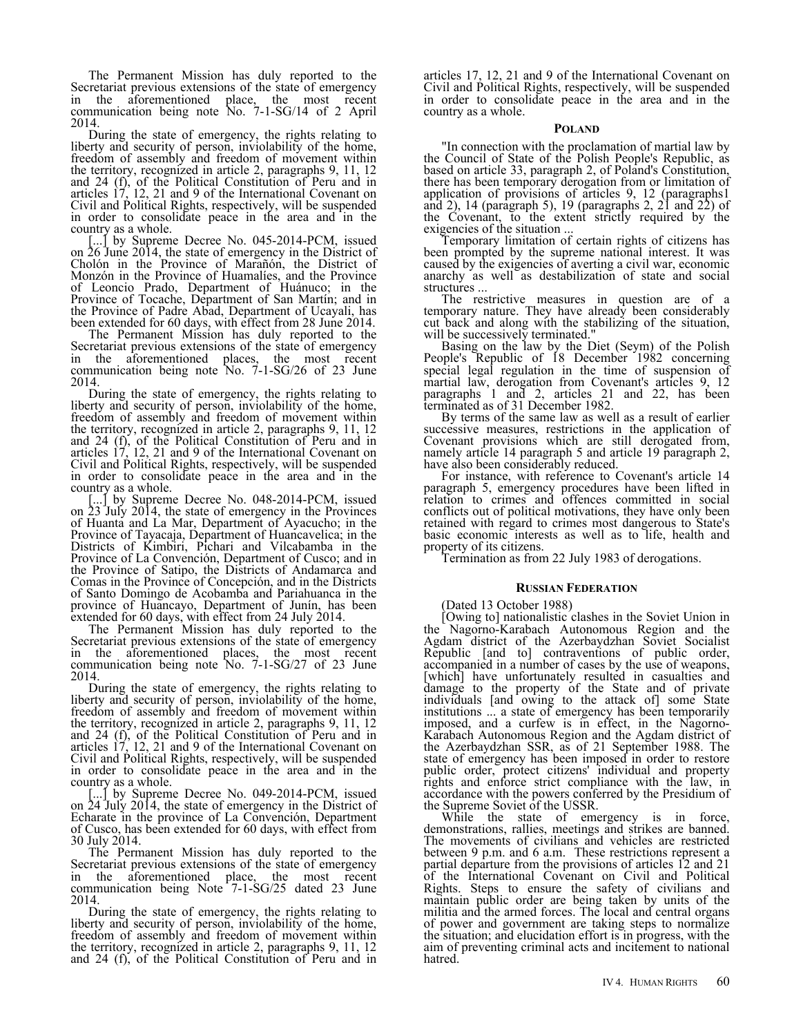The Permanent Mission has duly reported to the Secretariat previous extensions of the state of emergency in the aforementioned place, the most recent communication being note No. 7-1-SG/14 of 2 April 2014.

During the state of emergency, the rights relating to liberty and security of person, inviolability of the home, freedom of assembly and freedom of movement within the territory, recognized in article 2, paragraphs 9, 11, 12 and 24 (f), of the Political Constitution of Peru and in articles 17, 12, 21 and 9 of the International Covenant on Civil and Political Rights, respectively, will be suspended in order to consolidate peace in the area and in the country as a whole.

[...] by Supreme Decree No. 045-2014-PCM, issued on 26 June 2014, the state of emergency in the District of Cholón in the Province of Marañón, the District of Monzón in the Province of Huamalíes, and the Province of Leoncio Prado, Department of Huánuco; in the Province of Tocache, Department of San Martín; and in the Province of Padre Abad, Department of Ucayali, has been extended for 60 days, with effect from 28 June 2014.

The Permanent Mission has duly reported to the Secretariat previous extensions of the state of emergency in the aforementioned places, the most recent communication being note No. 7-1-SG/26 of 23 June 2014.

During the state of emergency, the rights relating to liberty and security of person, inviolability of the home, freedom of assembly and freedom of movement within the territory, recognized in article 2, paragraphs 9, 11, 12 and 24 (f), of the Political Constitution of Peru and in articles 17, 12, 21 and 9 of the International Covenant on Civil and Political Rights, respectively, will be suspended in order to consolidate peace in the area and in the country as a whole.

[...] by Supreme Decree No. 048-2014-PCM, issued on 23 July 2014, the state of emergency in the Provinces of Huanta and La Mar, Department of Ayacucho; in the Province of Tayacaja, Department of Huancavelica; in the Districts of Kimbiri, Pichari and Vilcabamba in the Province of La Convención, Department of Cusco; and in the Province of Satipo, the Districts of Andamarca and Comas in the Province of Concepción, and in the Districts of Santo Domingo de Acobamba and Pariahuanca in the province of Huancayo, Department of Junín, has been extended for 60 days, with effect from 24 July 2014.

The Permanent Mission has duly reported to the Secretariat previous extensions of the state of emergency in the aforementioned places, the most recent communication being note No. 7-1-SG/27 of 23 June 2014.

During the state of emergency, the rights relating to liberty and security of person, inviolability of the home, freedom of assembly and freedom of movement within the territory, recognized in article 2, paragraphs 9, 11, 12 and 24 (f), of the Political Constitution of Peru and in articles 17, 12, 21 and 9 of the International Covenant on Civil and Political Rights, respectively, will be suspended in order to consolidate peace in the area and in the country as a whole.

[...] by Supreme Decree No. 049-2014-PCM, issued on 24 July 2014, the state of emergency in the District of Echarate in the province of La Convención, Department of Cusco, has been extended for 60 days, with effect from 30 July 2014.

The Permanent Mission has duly reported to the Secretariat previous extensions of the state of emergency in the aforementioned place, the most recent communication being Note 7-1-SG/25 dated 23 June 2014.

During the state of emergency, the rights relating to liberty and security of person, inviolability of the home, freedom of assembly and freedom of movement within the territory, recognized in article 2, paragraphs 9, 11, 12 and 24 (f), of the Political Constitution of Peru and in articles 17, 12, 21 and 9 of the International Covenant on Civil and Political Rights, respectively, will be suspended in order to consolidate peace in the area and in the country as a whole.

### Poland

"In connection with the proclamation of martial law by the Council of State of the Polish People's Republic, as based on article 33, paragraph 2, of Poland's Constitution, there has been temporary derogation from or limitation of application of provisions of articles 9, 12 (paragraphs1 and 2), 14 (paragraph 5), 19 (paragraphs 2, 21 and 22) of the Covenant, to the extent strictly required by the exigencies of the situation ...

Temporary limitation of certain rights of citizens has been prompted by the supreme national interest. It was caused by the exigencies of averting a civil war, economic anarchy as well as destabilization of state and social structures ...

The restrictive measures in question are of a temporary nature. They have already been considerably cut back and along with the stabilizing of the situation, will be successively terminated."

Basing on the law by the Diet (Seym) of the Polish People's Republic of 18 December 1982 concerning special legal regulation in the time of suspension of martial law, derogation from Covenant's articles 9, 12 paragraphs 1 and 2, articles 21 and 22, has been terminated as of 31 December 1982.

By terms of the same law as well as a result of earlier successive measures, restrictions in the application of Covenant provisions which are still derogated from, namely article 14 paragraph 5 and article 19 paragraph 2, have also been considerably reduced.

For instance, with reference to Covenant's article 14 paragraph 5, emergency procedures have been lifted in relation to crimes and offences committed in social conflicts out of political motivations, they have only been retained with regard to crimes most dangerous to State's basic economic interests as well as to life, health and property of its citizens.

Termination as from 22 July 1983 of derogations.

### Russian Federation

(Dated 13 October 1988)

[Owing to] nationalistic clashes in the Soviet Union in the Nagorno-Karabach Autonomous Region and the Agdam district of the Azerbaydzhan Soviet Socialist Republic [and to] contraventions of public order, accompanied in a number of cases by the use of weapons, [which] have unfortunately resulted in casualties and damage to the property of the State and of private individuals [and owing to the attack of] some State institutions ... a state of emergency has been temporarily imposed, and a curfew is in effect, in the Nagorno-Karabach Autonomous Region and the Agdam district of the Azerbaydzhan SSR, as of 21 September 1988. The state of emergency has been imposed in order to restore public order, protect citizens' individual and property rights and enforce strict compliance with the law, in accordance with the powers conferred by the Presidium of the Supreme Soviet of the USSR.

While the state of emergency is in force, demonstrations, rallies, meetings and strikes are banned. The movements of civilians and vehicles are restricted between 9 p.m. and 6 a.m. These restrictions represent a partial departure from the provisions of articles 12 and 21 of the International Covenant on Civil and Political Rights. Steps to ensure the safety of civilians and maintain public order are being taken by units of the militia and the armed forces. The local and central organs of power and government are taking steps to normalize the situation; and elucidation effort is in progress, with the aim of preventing criminal acts and incitement to national hatred.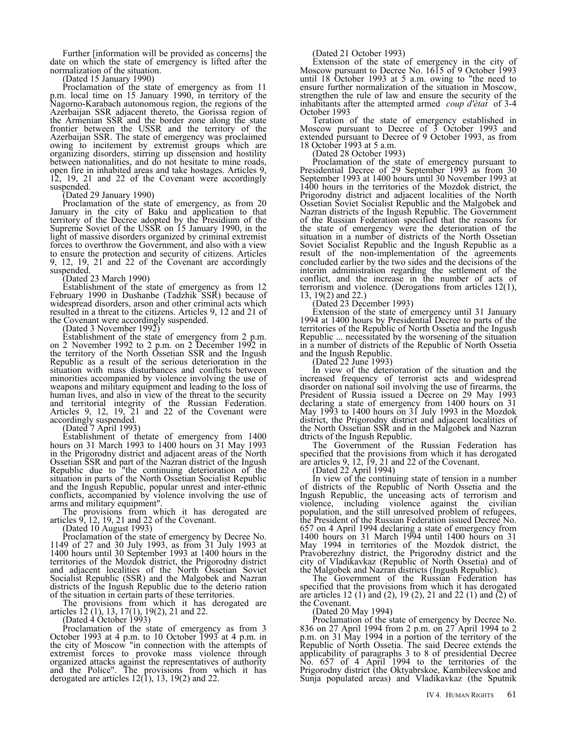Further [information will be provided as concerns] the date on which the state of emergency is lifted after the normalization of the situation.

(Dated 15 January 1990)

Proclamation of the state of emergency as from 11 p.m. local time on 15 January 1990, in territory of the Nagorno-Karabach autonomous region, the regions of the Azerbaijan SSR adjacent thereto, the Gorissa region of the Armenian SSR and the border zone along the state frontier between the USSR and the territory of the Azerbaijan SSR. The state of emergency was proclaimed owing to incitement by extremist groups which are organizing disorders, stirring up dissension and hostility between nationalities, and do not hesitate to mine roads, open fire in inhabited areas and take hostages. Articles 9, 12, 19, 21 and 22 of the Covenant were accordingly suspended.

(Dated 29 January 1990)

Proclamation of the state of emergency, as from 20 January in the city of Baku and application to that territory of the Decree adopted by the Presidium of the Supreme Soviet of the USSR on 15 January 1990, in the light of massive disorders organized by criminal extremist forces to overthrow the Government, and also with a view to ensure the protection and security of citizens. Articles 9, 12, 19, 21 and 22 of the Covenant are accordingly suspended.

(Dated 23 March 1990)

Establishment of the state of emergency as from 12 February 1990 in Dushanbe (Tadzhik SSR) because of widespread disorders, arson and other criminal acts which resulted in a threat to the citizens. Articles 9, 12 and 21 of the Covenant were accordingly suspended.

(Dated 3 November 1992)

Establishment of the state of emergency from 2 p.m. on 2 November 1992 to 2 p.m. on 2 December 1992 in the territory of the North Ossetian SSR and the Ingush Republic as a result of the serious deterioration in the situation with mass disturbances and conflicts between minorities accompanied by violence involving the use of weapons and military equipment and leading to the loss of human lives, and also in view of the threat to the security and territorial integrity of the Russian Federation. Articles 9, 12, 19, 21 and 22 of the Covenant were accordingly suspended.

(Dated 7 April 1993)

Establishment of thetate of emergency from 1400 hours on 31 March 1993 to 1400 hours on 31 May 1993 in the Prigorodny district and adjacent areas of the North Ossetian SSR and part of the Nazran district of the Ingush Republic due to "the continuing deterioration of the situation in parts of the North Ossetian Socialist Republic and the Ingush Republic, popular unrest and inter-ethnic conflicts, accompanied by violence involving the use of arms and military equipment".

The provisions from which it has derogated are articles 9, 12, 19, 21 and 22 of the Covenant.

(Dated 10 August 1993)

Proclamation of the state of emergency by Decree No. 1149 of 27 and 30 July 1993, as from 31 July 1993 at 1400 hours until 30 September 1993 at 1400 hours in the territories of the Mozdok district, the Prigorodny district and adjacent localities of the North Ossetian Soviet Socialist Republic (SSR) and the Malgobek and Nazran districts of the Ingush Republic due to the deterio ration of the situation in certain parts of these territories.

The provisions from which it has derogated are articles 12 (1), 13, 17(1), 19(2), 21 and 22.

(Dated 4 October 1993)

Proclamation of the state of emergency as from 3 October 1993 at 4 p.m. to 10 October 1993 at 4 p.m. in the city of Moscow "in connection with the attempts of extremist forces to provoke mass violence through organized attacks against the representatives of authority and the Police". The provisions from which it has derogated are articles 12(1), 13, 19(2) and 22.

(Dated 21 October 1993)

Extension of the state of emergency in the city of Moscow pursuant to Decree No. 1615 of 9 October 1993 until 18 October 1993 at 5 a.m. owing to "the need to ensure further normalization of the situation in Moscow, strengthen the rule of law and ensure the security of the inhabitants after the attempted armed *coup d'état* of 3-4 October 1993

Teration of the state of emergency established in Moscow pursuant to Decree of 3 October 1993 and extended pursuant to Decree of 9 October 1993, as from 18 October 1993 at 5 a.m.

(Dated 28 October 1993)

Proclamation of the state of emergency pursuant to Presidential Decree of 29 September 1993 as from 30 September 1993 at 1400 hours until 30 November 1993 at 1400 hours in the territories of the Mozdok district, the Prigorodny district and adjacent localities of the North Ossetian Soviet Socialist Republic and the Malgobek and Nazran districts of the Ingush Republic. The Government of the Russian Federation specified that the reasons for the state of emergency were the deterioration of the situation in a number of districts of the North Ossetian Soviet Socialist Republic and the Ingush Republic as a result of the non-implementation of the agreements concluded earlier by the two sides and the decisions of the interim administration regarding the settlement of the conflict, and the increase in the number of acts of terrorism and violence. (Derogations from articles 12(1), 13, 19(2) and 22.)

(Dated 23 December 1993)

Extension of the state of emergency until 31 January 1994 at 1400 hours by Presidential Decree to parts of the territories of the Republic of North Ossetia and the Ingush Republic ... necessitated by the worsening of the situation in a number of districts of the Republic of North Ossetia and the Ingush Republic.

(Dated 22 June 1993)

In view of the deterioration of the situation and the increased frequency of terrorist acts and widespread disorder on national soil involving the use of firearms, the President of Russia issued a Decree on 29 May 1993 declaring a state of emergency from 1400 hours on 31 May 1993 to 1400 hours on 31 July 1993 in the Mozdok district, the Prigorodny district and adjacent localities of the North Ossetian SSR and in the Malgobek and Nazran dtricts of the Ingush Republic.

The Government of the Russian Federation has specified that the provisions from which it has derogated are articles 9, 12, 19, 21 and 22 of the Covenant.

(Dated 22 April 1994)

In view of the continuing state of tension in a number of districts of the Republic of North Ossetia and the Ingush Republic, the unceasing acts of terrorism and violence, including violence against the civilian population, and the still unresolved problem of refugees, the President of the Russian Federation issued Decree No. 657 on 4 April 1994 declaring a state of emergency from 1400 hours on 31 March 1994 until 1400 hours on 31 May 1994 in territories of the Mozdok district, the Pravoberezhny district, the Prigorodny district and the city of Vladikavkaz (Republic of North Ossetia) and of the Malgobek and Nazran districts (Ingush Republic).

The Government of the Russian Federation has specified that the provisions from which it has derogated are articles 12 (1) and (2), 19 (2), 21 and 22 (1) and (2) of the Covenant.

(Dated 20 May 1994)

Proclamation of the state of emergency by Decree No. 836 on 27 April 1994 from 2 p.m. on 27 April 1994 to 2 p.m. on 31 May 1994 in a portion of the territory of the Republic of North Ossetia. The said Decree extends the applicability of paragraphs 3 to 8 of presidential Decree No. 657 of 4 April 1994 to the territories of the Prigorodny district (the Oktyabrskoe, Kambileevskoe and Sunja populated areas) and Vladikavkaz (the Sputnik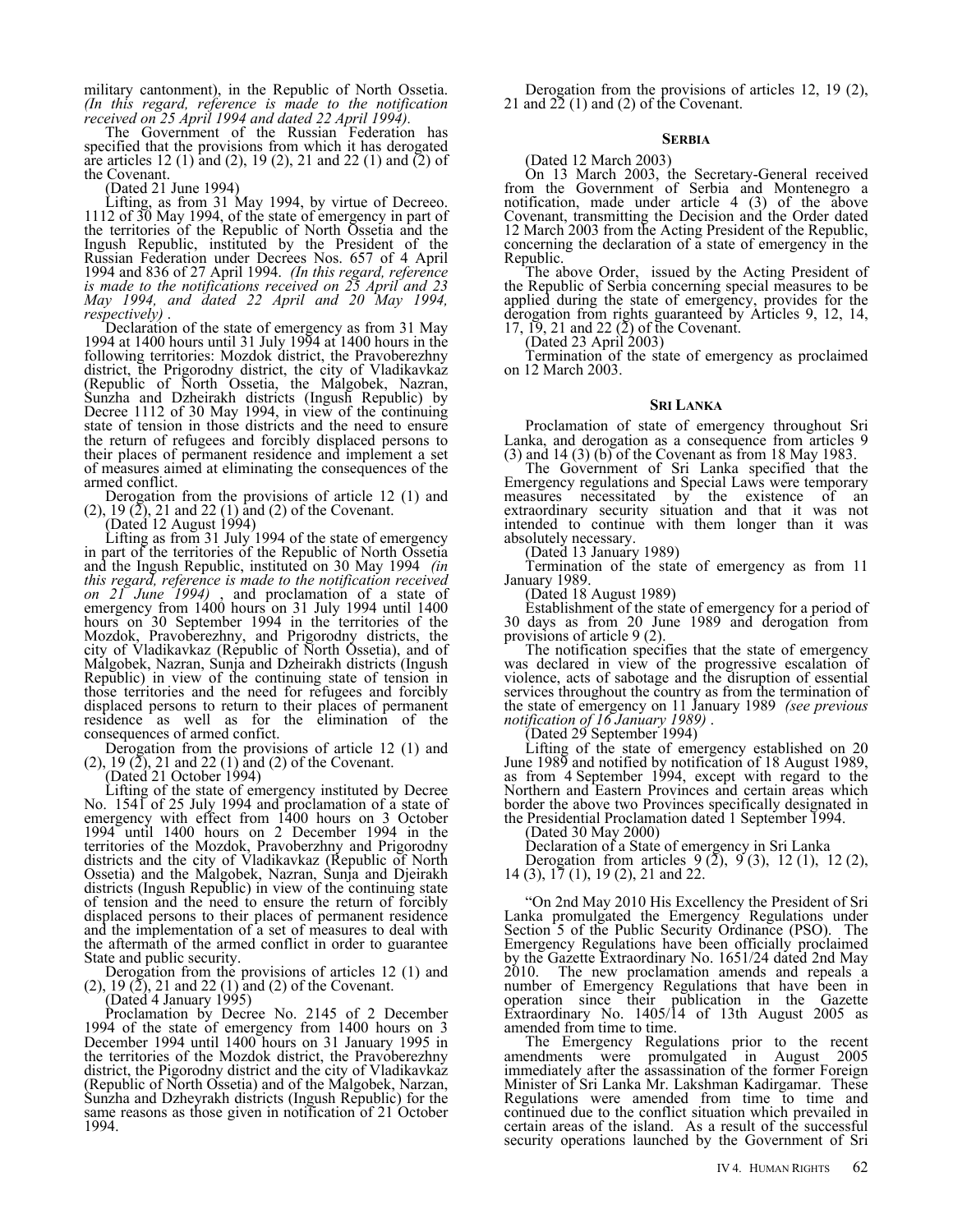military cantonment), in the Republic of North Ossetia. *(In this regard, reference is made to the notification received on 25 April 1994 and dated 22 April 1994).*

The Government of the Russian Federation has specified that the provisions from which it has derogated are articles 12 (1) and (2), 19 (2), 21 and 22 (1) and (2) of the Covenant.

(Dated 21 June 1994)

Lifting, as from 31 May 1994, by virtue of Decreeo. 1112 of 30 May 1994, of the state of emergency in part of the territories of the Republic of North Ossetia and the Ingush Republic, instituted by the President of the Russian Federation under Decrees Nos. 657 of 4 April 1994 and 836 of 27 April 1994. *(In this regard, reference is made to the notifications received on 25 April and 23 May 1994, and dated 22 April and 20 May 1994, respectively)* .

Declaration of the state of emergency as from 31 May 1994 at 1400 hours until 31 July 1994 at 1400 hours in the following territories: Mozdok district, the Pravoberezhny district, the Prigorodny district, the city of Vladikavkaz (Republic of North Ossetia, the Malgobek, Nazran, Sunzha and Dzheirakh districts (Ingush Republic) by Decree 1112 of 30 May 1994, in view of the continuing state of tension in those districts and the need to ensure the return of refugees and forcibly displaced persons to their places of permanent residence and implement a set of measures aimed at eliminating the consequences of the armed conflict.

Derogation from the provisions of article 12 (1) and (2), 19 (2), 21 and 22 (1) and (2) of the Covenant.

(Dated 12 August 1994)

Lifting as from 31 July 1994 of the state of emergency in part of the territories of the Republic of North Ossetia and the Ingush Republic, instituted on 30 May 1994 *(in this regard, reference is made to the notification received on 21 June 1994)* , and proclamation of a state of emergency from 1400 hours on 31 July 1994 until 1400 hours on 30 September 1994 in the territories of the Mozdok, Pravoberezhny, and Prigorodny districts, the city of Vladikavkaz (Republic of North Ossetia), and of Malgobek, Nazran, Sunja and Dzheirakh districts (Ingush Republic) in view of the continuing state of tension in those territories and the need for refugees and forcibly displaced persons to return to their places of permanent residence as well as for the elimination of the consequences of armed confict.

Derogation from the provisions of article 12 (1) and (2), 19 (2), 21 and 22 (1) and (2) of the Covenant.

(Dated 21 October 1994)

Lifting of the state of emergency instituted by Decree No. 1541 of 25 July 1994 and proclamation of a state of emergency with effect from 1400 hours on 3 October 1994 until 1400 hours on 2 December 1994 in the territories of the Mozdok, Pravoberzhny and Prigorodny districts and the city of Vladikavkaz (Republic of North Ossetia) and the Malgobek, Nazran, Sunja and Djeirakh districts (Ingush Republic) in view of the continuing state of tension and the need to ensure the return of forcibly displaced persons to their places of permanent residence and the implementation of a set of measures to deal with the aftermath of the armed conflict in order to guarantee State and public security.

Derogation from the provisions of articles 12 (1) and (2), 19 (2), 21 and 22 (1) and (2) of the Covenant.

(Dated 4 January 1995)

Proclamation by Decree No. 2145 of 2 December 1994 of the state of emergency from 1400 hours on 3 December 1994 until 1400 hours on 31 January 1995 in the territories of the Mozdok district, the Pravoberezhny district, the Pigorodny district and the city of Vladikavkaz (Republic of North Ossetia) and of the Malgobek, Narzan, Sunzha and Dzheyrakh districts (Ingush Republic) for the same reasons as those given in notification of 21 October 1994.

Derogation from the provisions of articles 12, 19 (2), 21 and 22 (1) and (2) of the Covenant.

## Serbia

(Dated 12 March 2003)

On 13 March 2003, the Secretary-General received from the Government of Serbia and Montenegro a notification, made under article 4 (3) of the above Covenant, transmitting the Decision and the Order dated 12 March 2003 from the Acting President of the Republic, concerning the declaration of a state of emergency in the Republic.

The above Order, issued by the Acting President of the Republic of Serbia concerning special measures to be applied during the state of emergency, provides for the derogation from rights guaranteed by Articles 9, 12, 14, 17, 19, 21 and 22 (2) of the Covenant.

(Dated 23 April 2003)

Termination of the state of emergency as proclaimed on 12 March 2003.

## Sri Lanka

Proclamation of state of emergency throughout Sri Lanka, and derogation as a consequence from articles 9 (3) and 14 (3) (b) of the Covenant as from 18 May 1983.

The Government of Sri Lanka specified that the Emergency regulations and Special Laws were temporary measures necessitated by the existence of an extraordinary security situation and that it was not intended to continue with them longer than it was absolutely necessary.

(Dated 13 January 1989)

Termination of the state of emergency as from 11 January 1989.

(Dated 18 August 1989)

Establishment of the state of emergency for a period of 30 days as from 20 June 1989 and derogation from provisions of article 9 (2).

The notification specifies that the state of emergency was declared in view of the progressive escalation of violence, acts of sabotage and the disruption of essential services throughout the country as from the termination of the state of emergency on 11 January 1989 *(see previous notification of 16 January 1989)* .

(Dated 29 September 1994)

Lifting of the state of emergency established on 20 June 1989 and notified by notification of 18 August 1989, as from 4 September 1994, except with regard to the Northern and Eastern Provinces and certain areas which border the above two Provinces specifically designated in the Presidential Proclamation dated 1 September 1994.

(Dated 30 May 2000)

Declaration of a State of emergency in Sri Lanka

Derogation from articles 9 (2), 9 (3), 12 (1), 12 (2), 14 (3), 17 (1), 19 (2), 21 and 22.

"On 2nd May 2010 His Excellency the President of Sri Lanka promulgated the Emergency Regulations under Section 5 of the Public Security Ordinance (PSO). The Emergency Regulations have been officially proclaimed by the Gazette Extraordinary No. 1651/24 dated 2nd May 2010. The new proclamation amends and repeals a number of Emergency Regulations that have been in operation since their publication in the Gazette Extraordinary No. 1405/14 of 13th August 2005 as amended from time to time.

The Emergency Regulations prior to the recent amendments were promulgated in August 2005 immediately after the assassination of the former Foreign Minister of Sri Lanka Mr. Lakshman Kadirgamar. These Regulations were amended from time to time and continued due to the conflict situation which prevailed in certain areas of the island. As a result of the successful security operations launched by the Government of Sri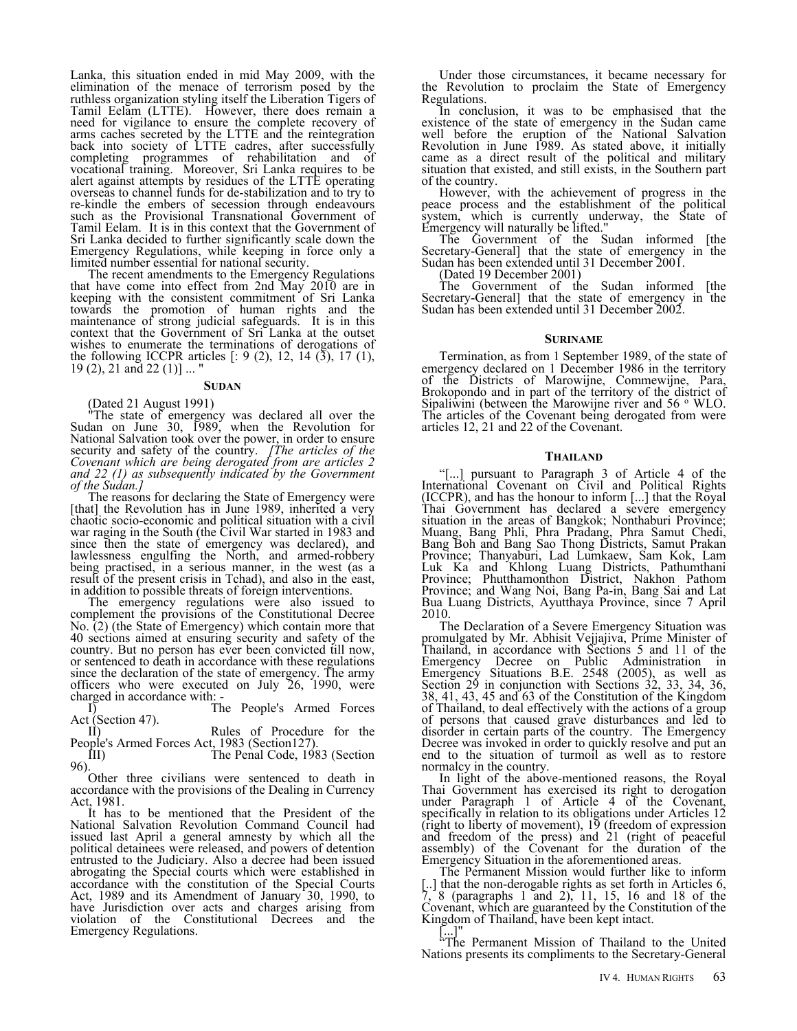Lanka, this situation ended in mid May 2009, with the elimination of the menace of terrorism posed by the ruthless organization styling itself the Liberation Tigers of Tamil Eelam (LTTE). However, there does remain a need for vigilance to ensure the complete recovery of arms caches secreted by the LTTE and the reintegration back into society of LTTE cadres, after successfully completing programmes of rehabilitation and of vocational training. Moreover, Sri Lanka requires to be alert against attempts by residues of the LTTE operating overseas to channel funds for de-stabilization and to try to re-kindle the embers of secession through endeavours such as the Provisional Transnational Government of Tamil Eelam. It is in this context that the Government of Sri Lanka decided to further significantly scale down the Emergency Regulations, while keeping in force only a limited number essential for national security.

The recent amendments to the Emergency Regulations that have come into effect from 2nd May 2010 are in keeping with the consistent commitment of Sri Lanka towards the promotion of human rights and the maintenance of strong judicial safeguards. It is in this context that the Government of Sri Lanka at the outset wishes to enumerate the terminations of derogations of the following ICCPR articles [: 9 (2), 12, 14 (3), 17 (1), 19 (2), 21 and 22 (1)] ... "

#### SUDAN

(Dated 21 August 1991)

"The state of emergency was declared all over the Sudan on June 30, 1989, when the Revolution for National Salvation took over the power, in order to ensure security and safety of the country. *[The articles of the Covenant which are being derogated from are articles 2 and 22 (1) as subsequently indicated by the Government of the Sudan.]*

The reasons for declaring the State of Emergency were [that] the Revolution has in June 1989, inherited a very chaotic socio-economic and political situation with a civil war raging in the South (the Civil War started in 1983 and since then the state of emergency was declared), and lawlessness engulfing the North, and armed-robbery being practised, in a serious manner, in the west (as a result of the present crisis in Tchad), and also in the east, in addition to possible threats of foreign interventions.

The emergency regulations were also issued to complement the provisions of the Constitutional Decree No. (2) (the State of Emergency) which contain more that 40 sections aimed at ensuring security and safety of the country. But no person has ever been convicted till now, or sentenced to death in accordance with these regulations since the declaration of the state of emergency. The army officers who were executed on July 26, 1990, were charged in accordance with: -

I) The People's Armed Forces Act (Section 47).

II) Rules of Procedure for the People's Armed Forces Act, 1983 (Section127).

III) The Penal Code, 1983 (Section 96).

Other three civilians were sentenced to death in accordance with the provisions of the Dealing in Currency Act, 1981.

It has to be mentioned that the President of the National Salvation Revolution Command Council had issued last April a general amnesty by which all the political detainees were released, and powers of detention entrusted to the Judiciary. Also a decree had been issued abrogating the Special courts which were established in accordance with the constitution of the Special Courts Act, 1989 and its Amendment of January 30, 1990, to have Jurisdiction over acts and charges arising from violation of the Constitutional Decrees and the Emergency Regulations.

Under those circumstances, it became necessary for the Revolution to proclaim the State of Emergency Regulations.

In conclusion, it was to be emphasised that the existence of the state of emergency in the Sudan came well before the eruption of the National Salvation Revolution in June 1989. As stated above, it initially came as a direct result of the political and military situation that existed, and still exists, in the Southern part of the country.

However, with the achievement of progress in the peace process and the establishment of the political system, which is currently underway, the State of Emergency will naturally be lifted."

The Government of the Sudan informed [the Secretary-General] that the state of emergency in the Sudan has been extended until 31 December 2001.

(Dated 19 December 2001)

The Government of the Sudan informed [the Secretary-General] that the state of emergency in the Sudan has been extended until 31 December 2002.

#### SURINAME

Termination, as from 1 September 1989, of the state of emergency declared on 1 December 1986 in the territory of the Districts of Marowijne, Commewijne, Para, Brokopondo and in part of the territory of the district of Sipaliwini (between the Marowijne river and 56 º WLO. The articles of the Covenant being derogated from were articles 12, 21 and 22 of the Covenant.

#### THAILAND

"[...] pursuant to Paragraph 3 of Article 4 of the International Covenant on Civil and Political Rights (ICCPR), and has the honour to inform [...] that the Royal Thai Government has declared a severe emergency situation in the areas of Bangkok; Nonthaburi Province; Muang, Bang Phli, Phra Pradang, Phra Samut Chedi, Bang Boh and Bang Sao Thong Districts, Samut Prakan Province; Thanyaburi, Lad Lumkaew, Sam Kok, Lam Luk Ka and Khlong Luang Districts, Pathumthani Province; Phutthamonthon District, Nakhon Pathom Province; and Wang Noi, Bang Pa-in, Bang Sai and Lat Bua Luang Districts, Ayutthaya Province, since 7 April 2010.

The Declaration of a Severe Emergency Situation was promulgated by Mr. Abhisit Vejjajiva, Prime Minister of Thailand, in accordance with Sections 5 and 11 of the Emergency Decree on Public Administration in Emergency Situations B.E. 2548 (2005), as well as Section 29 in conjunction with Sections 32, 33, 34, 36, 38, 41, 43, 45 and 63 of the Constitution of the Kingdom of Thailand, to deal effectively with the actions of a group of persons that caused grave disturbances and led to disorder in certain parts of the country. The Emergency Decree was invoked in order to quickly resolve and put an end to the situation of turmoil as well as to restore normalcy in the country.

In light of the above-mentioned reasons, the Royal Thai Government has exercised its right to derogation under Paragraph 1 of Article 4 of the Covenant, specifically in relation to its obligations under Articles 12 (right to liberty of movement), 19 (freedom of expression and freedom of the press) and 21 (right of peaceful assembly) of the Covenant for the duration of the Emergency Situation in the aforementioned areas.

The Permanent Mission would further like to inform [..] that the non-derogable rights as set forth in Articles 6, 7, 8 (paragraphs 1 and 2), 11, 15, 16 and 18 of the Covenant, which are guaranteed by the Constitution of the Kingdom of Thailand, have been kept intact.

[...]"

"The Permanent Mission of Thailand to the United Nations presents its compliments to the Secretary-General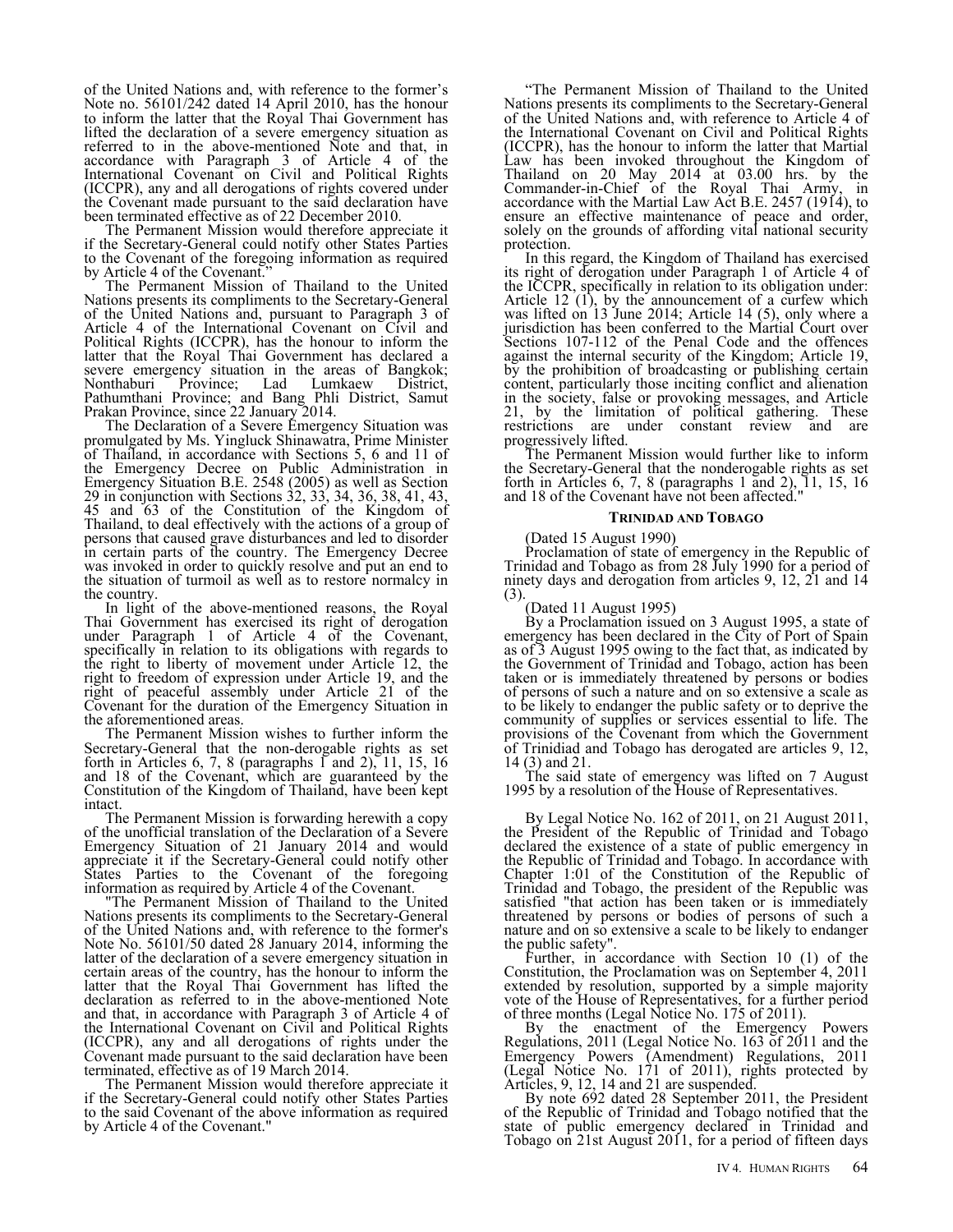of the United Nations and, with reference to the former's Note no. 56101/242 dated 14 April 2010, has the honour to inform the latter that the Royal Thai Government has lifted the declaration of a severe emergency situation as referred to in the above-mentioned Note and that, in accordance with Paragraph 3 of Article 4 of the International Covenant on Civil and Political Rights (ICCPR), any and all derogations of rights covered under the Covenant made pursuant to the said declaration have been terminated effective as of 22 December 2010.

The Permanent Mission would therefore appreciate it if the Secretary-General could notify other States Parties to the Covenant of the foregoing information as required by Article 4 of the Covenant."

The Permanent Mission of Thailand to the United Nations presents its compliments to the Secretary-General of the United Nations and, pursuant to Paragraph 3 of Article 4 of the International Covenant on Civil and Political Rights (ICCPR), has the honour to inform the latter that the Royal Thai Government has declared a severe emergency situation in the areas of Bangkok; Nonthaburi Province; Lad Lumkaew District, Pathumthani Province; and Bang Phli District, Samut Prakan Province, since 22 January 2014.

The Declaration of a Severe Emergency Situation was promulgated by Ms. Yingluck Shinawatra, Prime Minister of Thailand, in accordance with Sections 5, 6 and 11 of the Emergency Decree on Public Administration in Emergency Situation B.E. 2548 (2005) as well as Section 29 in conjunction with Sections 32, 33, 34, 36, 38, 41, 43, 45 and 63 of the Constitution of the Kingdom of Thailand, to deal effectively with the actions of a group of persons that caused grave disturbances and led to disorder in certain parts of the country. The Emergency Decree was invoked in order to quickly resolve and put an end to the situation of turmoil as well as to restore normalcy in the country.

In light of the above-mentioned reasons, the Royal Thai Government has exercised its right of derogation under Paragraph 1 of Article 4 of the Covenant, specifically in relation to its obligations with regards to the right to liberty of movement under Article 12, the right to freedom of expression under Article 19, and the right of peaceful assembly under Article 21 of the Covenant for the duration of the Emergency Situation in the aforementioned areas.

The Permanent Mission wishes to further inform the Secretary-General that the non-derogable rights as set forth in Articles 6, 7, 8 (paragraphs 1 and 2), 11, 15, 16 and 18 of the Covenant, which are guaranteed by the Constitution of the Kingdom of Thailand, have been kept intact.

The Permanent Mission is forwarding herewith a copy of the unofficial translation of the Declaration of a Severe Emergency Situation of 21 January 2014 and would appreciate it if the Secretary-General could notify other States Parties to the Covenant of the foregoing information as required by Article 4 of the Covenant.

"The Permanent Mission of Thailand to the United Nations presents its compliments to the Secretary-General of the United Nations and, with reference to the former's Note No. 56101/50 dated 28 January 2014, informing the latter of the declaration of a severe emergency situation in certain areas of the country, has the honour to inform the latter that the Royal Thai Government has lifted the declaration as referred to in the above-mentioned Note and that, in accordance with Paragraph 3 of Article 4 of the International Covenant on Civil and Political Rights (ICCPR), any and all derogations of rights under the Covenant made pursuant to the said declaration have been terminated, effective as of 19 March 2014.

The Permanent Mission would therefore appreciate it if the Secretary-General could notify other States Parties to the said Covenant of the above information as required by Article 4 of the Covenant."

"The Permanent Mission of Thailand to the United Nations presents its compliments to the Secretary-General of the United Nations and, with reference to Article 4 of the International Covenant on Civil and Political Rights (ICCPR), has the honour to inform the latter that Martial Law has been invoked throughout the Kingdom of Thailand on 20 May 2014 at 03.00 hrs. by the Commander-in-Chief of the Royal Thai Army, in accordance with the Martial Law Act B.E. 2457 (1914), to ensure an effective maintenance of peace and order, solely on the grounds of affording vital national security protection.

In this regard, the Kingdom of Thailand has exercised its right of derogation under Paragraph 1 of Article 4 of the ICCPR, specifically in relation to its obligation under: Article 12 (1), by the announcement of a curfew which was lifted on 13 June 2014; Article 14 (5), only where a jurisdiction has been conferred to the Martial Court over Sections 107-112 of the Penal Code and the offences against the internal security of the Kingdom; Article 19, by the prohibition of broadcasting or publishing certain content, particularly those inciting conflict and alienation in the society, false or provoking messages, and Article 21, by the limitation of political gathering. These restrictions are under constant review and are progressively lifted.

The Permanent Mission would further like to inform the Secretary-General that the nonderogable rights as set forth in Articles 6, 7, 8 (paragraphs 1 and 2), 11, 15, 16 and 18 of the Covenant have not been affected."

### TRINIDAD AND TOBAGO

(Dated 15 August 1990)

Proclamation of state of emergency in the Republic of Trinidad and Tobago as from 28 July 1990 for a period of ninety days and derogation from articles 9, 12, 21 and 14 (3).

(Dated 11 August 1995)

By a Proclamation issued on 3 August 1995, a state of emergency has been declared in the City of Port of Spain as of 3 August 1995 owing to the fact that, as indicated by the Government of Trinidad and Tobago, action has been taken or is immediately threatened by persons or bodies of persons of such a nature and on so extensive a scale as to be likely to endanger the public safety or to deprive the community of supplies or services essential to life. The provisions of the Covenant from which the Government of Trinidiad and Tobago has derogated are articles 9, 12, 14 (3) and 21.

The said state of emergency was lifted on 7 August 1995 by a resolution of the House of Representatives.

By Legal Notice No. 162 of 2011, on 21 August 2011, the President of the Republic of Trinidad and Tobago declared the existence of a state of public emergency in the Republic of Trinidad and Tobago. In accordance with Chapter 1:01 of the Constitution of the Republic of Trinidad and Tobago, the president of the Republic was satisfied "that action has been taken or is immediately threatened by persons or bodies of persons of such a nature and on so extensive a scale to be likely to endanger the public safety".

Further, in accordance with Section 10 (1) of the Constitution, the Proclamation was on September 4, 2011 extended by resolution, supported by a simple majority vote of the House of Representatives, for a further period of three months (Legal Notice No. 175 of 2011).

By the enactment of the Emergency Powers Regulations, 2011 (Legal Notice No. 163 of 2011 and the Emergency Powers (Amendment) Regulations, 2011 (Legal Notice No. 171 of 2011), rights protected by Articles, 9, 12, 14 and 21 are suspended.

By note 692 dated 28 September 2011, the President of the Republic of Trinidad and Tobago notified that the state of public emergency declared in Trinidad and Tobago on 21st August 2011, for a period of fifteen days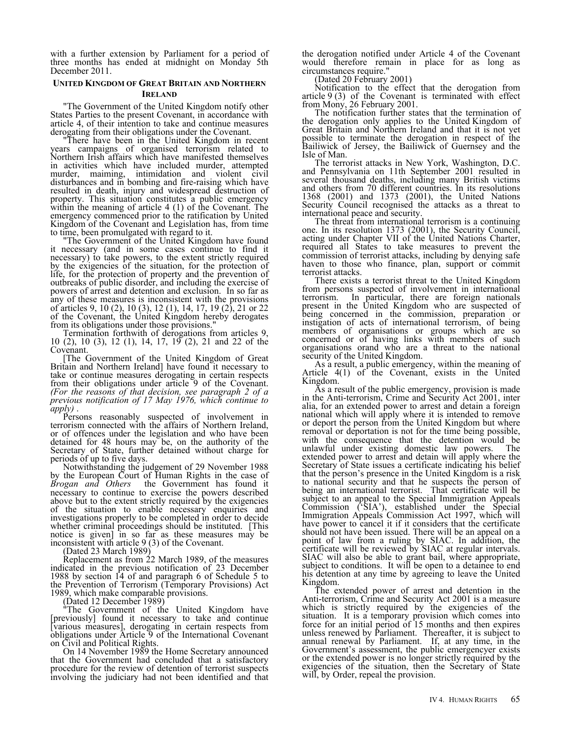with a further extension by Parliament for a period of three months has ended at midnight on Monday 5th December 2011.

### United Kingdom of Great Britain and Northern Ireland

"The Government of the United Kingdom notify other States Parties to the present Covenant, in accordance with article 4, of their intention to take and continue measures derogating from their obligations under the Covenant.

"There have been in the United Kingdom in recent years campaigns of organised terrorism related to Northern Irish affairs which have manifested themselves in activities which have included murder, attempted murder, maiming, intimidation and violent civil disturbances and in bombing and fire-raising which have resulted in death, injury and widespread destruction of property. This situation constitutes a public emergency within the meaning of article 4 (1) of the Covenant. The emergency commenced prior to the ratification by United Kingdom of the Covenant and Legislation has, from time to time, been promulgated with regard to it.

"The Government of the United Kingdom have found it necessary (and in some cases continue to find it necessary) to take powers, to the extent strictly required by the exigencies of the situation, for the protection of life, for the protection of property and the prevention of outbreaks of public disorder, and including the exercise of powers of arrest and detention and exclusion. In so far as any of these measures is inconsistent with the provisions of articles 9, 10 (2), 10 (3), 12 (1), 14, 17, 19 (2), 21 or 22 of the Covenant, the United Kingdom hereby derogates from its obligations under those provisions."

Termination forthwith of derogations from articles 9, 10 (2), 10 (3), 12 (1), 14, 17, 19 (2), 21 and 22 of the Covenant.

[The Government of the United Kingdom of Great Britain and Northern Ireland] have found it necessary to take or continue measures derogating in certain respects from their obligations under article 9 of the Covenant. *(For the reasons of that decision, see paragraph 2 of a previous notification of 17 May 1976, which continue to apply)* .

Persons reasonably suspected of involvement in terrorism connected with the affairs of Northern Ireland, or of offences under the legislation and who have been detained for 48 hours may be, on the authority of the Secretary of State, further detained without charge for periods of up to five days.

Notwithstanding the judgement of 29 November 1988 by the European Court of Human Rights in the case of *Brogan and Others* the Government has found it necessary to continue to exercise the powers described above but to the extent strictly required by the exigencies of the situation to enable necessary enquiries and investigations properly to be completed in order to decide whether criminal proceedings should be instituted. [This notice is given] in so far as these measures may be inconsistent with article 9 (3) of the Covenant.

(Dated 23 March 1989)

Replacement as from 22 March 1989, of the measures indicated in the previous notification of 23 December 1988 by section 14 of and paragraph 6 of Schedule 5 to the Prevention of Terrorism (Temporary Provisions) Act 1989, which make comparable provisions.

(Dated 12 December 1989)

"The Government of the United Kingdom have [previously] found it necessary to take and continue [various measures], derogating in certain respects from obligations under Article 9 of the International Covenant on Civil and Political Rights.

On 14 November 1989 the Home Secretary announced that the Government had concluded that a satisfactory procedure for the review of detention of terrorist suspects involving the judiciary had not been identified and that the derogation notified under Article 4 of the Covenant would therefore remain in place for as long as circumstances require."

(Dated 20 February 2001)

Notification to the effect that the derogation from article 9 (3) of the Covenant is terminated with effect from Mony, 26 February 2001.

The notification further states that the termination of the derogation only applies to the United Kingdom of Great Britain and Northern Ireland and that it is not yet possible to terminate the derogation in respect of the Bailiwick of Jersey, the Bailiwick of Guernsey and the Isle of Man.

The terrorist attacks in New York, Washington, D.C. and Pennsylvania on 11th September 2001 resulted in several thousand deaths, including many British victims and others from 70 different countries. In its resolutions 1368 (2001) and 1373 (2001), the United Nations Security Council recognised the attacks as a threat to international peace and security.

The threat from international terrorism is a continuing one. In its resolution 1373 (2001), the Security Council, acting under Chapter VII of the United Nations Charter, required all States to take measures to prevent the commission of terrorist attacks, including by denying safe haven to those who finance, plan, support or commit terrorist attacks.

There exists a terrorist threat to the United Kingdom from persons suspected of involvement in international terrorism. In particular, there are foreign nationals present in the United Kingdom who are suspected of being concerned in the commission, preparation or instigation of acts of international terrorism, of being members of organisations or groups which are so concerned or of having links with members of such organisations orand who are a threat to the national security of the United Kingdom.

As a result, a public emergency, within the meaning of Article 4(1) of the Covenant, exists in the United Kingdom.

As a result of the public emergency, provision is made in the Anti-terrorism, Crime and Security Act 2001, inter alia, for an extended power to arrest and detain a foreign national which will apply where it is intended to remove or deport the person from the United Kingdom but where removal or deportation is not for the time being possible, with the consequence that the detention would be unlawful under existing domestic law powers. The extended power to arrest and detain will apply where the Secretary of State issues a certificate indicating his belief that the person's presence in the United Kingdom is a risk to national security and that he suspects the person of being an international terrorist. That certificate will be subject to an appeal to the Special Immigration Appeals Commission ('SIA'), established under the Special Immigration Appeals Commission Act 1997, which will have power to cancel it if it considers that the certificate should not have been issued. There will be an appeal on a point of law from a ruling by SIAC. In addition, the certificate will be reviewed by SIAC at regular intervals. SIAC will also be able to grant bail, where appropriate, subject to conditions. It will be open to a detainee to end his detention at any time by agreeing to leave the United Kingdom.

The extended power of arrest and detention in the Anti-terrorism, Crime and Security Act 2001 is a measure which is strictly required by the exigencies of the situation. It is a temporary provision which comes into force for an initial period of 15 months and then expires unless renewed by Parliament. Thereafter, it is subject to annual renewal by Parliament. If, at any time, in the Government's assessment, the public emergencyer exists or the extended power is no longer strictly required by the exigencies of the situation, then the Secretary of State will, by Order, repeal the provision.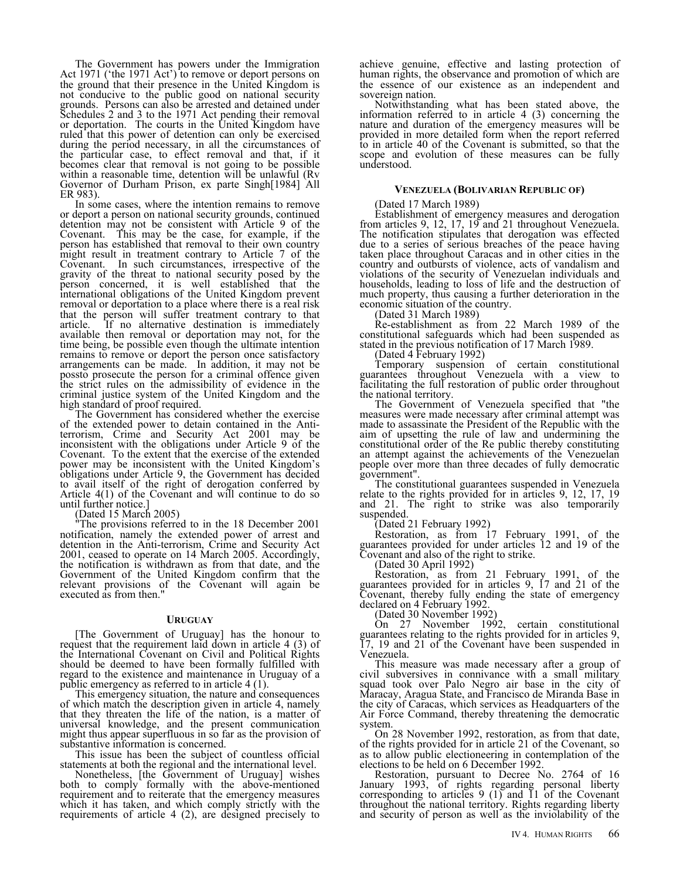The Government has powers under the Immigration Act 1971 ('the 1971 Act') to remove or deport persons on the ground that their presence in the United Kingdom is not conducive to the public good on national security grounds. Persons can also be arrested and detained under Schedules 2 and 3 to the 1971 Act pending their removal or deportation. The courts in the United Kingdom have ruled that this power of detention can only be exercised during the period necessary, in all the circumstances of the particular case, to effect removal and that, if it becomes clear that removal is not going to be possible within a reasonable time, detention will be unlawful (Rv Governor of Durham Prison, ex parte Singh[1984] All ER 983).

In some cases, where the intention remains to remove or deport a person on national security grounds, continued detention may not be consistent with Article 9 of the Covenant. This may be the case, for example, if the person has established that removal to their own country might result in treatment contrary to Article 7 of the Covenant. In such circumstances, irrespective of the gravity of the threat to national security posed by the person concerned, it is well established that the international obligations of the United Kingdom prevent removal or deportation to a place where there is a real risk that the person will suffer treatment contrary to that article. If no alternative destination is immediately available then removal or deportation may not, for the time being, be possible even though the ultimate intention remains to remove or deport the person once satisfactory arrangements can be made. In addition, it may not be possto prosecute the person for a criminal offence given the strict rules on the admissibility of evidence in the criminal justice system of the United Kingdom and the high standard of proof required.

The Government has considered whether the exercise of the extended power to detain contained in the Anti-terrorism, Crime and Security Act 2001 may be inconsistent with the obligations under Article 9 of the Covenant. To the extent that the exercise of the extended power may be inconsistent with the United Kingdom's obligations under Article 9, the Government has decided to avail itself of the right of derogation conferred by Article 4(1) of the Covenant and will continue to do so until further notice.]

(Dated 15 March 2005)

"The provisions referred to in the 18 December 2001 notification, namely the extended power of arrest and detention in the Anti-terrorism, Crime and Security Act 2001, ceased to operate on 14 March 2005. Accordingly, the notification is withdrawn as from that date, and the Government of the United Kingdom confirm that the relevant provisions of the Covenant will again be executed as from then."

#### URUGUAY

[The Government of Uruguay] has the honour to request that the requirement laid down in article 4 (3) of the International Covenant on Civil and Political Rights should be deemed to have been formally fulfilled with regard to the existence and maintenance in Uruguay of a public emergency as referred to in article 4 (1).

This emergency situation, the nature and consequences of which match the description given in article 4, namely that they threaten the life of the nation, is a matter of universal knowledge, and the present communication might thus appear superfluous in so far as the provision of substantive information is concerned.

This issue has been the subject of countless official statements at both the regional and the international level.

Nonetheless, [the Government of Uruguay] wishes both to comply formally with the above-mentioned requirement and to reiterate that the emergency measures which it has taken, and which comply strictly with the requirements of article 4 (2), are designed precisely to achieve genuine, effective and lasting protection of human rights, the observance and promotion of which are the essence of our existence as an independent and sovereign nation.

Notwithstanding what has been stated above, the information referred to in article 4 (3) concerning the nature and duration of the emergency measures will be provided in more detailed form when the report referred to in article 40 of the Covenant is submitted, so that the scope and evolution of these measures can be fully understood.

#### VENEZUELA (BOLIVARIAN REPUBLIC OF)

(Dated 17 March 1989)

Establishment of emergency measures and derogation from articles 9, 12, 17, 19 and 21 throughout Venezuela. The notification stipulates that derogation was effected due to a series of serious breaches of the peace having taken place throughout Caracas and in other cities in the country and outbursts of violence, acts of vandalism and violations of the security of Venezuelan individuals and households, leading to loss of life and the destruction of much property, thus causing a further deterioration in the economic situation of the country.

(Dated 31 March 1989)

Re-establishment as from 22 March 1989 of the constitutional safeguards which had been suspended as stated in the previous notification of 17 March 1989.

(Dated 4 February 1992)

Temporary suspension of certain constitutional guarantees throughout Venezuela with a view to facilitating the full restoration of public order throughout the national territory.

The Government of Venezuela specified that "the measures were made necessary after criminal attempt was made to assassinate the President of the Republic with the aim of upsetting the rule of law and undermining the constitutional order of the Re public thereby constituting an attempt against the achievements of the Venezuelan people over more than three decades of fully democratic government".

The constitutional guarantees suspended in Venezuela relate to the rights provided for in articles 9, 12, 17, 19 and 21. The right to strike was also temporarily suspended.

(Dated 21 February 1992)

Restoration, as from 17 February 1991, of the guarantees provided for under articles 12 and 19 of the Covenant and also of the right to strike.

(Dated 30 April 1992)

Restoration, as from 21 February 1991, of the guarantees provided for in articles 9, 17 and 21 of the Covenant, thereby fully ending the state of emergency declared on 4 February 1992.

(Dated 30 November 1992)

On 27 November 1992, certain constitutional guarantees relating to the rights provided for in articles 9, 17, 19 and 21 of the Covenant have been suspended in Venezuela.

This measure was made necessary after a group of civil subversives in connivance with a small military squad took over Palo Negro air base in the city of Maracay, Aragua State, and Francisco de Miranda Base in the city of Caracas, which services as Headquarters of the Air Force Command, thereby threatening the democratic system.

On 28 November 1992, restoration, as from that date, of the rights provided for in article 21 of the Covenant, so as to allow public electioneering in contemplation of the elections to be held on 6 December 1992.

Restoration, pursuant to Decree No. 2764 of 16 January 1993, of rights regarding personal liberty corresponding to articles 9 (1) and 11 of the Covenant throughout the national territory. Rights regarding liberty and security of person as well as the inviolability of the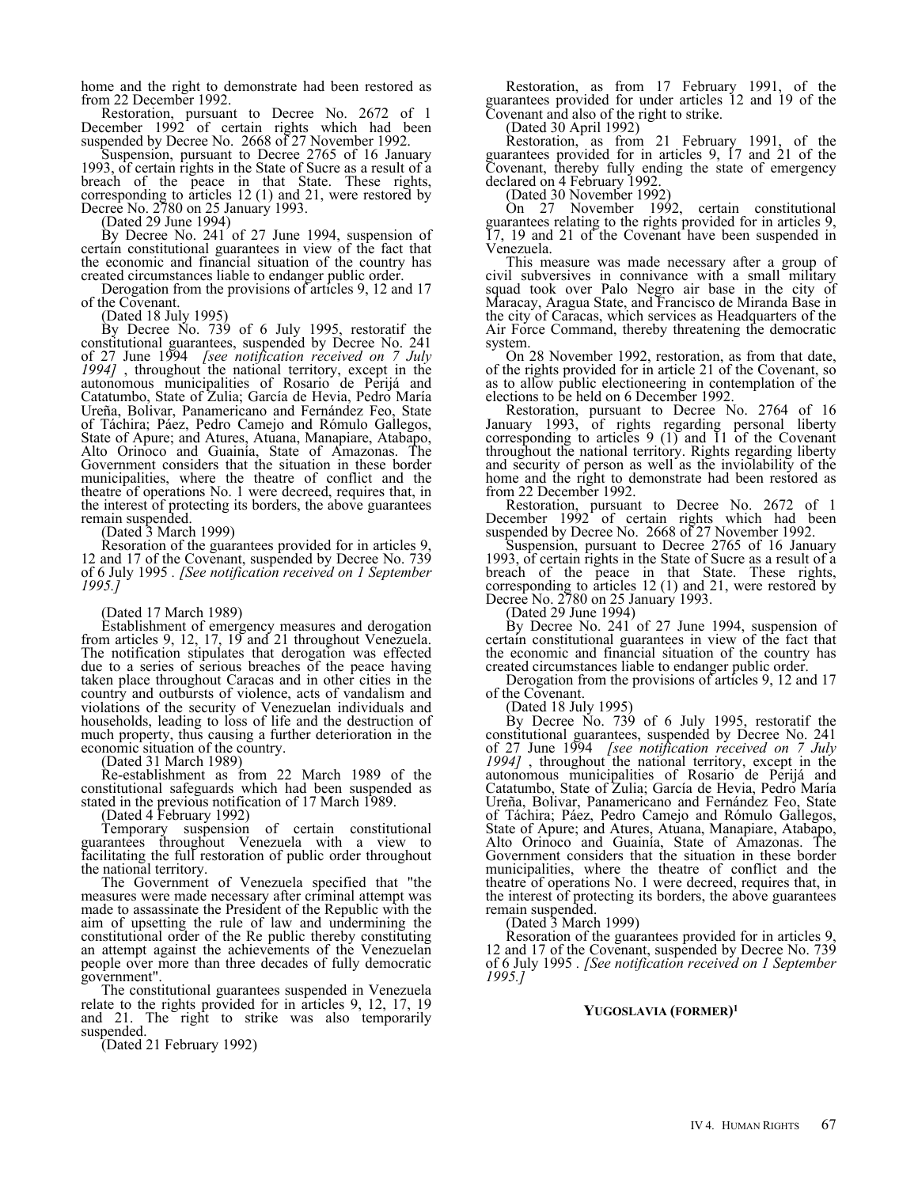home and the right to demonstrate had been restored as from 22 December 1992.

Restoration, pursuant to Decree No. 2672 of 1 December 1992 of certain rights which had been suspended by Decree No. 2668 of 27 November 1992.

Suspension, pursuant to Decree 2765 of 16 January 1993, of certain rights in the State of Sucre as a result of a breach of the peace in that State. These rights, corresponding to articles 12 (1) and 21, were restored by Decree No. 2780 on 25 January 1993.

(Dated 29 June 1994)

By Decree No. 241 of 27 June 1994, suspension of certain constitutional guarantees in view of the fact that the economic and financial situation of the country has created circumstances liable to endanger public order.

Derogation from the provisions of articles 9, 12 and 17 of the Covenant.

(Dated 18 July 1995)

By Decree No. 739 of 6 July 1995, restoratif the constitutional guarantees, suspended by Decree No. 241 of 27 June 1994 *[see notification received on 7 July 1994]* , throughout the national territory, except in the autonomous municipalities of Rosario de Perijá and Catatumbo, State of Zulia; García de Hevia, Pedro María Ureña, Bolivar, Panamericano and Fernández Feo, State of Táchira; Páez, Pedro Camejo and Rómulo Gallegos, State of Apure; and Atures, Atuana, Manapiare, Atabapo, Alto Orinoco and Guainia, State of Amazonas. The Government considers that the situation in these border municipalities, where the theatre of conflict and the theatre of operations No. 1 were decreed, requires that, in the interest of protecting its borders, the above guarantees remain suspended.

(Dated 3 March 1999)

Resoration of the guarantees provided for in articles 9, 12 and 17 of the Covenant, suspended by Decree No. 739 of 6 July 1995 . *[See notification received on 1 September 1995.]*

(Dated 17 March 1989)

Establishment of emergency measures and derogation from articles 9, 12, 17, 19 and 21 throughout Venezuela. The notification stipulates that derogation was effected due to a series of serious breaches of the peace having taken place throughout Caracas and in other cities in the country and outbursts of violence, acts of vandalism and violations of the security of Venezuelan individuals and households, leading to loss of life and the destruction of much property, thus causing a further deterioration in the economic situation of the country.

(Dated 31 March 1989)

Re-establishment as from 22 March 1989 of the constitutional safeguards which had been suspended as stated in the previous notification of 17 March 1989.

(Dated 4 February 1992)

Temporary suspension of certain constitutional guarantees throughout Venezuela with a view to facilitating the full restoration of public order throughout the national territory.

The Government of Venezuela specified that "the measures were made necessary after criminal attempt was made to assassinate the President of the Republic with the aim of upsetting the rule of law and undermining the constitutional order of the Re public thereby constituting an attempt against the achievements of the Venezuelan people over more than three decades of fully democratic government".

The constitutional guarantees suspended in Venezuela relate to the rights provided for in articles 9, 12, 17, 19 and 21. The right to strike was also temporarily suspended.

(Dated 21 February 1992)

Restoration, as from 17 February 1991, of the guarantees provided for under articles 12 and 19 of the Covenant and also of the right to strike.

(Dated 30 April 1992)

Restoration, as from 21 February 1991, of the guarantees provided for in articles 9, 17 and 21 of the Covenant, thereby fully ending the state of emergency declared on 4 February 1992.

(Dated 30 November 1992)

On 27 November 1992, certain constitutional guarantees relating to the rights provided for in articles 9, 17, 19 and 21 of the Covenant have been suspended in Venezuela.

This measure was made necessary after a group of civil subversives in connivance with a small military squad took over Palo Negro air base in the city of Maracay, Aragua State, and Francisco de Miranda Base in the city of Caracas, which services as Headquarters of the Air Force Command, thereby threatening the democratic system.

On 28 November 1992, restoration, as from that date, of the rights provided for in article 21 of the Covenant, so as to allow public electioneering in contemplation of the elections to be held on 6 December 1992.

Restoration, pursuant to Decree No. 2764 of 16 January 1993, of rights regarding personal liberty corresponding to articles 9 (1) and 11 of the Covenant throughout the national territory. Rights regarding liberty and security of person as well as the inviolability of the home and the right to demonstrate had been restored as from 22 December 1992.

Restoration, pursuant to Decree No. 2672 of 1 December 1992 of certain rights which had been suspended by Decree No. 2668 of 27 November 1992.

Suspension, pursuant to Decree 2765 of 16 January 1993, of certain rights in the State of Sucre as a result of a breach of the peace in that State. These rights, corresponding to articles 12 (1) and 21, were restored by Decree No. 2780 on 25 January 1993.

(Dated 29 June 1994)

By Decree No. 241 of 27 June 1994, suspension of certain constitutional guarantees in view of the fact that the economic and financial situation of the country has created circumstances liable to endanger public order.

Derogation from the provisions of articles 9, 12 and 17 of the Covenant.

(Dated 18 July 1995)

By Decree No. 739 of 6 July 1995, restoratif the constitutional guarantees, suspended by Decree No. 241 of 27 June 1994 *[see notification received on 7 July 1994]* , throughout the national territory, except in the autonomous municipalities of Rosario de Perijá and Catatumbo, State of Zulia; García de Hevia, Pedro María Ureña, Bolivar, Panamericano and Fernández Feo, State of Táchira; Páez, Pedro Camejo and Rómulo Gallegos, State of Apure; and Atures, Atuana, Manapiare, Atabapo, Alto Orinoco and Guainia, State of Amazonas. The Government considers that the situation in these border municipalities, where the theatre of conflict and the theatre of operations No. 1 were decreed, requires that, in the interest of protecting its borders, the above guarantees remain suspended.

(Dated 3 March 1999)

Resoration of the guarantees provided for in articles 9, 12 and 17 of the Covenant, suspended by Decree No. 739 of 6 July 1995 . *[See notification received on 1 September 1995.]*

## YUGOSLAVIA (FORMER)[1]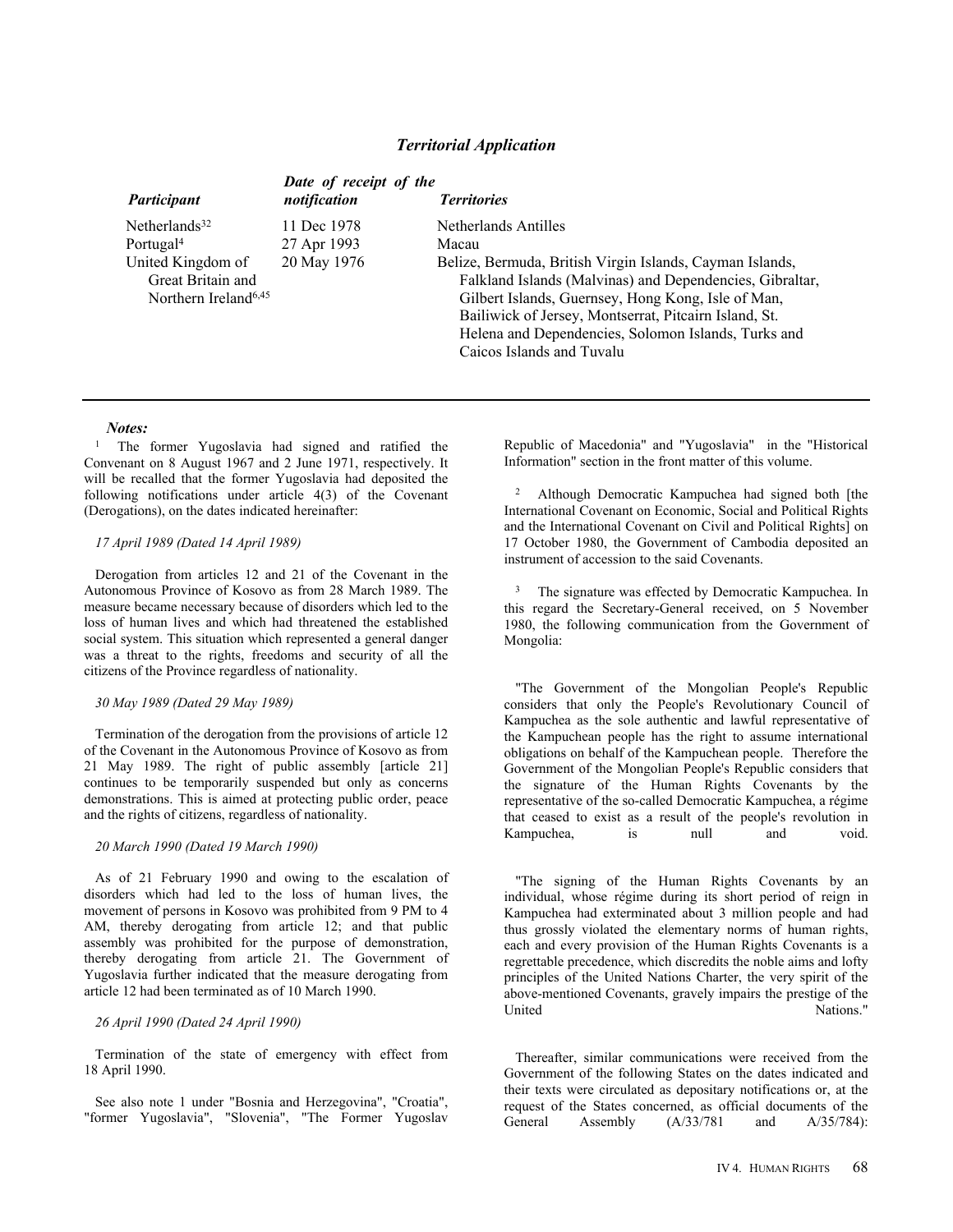### *Territorial Application*

| *Participant* | *Date of receipt of the notification* | *Territories* |
|---|---|---|
| Netherlands[32] | 11 Dec 1978 | Netherlands Antilles |
| Portugal[4] | 27 Apr 1993 | Macau |
| United Kingdom of Great Britain and Northern Ireland[6,45] | 20 May 1976 | Belize, Bermuda, British Virgin Islands, Cayman Islands, Falkland Islands (Malvinas) and Dependencies, Gibraltar, Gilbert Islands, Guernsey, Hong Kong, Isle of Man, Bailiwick of Jersey, Montserrat, Pitcairn Island, St. Helena and Dependencies, Solomon Islands, Turks and Caicos Islands and Tuvalu |

---

***Notes:***

[1] The former Yugoslavia had signed and ratified the Convenant on 8 August 1967 and 2 June 1971, respectively. It will be recalled that the former Yugoslavia had deposited the following notifications under article 4(3) of the Covenant (Derogations), on the dates indicated hereinafter:

*17 April 1989 (Dated 14 April 1989)*

Derogation from articles 12 and 21 of the Covenant in the Autonomous Province of Kosovo as from 28 March 1989. The measure became necessary because of disorders which led to the loss of human lives and which had threatened the established social system. This situation which represented a general danger was a threat to the rights, freedoms and security of all the citizens of the Province regardless of nationality.

*30 May 1989 (Dated 29 May 1989)*

Termination of the derogation from the provisions of article 12 of the Covenant in the Autonomous Province of Kosovo as from 21 May 1989. The right of public assembly [article 21] continues to be temporarily suspended but only as concerns demonstrations. This is aimed at protecting public order, peace and the rights of citizens, regardless of nationality.

*20 March 1990 (Dated 19 March 1990)*

As of 21 February 1990 and owing to the escalation of disorders which had led to the loss of human lives, the movement of persons in Kosovo was prohibited from 9 PM to 4 AM, thereby derogating from article 12; and that public assembly was prohibited for the purpose of demonstration, thereby derogating from article 21. The Government of Yugoslavia further indicated that the measure derogating from article 12 had been terminated as of 10 March 1990.

*26 April 1990 (Dated 24 April 1990)*

Termination of the state of emergency with effect from 18 April 1990.

See also note 1 under "Bosnia and Herzegovina", "Croatia", "former Yugoslavia", "Slovenia", "The Former Yugoslav Republic of Macedonia" and "Yugoslavia" in the "Historical Information" section in the front matter of this volume.

[2] Although Democratic Kampuchea had signed both [the International Covenant on Economic, Social and Political Rights and the International Covenant on Civil and Political Rights] on 17 October 1980, the Government of Cambodia deposited an instrument of accession to the said Covenants.

[3] The signature was effected by Democratic Kampuchea. In this regard the Secretary-General received, on 5 November 1980, the following communication from the Government of Mongolia:

"The Government of the Mongolian People's Republic considers that only the People's Revolutionary Council of Kampuchea as the sole authentic and lawful representative of the Kampuchean people has the right to assume international obligations on behalf of the Kampuchean people. Therefore the Government of the Mongolian People's Republic considers that the signature of the Human Rights Covenants by the representative of the so-called Democratic Kampuchea, a régime that ceased to exist as a result of the people's revolution in Kampuchea, is null and void.

"The signing of the Human Rights Covenants by an individual, whose régime during its short period of reign in Kampuchea had exterminated about 3 million people and had thus grossly violated the elementary norms of human rights, each and every provision of the Human Rights Covenants is a regrettable precedence, which discredits the noble aims and lofty principles of the United Nations Charter, the very spirit of the above-mentioned Covenants, gravely impairs the prestige of the United Nations."

Thereafter, similar communications were received from the Government of the following States on the dates indicated and their texts were circulated as depositary notifications or, at the request of the States concerned, as official documents of the General Assembly (A/33/781 and A/35/784):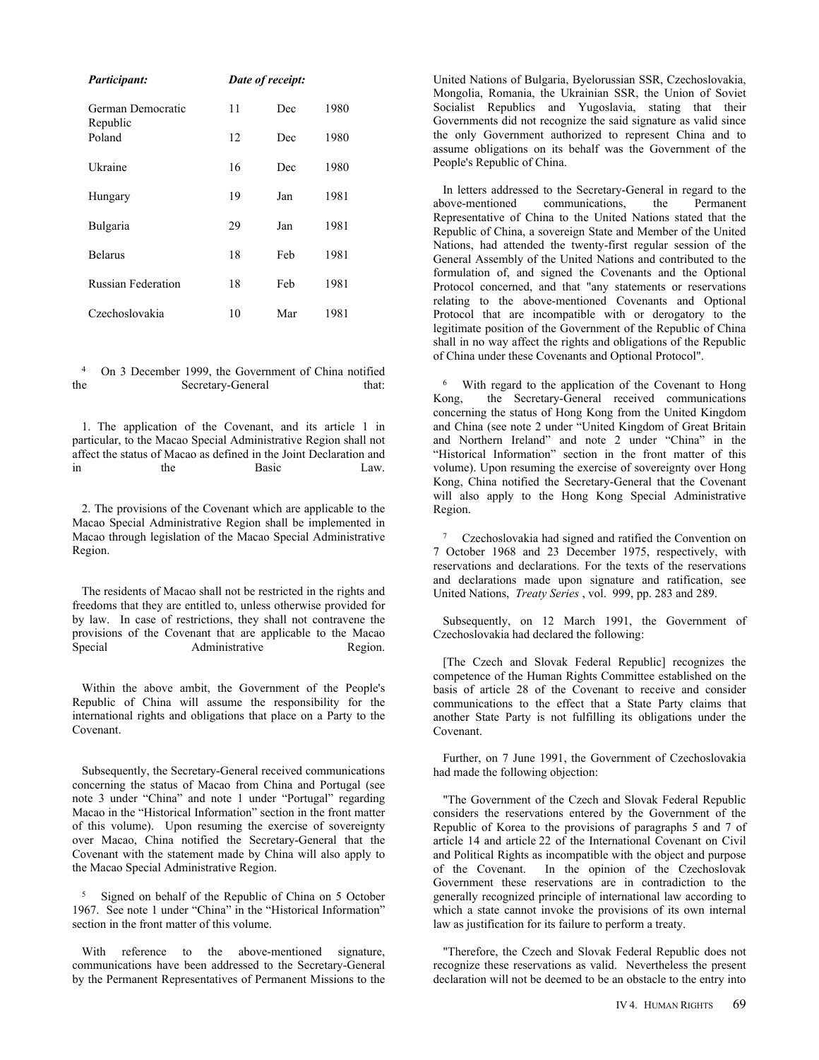| *Participant:* | *Date of receipt:* | | |
|---|---|---|---|
| German Democratic Republic | 11 | Dec | 1980 |
| Poland | 12 | Dec | 1980 |
| Ukraine | 16 | Dec | 1980 |
| Hungary | 19 | Jan | 1981 |
| Bulgaria | 29 | Jan | 1981 |
| Belarus | 18 | Feb | 1981 |
| Russian Federation | 18 | Feb | 1981 |
| Czechoslovakia | 10 | Mar | 1981 |

[4] On 3 December 1999, the Government of China notified the Secretary-General that:

1. The application of the Covenant, and its article 1 in particular, to the Macao Special Administrative Region shall not affect the status of Macao as defined in the Joint Declaration and in the Basic Law.

2. The provisions of the Covenant which are applicable to the Macao Special Administrative Region shall be implemented in Macao through legislation of the Macao Special Administrative Region.

The residents of Macao shall not be restricted in the rights and freedoms that they are entitled to, unless otherwise provided for by law. In case of restrictions, they shall not contravene the provisions of the Covenant that are applicable to the Macao Special Administrative Region.

Within the above ambit, the Government of the People's Republic of China will assume the responsibility for the international rights and obligations that place on a Party to the Covenant.

Subsequently, the Secretary-General received communications concerning the status of Macao from China and Portugal (see note 3 under "China" and note 1 under "Portugal" regarding Macao in the "Historical Information" section in the front matter of this volume). Upon resuming the exercise of sovereignty over Macao, China notified the Secretary-General that the Covenant with the statement made by China will also apply to the Macao Special Administrative Region.

[5] Signed on behalf of the Republic of China on 5 October 1967. See note 1 under "China" in the "Historical Information" section in the front matter of this volume.

With reference to the above-mentioned signature, communications have been addressed to the Secretary-General by the Permanent Representatives of Permanent Missions to the United Nations of Bulgaria, Byelorussian SSR, Czechoslovakia, Mongolia, Romania, the Ukrainian SSR, the Union of Soviet Socialist Republics and Yugoslavia, stating that their Governments did not recognize the said signature as valid since the only Government authorized to represent China and to assume obligations on its behalf was the Government of the People's Republic of China.

In letters addressed to the Secretary-General in regard to the above-mentioned communications, the Permanent Representative of China to the United Nations stated that the Republic of China, a sovereign State and Member of the United Nations, had attended the twenty-first regular session of the General Assembly of the United Nations and contributed to the formulation of, and signed the Covenants and the Optional Protocol concerned, and that "any statements or reservations relating to the above-mentioned Covenants and Optional Protocol that are incompatible with or derogatory to the legitimate position of the Government of the Republic of China shall in no way affect the rights and obligations of the Republic of China under these Covenants and Optional Protocol".

[6] With regard to the application of the Covenant to Hong Kong, the Secretary-General received communications concerning the status of Hong Kong from the United Kingdom and China (see note 2 under "United Kingdom of Great Britain and Northern Ireland" and note 2 under "China" in the "Historical Information" section in the front matter of this volume). Upon resuming the exercise of sovereignty over Hong Kong, China notified the Secretary-General that the Covenant will also apply to the Hong Kong Special Administrative Region.

[7] Czechoslovakia had signed and ratified the Convention on 7 October 1968 and 23 December 1975, respectively, with reservations and declarations. For the texts of the reservations and declarations made upon signature and ratification, see United Nations, *Treaty Series* , vol. 999, pp. 283 and 289.

Subsequently, on 12 March 1991, the Government of Czechoslovakia had declared the following:

[The Czech and Slovak Federal Republic] recognizes the competence of the Human Rights Committee established on the basis of article 28 of the Covenant to receive and consider communications to the effect that a State Party claims that another State Party is not fulfilling its obligations under the Covenant.

Further, on 7 June 1991, the Government of Czechoslovakia had made the following objection:

"The Government of the Czech and Slovak Federal Republic considers the reservations entered by the Government of the Republic of Korea to the provisions of paragraphs 5 and 7 of article 14 and article 22 of the International Covenant on Civil and Political Rights as incompatible with the object and purpose of the Covenant. In the opinion of the Czechoslovak Government these reservations are in contradiction to the generally recognized principle of international law according to which a state cannot invoke the provisions of its own internal law as justification for its failure to perform a treaty.

"Therefore, the Czech and Slovak Federal Republic does not recognize these reservations as valid. Nevertheless the present declaration will not be deemed to be an obstacle to the entry into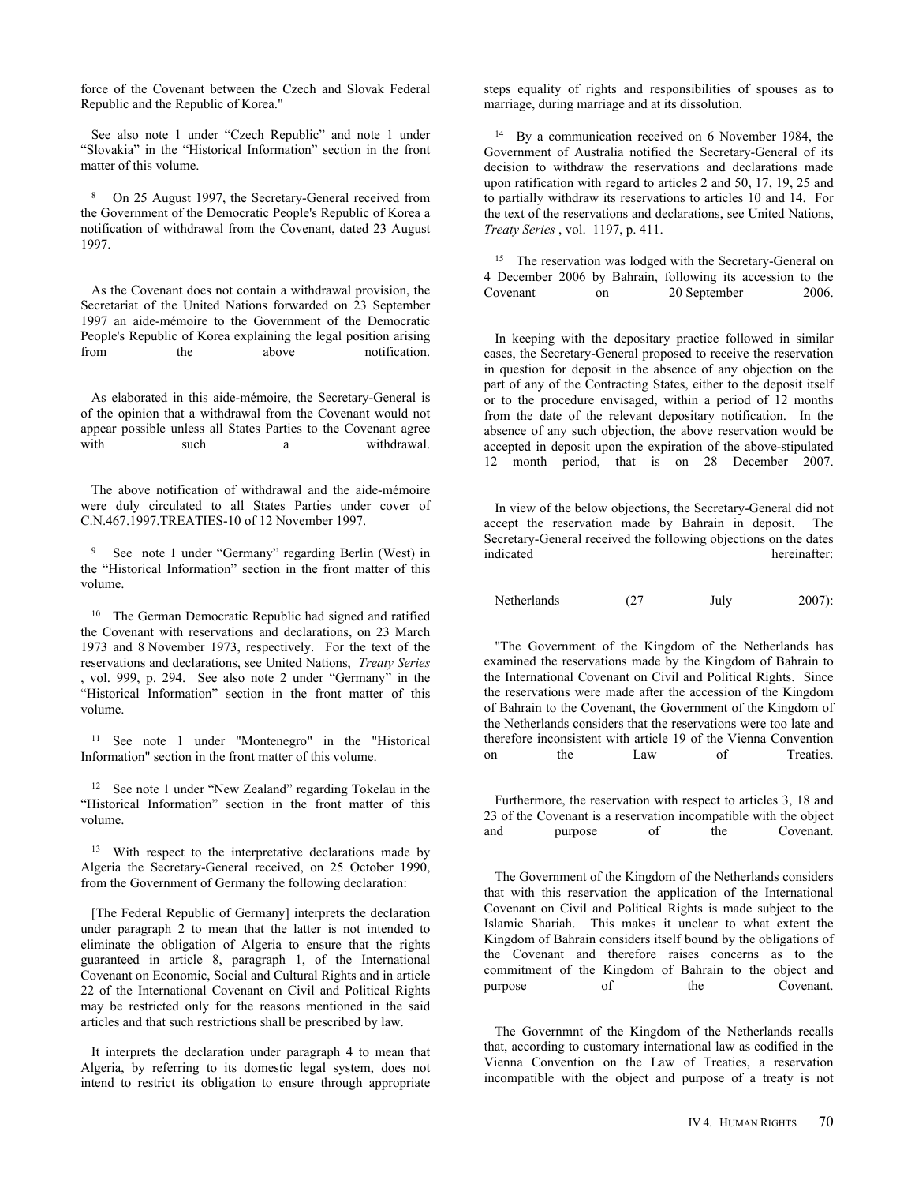force of the Covenant between the Czech and Slovak Federal Republic and the Republic of Korea."

See also note 1 under "Czech Republic" and note 1 under "Slovakia" in the "Historical Information" section in the front matter of this volume.

[8] On 25 August 1997, the Secretary-General received from the Government of the Democratic People's Republic of Korea a notification of withdrawal from the Covenant, dated 23 August 1997.

As the Covenant does not contain a withdrawal provision, the Secretariat of the United Nations forwarded on 23 September 1997 an aide-mémoire to the Government of the Democratic People's Republic of Korea explaining the legal position arising from the above notification.

As elaborated in this aide-mémoire, the Secretary-General is of the opinion that a withdrawal from the Covenant would not appear possible unless all States Parties to the Covenant agree with such a withdrawal.

The above notification of withdrawal and the aide-mémoire were duly circulated to all States Parties under cover of C.N.467.1997.TREATIES-10 of 12 November 1997.

[9] See note 1 under "Germany" regarding Berlin (West) in the "Historical Information" section in the front matter of this volume.

[10] The German Democratic Republic had signed and ratified the Covenant with reservations and declarations, on 23 March 1973 and 8 November 1973, respectively. For the text of the reservations and declarations, see United Nations, *Treaty Series* , vol. 999, p. 294. See also note 2 under "Germany" in the "Historical Information" section in the front matter of this volume.

[11] See note 1 under "Montenegro" in the "Historical Information" section in the front matter of this volume.

[12] See note 1 under "New Zealand" regarding Tokelau in the "Historical Information" section in the front matter of this volume.

[13] With respect to the interpretative declarations made by Algeria the Secretary-General received, on 25 October 1990, from the Government of Germany the following declaration:

[The Federal Republic of Germany] interprets the declaration under paragraph 2 to mean that the latter is not intended to eliminate the obligation of Algeria to ensure that the rights guaranteed in article 8, paragraph 1, of the International Covenant on Economic, Social and Cultural Rights and in article 22 of the International Covenant on Civil and Political Rights may be restricted only for the reasons mentioned in the said articles and that such restrictions shall be prescribed by law.

It interprets the declaration under paragraph 4 to mean that Algeria, by referring to its domestic legal system, does not intend to restrict its obligation to ensure through appropriate steps equality of rights and responsibilities of spouses as to marriage, during marriage and at its dissolution.

[14] By a communication received on 6 November 1984, the Government of Australia notified the Secretary-General of its decision to withdraw the reservations and declarations made upon ratification with regard to articles 2 and 50, 17, 19, 25 and to partially withdraw its reservations to articles 10 and 14. For the text of the reservations and declarations, see United Nations, *Treaty Series* , vol. 1197, p. 411.

[15] The reservation was lodged with the Secretary-General on 4 December 2006 by Bahrain, following its accession to the Covenant on 20 September 2006.

In keeping with the depositary practice followed in similar cases, the Secretary-General proposed to receive the reservation in question for deposit in the absence of any objection on the part of any of the Contracting States, either to the deposit itself or to the procedure envisaged, within a period of 12 months from the date of the relevant depositary notification. In the absence of any such objection, the above reservation would be accepted in deposit upon the expiration of the above-stipulated 12 month period, that is on 28 December 2007.

In view of the below objections, the Secretary-General did not accept the reservation made by Bahrain in deposit. The Secretary-General received the following objections on the dates indicated hereinafter:

Netherlands (27 July 2007):

"The Government of the Kingdom of the Netherlands has examined the reservations made by the Kingdom of Bahrain to the International Covenant on Civil and Political Rights. Since the reservations were made after the accession of the Kingdom of Bahrain to the Covenant, the Government of the Kingdom of the Netherlands considers that the reservations were too late and therefore inconsistent with article 19 of the Vienna Convention on the Law of Treaties.

Furthermore, the reservation with respect to articles 3, 18 and 23 of the Covenant is a reservation incompatible with the object and purpose of the Covenant.

The Government of the Kingdom of the Netherlands considers that with this reservation the application of the International Covenant on Civil and Political Rights is made subject to the Islamic Shariah. This makes it unclear to what extent the Kingdom of Bahrain considers itself bound by the obligations of the Covenant and therefore raises concerns as to the commitment of the Kingdom of Bahrain to the object and purpose of the Covenant.

The Governmnt of the Kingdom of the Netherlands recalls that, according to customary international law as codified in the Vienna Convention on the Law of Treaties, a reservation incompatible with the object and purpose of a treaty is not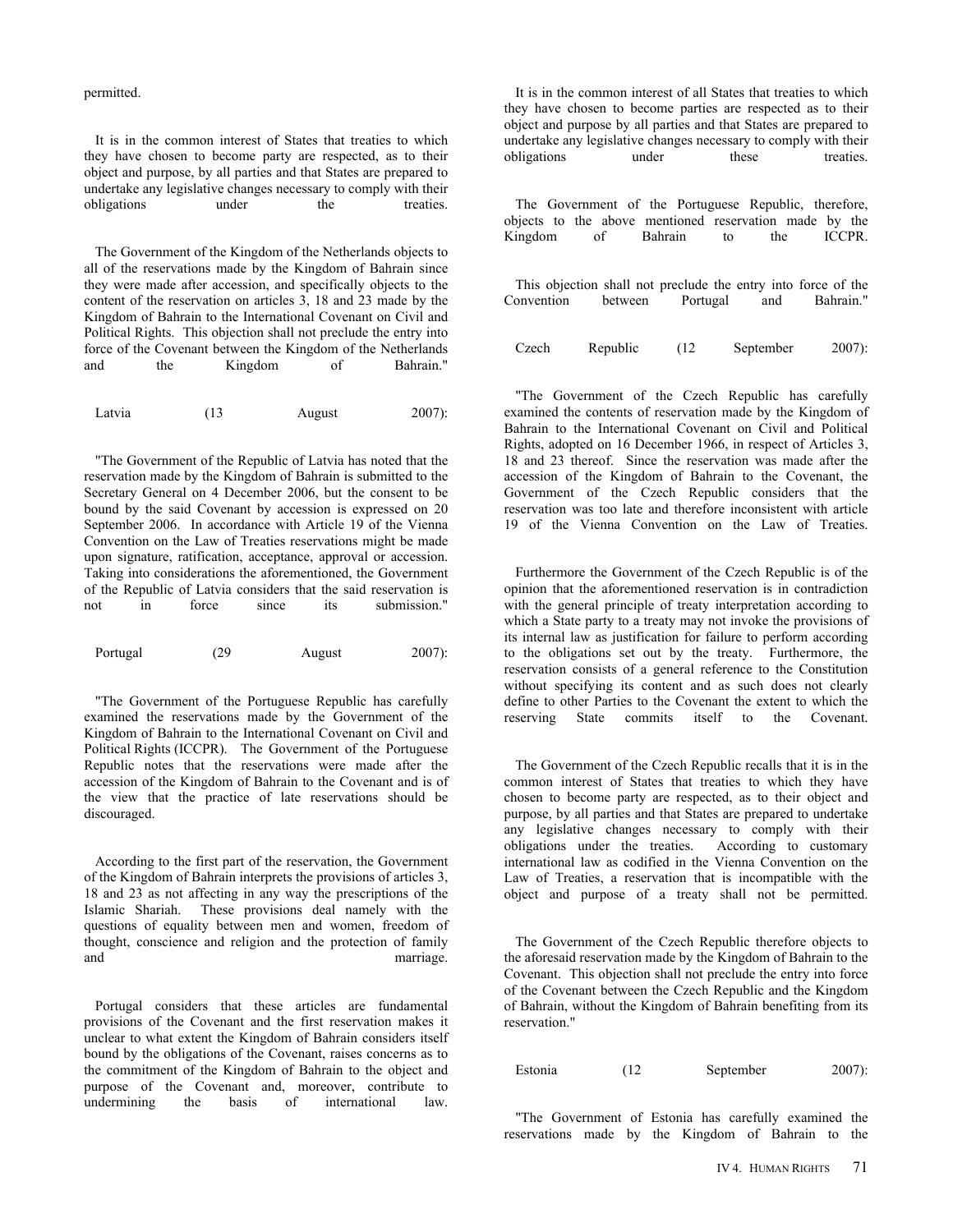permitted.

It is in the common interest of States that treaties to which they have chosen to become party are respected, as to their object and purpose, by all parties and that States are prepared to undertake any legislative changes necessary to comply with their obligations under the treaties.

The Government of the Kingdom of the Netherlands objects to all of the reservations made by the Kingdom of Bahrain since they were made after accession, and specifically objects to the content of the reservation on articles 3, 18 and 23 made by the Kingdom of Bahrain to the International Covenant on Civil and Political Rights. This objection shall not preclude the entry into force of the Covenant between the Kingdom of the Netherlands and the Kingdom of Bahrain."

Latvia (13 August 2007):

"The Government of the Republic of Latvia has noted that the reservation made by the Kingdom of Bahrain is submitted to the Secretary General on 4 December 2006, but the consent to be bound by the said Covenant by accession is expressed on 20 September 2006. In accordance with Article 19 of the Vienna Convention on the Law of Treaties reservations might be made upon signature, ratification, acceptance, approval or accession. Taking into considerations the aforementioned, the Government of the Republic of Latvia considers that the said reservation is not in force since its submission."

Portugal (29 August 2007):

"The Government of the Portuguese Republic has carefully examined the reservations made by the Government of the Kingdom of Bahrain to the International Covenant on Civil and Political Rights (ICCPR). The Government of the Portuguese Republic notes that the reservations were made after the accession of the Kingdom of Bahrain to the Covenant and is of the view that the practice of late reservations should be discouraged.

According to the first part of the reservation, the Government of the Kingdom of Bahrain interprets the provisions of articles 3, 18 and 23 as not affecting in any way the prescriptions of the Islamic Shariah. These provisions deal namely with the questions of equality between men and women, freedom of thought, conscience and religion and the protection of family and marriage.

Portugal considers that these articles are fundamental provisions of the Covenant and the first reservation makes it unclear to what extent the Kingdom of Bahrain considers itself bound by the obligations of the Covenant, raises concerns as to the commitment of the Kingdom of Bahrain to the object and purpose of the Covenant and, moreover, contribute to undermining the basis of international law.

It is in the common interest of all States that treaties to which they have chosen to become parties are respected as to their object and purpose by all parties and that States are prepared to undertake any legislative changes necessary to comply with their obligations under these treaties.

The Government of the Portuguese Republic, therefore, objects to the above mentioned reservation made by the Kingdom of Bahrain to the ICCPR.

This objection shall not preclude the entry into force of the Convention between Portugal and Bahrain."

Czech Republic (12 September 2007):

"The Government of the Czech Republic has carefully examined the contents of reservation made by the Kingdom of Bahrain to the International Covenant on Civil and Political Rights, adopted on 16 December 1966, in respect of Articles 3, 18 and 23 thereof. Since the reservation was made after the accession of the Kingdom of Bahrain to the Covenant, the Government of the Czech Republic considers that the reservation was too late and therefore inconsistent with article 19 of the Vienna Convention on the Law of Treaties.

Furthermore the Government of the Czech Republic is of the opinion that the aforementioned reservation is in contradiction with the general principle of treaty interpretation according to which a State party to a treaty may not invoke the provisions of its internal law as justification for failure to perform according to the obligations set out by the treaty. Furthermore, the reservation consists of a general reference to the Constitution without specifying its content and as such does not clearly define to other Parties to the Covenant the extent to which the reserving State commits itself to the Covenant.

The Government of the Czech Republic recalls that it is in the common interest of States that treaties to which they have chosen to become party are respected, as to their object and purpose, by all parties and that States are prepared to undertake any legislative changes necessary to comply with their obligations under the treaties. According to customary international law as codified in the Vienna Convention on the Law of Treaties, a reservation that is incompatible with the object and purpose of a treaty shall not be permitted.

The Government of the Czech Republic therefore objects to the aforesaid reservation made by the Kingdom of Bahrain to the Covenant. This objection shall not preclude the entry into force of the Covenant between the Czech Republic and the Kingdom of Bahrain, without the Kingdom of Bahrain benefiting from its reservation."

Estonia (12 September 2007):

"The Government of Estonia has carefully examined the reservations made by the Kingdom of Bahrain to the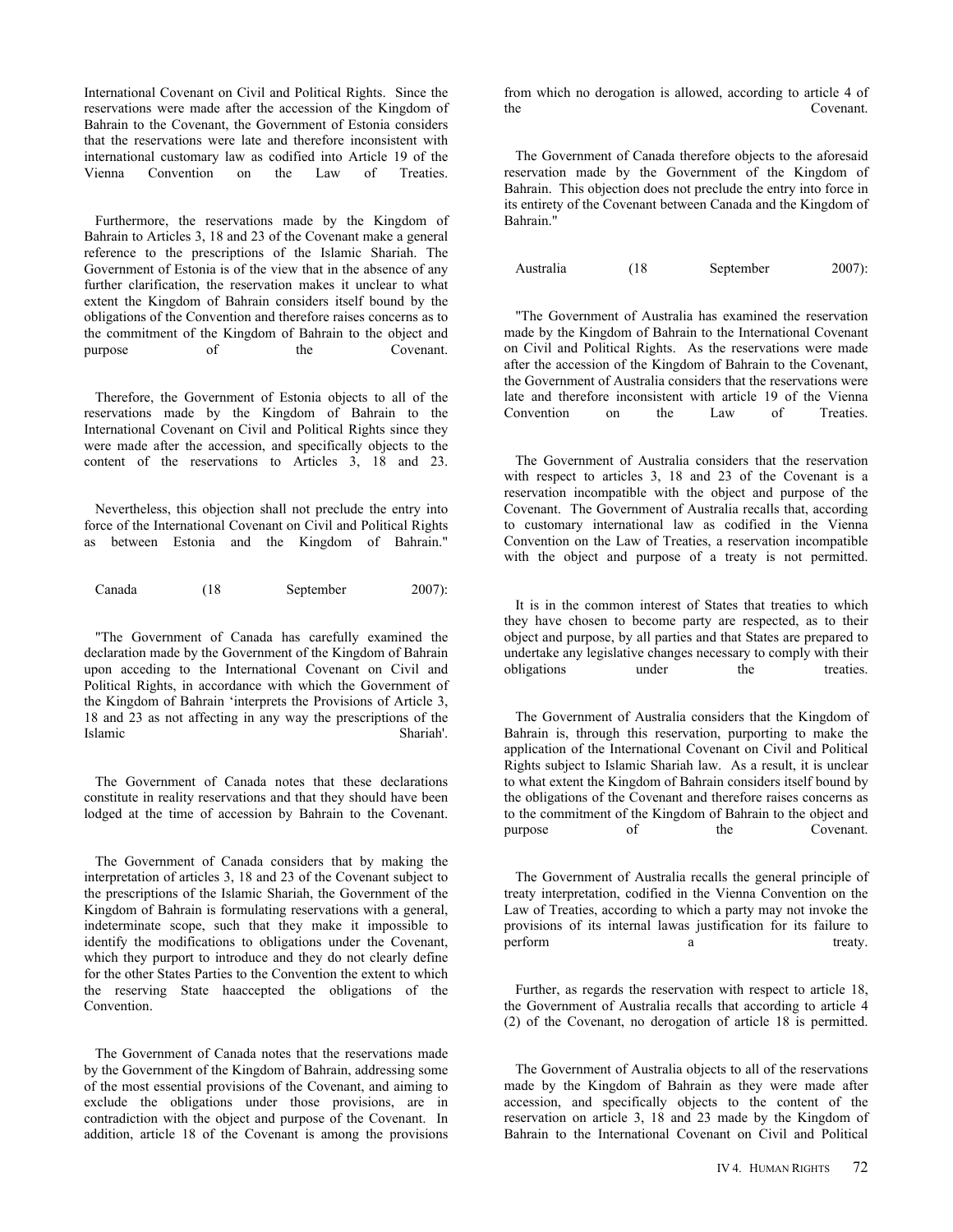International Covenant on Civil and Political Rights. Since the reservations were made after the accession of the Kingdom of Bahrain to the Covenant, the Government of Estonia considers that the reservations were late and therefore inconsistent with international customary law as codified into Article 19 of the Vienna Convention on the Law of Treaties.

Furthermore, the reservations made by the Kingdom of Bahrain to Articles 3, 18 and 23 of the Covenant make a general reference to the prescriptions of the Islamic Shariah. The Government of Estonia is of the view that in the absence of any further clarification, the reservation makes it unclear to what extent the Kingdom of Bahrain considers itself bound by the obligations of the Convention and therefore raises concerns as to the commitment of the Kingdom of Bahrain to the object and purpose of the Covenant.

Therefore, the Government of Estonia objects to all of the reservations made by the Kingdom of Bahrain to the International Covenant on Civil and Political Rights since they were made after the accession, and specifically objects to the content of the reservations to Articles 3, 18 and 23.

Nevertheless, this objection shall not preclude the entry into force of the International Covenant on Civil and Political Rights as between Estonia and the Kingdom of Bahrain."

Canada (18 September 2007):

"The Government of Canada has carefully examined the declaration made by the Government of the Kingdom of Bahrain upon acceding to the International Covenant on Civil and Political Rights, in accordance with which the Government of the Kingdom of Bahrain 'interprets the Provisions of Article 3, 18 and 23 as not affecting in any way the prescriptions of the Islamic Shariah'.

The Government of Canada notes that these declarations constitute in reality reservations and that they should have been lodged at the time of accession by Bahrain to the Covenant.

The Government of Canada considers that by making the interpretation of articles 3, 18 and 23 of the Covenant subject to the prescriptions of the Islamic Shariah, the Government of the Kingdom of Bahrain is formulating reservations with a general, indeterminate scope, such that they make it impossible to identify the modifications to obligations under the Covenant, which they purport to introduce and they do not clearly define for the other States Parties to the Convention the extent to which the reserving State haaccepted the obligations of the Convention.

The Government of Canada notes that the reservations made by the Government of the Kingdom of Bahrain, addressing some of the most essential provisions of the Covenant, and aiming to exclude the obligations under those provisions, are in contradiction with the object and purpose of the Covenant. In addition, article 18 of the Covenant is among the provisions from which no derogation is allowed, according to article 4 of the Covenant.

The Government of Canada therefore objects to the aforesaid reservation made by the Government of the Kingdom of Bahrain. This objection does not preclude the entry into force in its entirety of the Covenant between Canada and the Kingdom of Bahrain."

Australia (18 September 2007):

"The Government of Australia has examined the reservation made by the Kingdom of Bahrain to the International Covenant on Civil and Political Rights. As the reservations were made after the accession of the Kingdom of Bahrain to the Covenant, the Government of Australia considers that the reservations were late and therefore inconsistent with article 19 of the Vienna Convention on the Law of Treaties.

The Government of Australia considers that the reservation with respect to articles 3, 18 and 23 of the Covenant is a reservation incompatible with the object and purpose of the Covenant. The Government of Australia recalls that, according to customary international law as codified in the Vienna Convention on the Law of Treaties, a reservation incompatible with the object and purpose of a treaty is not permitted.

It is in the common interest of States that treaties to which they have chosen to become party are respected, as to their object and purpose, by all parties and that States are prepared to undertake any legislative changes necessary to comply with their obligations under the treaties.

The Government of Australia considers that the Kingdom of Bahrain is, through this reservation, purporting to make the application of the International Covenant on Civil and Political Rights subject to Islamic Shariah law. As a result, it is unclear to what extent the Kingdom of Bahrain considers itself bound by the obligations of the Covenant and therefore raises concerns as to the commitment of the Kingdom of Bahrain to the object and purpose of the Covenant.

The Government of Australia recalls the general principle of treaty interpretation, codified in the Vienna Convention on the Law of Treaties, according to which a party may not invoke the provisions of its internal lawas justification for its failure to perform a treaty.

Further, as regards the reservation with respect to article 18, the Government of Australia recalls that according to article 4 (2) of the Covenant, no derogation of article 18 is permitted.

The Government of Australia objects to all of the reservations made by the Kingdom of Bahrain as they were made after accession, and specifically objects to the content of the reservation on article 3, 18 and 23 made by the Kingdom of Bahrain to the International Covenant on Civil and Political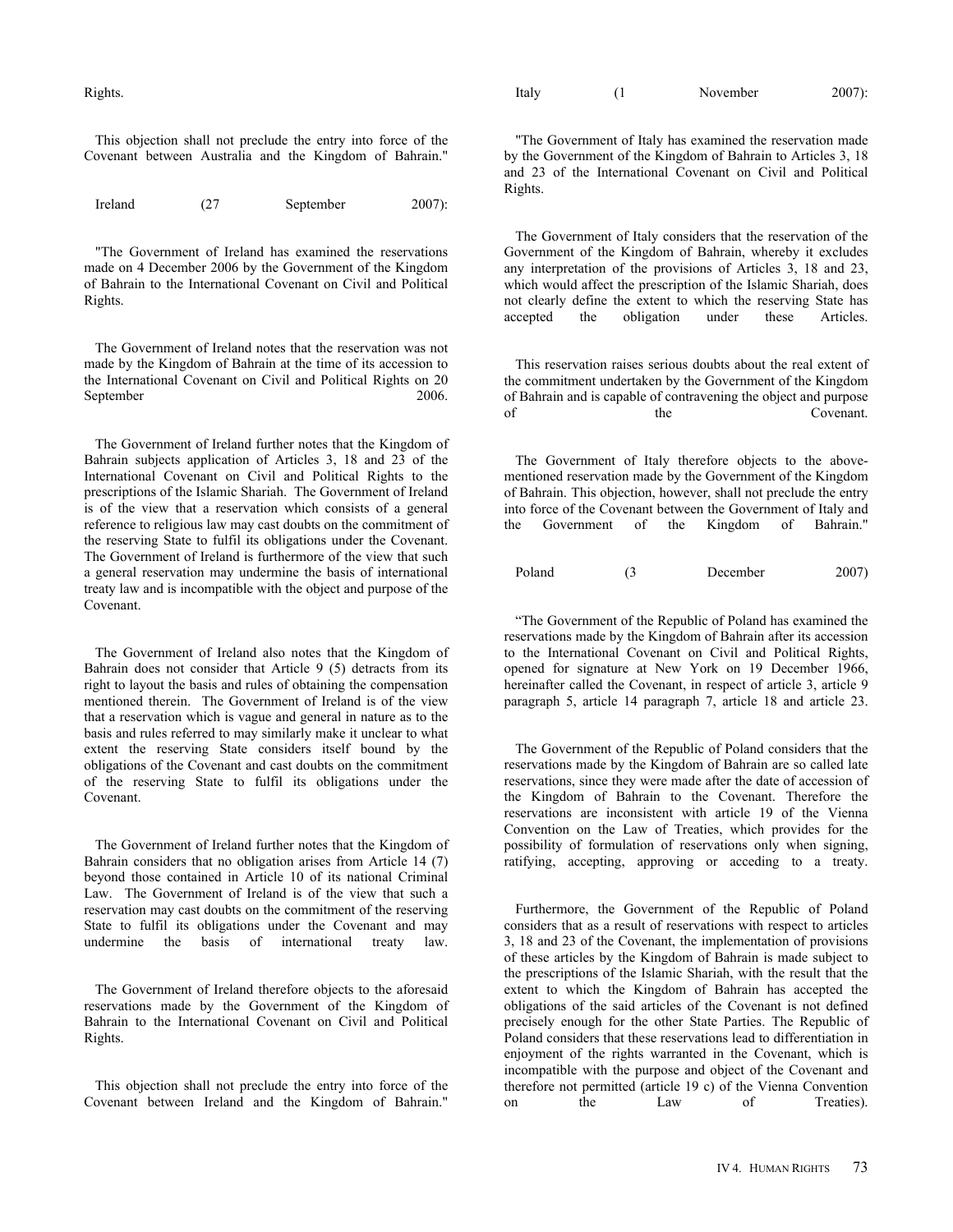Rights.

This objection shall not preclude the entry into force of the Covenant between Australia and the Kingdom of Bahrain."

Ireland (27 September 2007):

"The Government of Ireland has examined the reservations made on 4 December 2006 by the Government of the Kingdom of Bahrain to the International Covenant on Civil and Political Rights.

The Government of Ireland notes that the reservation was not made by the Kingdom of Bahrain at the time of its accession to the International Covenant on Civil and Political Rights on 20 September 2006.

The Government of Ireland further notes that the Kingdom of Bahrain subjects application of Articles 3, 18 and 23 of the International Covenant on Civil and Political Rights to the prescriptions of the Islamic Shariah. The Government of Ireland is of the view that a reservation which consists of a general reference to religious law may cast doubts on the commitment of the reserving State to fulfil its obligations under the Covenant. The Government of Ireland is furthermore of the view that such a general reservation may undermine the basis of international treaty law and is incompatible with the object and purpose of the Covenant.

The Government of Ireland also notes that the Kingdom of Bahrain does not consider that Article 9 (5) detracts from its right to layout the basis and rules of obtaining the compensation mentioned therein. The Government of Ireland is of the view that a reservation which is vague and general in nature as to the basis and rules referred to may similarly make it unclear to what extent the reserving State considers itself bound by the obligations of the Covenant and cast doubts on the commitment of the reserving State to fulfil its obligations under the Covenant.

The Government of Ireland further notes that the Kingdom of Bahrain considers that no obligation arises from Article 14 (7) beyond those contained in Article 10 of its national Criminal Law. The Government of Ireland is of the view that such a reservation may cast doubts on the commitment of the reserving State to fulfil its obligations under the Covenant and may undermine the basis of international treaty law.

The Government of Ireland therefore objects to the aforesaid reservations made by the Government of the Kingdom of Bahrain to the International Covenant on Civil and Political Rights.

This objection shall not preclude the entry into force of the Covenant between Ireland and the Kingdom of Bahrain."

Italy (1 November 2007):

"The Government of Italy has examined the reservation made by the Government of the Kingdom of Bahrain to Articles 3, 18 and 23 of the International Covenant on Civil and Political Rights.

The Government of Italy considers that the reservation of the Government of the Kingdom of Bahrain, whereby it excludes any interpretation of the provisions of Articles 3, 18 and 23, which would affect the prescription of the Islamic Shariah, does not clearly define the extent to which the reserving State has accepted the obligation under these Articles.

This reservation raises serious doubts about the real extent of the commitment undertaken by the Government of the Kingdom of Bahrain and is capable of contravening the object and purpose of the Covenant.

The Government of Italy therefore objects to the above-mentioned reservation made by the Government of the Kingdom of Bahrain. This objection, however, shall not preclude the entry into force of the Covenant between the Government of Italy and the Government of the Kingdom of Bahrain."

Poland (3 December 2007)

"The Government of the Republic of Poland has examined the reservations made by the Kingdom of Bahrain after its accession to the International Covenant on Civil and Political Rights, opened for signature at New York on 19 December 1966, hereinafter called the Covenant, in respect of article 3, article 9 paragraph 5, article 14 paragraph 7, article 18 and article 23.

The Government of the Republic of Poland considers that the reservations made by the Kingdom of Bahrain are so called late reservations, since they were made after the date of accession of the Kingdom of Bahrain to the Covenant. Therefore the reservations are inconsistent with article 19 of the Vienna Convention on the Law of Treaties, which provides for the possibility of formulation of reservations only when signing, ratifying, accepting, approving or acceding to a treaty.

Furthermore, the Government of the Republic of Poland considers that as a result of reservations with respect to articles 3, 18 and 23 of the Covenant, the implementation of provisions of these articles by the Kingdom of Bahrain is made subject to the prescriptions of the Islamic Shariah, with the result that the extent to which the Kingdom of Bahrain has accepted the obligations of the said articles of the Covenant is not defined precisely enough for the other State Parties. The Republic of Poland considers that these reservations lead to differentiation in enjoyment of the rights warranted in the Covenant, which is incompatible with the purpose and object of the Covenant and therefore not permitted (article 19 c) of the Vienna Convention on the Law of Treaties).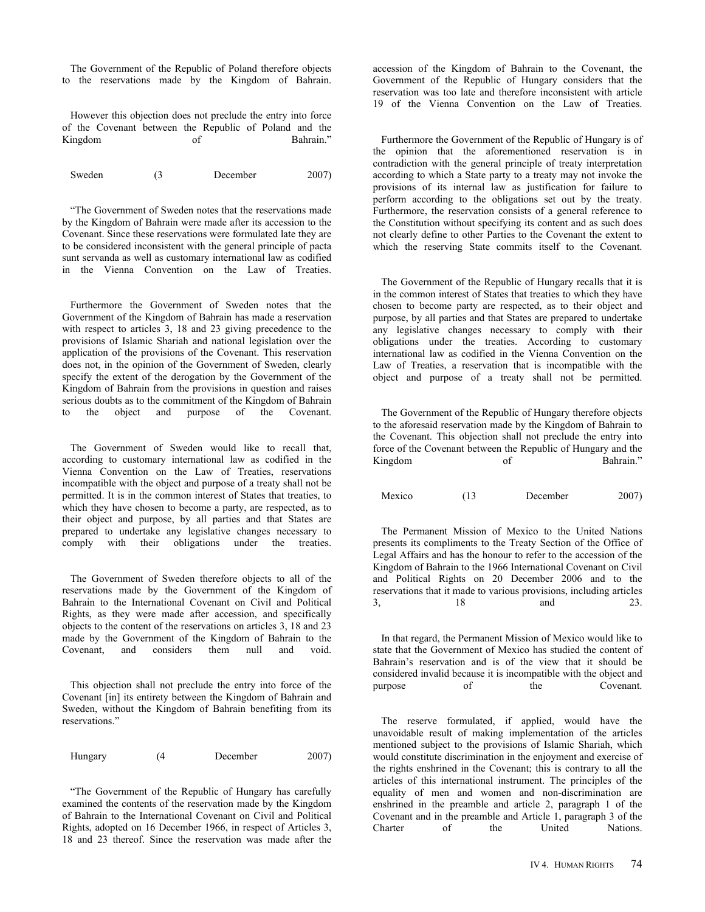The Government of the Republic of Poland therefore objects to the reservations made by the Kingdom of Bahrain.

However this objection does not preclude the entry into force of the Covenant between the Republic of Poland and the Kingdom of Bahrain."

Sweden (3 December 2007)

"The Government of Sweden notes that the reservations made by the Kingdom of Bahrain were made after its accession to the Covenant. Since these reservations were formulated late they are to be considered inconsistent with the general principle of pacta sunt servanda as well as customary international law as codified in the Vienna Convention on the Law of Treaties.

Furthermore the Government of Sweden notes that the Government of the Kingdom of Bahrain has made a reservation with respect to articles 3, 18 and 23 giving precedence to the provisions of Islamic Shariah and national legislation over the application of the provisions of the Covenant. This reservation does not, in the opinion of the Government of Sweden, clearly specify the extent of the derogation by the Government of the Kingdom of Bahrain from the provisions in question and raises serious doubts as to the commitment of the Kingdom of Bahrain to the object and purpose of the Covenant.

The Government of Sweden would like to recall that, according to customary international law as codified in the Vienna Convention on the Law of Treaties, reservations incompatible with the object and purpose of a treaty shall not be permitted. It is in the common interest of States that treaties, to which they have chosen to become a party, are respected, as to their object and purpose, by all parties and that States are prepared to undertake any legislative changes necessary to comply with their obligations under the treaties.

The Government of Sweden therefore objects to all of the reservations made by the Government of the Kingdom of Bahrain to the International Covenant on Civil and Political Rights, as they were made after accession, and specifically objects to the content of the reservations on articles 3, 18 and 23 made by the Government of the Kingdom of Bahrain to the Covenant, and considers them null and void.

This objection shall not preclude the entry into force of the Covenant [in] its entirety between the Kingdom of Bahrain and Sweden, without the Kingdom of Bahrain benefiting from its reservations."

Hungary (4 December 2007)

"The Government of the Republic of Hungary has carefully examined the contents of the reservation made by the Kingdom of Bahrain to the International Covenant on Civil and Political Rights, adopted on 16 December 1966, in respect of Articles 3, 18 and 23 thereof. Since the reservation was made after the accession of the Kingdom of Bahrain to the Covenant, the Government of the Republic of Hungary considers that the reservation was too late and therefore inconsistent with article 19 of the Vienna Convention on the Law of Treaties.

Furthermore the Government of the Republic of Hungary is of the opinion that the aforementioned reservation is in contradiction with the general principle of treaty interpretation according to which a State party to a treaty may not invoke the provisions of its internal law as justification for failure to perform according to the obligations set out by the treaty. Furthermore, the reservation consists of a general reference to the Constitution without specifying its content and as such does not clearly define to other Parties to the Covenant the extent to which the reserving State commits itself to the Covenant.

The Government of the Republic of Hungary recalls that it is in the common interest of States that treaties to which they have chosen to become party are respected, as to their object and purpose, by all parties and that States are prepared to undertake any legislative changes necessary to comply with their obligations under the treaties. According to customary international law as codified in the Vienna Convention on the Law of Treaties, a reservation that is incompatible with the object and purpose of a treaty shall not be permitted.

The Government of the Republic of Hungary therefore objects to the aforesaid reservation made by the Kingdom of Bahrain to the Covenant. This objection shall not preclude the entry into force of the Covenant between the Republic of Hungary and the Kingdom of Bahrain."

Mexico (13 December 2007)

The Permanent Mission of Mexico to the United Nations presents its compliments to the Treaty Section of the Office of Legal Affairs and has the honour to refer to the accession of the Kingdom of Bahrain to the 1966 International Covenant on Civil and Political Rights on 20 December 2006 and to the reservations that it made to various provisions, including articles 3, 18 and 23.

In that regard, the Permanent Mission of Mexico would like to state that the Government of Mexico has studied the content of Bahrain's reservation and is of the view that it should be considered invalid because it is incompatible with the object and purpose of the Covenant.

The reserve formulated, if applied, would have the unavoidable result of making implementation of the articles mentioned subject to the provisions of Islamic Shariah, which would constitute discrimination in the enjoyment and exercise of the rights enshrined in the Covenant; this is contrary to all the articles of this international instrument. The principles of the equality of men and women and non-discrimination are enshrined in the preamble and article 2, paragraph 1 of the Covenant and in the preamble and Article 1, paragraph 3 of the Charter of the United Nations.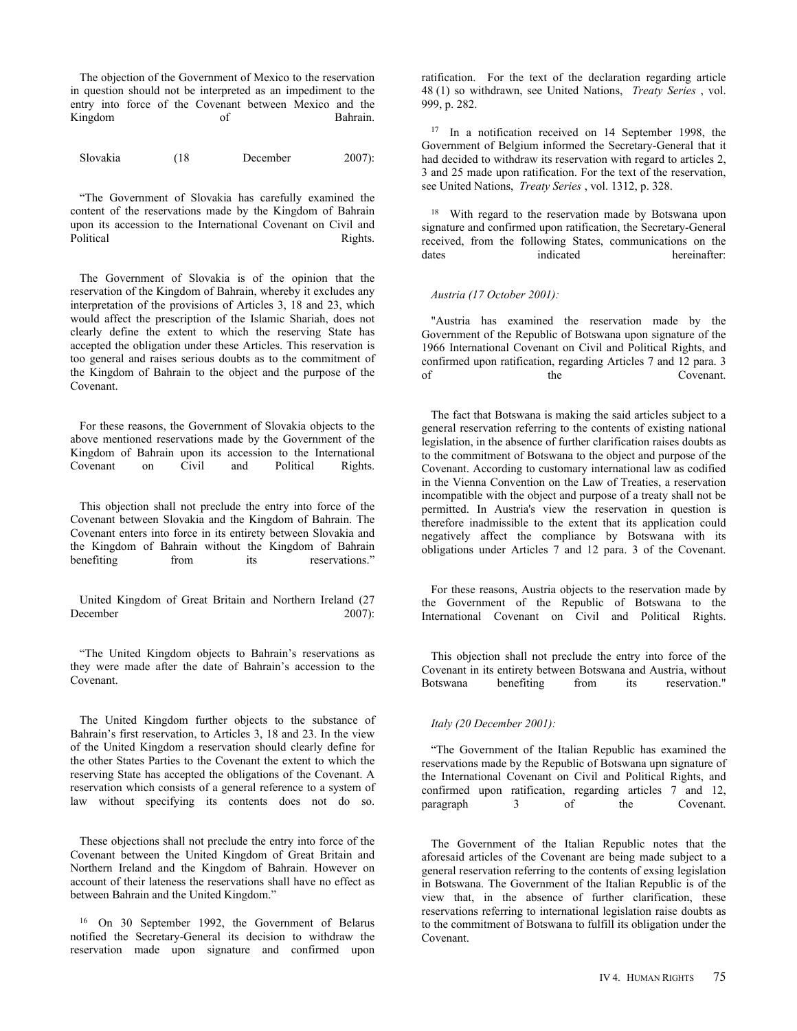The objection of the Government of Mexico to the reservation in question should not be interpreted as an impediment to the entry into force of the Covenant between Mexico and the Kingdom of Bahrain.

Slovakia (18 December 2007):

"The Government of Slovakia has carefully examined the content of the reservations made by the Kingdom of Bahrain upon its accession to the International Covenant on Civil and Political Rights.

The Government of Slovakia is of the opinion that the reservation of the Kingdom of Bahrain, whereby it excludes any interpretation of the provisions of Articles 3, 18 and 23, which would affect the prescription of the Islamic Shariah, does not clearly define the extent to which the reserving State has accepted the obligation under these Articles. This reservation is too general and raises serious doubts as to the commitment of the Kingdom of Bahrain to the object and the purpose of the Covenant.

For these reasons, the Government of Slovakia objects to the above mentioned reservations made by the Government of the Kingdom of Bahrain upon its accession to the International Covenant on Civil and Political Rights.

This objection shall not preclude the entry into force of the Covenant between Slovakia and the Kingdom of Bahrain. The Covenant enters into force in its entirety between Slovakia and the Kingdom of Bahrain without the Kingdom of Bahrain benefiting from its reservations."

United Kingdom of Great Britain and Northern Ireland (27 December 2007):

"The United Kingdom objects to Bahrain's reservations as they were made after the date of Bahrain's accession to the Covenant.

The United Kingdom further objects to the substance of Bahrain's first reservation, to Articles 3, 18 and 23. In the view of the United Kingdom a reservation should clearly define for the other States Parties to the Covenant the extent to which the reserving State has accepted the obligations of the Covenant. A reservation which consists of a general reference to a system of law without specifying its contents does not do so.

These objections shall not preclude the entry into force of the Covenant between the United Kingdom of Great Britain and Northern Ireland and the Kingdom of Bahrain. However on account of their lateness the reservations shall have no effect as between Bahrain and the United Kingdom."

[16] On 30 September 1992, the Government of Belarus notified the Secretary-General its decision to withdraw the reservation made upon signature and confirmed upon ratification. For the text of the declaration regarding article 48 (1) so withdrawn, see United Nations, *Treaty Series* , vol. 999, p. 282.

[17] In a notification received on 14 September 1998, the Government of Belgium informed the Secretary-General that it had decided to withdraw its reservation with regard to articles 2, 3 and 25 made upon ratification. For the text of the reservation, see United Nations, *Treaty Series* , vol. 1312, p. 328.

[18] With regard to the reservation made by Botswana upon signature and confirmed upon ratification, the Secretary-General received, from the following States, communications on the dates indicated hereinafter:

*Austria (17 October 2001):*

"Austria has examined the reservation made by the Government of the Republic of Botswana upon signature of the 1966 International Covenant on Civil and Political Rights, and confirmed upon ratification, regarding Articles 7 and 12 para. 3 of the Covenant.

The fact that Botswana is making the said articles subject to a general reservation referring to the contents of existing national legislation, in the absence of further clarification raises doubts as to the commitment of Botswana to the object and purpose of the Covenant. According to customary international law as codified in the Vienna Convention on the Law of Treaties, a reservation incompatible with the object and purpose of a treaty shall not be permitted. In Austria's view the reservation in question is therefore inadmissible to the extent that its application could negatively affect the compliance by Botswana with its obligations under Articles 7 and 12 para. 3 of the Covenant.

For these reasons, Austria objects to the reservation made by the Government of the Republic of Botswana to the International Covenant on Civil and Political Rights.

This objection shall not preclude the entry into force of the Covenant in its entirety between Botswana and Austria, without Botswana benefiting from its reservation."

*Italy (20 December 2001):*

"The Government of the Italian Republic has examined the reservations made by the Republic of Botswana upn signature of the International Covenant on Civil and Political Rights, and confirmed upon ratification, regarding articles 7 and 12, paragraph 3 of the Covenant.

The Government of the Italian Republic notes that the aforesaid articles of the Covenant are being made subject to a general reservation referring to the contents of exsing legislation in Botswana. The Government of the Italian Republic is of the view that, in the absence of further clarification, these reservations referring to international legislation raise doubts as to the commitment of Botswana to fulfill its obligation under the Covenant.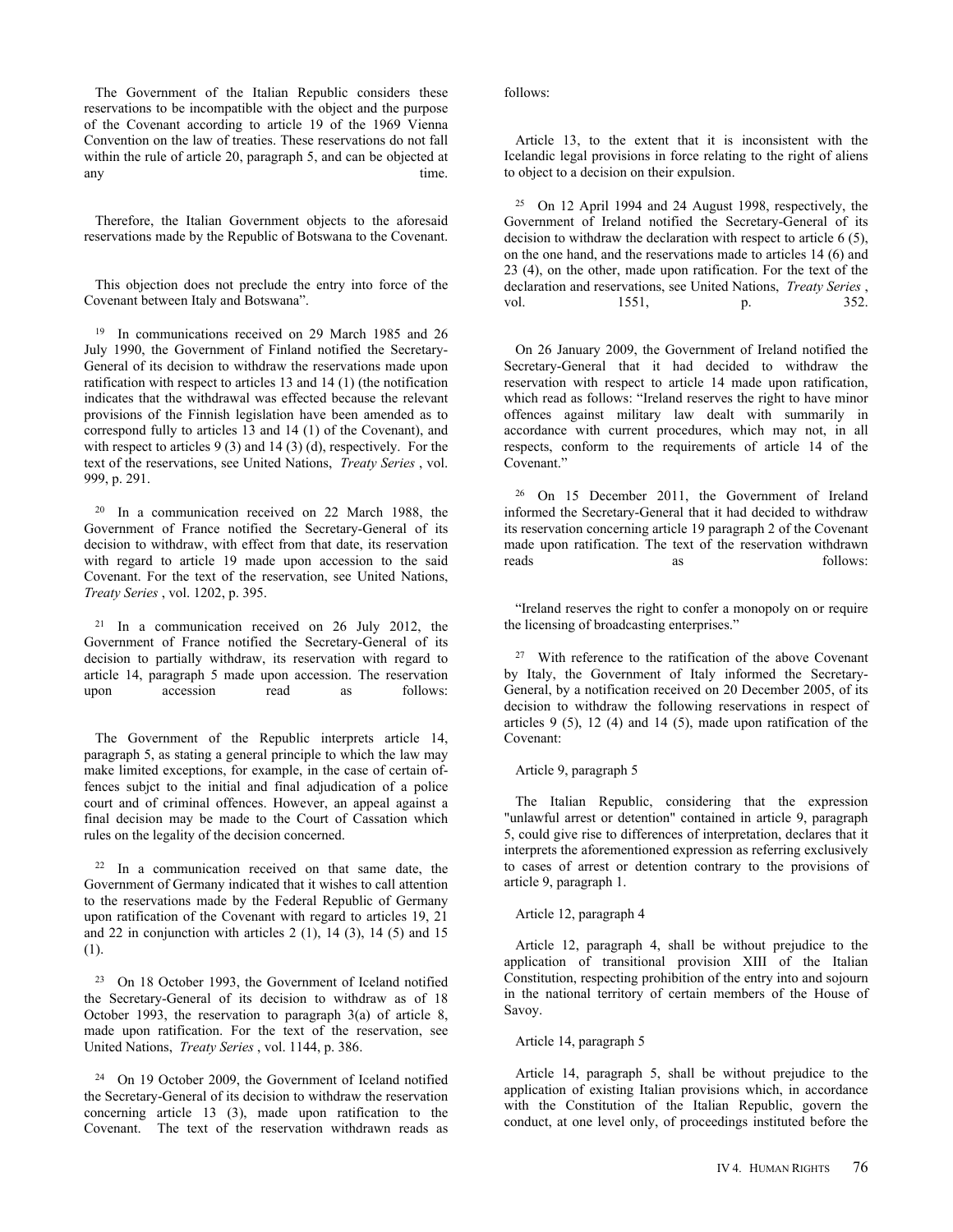The Government of the Italian Republic considers these reservations to be incompatible with the object and the purpose of the Covenant according to article 19 of the 1969 Vienna Convention on the law of treaties. These reservations do not fall within the rule of article 20, paragraph 5, and can be objected at any time.

Therefore, the Italian Government objects to the aforesaid reservations made by the Republic of Botswana to the Covenant.

This objection does not preclude the entry into force of the Covenant between Italy and Botswana".

[19] In communications received on 29 March 1985 and 26 July 1990, the Government of Finland notified the Secretary-General of its decision to withdraw the reservations made upon ratification with respect to articles 13 and 14 (1) (the notification indicates that the withdrawal was effected because the relevant provisions of the Finnish legislation have been amended as to correspond fully to articles 13 and 14 (1) of the Covenant), and with respect to articles 9 (3) and 14 (3) (d), respectively. For the text of the reservations, see United Nations, *Treaty Series* , vol. 999, p. 291.

[20] In a communication received on 22 March 1988, the Government of France notified the Secretary-General of its decision to withdraw, with effect from that date, its reservation with regard to article 19 made upon accession to the said Covenant. For the text of the reservation, see United Nations, *Treaty Series* , vol. 1202, p. 395.

[21] In a communication received on 26 July 2012, the Government of France notified the Secretary-General of its decision to partially withdraw, its reservation with regard to article 14, paragraph 5 made upon accession. The reservation upon accession read as follows:

The Government of the Republic interprets article 14, paragraph 5, as stating a general principle to which the law may make limited exceptions, for example, in the case of certain of-fences subjct to the initial and final adjudication of a police court and of criminal offences. However, an appeal against a final decision may be made to the Court of Cassation which rules on the legality of the decision concerned.

[22] In a communication received on that same date, the Government of Germany indicated that it wishes to call attention to the reservations made by the Federal Republic of Germany upon ratification of the Covenant with regard to articles 19, 21 and 22 in conjunction with articles 2 (1), 14 (3), 14 (5) and 15 (1).

[23] On 18 October 1993, the Government of Iceland notified the Secretary-General of its decision to withdraw as of 18 October 1993, the reservation to paragraph 3(a) of article 8, made upon ratification. For the text of the reservation, see United Nations, *Treaty Series* , vol. 1144, p. 386.

[24] On 19 October 2009, the Government of Iceland notified the Secretary-General of its decision to withdraw the reservation concerning article 13 (3), made upon ratification to the Covenant. The text of the reservation withdrawn reads as follows:

Article 13, to the extent that it is inconsistent with the Icelandic legal provisions in force relating to the right of aliens to object to a decision on their expulsion.

[25] On 12 April 1994 and 24 August 1998, respectively, the Government of Ireland notified the Secretary-General of its decision to withdraw the declaration with respect to article 6 (5), on the one hand, and the reservations made to articles 14 (6) and 23 (4), on the other, made upon ratification. For the text of the declaration and reservations, see United Nations, *Treaty Series* , vol. 1551, p. 352.

On 26 January 2009, the Government of Ireland notified the Secretary-General that it had decided to withdraw the reservation with respect to article 14 made upon ratification, which read as follows: "Ireland reserves the right to have minor offences against military law dealt with summarily in accordance with current procedures, which may not, in all respects, conform to the requirements of article 14 of the Covenant."

[26] On 15 December 2011, the Government of Ireland informed the Secretary-General that it had decided to withdraw its reservation concerning article 19 paragraph 2 of the Covenant made upon ratification. The text of the reservation withdrawn reads as follows:

"Ireland reserves the right to confer a monopoly on or require the licensing of broadcasting enterprises."

[27] With reference to the ratification of the above Covenant by Italy, the Government of Italy informed the Secretary-General, by a notification received on 20 December 2005, of its decision to withdraw the following reservations in respect of articles 9 (5), 12 (4) and 14 (5), made upon ratification of the Covenant:

Article 9, paragraph 5

The Italian Republic, considering that the expression "unlawful arrest or detention" contained in article 9, paragraph 5, could give rise to differences of interpretation, declares that it interprets the aforementioned expression as referring exclusively to cases of arrest or detention contrary to the provisions of article 9, paragraph 1.

Article 12, paragraph 4

Article 12, paragraph 4, shall be without prejudice to the application of transitional provision XIII of the Italian Constitution, respecting prohibition of the entry into and sojourn in the national territory of certain members of the House of Savoy.

Article 14, paragraph 5

Article 14, paragraph 5, shall be without prejudice to the application of existing Italian provisions which, in accordance with the Constitution of the Italian Republic, govern the conduct, at one level only, of proceedings instituted before the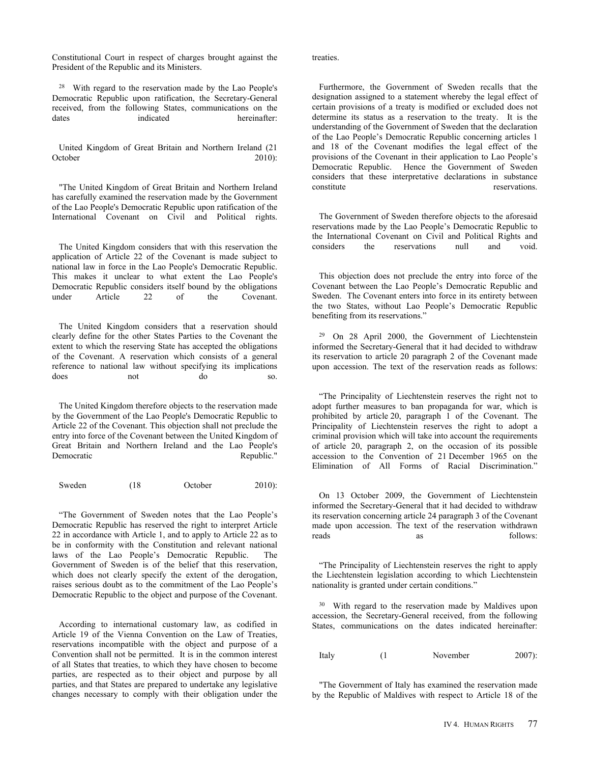Constitutional Court in respect of charges brought against the President of the Republic and its Ministers.

[28] With regard to the reservation made by the Lao People's Democratic Republic upon ratification, the Secretary-General received, from the following States, communications on the dates indicated hereinafter:

United Kingdom of Great Britain and Northern Ireland (21 October 2010):

"The United Kingdom of Great Britain and Northern Ireland has carefully examined the reservation made by the Government of the Lao People's Democratic Republic upon ratification of the International Covenant on Civil and Political rights.

The United Kingdom considers that with this reservation the application of Article 22 of the Covenant is made subject to national law in force in the Lao People's Democratic Republic. This makes it unclear to what extent the Lao People's Democratic Republic considers itself bound by the obligations under Article 22 of the Covenant.

The United Kingdom considers that a reservation should clearly define for the other States Parties to the Covenant the extent to which the reserving State has accepted the obligations of the Covenant. A reservation which consists of a general reference to national law without specifying its implications does not do so.

The United Kingdom therefore objects to the reservation made by the Government of the Lao People's Democratic Republic to Article 22 of the Covenant. This objection shall not preclude the entry into force of the Covenant between the United Kingdom of Great Britain and Northern Ireland and the Lao People's Democratic Republic."

Sweden (18 October 2010):

"The Government of Sweden notes that the Lao People's Democratic Republic has reserved the right to interpret Article 22 in accordance with Article 1, and to apply to Article 22 as to be in conformity with the Constitution and relevant national laws of the Lao People's Democratic Republic. The Government of Sweden is of the belief that this reservation, which does not clearly specify the extent of the derogation, raises serious doubt as to the commitment of the Lao People's Democratic Republic to the object and purpose of the Covenant.

According to international customary law, as codified in Article 19 of the Vienna Convention on the Law of Treaties, reservations incompatible with the object and purpose of a Convention shall not be permitted. It is in the common interest of all States that treaties, to which they have chosen to become parties, are respected as to their object and purpose by all parties, and that States are prepared to undertake any legislative changes necessary to comply with their obligation under the treaties.

Furthermore, the Government of Sweden recalls that the designation assigned to a statement whereby the legal effect of certain provisions of a treaty is modified or excluded does not determine its status as a reservation to the treaty. It is the understanding of the Government of Sweden that the declaration of the Lao People's Democratic Republic concerning articles 1 and 18 of the Covenant modifies the legal effect of the provisions of the Covenant in their application to Lao People's Democratic Republic. Hence the Government of Sweden considers that these interpretative declarations in substance constitute reservations.

The Government of Sweden therefore objects to the aforesaid reservations made by the Lao People's Democratic Republic to the International Covenant on Civil and Political Rights and considers the reservations null and void.

This objection does not preclude the entry into force of the Covenant between the Lao People's Democratic Republic and Sweden. The Covenant enters into force in its entirety between the two States, without Lao People's Democratic Republic benefiting from its reservations."

[29] On 28 April 2000, the Government of Liechtenstein informed the Secretary-General that it had decided to withdraw its reservation to article 20 paragraph 2 of the Covenant made upon accession. The text of the reservation reads as follows:

"The Principality of Liechtenstein reserves the right not to adopt further measures to ban propaganda for war, which is prohibited by article 20, paragraph 1 of the Covenant. The Principality of Liechtenstein reserves the right to adopt a criminal provision which will take into account the requirements of article 20, paragraph 2, on the occasion of its possible accession to the Convention of 21 December 1965 on the Elimination of All Forms of Racial Discrimination."

On 13 October 2009, the Government of Liechtenstein informed the Secretary-General that it had decided to withdraw its reservation concerning article 24 paragraph 3 of the Covenant made upon accession. The text of the reservation withdrawn reads as follows:

"The Principality of Liechtenstein reserves the right to apply the Liechtenstein legislation according to which Liechtenstein nationality is granted under certain conditions."

[30] With regard to the reservation made by Maldives upon accession, the Secretary-General received, from the following States, communications on the dates indicated hereinafter:

Italy (1 November 2007):

"The Government of Italy has examined the reservation made by the Republic of Maldives with respect to Article 18 of the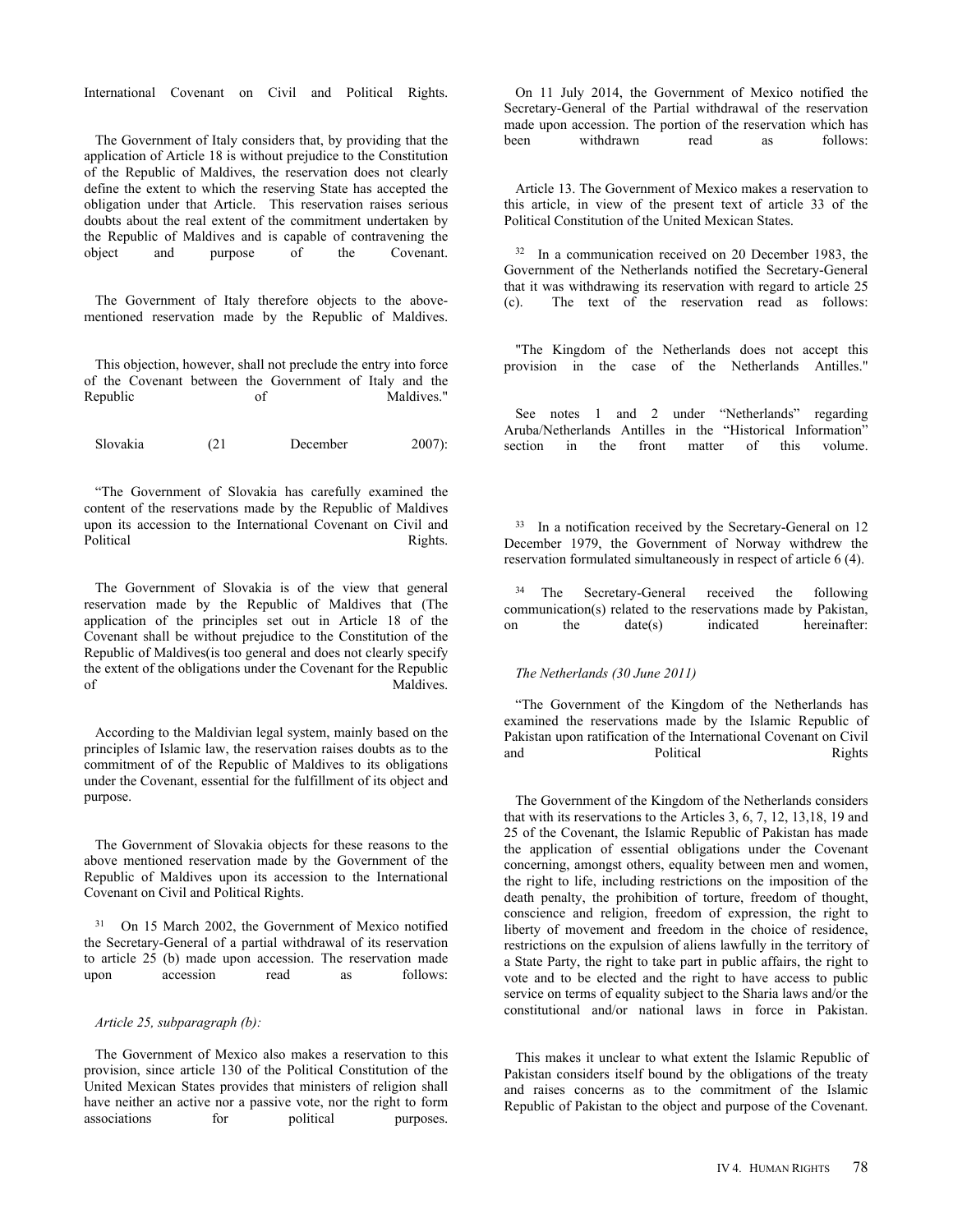International Covenant on Civil and Political Rights.

The Government of Italy considers that, by providing that the application of Article 18 is without prejudice to the Constitution of the Republic of Maldives, the reservation does not clearly define the extent to which the reserving State has accepted the obligation under that Article. This reservation raises serious doubts about the real extent of the commitment undertaken by the Republic of Maldives and is capable of contravening the object and purpose of the Covenant.

The Government of Italy therefore objects to the above-mentioned reservation made by the Republic of Maldives.

This objection, however, shall not preclude the entry into force of the Covenant between the Government of Italy and the Republic of Maldives."

Slovakia (21 December 2007):

"The Government of Slovakia has carefully examined the content of the reservations made by the Republic of Maldives upon its accession to the International Covenant on Civil and Political Rights.

The Government of Slovakia is of the view that general reservation made by the Republic of Maldives that (The application of the principles set out in Article 18 of the Covenant shall be without prejudice to the Constitution of the Republic of Maldives(is too general and does not clearly specify the extent of the obligations under the Covenant for the Republic of Maldives.

According to the Maldivian legal system, mainly based on the principles of Islamic law, the reservation raises doubts as to the commitment of of the Republic of Maldives to its obligations under the Covenant, essential for the fulfillment of its object and purpose.

The Government of Slovakia objects for these reasons to the above mentioned reservation made by the Government of the Republic of Maldives upon its accession to the International Covenant on Civil and Political Rights.

[31] On 15 March 2002, the Government of Mexico notified the Secretary-General of a partial withdrawal of its reservation to article 25 (b) made upon accession. The reservation made upon accession read as follows:

*Article 25, subparagraph (b):*

The Government of Mexico also makes a reservation to this provision, since article 130 of the Political Constitution of the United Mexican States provides that ministers of religion shall have neither an active nor a passive vote, nor the right to form associations for political purposes.

On 11 July 2014, the Government of Mexico notified the Secretary-General of the Partial withdrawal of the reservation made upon accession. The portion of the reservation which has been withdrawn read as follows:

Article 13. The Government of Mexico makes a reservation to this article, in view of the present text of article 33 of the Political Constitution of the United Mexican States.

[32] In a communication received on 20 December 1983, the Government of the Netherlands notified the Secretary-General that it was withdrawing its reservation with regard to article 25 (c). The text of the reservation read as follows:

"The Kingdom of the Netherlands does not accept this provision in the case of the Netherlands Antilles."

See notes 1 and 2 under "Netherlands" regarding Aruba/Netherlands Antilles in the "Historical Information" section in the front matter of this volume.

[33] In a notification received by the Secretary-General on 12 December 1979, the Government of Norway withdrew the reservation formulated simultaneously in respect of article 6 (4).

[34] The Secretary-General received the following communication(s) related to the reservations made by Pakistan, on the date(s) indicated hereinafter:

*The Netherlands (30 June 2011)*

"The Government of the Kingdom of the Netherlands has examined the reservations made by the Islamic Republic of Pakistan upon ratification of the International Covenant on Civil and Political Rights

The Government of the Kingdom of the Netherlands considers that with its reservations to the Articles 3, 6, 7, 12, 13,18, 19 and 25 of the Covenant, the Islamic Republic of Pakistan has made the application of essential obligations under the Covenant concerning, amongst others, equality between men and women, the right to life, including restrictions on the imposition of the death penalty, the prohibition of torture, freedom of thought, conscience and religion, freedom of expression, the right to liberty of movement and freedom in the choice of residence, restrictions on the expulsion of aliens lawfully in the territory of a State Party, the right to take part in public affairs, the right to vote and to be elected and the right to have access to public service on terms of equality subject to the Sharia laws and/or the constitutional and/or national laws in force in Pakistan.

This makes it unclear to what extent the Islamic Republic of Pakistan considers itself bound by the obligations of the treaty and raises concerns as to the commitment of the Islamic Republic of Pakistan to the object and purpose of the Covenant.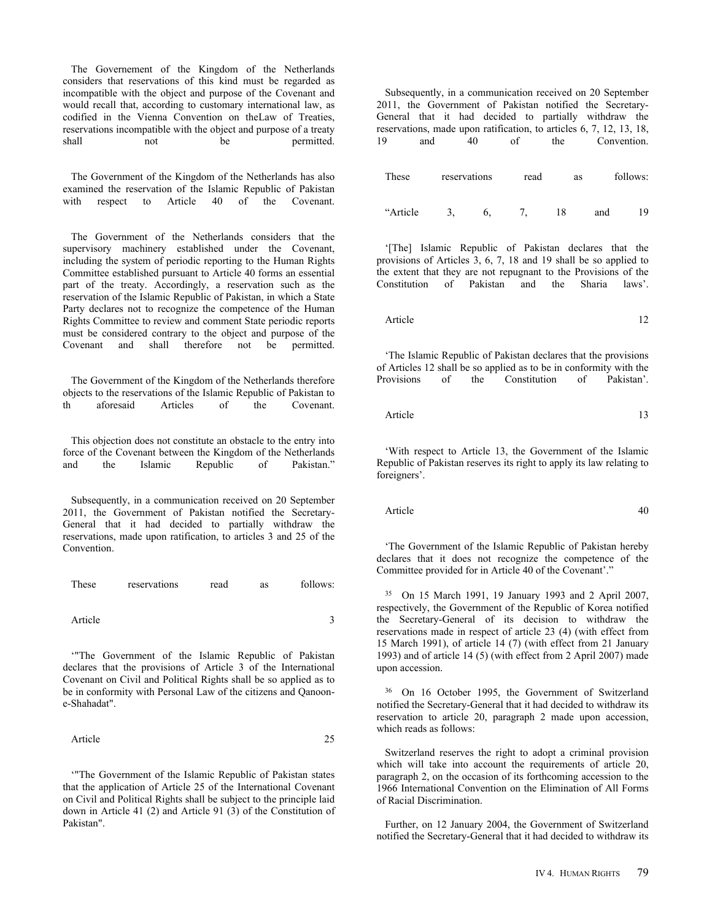The Governement of the Kingdom of the Netherlands considers that reservations of this kind must be regarded as incompatible with the object and purpose of the Covenant and would recall that, according to customary international law, as codified in the Vienna Convention on theLaw of Treaties, reservations incompatible with the object and purpose of a treaty shall not be permitted.

The Government of the Kingdom of the Netherlands has also examined the reservation of the Islamic Republic of Pakistan with respect to Article 40 of the Covenant.

The Government of the Netherlands considers that the supervisory machinery established under the Covenant, including the system of periodic reporting to the Human Rights Committee established pursuant to Article 40 forms an essential part of the treaty. Accordingly, a reservation such as the reservation of the Islamic Republic of Pakistan, in which a State Party declares not to recognize the competence of the Human Rights Committee to review and comment State periodic reports must be considered contrary to the object and purpose of the Covenant and shall therefore not be permitted.

The Government of the Kingdom of the Netherlands therefore objects to the reservations of the Islamic Republic of Pakistan to th aforesaid Articles of the Covenant.

This objection does not constitute an obstacle to the entry into force of the Covenant between the Kingdom of the Netherlands and the Islamic Republic of Pakistan."

Subsequently, in a communication received on 20 September 2011, the Government of Pakistan notified the Secretary-General that it had decided to partially withdraw the reservations, made upon ratification, to articles 3 and 25 of the Convention.

These reservations read as follows:

Article 3

'"The Government of the Islamic Republic of Pakistan declares that the provisions of Article 3 of the International Covenant on Civil and Political Rights shall be so applied as to be in conformity with Personal Law of the citizens and Qanoon-e-Shahadat".

Article 25

'"The Government of the Islamic Republic of Pakistan states that the application of Article 25 of the International Covenant on Civil and Political Rights shall be subject to the principle laid down in Article 41 (2) and Article 91 (3) of the Constitution of Pakistan".

Subsequently, in a communication received on 20 September 2011, the Government of Pakistan notified the Secretary-General that it had decided to partially withdraw the reservations, made upon ratification, to articles 6, 7, 12, 13, 18, 19 and 40 of the Convention.

These reservations read as follows:

"Article 3, 6, 7, 18 and 19

'[The] Islamic Republic of Pakistan declares that the provisions of Articles 3, 6, 7, 18 and 19 shall be so applied to the extent that they are not repugnant to the Provisions of the Constitution of Pakistan and the Sharia laws'.

Article 12

'The Islamic Republic of Pakistan declares that the provisions of Articles 12 shall be so applied as to be in conformity with the Provisions of the Constitution of Pakistan'.

Article 13

'With respect to Article 13, the Government of the Islamic Republic of Pakistan reserves its right to apply its law relating to foreigners'.

Article 40

'The Government of the Islamic Republic of Pakistan hereby declares that it does not recognize the competence of the Committee provided for in Article 40 of the Covenant'."

[35] On 15 March 1991, 19 January 1993 and 2 April 2007, respectively, the Government of the Republic of Korea notified the Secretary-General of its decision to withdraw the reservations made in respect of article 23 (4) (with effect from 15 March 1991), of article 14 (7) (with effect from 21 January 1993) and of article 14 (5) (with effect from 2 April 2007) made upon accession.

[36] On 16 October 1995, the Government of Switzerland notified the Secretary-General that it had decided to withdraw its reservation to article 20, paragraph 2 made upon accession, which reads as follows:

Switzerland reserves the right to adopt a criminal provision which will take into account the requirements of article 20, paragraph 2, on the occasion of its forthcoming accession to the 1966 International Convention on the Elimination of All Forms of Racial Discrimination.

Further, on 12 January 2004, the Government of Switzerland notified the Secretary-General that it had decided to withdraw its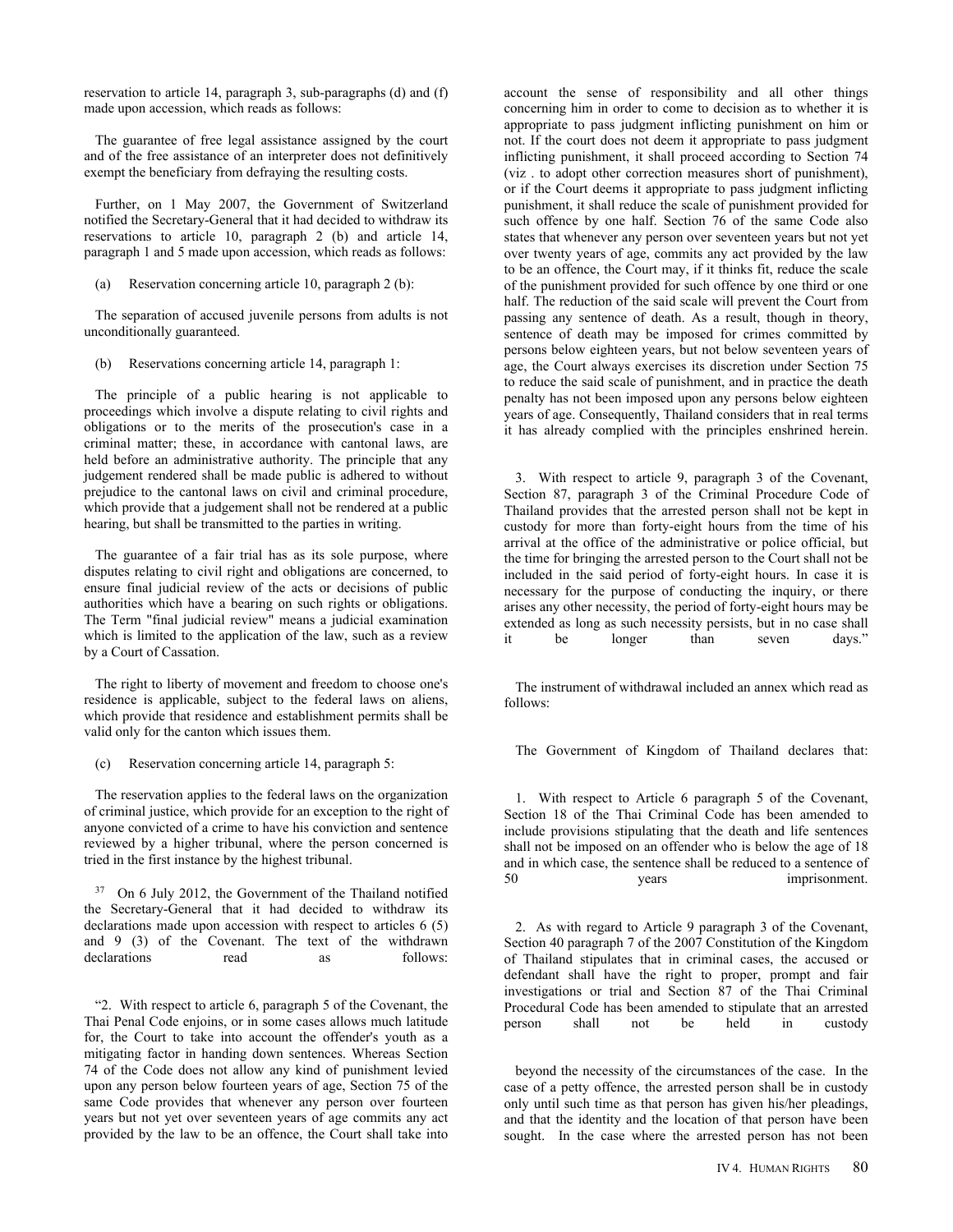reservation to article 14, paragraph 3, sub-paragraphs (d) and (f) made upon accession, which reads as follows:

The guarantee of free legal assistance assigned by the court and of the free assistance of an interpreter does not definitively exempt the beneficiary from defraying the resulting costs.

Further, on 1 May 2007, the Government of Switzerland notified the Secretary-General that it had decided to withdraw its reservations to article 10, paragraph 2 (b) and article 14, paragraph 1 and 5 made upon accession, which reads as follows:

(a) Reservation concerning article 10, paragraph 2 (b):

The separation of accused juvenile persons from adults is not unconditionally guaranteed.

(b) Reservations concerning article 14, paragraph 1:

The principle of a public hearing is not applicable to proceedings which involve a dispute relating to civil rights and obligations or to the merits of the prosecution's case in a criminal matter; these, in accordance with cantonal laws, are held before an administrative authority. The principle that any judgement rendered shall be made public is adhered to without prejudice to the cantonal laws on civil and criminal procedure, which provide that a judgement shall not be rendered at a public hearing, but shall be transmitted to the parties in writing.

The guarantee of a fair trial has as its sole purpose, where disputes relating to civil right and obligations are concerned, to ensure final judicial review of the acts or decisions of public authorities which have a bearing on such rights or obligations. The Term "final judicial review" means a judicial examination which is limited to the application of the law, such as a review by a Court of Cassation.

The right to liberty of movement and freedom to choose one's residence is applicable, subject to the federal laws on aliens, which provide that residence and establishment permits shall be valid only for the canton which issues them.

(c) Reservation concerning article 14, paragraph 5:

The reservation applies to the federal laws on the organization of criminal justice, which provide for an exception to the right of anyone convicted of a crime to have his conviction and sentence reviewed by a higher tribunal, where the person concerned is tried in the first instance by the highest tribunal.

[37] On 6 July 2012, the Government of the Thailand notified the Secretary-General that it had decided to withdraw its declarations made upon accession with respect to articles 6 (5) and 9 (3) of the Covenant. The text of the withdrawn declarations read as follows:

"2. With respect to article 6, paragraph 5 of the Covenant, the Thai Penal Code enjoins, or in some cases allows much latitude for, the Court to take into account the offender's youth as a mitigating factor in handing down sentences. Whereas Section 74 of the Code does not allow any kind of punishment levied upon any person below fourteen years of age, Section 75 of the same Code provides that whenever any person over fourteen years but not yet over seventeen years of age commits any act provided by the law to be an offence, the Court shall take into account the sense of responsibility and all other things concerning him in order to come to decision as to whether it is appropriate to pass judgment inflicting punishment on him or not. If the court does not deem it appropriate to pass judgment inflicting punishment, it shall proceed according to Section 74 (viz . to adopt other correction measures short of punishment), or if the Court deems it appropriate to pass judgment inflicting punishment, it shall reduce the scale of punishment provided for such offence by one half. Section 76 of the same Code also states that whenever any person over seventeen years but not yet over twenty years of age, commits any act provided by the law to be an offence, the Court may, if it thinks fit, reduce the scale of the punishment provided for such offence by one third or one half. The reduction of the said scale will prevent the Court from passing any sentence of death. As a result, though in theory, sentence of death may be imposed for crimes committed by persons below eighteen years, but not below seventeen years of age, the Court always exercises its discretion under Section 75 to reduce the said scale of punishment, and in practice the death penalty has not been imposed upon any persons below eighteen years of age. Consequently, Thailand considers that in real terms it has already complied with the principles enshrined herein.

3. With respect to article 9, paragraph 3 of the Covenant, Section 87, paragraph 3 of the Criminal Procedure Code of Thailand provides that the arrested person shall not be kept in custody for more than forty-eight hours from the time of his arrival at the office of the administrative or police official, but the time for bringing the arrested person to the Court shall not be included in the said period of forty-eight hours. In case it is necessary for the purpose of conducting the inquiry, or there arises any other necessity, the period of forty-eight hours may be extended as long as such necessity persists, but in no case shall it be longer than seven days."

The instrument of withdrawal included an annex which read as follows:

The Government of Kingdom of Thailand declares that:

1. With respect to Article 6 paragraph 5 of the Covenant, Section 18 of the Thai Criminal Code has been amended to include provisions stipulating that the death and life sentences shall not be imposed on an offender who is below the age of 18 and in which case, the sentence shall be reduced to a sentence of 50 years imprisonment.

2. As with regard to Article 9 paragraph 3 of the Covenant, Section 40 paragraph 7 of the 2007 Constitution of the Kingdom of Thailand stipulates that in criminal cases, the accused or defendant shall have the right to proper, prompt and fair investigations or trial and Section 87 of the Thai Criminal Procedural Code has been amended to stipulate that an arrested person shall not be held in custody beyond the necessity of the circumstances of the case. In the case of a petty offence, the arrested person shall be in custody only until such time as that person has given his/her pleadings, and that the identity and the location of that person have been sought. In the case where the arrested person has not been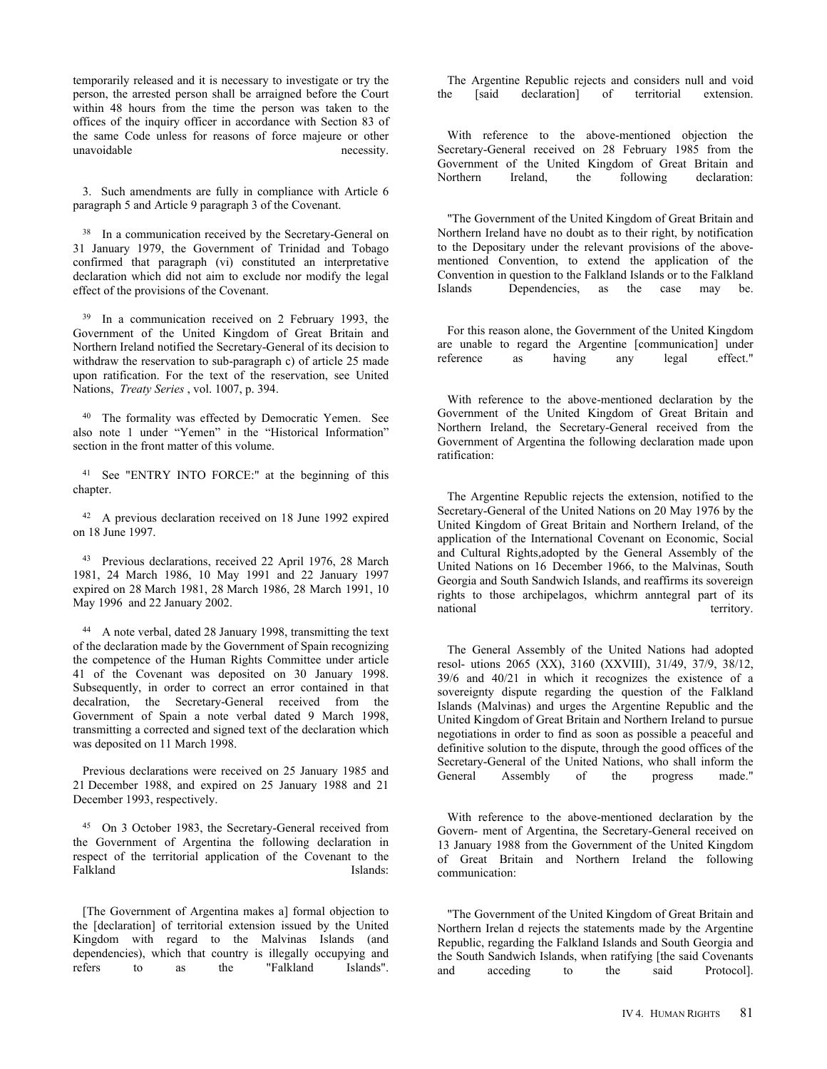temporarily released and it is necessary to investigate or try the person, the arrested person shall be arraigned before the Court within 48 hours from the time the person was taken to the offices of the inquiry officer in accordance with Section 83 of the same Code unless for reasons of force majeure or other unavoidable necessity.

3. Such amendments are fully in compliance with Article 6 paragraph 5 and Article 9 paragraph 3 of the Covenant.

[38] In a communication received by the Secretary-General on 31 January 1979, the Government of Trinidad and Tobago confirmed that paragraph (vi) constituted an interpretative declaration which did not aim to exclude nor modify the legal effect of the provisions of the Covenant.

[39] In a communication received on 2 February 1993, the Government of the United Kingdom of Great Britain and Northern Ireland notified the Secretary-General of its decision to withdraw the reservation to sub-paragraph c) of article 25 made upon ratification. For the text of the reservation, see United Nations, *Treaty Series* , vol. 1007, p. 394.

[40] The formality was effected by Democratic Yemen. See also note 1 under "Yemen" in the "Historical Information" section in the front matter of this volume.

[41] See "ENTRY INTO FORCE:" at the beginning of this chapter.

[42] A previous declaration received on 18 June 1992 expired on 18 June 1997.

[43] Previous declarations, received 22 April 1976, 28 March 1981, 24 March 1986, 10 May 1991 and 22 January 1997 expired on 28 March 1981, 28 March 1986, 28 March 1991, 10 May 1996 and 22 January 2002.

[44] A note verbal, dated 28 January 1998, transmitting the text of the declaration made by the Government of Spain recognizing the competence of the Human Rights Committee under article 41 of the Covenant was deposited on 30 January 1998. Subsequently, in order to correct an error contained in that decalration, the Secretary-General received from the Government of Spain a note verbal dated 9 March 1998, transmitting a corrected and signed text of the declaration which was deposited on 11 March 1998.

Previous declarations were received on 25 January 1985 and 21 December 1988, and expired on 25 January 1988 and 21 December 1993, respectively.

[45] On 3 October 1983, the Secretary-General received from the Government of Argentina the following declaration in respect of the territorial application of the Covenant to the Falkland Islands:

[The Government of Argentina makes a] formal objection to the [declaration] of territorial extension issued by the United Kingdom with regard to the Malvinas Islands (and dependencies), which that country is illegally occupying and refers to as the "Falkland Islands".

The Argentine Republic rejects and considers null and void the [said declaration] of territorial extension.

With reference to the above-mentioned objection the Secretary-General received on 28 February 1985 from the Government of the United Kingdom of Great Britain and Northern Ireland, the following declaration:

"The Government of the United Kingdom of Great Britain and Northern Ireland have no doubt as to their right, by notification to the Depositary under the relevant provisions of the above-mentioned Convention, to extend the application of the Convention in question to the Falkland Islands or to the Falkland Islands Dependencies, as the case may be.

For this reason alone, the Government of the United Kingdom are unable to regard the Argentine [communication] under reference as having any legal effect."

With reference to the above-mentioned declaration by the Government of the United Kingdom of Great Britain and Northern Ireland, the Secretary-General received from the Government of Argentina the following declaration made upon ratification:

The Argentine Republic rejects the extension, notified to the Secretary-General of the United Nations on 20 May 1976 by the United Kingdom of Great Britain and Northern Ireland, of the application of the International Covenant on Economic, Social and Cultural Rights,adopted by the General Assembly of the United Nations on 16 December 1966, to the Malvinas, South Georgia and South Sandwich Islands, and reaffirms its sovereign rights to those archipelagos, whichrm anntegral part of its national territory.

The General Assembly of the United Nations had adopted resol- utions 2065 (XX), 3160 (XXVIII), 31/49, 37/9, 38/12, 39/6 and 40/21 in which it recognizes the existence of a sovereignty dispute regarding the question of the Falkland Islands (Malvinas) and urges the Argentine Republic and the United Kingdom of Great Britain and Northern Ireland to pursue negotiations in order to find as soon as possible a peaceful and definitive solution to the dispute, through the good offices of the Secretary-General of the United Nations, who shall inform the General Assembly of the progress made."

With reference to the above-mentioned declaration by the Govern- ment of Argentina, the Secretary-General received on 13 January 1988 from the Government of the United Kingdom of Great Britain and Northern Ireland the following communication:

"The Government of the United Kingdom of Great Britain and Northern Irelan d rejects the statements made by the Argentine Republic, regarding the Falkland Islands and South Georgia and the South Sandwich Islands, when ratifying [the said Covenants and acceding to the said Protocol].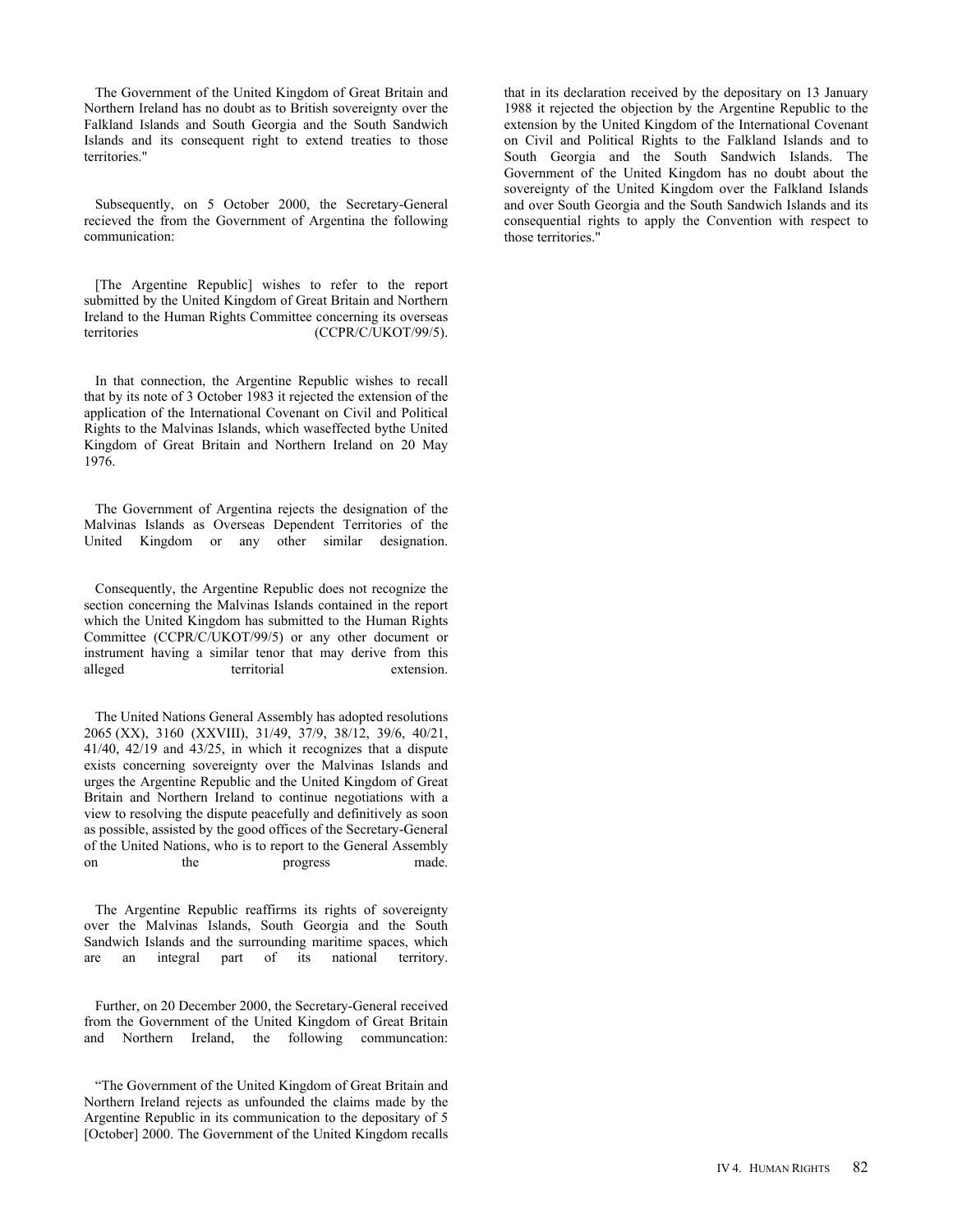The Government of the United Kingdom of Great Britain and Northern Ireland has no doubt as to British sovereignty over the Falkland Islands and South Georgia and the South Sandwich Islands and its consequent right to extend treaties to those territories."

Subsequently, on 5 October 2000, the Secretary-General recieved the from the Government of Argentina the following communication:

[The Argentine Republic] wishes to refer to the report submitted by the United Kingdom of Great Britain and Northern Ireland to the Human Rights Committee concerning its overseas territories (CCPR/C/UKOT/99/5).

In that connection, the Argentine Republic wishes to recall that by its note of 3 October 1983 it rejected the extension of the application of the International Covenant on Civil and Political Rights to the Malvinas Islands, which waseffected bythe United Kingdom of Great Britain and Northern Ireland on 20 May 1976.

The Government of Argentina rejects the designation of the Malvinas Islands as Overseas Dependent Territories of the United Kingdom or any other similar designation.

Consequently, the Argentine Republic does not recognize the section concerning the Malvinas Islands contained in the report which the United Kingdom has submitted to the Human Rights Committee (CCPR/C/UKOT/99/5) or any other document or instrument having a similar tenor that may derive from this alleged territorial extension.

The United Nations General Assembly has adopted resolutions 2065 (XX), 3160 (XXVIII), 31/49, 37/9, 38/12, 39/6, 40/21, 41/40, 42/19 and 43/25, in which it recognizes that a dispute exists concerning sovereignty over the Malvinas Islands and urges the Argentine Republic and the United Kingdom of Great Britain and Northern Ireland to continue negotiations with a view to resolving the dispute peacefully and definitively as soon as possible, assisted by the good offices of the Secretary-General of the United Nations, who is to report to the General Assembly on the progress made.

The Argentine Republic reaffirms its rights of sovereignty over the Malvinas Islands, South Georgia and the South Sandwich Islands and the surrounding maritime spaces, which are an integral part of its national territory.

Further, on 20 December 2000, the Secretary-General received from the Government of the United Kingdom of Great Britain and Northern Ireland, the following communcation:

"The Government of the United Kingdom of Great Britain and Northern Ireland rejects as unfounded the claims made by the Argentine Republic in its communication to the depositary of 5 [October] 2000. The Government of the United Kingdom recalls that in its declaration received by the depositary on 13 January 1988 it rejected the objection by the Argentine Republic to the extension by the United Kingdom of the International Covenant on Civil and Political Rights to the Falkland Islands and to South Georgia and the South Sandwich Islands. The Government of the United Kingdom has no doubt about the sovereignty of the United Kingdom over the Falkland Islands and over South Georgia and the South Sandwich Islands and its consequential rights to apply the Convention with respect to those territories."